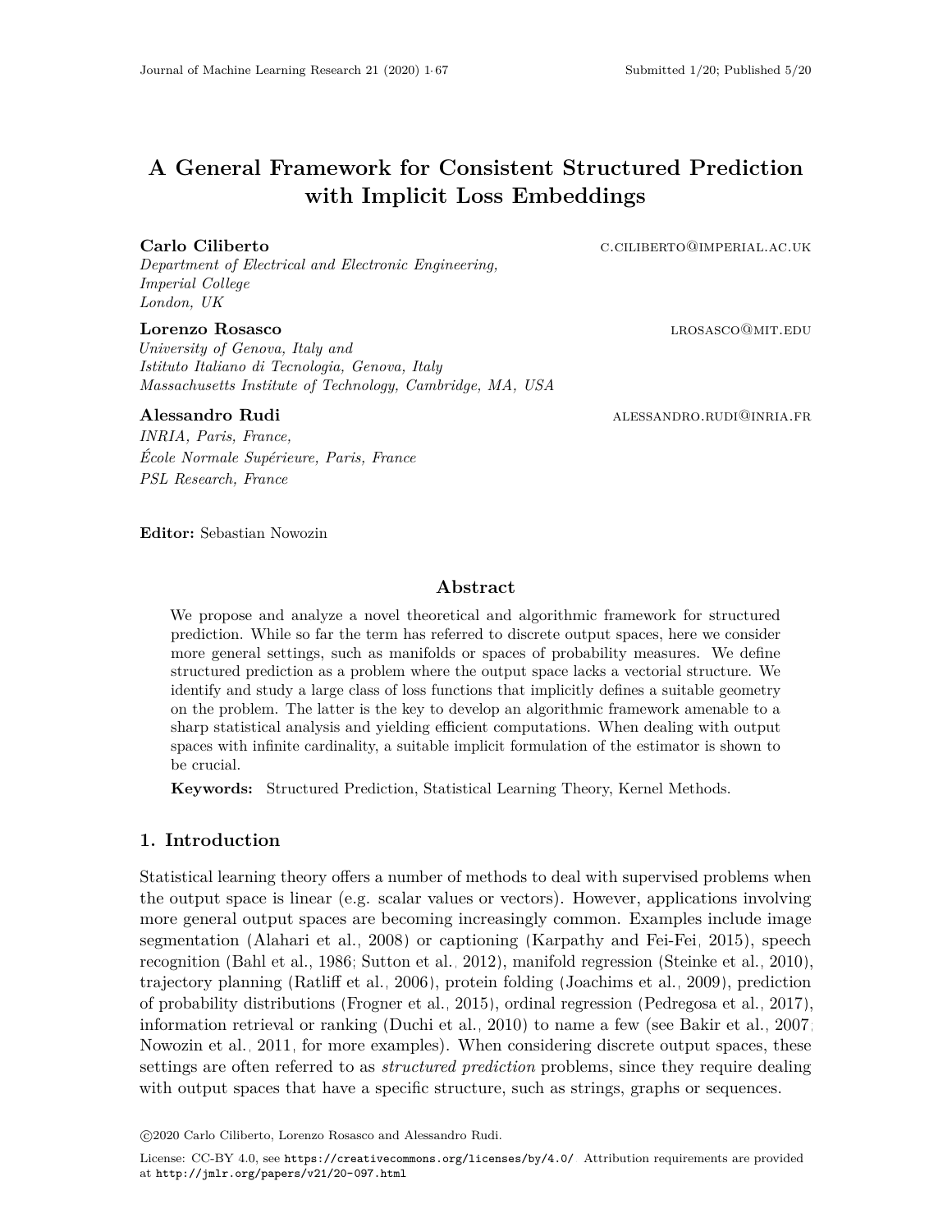# A General Framework for Consistent Structured Prediction with Implicit Loss Embeddings

**Carlo Ciliberto** C.CILIBERTO@IMPERIAL.AC.UK
*Department of Electrical and Electronic Engineering,*
*Imperial College*
*London, UK*

**Lorenzo Rosasco** LROSASCO@MIT.EDU
*University of Genova, Italy and*
*Istituto Italiano di Tecnologia, Genova, Italy*
*Massachusetts Institute of Technology, Cambridge, MA, USA*

**Alessandro Rudi** ALESSANDRO.RUDI@INRIA.FR
*INRIA, Paris, France,*
*École Normale Supérieure, Paris, France*
*PSL Research, France*

**Editor:** Sebastian Nowozin

## Abstract

We propose and analyze a novel theoretical and algorithmic framework for structured prediction. While so far the term has referred to discrete output spaces, here we consider more general settings, such as manifolds or spaces of probability measures. We define structured prediction as a problem where the output space lacks a vectorial structure. We identify and study a large class of loss functions that implicitly defines a suitable geometry on the problem. The latter is the key to develop an algorithmic framework amenable to a sharp statistical analysis and yielding efficient computations. When dealing with output spaces with infinite cardinality, a suitable implicit formulation of the estimator is shown to be crucial.

**Keywords:** Structured Prediction, Statistical Learning Theory, Kernel Methods.

## 1. Introduction

Statistical learning theory offers a number of methods to deal with supervised problems when the output space is linear (e.g. scalar values or vectors). However, applications involving more general output spaces are becoming increasingly common. Examples include image segmentation (Alahari et al., 2008) or captioning (Karpathy and Fei-Fei, 2015), speech recognition (Bahl et al., 1986; Sutton et al., 2012), manifold regression (Steinke et al., 2010), trajectory planning (Ratliff et al., 2006), protein folding (Joachims et al., 2009), prediction of probability distributions (Frogner et al., 2015), ordinal regression (Pedregosa et al., 2017), information retrieval or ranking (Duchi et al., 2010) to name a few (see Bakir et al., 2007; Nowozin et al., 2011, for more examples). When considering discrete output spaces, these settings are often referred to as *structured prediction* problems, since they require dealing with output spaces that have a specific structure, such as strings, graphs or sequences.

©2020 Carlo Ciliberto, Lorenzo Rosasco and Alessandro Rudi.

License: CC-BY 4.0, see https://creativecommons.org/licenses/by/4.0/. Attribution requirements are provided at http://jmlr.org/papers/v21/20-097.html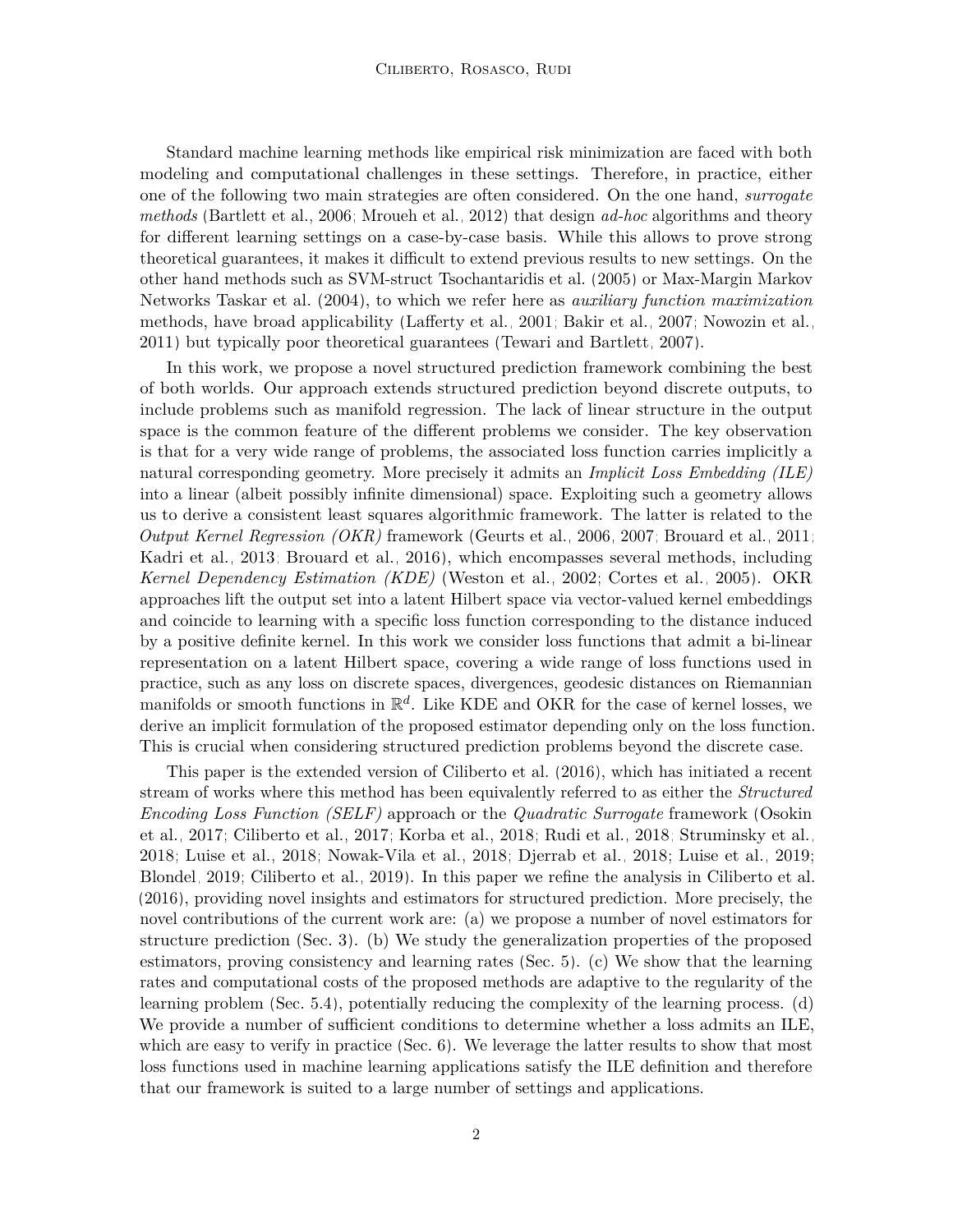Standard machine learning methods like empirical risk minimization are faced with both modeling and computational challenges in these settings. Therefore, in practice, either one of the following two main strategies are often considered. On the one hand, *surrogate methods* (Bartlett et al., 2006; Mroueh et al., 2012) that design *ad-hoc* algorithms and theory for different learning settings on a case-by-case basis. While this allows to prove strong theoretical guarantees, it makes it difficult to extend previous results to new settings. On the other hand methods such as SVM-struct Tsochantaridis et al. (2005) or Max-Margin Markov Networks Taskar et al. (2004), to which we refer here as *auxiliary function maximization* methods, have broad applicability (Lafferty et al., 2001; Bakir et al., 2007; Nowozin et al., 2011) but typically poor theoretical guarantees (Tewari and Bartlett, 2007).

In this work, we propose a novel structured prediction framework combining the best of both worlds. Our approach extends structured prediction beyond discrete outputs, to include problems such as manifold regression. The lack of linear structure in the output space is the common feature of the different problems we consider. The key observation is that for a very wide range of problems, the associated loss function carries implicitly a natural corresponding geometry. More precisely it admits an *Implicit Loss Embedding (ILE)* into a linear (albeit possibly infinite dimensional) space. Exploiting such a geometry allows us to derive a consistent least squares algorithmic framework. The latter is related to the *Output Kernel Regression (OKR)* framework (Geurts et al., 2006, 2007; Brouard et al., 2011; Kadri et al., 2013; Brouard et al., 2016), which encompasses several methods, including *Kernel Dependency Estimation (KDE)* (Weston et al., 2002; Cortes et al., 2005). OKR approaches lift the output set into a latent Hilbert space via vector-valued kernel embeddings and coincide to learning with a specific loss function corresponding to the distance induced by a positive definite kernel. In this work we consider loss functions that admit a bi-linear representation on a latent Hilbert space, covering a wide range of loss functions used in practice, such as any loss on discrete spaces, divergences, geodesic distances on Riemannian manifolds or smooth functions in $\mathbb{R}^d$. Like KDE and OKR for the case of kernel losses, we derive an implicit formulation of the proposed estimator depending only on the loss function. This is crucial when considering structured prediction problems beyond the discrete case.

This paper is the extended version of Ciliberto et al. (2016), which has initiated a recent stream of works where this method has been equivalently referred to as either the *Structured Encoding Loss Function (SELF)* approach or the *Quadratic Surrogate* framework (Osokin et al., 2017; Ciliberto et al., 2017; Korba et al., 2018; Rudi et al., 2018; Struminsky et al., 2018; Luise et al., 2018; Nowak-Vila et al., 2018; Djerrab et al., 2018; Luise et al., 2019; Blondel, 2019; Ciliberto et al., 2019). In this paper we refine the analysis in Ciliberto et al. (2016), providing novel insights and estimators for structured prediction. More precisely, the novel contributions of the current work are: (a) we propose a number of novel estimators for structure prediction (Sec. 3). (b) We study the generalization properties of the proposed estimators, proving consistency and learning rates (Sec. 5). (c) We show that the learning rates and computational costs of the proposed methods are adaptive to the regularity of the learning problem (Sec. 5.4), potentially reducing the complexity of the learning process. (d) We provide a number of sufficient conditions to determine whether a loss admits an ILE, which are easy to verify in practice (Sec. 6). We leverage the latter results to show that most loss functions used in machine learning applications satisfy the ILE definition and therefore that our framework is suited to a large number of settings and applications.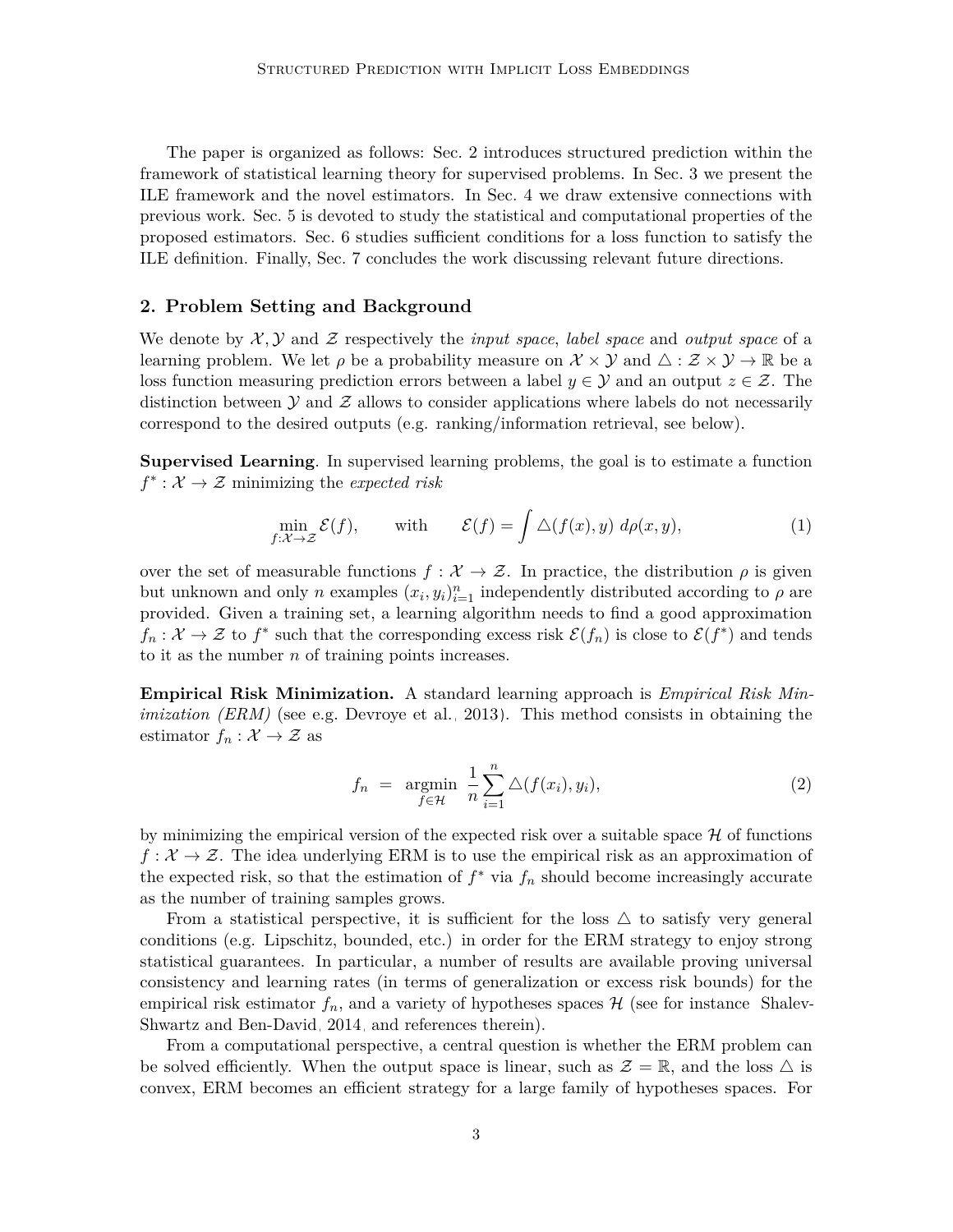The paper is organized as follows: Sec. 2 introduces structured prediction within the framework of statistical learning theory for supervised problems. In Sec. 3 we present the ILE framework and the novel estimators. In Sec. 4 we draw extensive connections with previous work. Sec. 5 is devoted to study the statistical and computational properties of the proposed estimators. Sec. 6 studies sufficient conditions for a loss function to satisfy the ILE definition. Finally, Sec. 7 concludes the work discussing relevant future directions.

## 2. Problem Setting and Background

We denote by $\mathcal{X}, \mathcal{Y}$ and $\mathcal{Z}$ respectively the *input space*, *label space* and *output space* of a learning problem. We let $\rho$ be a probability measure on $\mathcal{X} \times \mathcal{Y}$ and $\triangle : \mathcal{Z} \times \mathcal{Y} \to \mathbb{R}$ be a loss function measuring prediction errors between a label $y \in \mathcal{Y}$ and an output $z \in \mathcal{Z}$. The distinction between $\mathcal{Y}$ and $\mathcal{Z}$ allows to consider applications where labels do not necessarily correspond to the desired outputs (e.g. ranking/information retrieval, see below).

**Supervised Learning**. In supervised learning problems, the goal is to estimate a function $f^* : \mathcal{X} \to \mathcal{Z}$ minimizing the *expected risk*

$$\min_{f:\mathcal{X}\to\mathcal{Z}} \mathcal{E}(f), \qquad \text{with} \qquad \mathcal{E}(f) = \int \triangle(f(x), y) \; d\rho(x, y), \tag{1}$$

over the set of measurable functions $f : \mathcal{X} \to \mathcal{Z}$. In practice, the distribution $\rho$ is given but unknown and only $n$ examples $(x_i, y_i)_{i=1}^n$ independently distributed according to $\rho$ are provided. Given a training set, a learning algorithm needs to find a good approximation $f_n : \mathcal{X} \to \mathcal{Z}$ to $f^*$ such that the corresponding excess risk $\mathcal{E}(f_n)$ is close to $\mathcal{E}(f^*)$ and tends to it as the number $n$ of training points increases.

**Empirical Risk Minimization.** A standard learning approach is *Empirical Risk Minimization (ERM)* (see e.g. Devroye et al., 2013). This method consists in obtaining the estimator $f_n : \mathcal{X} \to \mathcal{Z}$ as

$$f_n \;=\; \operatorname*{argmin}_{f\in\mathcal{H}} \; \frac{1}{n}\sum_{i=1}^n \triangle(f(x_i), y_i), \tag{2}$$

by minimizing the empirical version of the expected risk over a suitable space $\mathcal{H}$ of functions $f : \mathcal{X} \to \mathcal{Z}$. The idea underlying ERM is to use the empirical risk as an approximation of the expected risk, so that the estimation of $f^*$ via $f_n$ should become increasingly accurate as the number of training samples grows.

From a statistical perspective, it is sufficient for the loss $\triangle$ to satisfy very general conditions (e.g. Lipschitz, bounded, etc.) in order for the ERM strategy to enjoy strong statistical guarantees. In particular, a number of results are available proving universal consistency and learning rates (in terms of generalization or excess risk bounds) for the empirical risk estimator $f_n$, and a variety of hypotheses spaces $\mathcal{H}$ (see for instance Shalev-Shwartz and Ben-David, 2014, and references therein).

From a computational perspective, a central question is whether the ERM problem can be solved efficiently. When the output space is linear, such as $\mathcal{Z} = \mathbb{R}$, and the loss $\triangle$ is convex, ERM becomes an efficient strategy for a large family of hypotheses spaces. For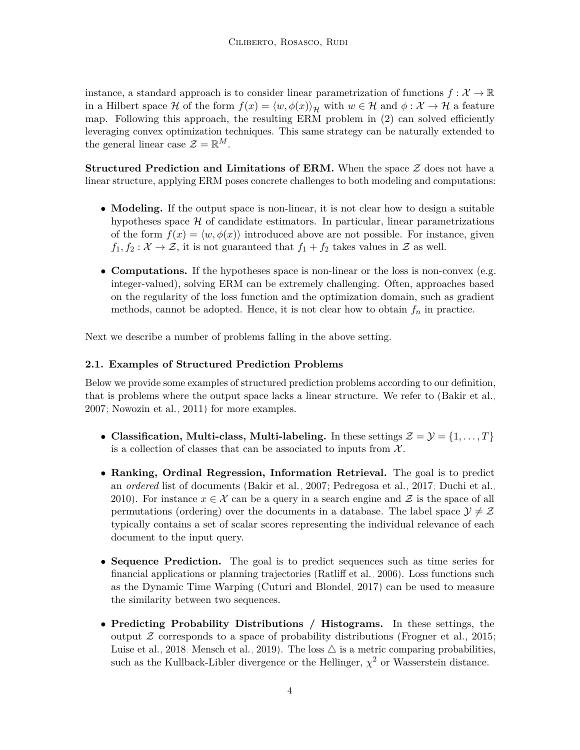instance, a standard approach is to consider linear parametrization of functions $f : \mathcal{X} \to \mathbb{R}$ in a Hilbert space $\mathcal{H}$ of the form $f(x) = \langle w, \phi(x) \rangle_{\mathcal{H}}$ with $w \in \mathcal{H}$ and $\phi : \mathcal{X} \to \mathcal{H}$ a feature map. Following this approach, the resulting ERM problem in (2) can solved efficiently leveraging convex optimization techniques. This same strategy can be naturally extended to the general linear case $\mathcal{Z} = \mathbb{R}^M$.

**Structured Prediction and Limitations of ERM.** When the space $\mathcal{Z}$ does not have a linear structure, applying ERM poses concrete challenges to both modeling and computations:

- **Modeling.** If the output space is non-linear, it is not clear how to design a suitable hypotheses space $\mathcal{H}$ of candidate estimators. In particular, linear parametrizations of the form $f(x) = \langle w, \phi(x) \rangle$ introduced above are not possible. For instance, given $f_1, f_2 : \mathcal{X} \to \mathcal{Z}$, it is not guaranteed that $f_1 + f_2$ takes values in $\mathcal{Z}$ as well.
- **Computations.** If the hypotheses space is non-linear or the loss is non-convex (e.g. integer-valued), solving ERM can be extremely challenging. Often, approaches based on the regularity of the loss function and the optimization domain, such as gradient methods, cannot be adopted. Hence, it is not clear how to obtain $f_n$ in practice.

Next we describe a number of problems falling in the above setting.

### 2.1. Examples of Structured Prediction Problems

Below we provide some examples of structured prediction problems according to our definition, that is problems where the output space lacks a linear structure. We refer to (Bakir et al., 2007; Nowozin et al., 2011) for more examples.

- **Classification, Multi-class, Multi-labeling.** In these settings $\mathcal{Z} = \mathcal{Y} = \{1, \dots, T\}$ is a collection of classes that can be associated to inputs from $\mathcal{X}$.
- **Ranking, Ordinal Regression, Information Retrieval.** The goal is to predict an *ordered* list of documents (Bakir et al., 2007; Pedregosa et al., 2017; Duchi et al., 2010). For instance $x \in \mathcal{X}$ can be a query in a search engine and $\mathcal{Z}$ is the space of all permutations (ordering) over the documents in a database. The label space $\mathcal{Y} \neq \mathcal{Z}$ typically contains a set of scalar scores representing the individual relevance of each document to the input query.
- **Sequence Prediction.** The goal is to predict sequences such as time series for financial applications or planning trajectories (Ratliff et al., 2006). Loss functions such as the Dynamic Time Warping (Cuturi and Blondel, 2017) can be used to measure the similarity between two sequences.
- **Predicting Probability Distributions / Histograms.** In these settings, the output $\mathcal{Z}$ corresponds to a space of probability distributions (Frogner et al., 2015; Luise et al., 2018; Mensch et al., 2019). The loss $\triangle$ is a metric comparing probabilities, such as the Kullback-Libler divergence or the Hellinger, $\chi^2$ or Wasserstein distance.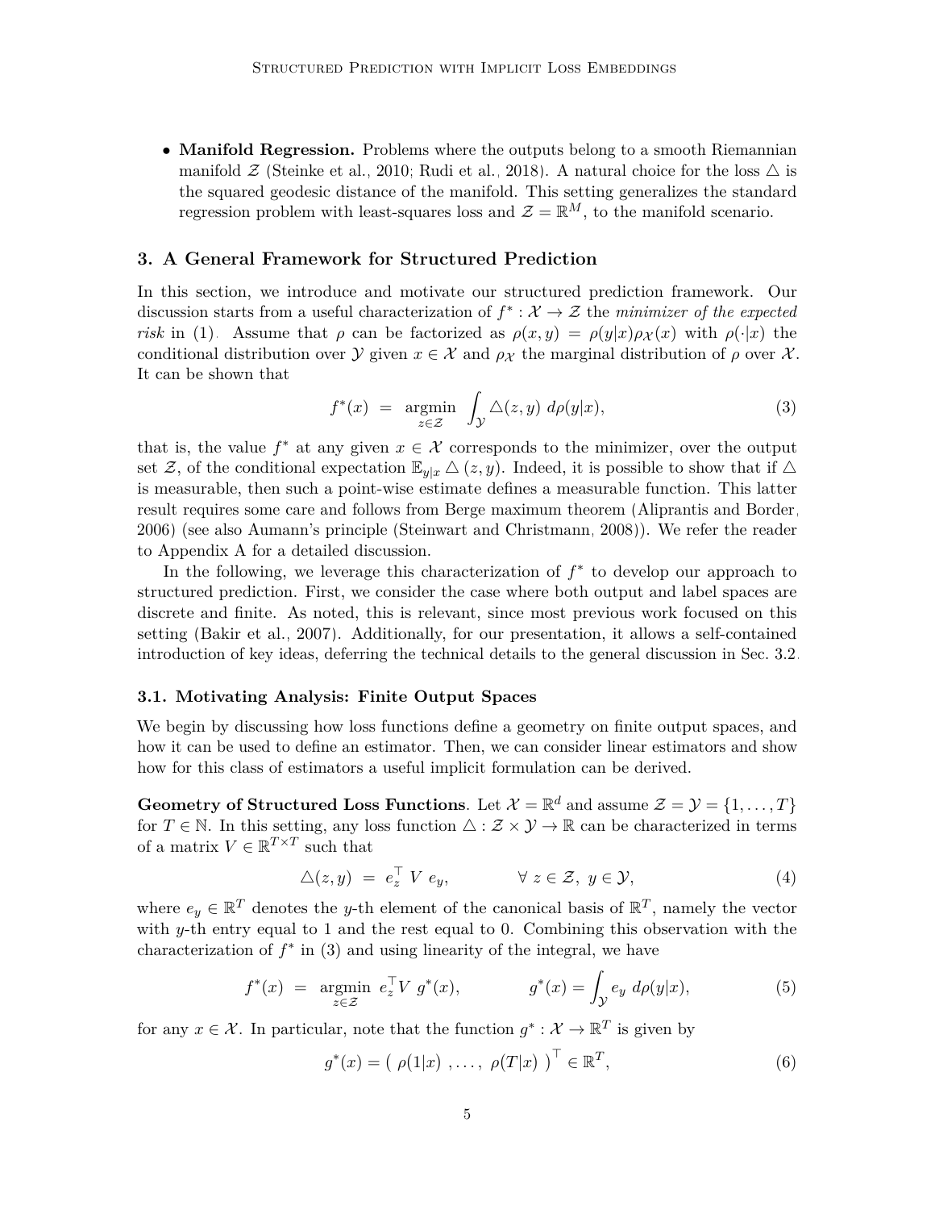- **Manifold Regression.** Problems where the outputs belong to a smooth Riemannian manifold $\mathcal{Z}$ (Steinke et al., 2010; Rudi et al., 2018). A natural choice for the loss $\triangle$ is the squared geodesic distance of the manifold. This setting generalizes the standard regression problem with least-squares loss and $\mathcal{Z} = \mathbb{R}^M$, to the manifold scenario.

## 3. A General Framework for Structured Prediction

In this section, we introduce and motivate our structured prediction framework. Our discussion starts from a useful characterization of $f^* : \mathcal{X} \to \mathcal{Z}$ the *minimizer of the expected risk* in (1). Assume that $\rho$ can be factorized as $\rho(x, y) = \rho(y|x)\rho_{\mathcal{X}}(x)$ with $\rho(\cdot|x)$ the conditional distribution over $\mathcal{Y}$ given $x \in \mathcal{X}$ and $\rho_{\mathcal{X}}$ the marginal distribution of $\rho$ over $\mathcal{X}$. It can be shown that

$$f^*(x) \;=\; \underset{z \in \mathcal{Z}}{\operatorname{argmin}} \; \int_{\mathcal{Y}} \triangle(z, y) \; d\rho(y|x), \tag{3}$$

that is, the value $f^*$ at any given $x \in \mathcal{X}$ corresponds to the minimizer, over the output set $\mathcal{Z}$, of the conditional expectation $\mathbb{E}_{y|x} \triangle(z, y)$. Indeed, it is possible to show that if $\triangle$ is measurable, then such a point-wise estimate defines a measurable function. This latter result requires some care and follows from Berge maximum theorem (Aliprantis and Border, 2006) (see also Aumann's principle (Steinwart and Christmann, 2008)). We refer the reader to Appendix A for a detailed discussion.

In the following, we leverage this characterization of $f^*$ to develop our approach to structured prediction. First, we consider the case where both output and label spaces are discrete and finite. As noted, this is relevant, since most previous work focused on this setting (Bakir et al., 2007). Additionally, for our presentation, it allows a self-contained introduction of key ideas, deferring the technical details to the general discussion in Sec. 3.2.

### 3.1. Motivating Analysis: Finite Output Spaces

We begin by discussing how loss functions define a geometry on finite output spaces, and how it can be used to define an estimator. Then, we can consider linear estimators and show how for this class of estimators a useful implicit formulation can be derived.

**Geometry of Structured Loss Functions**. Let $\mathcal{X} = \mathbb{R}^d$ and assume $\mathcal{Z} = \mathcal{Y} = \{1, \dots, T\}$ for $T \in \mathbb{N}$. In this setting, any loss function $\triangle : \mathcal{Z} \times \mathcal{Y} \to \mathbb{R}$ can be characterized in terms of a matrix $V \in \mathbb{R}^{T \times T}$ such that

$$\triangle(z, y) \;=\; e_z^\top \; V \; e_y, \qquad\qquad \forall \; z \in \mathcal{Z}, \; y \in \mathcal{Y}, \tag{4}$$

where $e_y \in \mathbb{R}^T$ denotes the $y$-th element of the canonical basis of $\mathbb{R}^T$, namely the vector with $y$-th entry equal to 1 and the rest equal to 0. Combining this observation with the characterization of $f^*$ in (3) and using linearity of the integral, we have

$$f^*(x) \;=\; \underset{z \in \mathcal{Z}}{\operatorname{argmin}} \; e_z^\top V \; g^*(x), \qquad\qquad g^*(x) = \int_{\mathcal{Y}} e_y \; d\rho(y|x), \tag{5}$$

for any $x \in \mathcal{X}$. In particular, note that the function $g^* : \mathcal{X} \to \mathbb{R}^T$ is given by

$$g^*(x) = \big( \; \rho(1|x) \; , \dots , \; \rho(T|x) \; \big)^\top \in \mathbb{R}^T, \tag{6}$$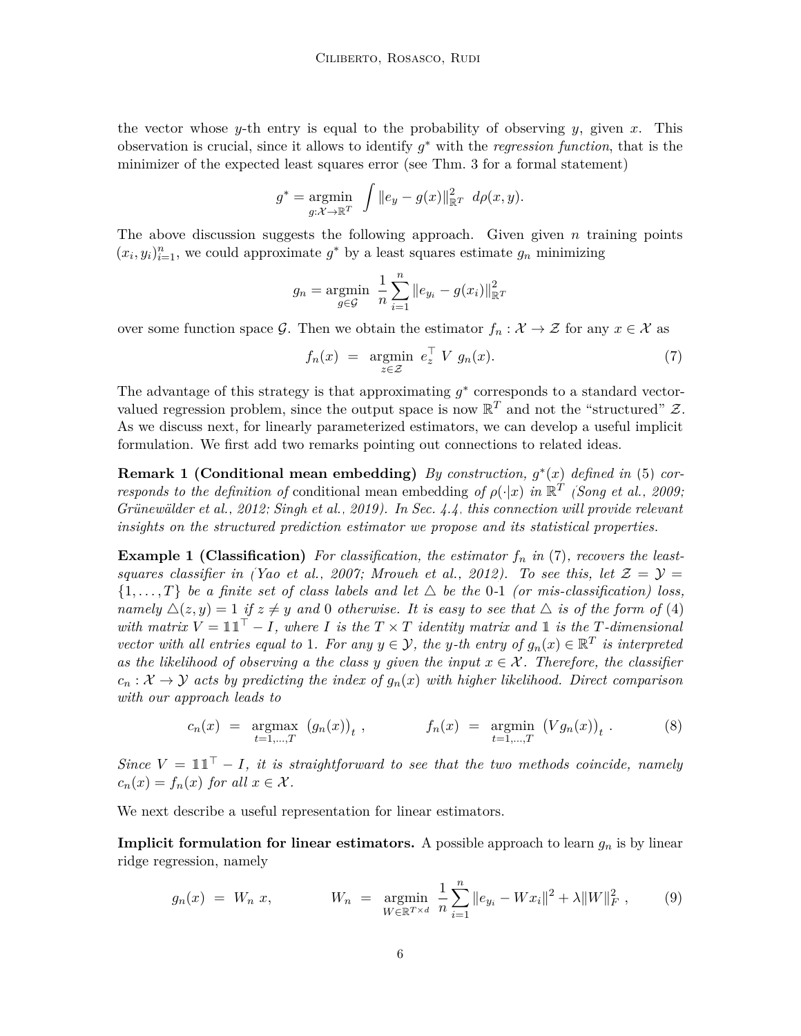the vector whose $y$-th entry is equal to the probability of observing $y$, given $x$. This observation is crucial, since it allows to identify $g^*$ with the *regression function*, that is the minimizer of the expected least squares error (see Thm. 3 for a formal statement)

$$
g^* = \underset{g:\mathcal{X}\to\mathbb{R}^T}{\operatorname{argmin}} \int \|e_y - g(x)\|_{\mathbb{R}^T}^2 \ d\rho(x,y).
$$

The above discussion suggests the following approach. Given given $n$ training points $(x_i, y_i)_{i=1}^n$, we could approximate $g^*$ by a least squares estimate $g_n$ minimizing

$$
g_n = \underset{g\in\mathcal{G}}{\operatorname{argmin}} \ \frac{1}{n}\sum_{i=1}^n \|e_{y_i} - g(x_i)\|_{\mathbb{R}^T}^2
$$

over some function space $\mathcal{G}$. Then we obtain the estimator $f_n : \mathcal{X} \to \mathcal{Z}$ for any $x \in \mathcal{X}$ as

$$
f_n(x) \ = \ \underset{z\in\mathcal{Z}}{\operatorname{argmin}} \ e_z^\top \ V \ g_n(x). \tag{7}
$$

The advantage of this strategy is that approximating $g^*$ corresponds to a standard vector-valued regression problem, since the output space is now $\mathbb{R}^T$ and not the "structured" $\mathcal{Z}$. As we discuss next, for linearly parameterized estimators, we can develop a useful implicit formulation. We first add two remarks pointing out connections to related ideas.

**Remark 1 (Conditional mean embedding)** *By construction, $g^*(x)$ defined in (5) corresponds to the definition of* conditional mean embedding *of $\rho(\cdot|x)$ in $\mathbb{R}^T$ (Song et al., 2009; Grünewälder et al., 2012; Singh et al., 2019). In Sec. 4.4, this connection will provide relevant insights on the structured prediction estimator we propose and its statistical properties.*

**Example 1 (Classification)** *For classification, the estimator $f_n$ in (7), recovers the least-squares classifier in (Yao et al., 2007; Mroueh et al., 2012). To see this, let $\mathcal{Z} = \mathcal{Y} = \{1, \ldots, T\}$ be a finite set of class labels and let $\triangle$ be the 0-1 (or mis-classification) loss, namely $\triangle(z, y) = 1$ if $z \neq y$ and 0 otherwise. It is easy to see that $\triangle$ is of the form of (4) with matrix $V = \mathbb{1}\mathbb{1}^\top - I$, where $I$ is the $T \times T$ identity matrix and $\mathbb{1}$ is the $T$-dimensional vector with all entries equal to 1. For any $y \in \mathcal{Y}$, the $y$-th entry of $g_n(x) \in \mathbb{R}^T$ is interpreted as the likelihood of observing a the class $y$ given the input $x \in \mathcal{X}$. Therefore, the classifier $c_n : \mathcal{X} \to \mathcal{Y}$ acts by predicting the index of $g_n(x)$ with higher likelihood. Direct comparison with our approach leads to*

$$
c_n(x) \ = \ \underset{t=1,\ldots,T}{\operatorname{argmax}} \ \left(g_n(x)\right)_t \ , \qquad\qquad f_n(x) \ = \ \underset{t=1,\ldots,T}{\operatorname{argmin}} \ \left(V g_n(x)\right)_t \ . \tag{8}
$$

*Since $V = \mathbb{1}\mathbb{1}^\top - I$, it is straightforward to see that the two methods coincide, namely $c_n(x) = f_n(x)$ for all $x \in \mathcal{X}$.*

We next describe a useful representation for linear estimators.

**Implicit formulation for linear estimators.** A possible approach to learn $g_n$ is by linear ridge regression, namely

$$
g_n(x) \ = \ W_n \ x, \qquad\qquad W_n \ = \ \underset{W\in\mathbb{R}^{T\times d}}{\operatorname{argmin}} \ \frac{1}{n}\sum_{i=1}^n \|e_{y_i} - W x_i\|^2 + \lambda \|W\|_F^2 \ , \tag{9}
$$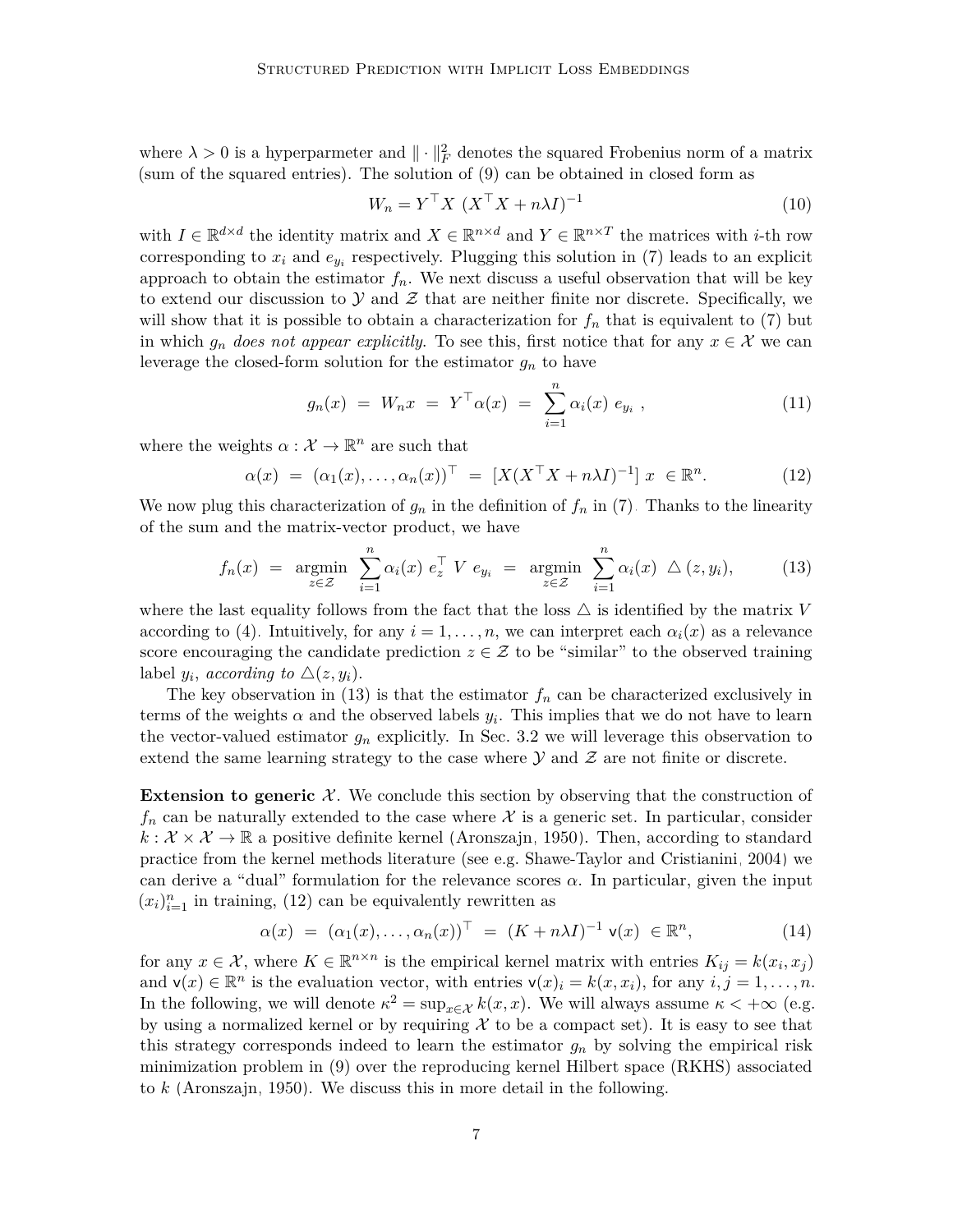where $\lambda > 0$ is a hyperparmeter and $\| \cdot \|_F^2$ denotes the squared Frobenius norm of a matrix (sum of the squared entries). The solution of (9) can be obtained in closed form as

$$W_n = Y^\top X \ (X^\top X + n\lambda I)^{-1} \tag{10}$$

with $I \in \mathbb{R}^{d\times d}$ the identity matrix and $X \in \mathbb{R}^{n\times d}$ and $Y \in \mathbb{R}^{n\times T}$ the matrices with $i$-th row corresponding to $x_i$ and $e_{y_i}$ respectively. Plugging this solution in (7) leads to an explicit approach to obtain the estimator $f_n$. We next discuss a useful observation that will be key to extend our discussion to $\mathcal{Y}$ and $\mathcal{Z}$ that are neither finite nor discrete. Specifically, we will show that it is possible to obtain a characterization for $f_n$ that is equivalent to (7) but in which $g_n$ *does not appear explicitly*. To see this, first notice that for any $x \in \mathcal{X}$ we can leverage the closed-form solution for the estimator $g_n$ to have

$$g_n(x) \ = \ W_n x \ = \ Y^\top \alpha(x) \ = \ \sum_{i=1}^n \alpha_i(x) \ e_{y_i} \ , \tag{11}$$

where the weights $\alpha : \mathcal{X} \to \mathbb{R}^n$ are such that

$$\alpha(x) \ = \ (\alpha_1(x), \ldots, \alpha_n(x))^\top \ = \ [X(X^\top X + n\lambda I)^{-1}] \ x \ \in \mathbb{R}^n. \tag{12}$$

We now plug this characterization of $g_n$ in the definition of $f_n$ in (7). Thanks to the linearity of the sum and the matrix-vector product, we have

$$f_n(x) \ = \ \operatorname*{argmin}_{z\in\mathcal{Z}} \ \sum_{i=1}^n \alpha_i(x) \ e_z^\top \ V \ e_{y_i} \ = \ \operatorname*{argmin}_{z\in\mathcal{Z}} \ \sum_{i=1}^n \alpha_i(x) \ \triangle(z, y_i), \tag{13}$$

where the last equality follows from the fact that the loss $\triangle$ is identified by the matrix $V$ according to (4). Intuitively, for any $i = 1, \ldots, n$, we can interpret each $\alpha_i(x)$ as a relevance score encouraging the candidate prediction $z \in \mathcal{Z}$ to be "similar" to the observed training label $y_i$, *according to* $\triangle(z, y_i)$.

The key observation in (13) is that the estimator $f_n$ can be characterized exclusively in terms of the weights $\alpha$ and the observed labels $y_i$. This implies that we do not have to learn the vector-valued estimator $g_n$ explicitly. In Sec. 3.2 we will leverage this observation to extend the same learning strategy to the case where $\mathcal{Y}$ and $\mathcal{Z}$ are not finite or discrete.

**Extension to generic $\mathcal{X}$.** We conclude this section by observing that the construction of $f_n$ can be naturally extended to the case where $\mathcal{X}$ is a generic set. In particular, consider $k : \mathcal{X} \times \mathcal{X} \to \mathbb{R}$ a positive definite kernel (Aronszajn, 1950). Then, according to standard practice from the kernel methods literature (see e.g. Shawe-Taylor and Cristianini, 2004) we can derive a "dual" formulation for the relevance scores $\alpha$. In particular, given the input $(x_i)_{i=1}^n$ in training, (12) can be equivalently rewritten as

$$\alpha(x) \ = \ (\alpha_1(x), \ldots, \alpha_n(x))^\top \ = \ (K + n\lambda I)^{-1} \ \mathsf{v}(x) \ \in \mathbb{R}^n, \tag{14}$$

for any $x \in \mathcal{X}$, where $K \in \mathbb{R}^{n\times n}$ is the empirical kernel matrix with entries $K_{ij} = k(x_i, x_j)$ and $\mathsf{v}(x) \in \mathbb{R}^n$ is the evaluation vector, with entries $\mathsf{v}(x)_i = k(x, x_i)$, for any $i, j = 1, \ldots, n$. In the following, we will denote $\kappa^2 = \sup_{x\in\mathcal{X}} k(x, x)$. We will always assume $\kappa < +\infty$ (e.g. by using a normalized kernel or by requiring $\mathcal{X}$ to be a compact set). It is easy to see that this strategy corresponds indeed to learn the estimator $g_n$ by solving the empirical risk minimization problem in (9) over the reproducing kernel Hilbert space (RKHS) associated to $k$ (Aronszajn, 1950). We discuss this in more detail in the following.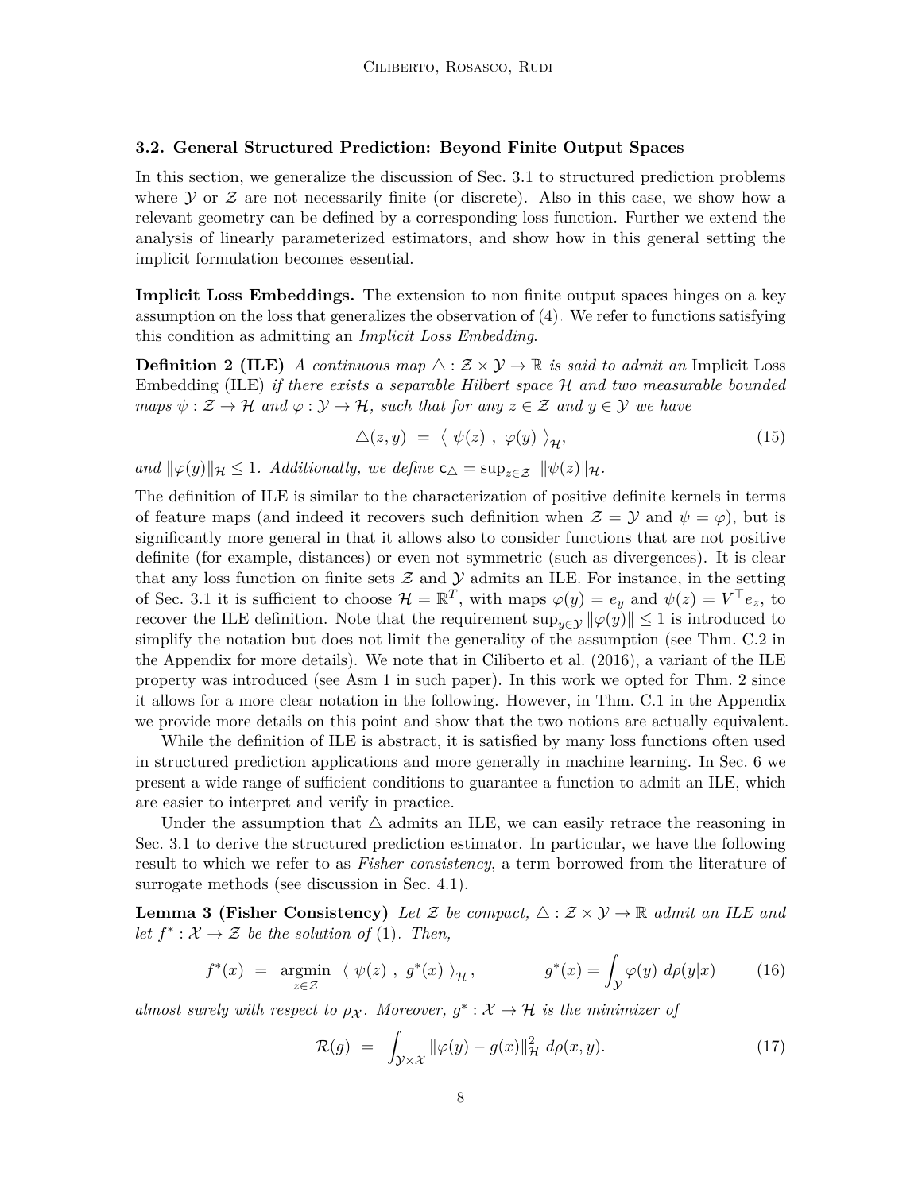### 3.2. General Structured Prediction: Beyond Finite Output Spaces

In this section, we generalize the discussion of Sec. 3.1 to structured prediction problems where $\mathcal{Y}$ or $\mathcal{Z}$ are not necessarily finite (or discrete). Also in this case, we show how a relevant geometry can be defined by a corresponding loss function. Further we extend the analysis of linearly parameterized estimators, and show how in this general setting the implicit formulation becomes essential.

**Implicit Loss Embeddings.** The extension to non finite output spaces hinges on a key assumption on the loss that generalizes the observation of (4). We refer to functions satisfying this condition as admitting an *Implicit Loss Embedding*.

**Definition 2 (ILE)** *A continuous map $\triangle : \mathcal{Z} \times \mathcal{Y} \to \mathbb{R}$ is said to admit an* Implicit Loss Embedding (ILE) *if there exists a separable Hilbert space $\mathcal{H}$ and two measurable bounded maps $\psi : \mathcal{Z} \to \mathcal{H}$ and $\varphi : \mathcal{Y} \to \mathcal{H}$, such that for any $z \in \mathcal{Z}$ and $y \in \mathcal{Y}$ we have*

$$\triangle(z, y) \;=\; \langle\ \psi(z)\ ,\ \varphi(y)\ \rangle_{\mathcal{H}}, \tag{15}$$

*and $\|\varphi(y)\|_{\mathcal{H}} \leq 1$. Additionally, we define $\mathsf{c}_\triangle = \sup_{z\in\mathcal{Z}}\ \|\psi(z)\|_{\mathcal{H}}$.*

The definition of ILE is similar to the characterization of positive definite kernels in terms of feature maps (and indeed it recovers such definition when $\mathcal{Z} = \mathcal{Y}$ and $\psi = \varphi$), but is significantly more general in that it allows also to consider functions that are not positive definite (for example, distances) or even not symmetric (such as divergences). It is clear that any loss function on finite sets $\mathcal{Z}$ and $\mathcal{Y}$ admits an ILE. For instance, in the setting of Sec. 3.1 it is sufficient to choose $\mathcal{H} = \mathbb{R}^T$, with maps $\varphi(y) = e_y$ and $\psi(z) = V^\top e_z$, to recover the ILE definition. Note that the requirement $\sup_{y\in\mathcal{Y}} \|\varphi(y)\| \leq 1$ is introduced to simplify the notation but does not limit the generality of the assumption (see Thm. C.2 in the Appendix for more details). We note that in Ciliberto et al. (2016), a variant of the ILE property was introduced (see Asm 1 in such paper). In this work we opted for Thm. 2 since it allows for a more clear notation in the following. However, in Thm. C.1 in the Appendix we provide more details on this point and show that the two notions are actually equivalent.

While the definition of ILE is abstract, it is satisfied by many loss functions often used in structured prediction applications and more generally in machine learning. In Sec. 6 we present a wide range of sufficient conditions to guarantee a function to admit an ILE, which are easier to interpret and verify in practice.

Under the assumption that $\triangle$ admits an ILE, we can easily retrace the reasoning in Sec. 3.1 to derive the structured prediction estimator. In particular, we have the following result to which we refer to as *Fisher consistency*, a term borrowed from the literature of surrogate methods (see discussion in Sec. 4.1).

**Lemma 3 (Fisher Consistency)** *Let $\mathcal{Z}$ be compact, $\triangle : \mathcal{Z} \times \mathcal{Y} \to \mathbb{R}$ admit an ILE and let $f^* : \mathcal{X} \to \mathcal{Z}$ be the solution of (1). Then,*

$$f^*(x) \;=\; \operatorname*{argmin}_{z\in\mathcal{Z}}\ \langle\ \psi(z)\ ,\ g^*(x)\ \rangle_{\mathcal{H}}, \qquad\qquad g^*(x) = \int_{\mathcal{Y}} \varphi(y)\ d\rho(y|x) \tag{16}$$

*almost surely with respect to $\rho_\mathcal{X}$. Moreover, $g^* : \mathcal{X} \to \mathcal{H}$ is the minimizer of*

$$\mathcal{R}(g) \;=\; \int_{\mathcal{Y}\times\mathcal{X}} \|\varphi(y) - g(x)\|^2_{\mathcal{H}}\ d\rho(x, y). \tag{17}$$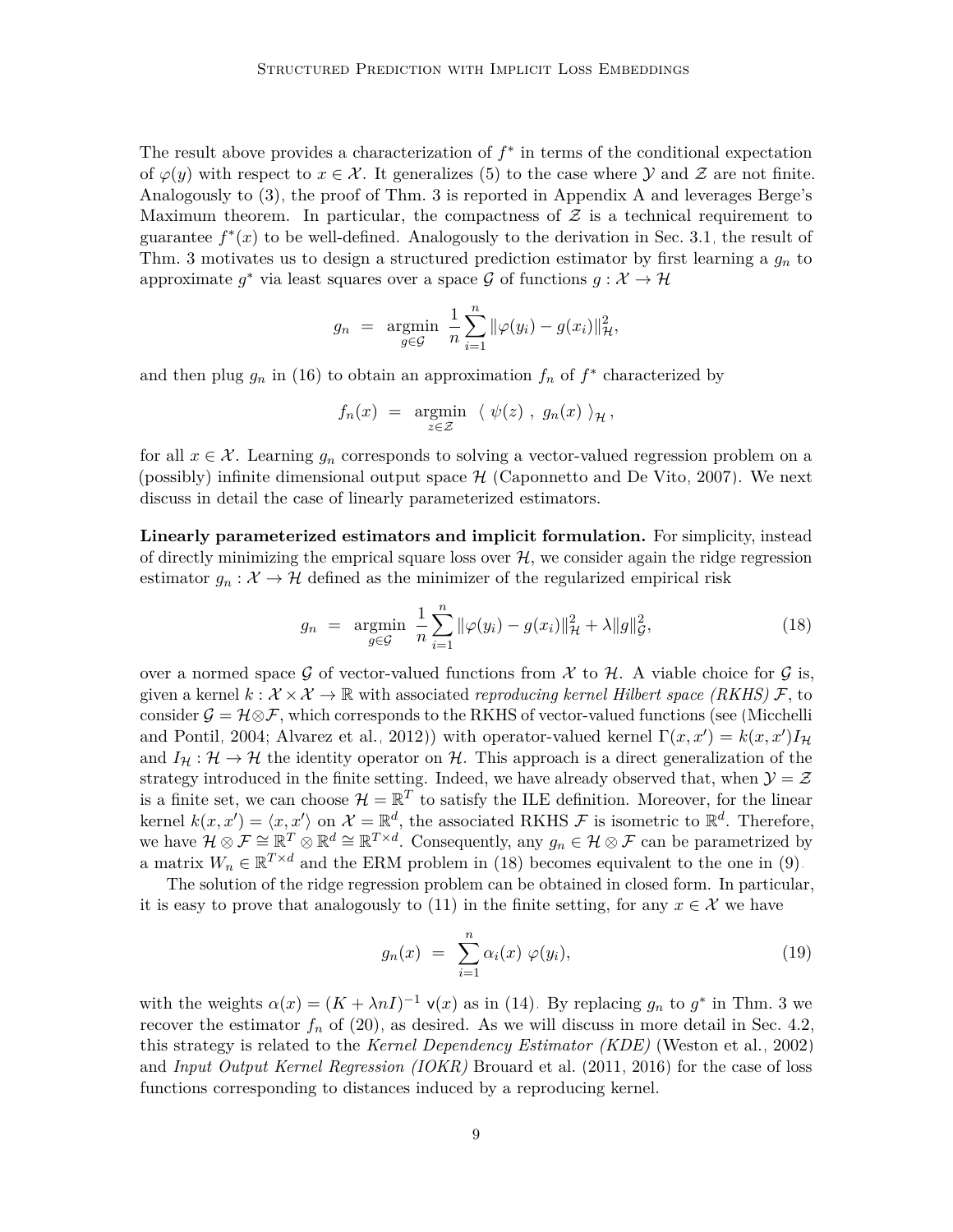The result above provides a characterization of $f^*$ in terms of the conditional expectation of $\varphi(y)$ with respect to $x \in \mathcal{X}$. It generalizes (5) to the case where $\mathcal{Y}$ and $\mathcal{Z}$ are not finite. Analogously to (3), the proof of Thm. 3 is reported in Appendix A and leverages Berge's Maximum theorem. In particular, the compactness of $\mathcal{Z}$ is a technical requirement to guarantee $f^*(x)$ to be well-defined. Analogously to the derivation in Sec. 3.1, the result of Thm. 3 motivates us to design a structured prediction estimator by first learning a $g_n$ to approximate $g^*$ via least squares over a space $\mathcal{G}$ of functions $g : \mathcal{X} \to \mathcal{H}$

$$g_n \;=\; \operatorname*{argmin}_{g \in \mathcal{G}} \; \frac{1}{n} \sum_{i=1}^{n} \|\varphi(y_i) - g(x_i)\|_{\mathcal{H}}^2,$$

and then plug $g_n$ in (16) to obtain an approximation $f_n$ of $f^*$ characterized by

$$f_n(x) \;=\; \operatorname*{argmin}_{z \in \mathcal{Z}} \; \langle \; \psi(z) \;,\; g_n(x) \; \rangle_{\mathcal{H}} \,,$$

for all $x \in \mathcal{X}$. Learning $g_n$ corresponds to solving a vector-valued regression problem on a (possibly) infinite dimensional output space $\mathcal{H}$ (Caponnetto and De Vito, 2007). We next discuss in detail the case of linearly parameterized estimators.

**Linearly parameterized estimators and implicit formulation.** For simplicity, instead of directly minimizing the emprical square loss over $\mathcal{H}$, we consider again the ridge regression estimator $g_n : \mathcal{X} \to \mathcal{H}$ defined as the minimizer of the regularized empirical risk

$$g_n \;=\; \operatorname*{argmin}_{g \in \mathcal{G}} \; \frac{1}{n} \sum_{i=1}^{n} \|\varphi(y_i) - g(x_i)\|_{\mathcal{H}}^2 + \lambda \|g\|_{\mathcal{G}}^2, \tag{18}$$

over a normed space $\mathcal{G}$ of vector-valued functions from $\mathcal{X}$ to $\mathcal{H}$. A viable choice for $\mathcal{G}$ is, given a kernel $k : \mathcal{X} \times \mathcal{X} \to \mathbb{R}$ with associated *reproducing kernel Hilbert space (RKHS)* $\mathcal{F}$, to consider $\mathcal{G} = \mathcal{H} \otimes \mathcal{F}$, which corresponds to the RKHS of vector-valued functions (see (Micchelli and Pontil, 2004; Alvarez et al., 2012)) with operator-valued kernel $\Gamma(x, x') = k(x, x') I_{\mathcal{H}}$ and $I_{\mathcal{H}} : \mathcal{H} \to \mathcal{H}$ the identity operator on $\mathcal{H}$. This approach is a direct generalization of the strategy introduced in the finite setting. Indeed, we have already observed that, when $\mathcal{Y} = \mathcal{Z}$ is a finite set, we can choose $\mathcal{H} = \mathbb{R}^T$ to satisfy the ILE definition. Moreover, for the linear kernel $k(x, x') = \langle x, x' \rangle$ on $\mathcal{X} = \mathbb{R}^d$, the associated RKHS $\mathcal{F}$ is isometric to $\mathbb{R}^d$. Therefore, we have $\mathcal{H} \otimes \mathcal{F} \cong \mathbb{R}^T \otimes \mathbb{R}^d \cong \mathbb{R}^{T \times d}$. Consequently, any $g_n \in \mathcal{H} \otimes \mathcal{F}$ can be parametrized by a matrix $W_n \in \mathbb{R}^{T \times d}$ and the ERM problem in (18) becomes equivalent to the one in (9).

The solution of the ridge regression problem can be obtained in closed form. In particular, it is easy to prove that analogously to (11) in the finite setting, for any $x \in \mathcal{X}$ we have

$$g_n(x) \;=\; \sum_{i=1}^{n} \alpha_i(x) \; \varphi(y_i), \tag{19}$$

with the weights $\alpha(x) = (K + \lambda n I)^{-1} \, \mathsf{v}(x)$ as in (14). By replacing $g_n$ to $g^*$ in Thm. 3 we recover the estimator $f_n$ of (20), as desired. As we will discuss in more detail in Sec. 4.2, this strategy is related to the *Kernel Dependency Estimator (KDE)* (Weston et al., 2002) and *Input Output Kernel Regression (IOKR)* Brouard et al. (2011, 2016) for the case of loss functions corresponding to distances induced by a reproducing kernel.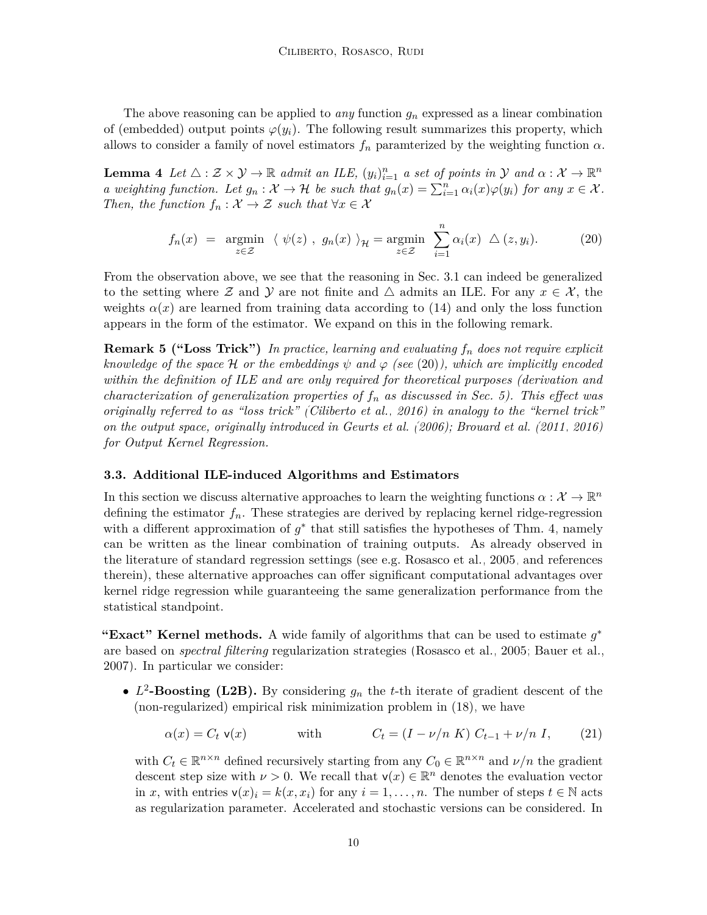The above reasoning can be applied to *any* function $g_n$ expressed as a linear combination of (embedded) output points $\varphi(y_i)$. The following result summarizes this property, which allows to consider a family of novel estimators $f_n$ paramterized by the weighting function $\alpha$.

**Lemma 4** *Let $\triangle : \mathcal{Z} \times \mathcal{Y} \to \mathbb{R}$ admit an ILE, $(y_i)_{i=1}^n$ a set of points in $\mathcal{Y}$ and $\alpha : \mathcal{X} \to \mathbb{R}^n$ a weighting function. Let $g_n : \mathcal{X} \to \mathcal{H}$ be such that $g_n(x) = \sum_{i=1}^n \alpha_i(x)\varphi(y_i)$ for any $x \in \mathcal{X}$. Then, the function $f_n : \mathcal{X} \to \mathcal{Z}$ such that $\forall x \in \mathcal{X}$*

$$f_n(x) \ = \ \underset{z \in \mathcal{Z}}{\operatorname{argmin}} \ \langle \ \psi(z) \ , \ g_n(x) \ \rangle_{\mathcal{H}} = \underset{z \in \mathcal{Z}}{\operatorname{argmin}} \ \sum_{i=1}^n \alpha_i(x) \ \triangle(z, y_i). \tag{20}$$

From the observation above, we see that the reasoning in Sec. 3.1 can indeed be generalized to the setting where $\mathcal{Z}$ and $\mathcal{Y}$ are not finite and $\triangle$ admits an ILE. For any $x \in \mathcal{X}$, the weights $\alpha(x)$ are learned from training data according to (14) and only the loss function appears in the form of the estimator. We expand on this in the following remark.

**Remark 5 ("Loss Trick")** *In practice, learning and evaluating $f_n$ does not require explicit knowledge of the space $\mathcal{H}$ or the embeddings $\psi$ and $\varphi$ (see (20)), which are implicitly encoded within the definition of ILE and are only required for theoretical purposes (derivation and characterization of generalization properties of $f_n$ as discussed in Sec. 5). This effect was originally referred to as "loss trick" (Ciliberto et al., 2016) in analogy to the "kernel trick" on the output space, originally introduced in Geurts et al. (2006); Brouard et al. (2011, 2016) for Output Kernel Regression.*

### 3.3. Additional ILE-induced Algorithms and Estimators

In this section we discuss alternative approaches to learn the weighting functions $\alpha : \mathcal{X} \to \mathbb{R}^n$ defining the estimator $f_n$. These strategies are derived by replacing kernel ridge-regression with a different approximation of $g^*$ that still satisfies the hypotheses of Thm. 4, namely can be written as the linear combination of training outputs. As already observed in the literature of standard regression settings (see e.g. Rosasco et al., 2005, and references therein), these alternative approaches can offer significant computational advantages over kernel ridge regression while guaranteeing the same generalization performance from the statistical standpoint.

**"Exact" Kernel methods.** A wide family of algorithms that can be used to estimate $g^*$ are based on *spectral filtering* regularization strategies (Rosasco et al., 2005; Bauer et al., 2007). In particular we consider:

- **$L^2$-Boosting (L2B).** By considering $g_n$ the $t$-th iterate of gradient descent of the (non-regularized) empirical risk minimization problem in (18), we have

  $$\alpha(x) = C_t \ \mathsf{v}(x) \qquad\qquad \text{with} \qquad\qquad C_t = (I - \nu/n \ K) \ C_{t-1} + \nu/n \ I, \tag{21}$$

  with $C_t \in \mathbb{R}^{n \times n}$ defined recursively starting from any $C_0 \in \mathbb{R}^{n \times n}$ and $\nu/n$ the gradient descent step size with $\nu > 0$. We recall that $\mathsf{v}(x) \in \mathbb{R}^n$ denotes the evaluation vector in $x$, with entries $\mathsf{v}(x)_i = k(x, x_i)$ for any $i = 1, \dots, n$. The number of steps $t \in \mathbb{N}$ acts as regularization parameter. Accelerated and stochastic versions can be considered. In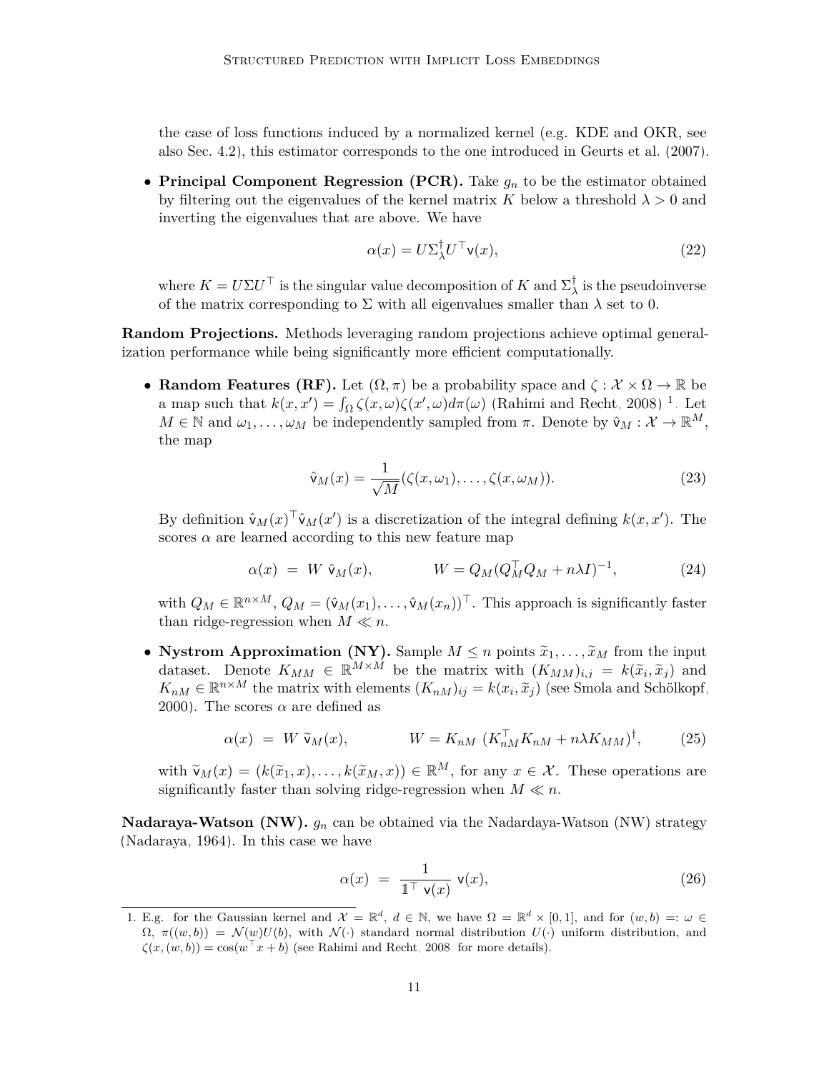the case of loss functions induced by a normalized kernel (e.g. KDE and OKR, see also Sec. 4.2), this estimator corresponds to the one introduced in Geurts et al. (2007).

- **Principal Component Regression (PCR).** Take $g_n$ to be the estimator obtained by filtering out the eigenvalues of the kernel matrix $K$ below a threshold $\lambda > 0$ and inverting the eigenvalues that are above. We have

$$\alpha(x) = U \Sigma_\lambda^\dagger U^\top \mathsf{v}(x), \tag{22}$$

  where $K = U\Sigma U^\top$ is the singular value decomposition of $K$ and $\Sigma_\lambda^\dagger$ is the pseudoinverse of the matrix corresponding to $\Sigma$ with all eigenvalues smaller than $\lambda$ set to 0.

**Random Projections.** Methods leveraging random projections achieve optimal generalization performance while being significantly more efficient computationally.

- **Random Features (RF).** Let $(\Omega, \pi)$ be a probability space and $\zeta : \mathcal{X} \times \Omega \to \mathbb{R}$ be a map such that $k(x, x') = \int_\Omega \zeta(x, \omega)\zeta(x', \omega) d\pi(\omega)$ (Rahimi and Recht, 2008) [1]. Let $M \in \mathbb{N}$ and $\omega_1, \ldots, \omega_M$ be independently sampled from $\pi$. Denote by $\hat{\mathsf{v}}_M : \mathcal{X} \to \mathbb{R}^M$, the map

$$\hat{\mathsf{v}}_M(x) = \frac{1}{\sqrt{M}}(\zeta(x, \omega_1), \ldots, \zeta(x, \omega_M)). \tag{23}$$

  By definition $\hat{\mathsf{v}}_M(x)^\top \hat{\mathsf{v}}_M(x')$ is a discretization of the integral defining $k(x, x')$. The scores $\alpha$ are learned according to this new feature map

$$\alpha(x) \ = \ W \ \hat{\mathsf{v}}_M(x), \qquad\qquad W = Q_M(Q_M^\top Q_M + n\lambda I)^{-1}, \tag{24}$$

  with $Q_M \in \mathbb{R}^{n \times M}$, $Q_M = (\hat{\mathsf{v}}_M(x_1), \ldots, \hat{\mathsf{v}}_M(x_n))^\top$. This approach is significantly faster than ridge-regression when $M \ll n$.

- **Nystrom Approximation (NY).** Sample $M \leq n$ points $\widetilde{x}_1, \ldots, \widetilde{x}_M$ from the input dataset. Denote $K_{MM} \in \mathbb{R}^{M \times M}$ be the matrix with $(K_{MM})_{i,j} = k(\widetilde{x}_i, \widetilde{x}_j)$ and $K_{nM} \in \mathbb{R}^{n \times M}$ the matrix with elements $(K_{nM})_{ij} = k(x_i, \widetilde{x}_j)$ (see Smola and Schölkopf, 2000). The scores $\alpha$ are defined as

$$\alpha(x) \ = \ W \ \widetilde{\mathsf{v}}_M(x), \qquad\qquad W = K_{nM} \ (K_{nM}^\top K_{nM} + n\lambda K_{MM})^\dagger, \tag{25}$$

  with $\widetilde{\mathsf{v}}_M(x) = (k(\widetilde{x}_1, x), \ldots, k(\widetilde{x}_M, x)) \in \mathbb{R}^M$, for any $x \in \mathcal{X}$. These operations are significantly faster than solving ridge-regression when $M \ll n$.

**Nadaraya-Watson (NW).** $g_n$ can be obtained via the Nadardaya-Watson (NW) strategy (Nadaraya, 1964). In this case we have

$$\alpha(x) \ = \ \frac{1}{\mathbb{1}^\top \ \mathsf{v}(x)} \ \mathsf{v}(x), \tag{26}$$

[1] E.g. for the Gaussian kernel and $\mathcal{X} = \mathbb{R}^d$, $d \in \mathbb{N}$, we have $\Omega = \mathbb{R}^d \times [0, 1]$, and for $(w, b) =: \omega \in \Omega$, $\pi((w, b)) = \mathcal{N}(w)U(b)$, with $\mathcal{N}(\cdot)$ standard normal distribution $U(\cdot)$ uniform distribution, and $\zeta(x, (w, b)) = \cos(w^\top x + b)$ (see Rahimi and Recht, 2008 for more details).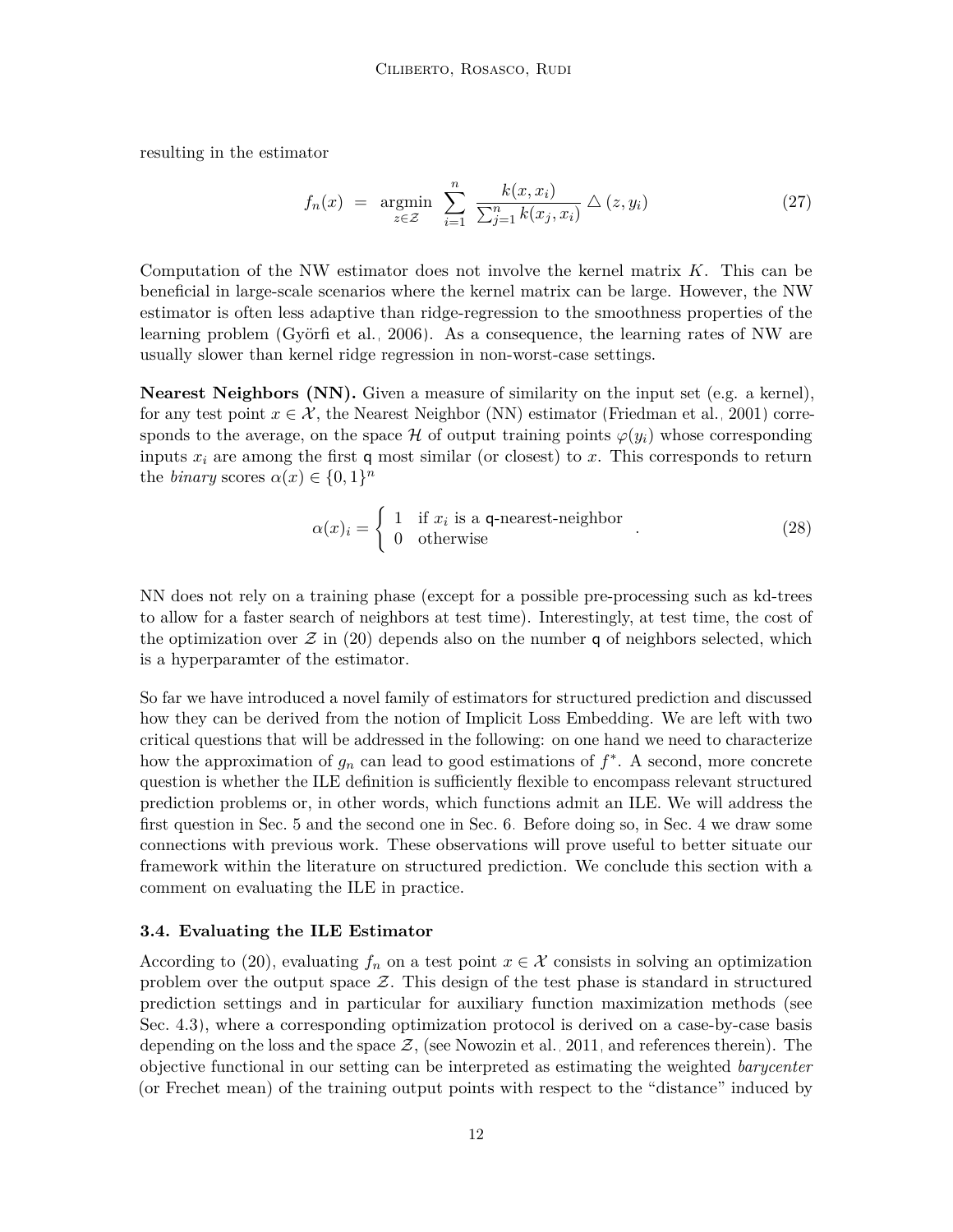resulting in the estimator

$$f_n(x) \ = \ \operatorname*{argmin}_{z \in \mathcal{Z}} \ \sum_{i=1}^{n} \ \frac{k(x, x_i)}{\sum_{j=1}^{n} k(x_j, x_i)} \ \triangle \, (z, y_i) \tag{27}$$

Computation of the NW estimator does not involve the kernel matrix $K$. This can be beneficial in large-scale scenarios where the kernel matrix can be large. However, the NW estimator is often less adaptive than ridge-regression to the smoothness properties of the learning problem (Györfi et al., 2006). As a consequence, the learning rates of NW are usually slower than kernel ridge regression in non-worst-case settings.

**Nearest Neighbors (NN).** Given a measure of similarity on the input set (e.g. a kernel), for any test point $x \in \mathcal{X}$, the Nearest Neighbor (NN) estimator (Friedman et al., 2001) corresponds to the average, on the space $\mathcal{H}$ of output training points $\varphi(y_i)$ whose corresponding inputs $x_i$ are among the first $\mathsf{q}$ most similar (or closest) to $x$. This corresponds to return the *binary* scores $\alpha(x) \in \{0, 1\}^n$

$$\alpha(x)_i = \begin{cases} 1 & \text{if } x_i \text{ is a } \mathsf{q}\text{-nearest-neighbor} \\ 0 & \text{otherwise} \end{cases} . \tag{28}$$

NN does not rely on a training phase (except for a possible pre-processing such as kd-trees to allow for a faster search of neighbors at test time). Interestingly, at test time, the cost of the optimization over $\mathcal{Z}$ in (20) depends also on the number $\mathsf{q}$ of neighbors selected, which is a hyperparamter of the estimator.

So far we have introduced a novel family of estimators for structured prediction and discussed how they can be derived from the notion of Implicit Loss Embedding. We are left with two critical questions that will be addressed in the following: on one hand we need to characterize how the approximation of $g_n$ can lead to good estimations of $f^*$. A second, more concrete question is whether the ILE definition is sufficiently flexible to encompass relevant structured prediction problems or, in other words, which functions admit an ILE. We will address the first question in Sec. 5 and the second one in Sec. 6. Before doing so, in Sec. 4 we draw some connections with previous work. These observations will prove useful to better situate our framework within the literature on structured prediction. We conclude this section with a comment on evaluating the ILE in practice.

### 3.4. Evaluating the ILE Estimator

According to (20), evaluating $f_n$ on a test point $x \in \mathcal{X}$ consists in solving an optimization problem over the output space $\mathcal{Z}$. This design of the test phase is standard in structured prediction settings and in particular for auxiliary function maximization methods (see Sec. 4.3), where a corresponding optimization protocol is derived on a case-by-case basis depending on the loss and the space $\mathcal{Z}$, (see Nowozin et al., 2011, and references therein). The objective functional in our setting can be interpreted as estimating the weighted *barycenter* (or Frechet mean) of the training output points with respect to the "distance" induced by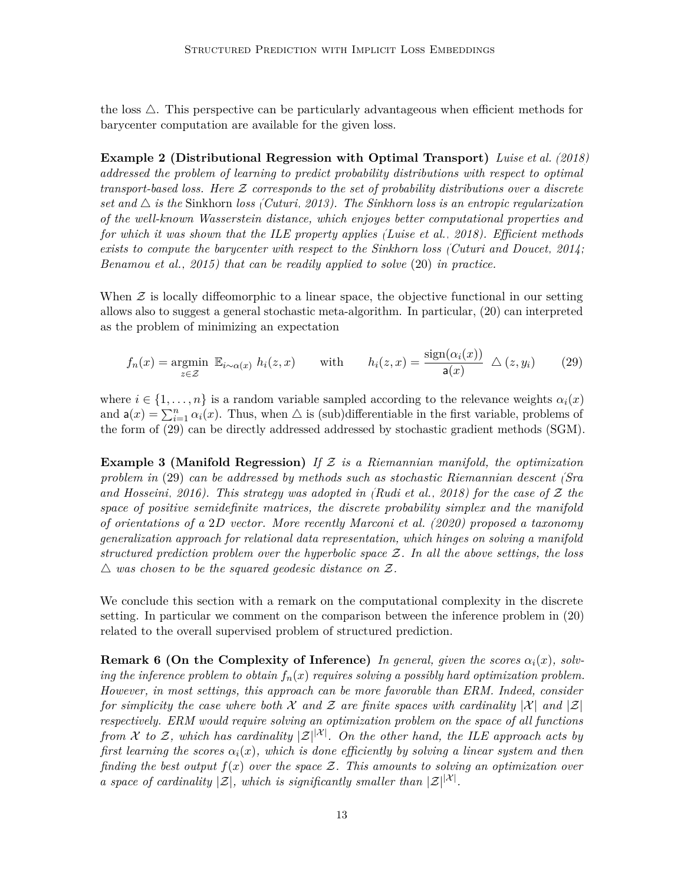the loss $\triangle$. This perspective can be particularly advantageous when efficient methods for barycenter computation are available for the given loss.

**Example 2 (Distributional Regression with Optimal Transport)** *Luise et al. (2018) addressed the problem of learning to predict probability distributions with respect to optimal transport-based loss. Here $\mathcal{Z}$ corresponds to the set of probability distributions over a discrete set and $\triangle$ is the* Sinkhorn *loss (Cuturi, 2013). The Sinkhorn loss is an entropic regularization of the well-known Wasserstein distance, which enjoyes better computational properties and for which it was shown that the ILE property applies (Luise et al., 2018). Efficient methods exists to compute the barycenter with respect to the Sinkhorn loss (Cuturi and Doucet, 2014; Benamou et al., 2015) that can be readily applied to solve* (20) *in practice.*

When $\mathcal{Z}$ is locally diffeomorphic to a linear space, the objective functional in our setting allows also to suggest a general stochastic meta-algorithm. In particular, (20) can interpreted as the problem of minimizing an expectation

$$f_n(x) = \operatorname*{argmin}_{z \in \mathcal{Z}} \ \mathbb{E}_{i \sim \alpha(x)} \ h_i(z, x) \qquad \text{with} \qquad h_i(z, x) = \frac{\operatorname{sign}(\alpha_i(x))}{\mathsf{a}(x)} \ \triangle(z, y_i) \tag{29}$$

where $i \in \{1, \dots, n\}$ is a random variable sampled according to the relevance weights $\alpha_i(x)$ and $\mathsf{a}(x) = \sum_{i=1}^n \alpha_i(x)$. Thus, when $\triangle$ is (sub)differentiable in the first variable, problems of the form of (29) can be directly addressed addressed by stochastic gradient methods (SGM).

**Example 3 (Manifold Regression)** *If $\mathcal{Z}$ is a Riemannian manifold, the optimization problem in* (29) *can be addressed by methods such as stochastic Riemannian descent (Sra and Hosseini, 2016). This strategy was adopted in (Rudi et al., 2018) for the case of $\mathcal{Z}$ the space of positive semidefinite matrices, the discrete probability simplex and the manifold of orientations of a* 2*D vector. More recently Marconi et al. (2020) proposed a taxonomy generalization approach for relational data representation, which hinges on solving a manifold structured prediction problem over the hyperbolic space $\mathcal{Z}$. In all the above settings, the loss $\triangle$ was chosen to be the squared geodesic distance on $\mathcal{Z}$.*

We conclude this section with a remark on the computational complexity in the discrete setting. In particular we comment on the comparison between the inference problem in (20) related to the overall supervised problem of structured prediction.

**Remark 6 (On the Complexity of Inference)** *In general, given the scores $\alpha_i(x)$, solving the inference problem to obtain $f_n(x)$ requires solving a possibly hard optimization problem. However, in most settings, this approach can be more favorable than ERM. Indeed, consider for simplicity the case where both $\mathcal{X}$ and $\mathcal{Z}$ are finite spaces with cardinality $|\mathcal{X}|$ and $|\mathcal{Z}|$ respectively. ERM would require solving an optimization problem on the space of all functions from $\mathcal{X}$ to $\mathcal{Z}$, which has cardinality $|\mathcal{Z}|^{|\mathcal{X}|}$. On the other hand, the ILE approach acts by first learning the scores $\alpha_i(x)$, which is done efficiently by solving a linear system and then finding the best output $f(x)$ over the space $\mathcal{Z}$. This amounts to solving an optimization over a space of cardinality $|\mathcal{Z}|$, which is significantly smaller than $|\mathcal{Z}|^{|\mathcal{X}|}$.*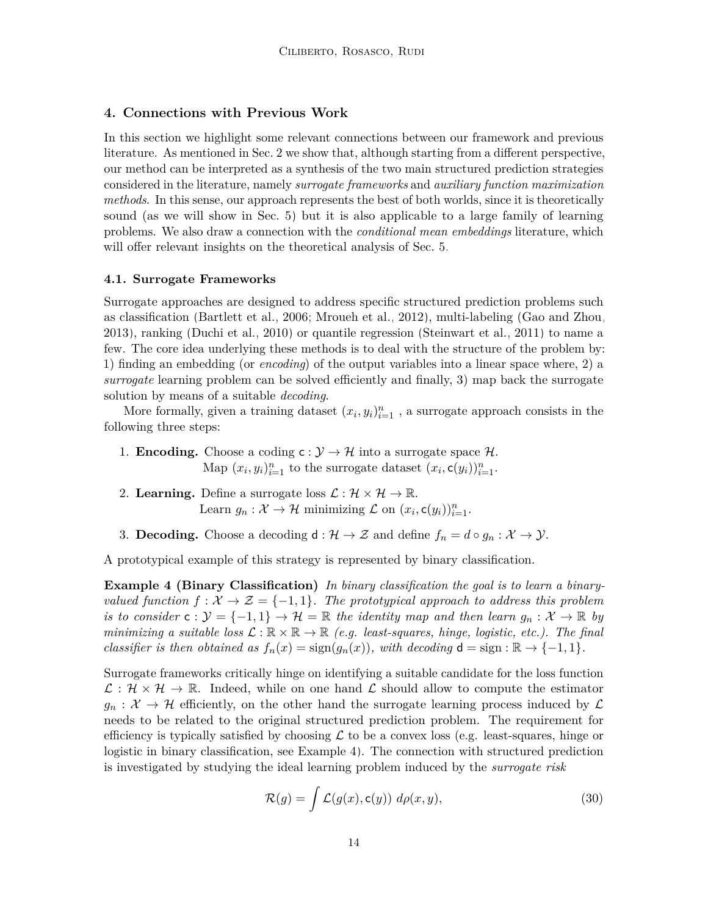## 4. Connections with Previous Work

In this section we highlight some relevant connections between our framework and previous literature. As mentioned in Sec. 2 we show that, although starting from a different perspective, our method can be interpreted as a synthesis of the two main structured prediction strategies considered in the literature, namely *surrogate frameworks* and *auxiliary function maximization methods*. In this sense, our approach represents the best of both worlds, since it is theoretically sound (as we will show in Sec. 5) but it is also applicable to a large family of learning problems. We also draw a connection with the *conditional mean embeddings* literature, which will offer relevant insights on the theoretical analysis of Sec. 5.

### 4.1. Surrogate Frameworks

Surrogate approaches are designed to address specific structured prediction problems such as classification (Bartlett et al., 2006; Mroueh et al., 2012), multi-labeling (Gao and Zhou, 2013), ranking (Duchi et al., 2010) or quantile regression (Steinwart et al., 2011) to name a few. The core idea underlying these methods is to deal with the structure of the problem by: 1) finding an embedding (or *encoding*) of the output variables into a linear space where, 2) a *surrogate* learning problem can be solved efficiently and finally, 3) map back the surrogate solution by means of a suitable *decoding*.

More formally, given a training dataset $(x_i, y_i)_{i=1}^n$ , a surrogate approach consists in the following three steps:

1. **Encoding.** Choose a coding $\mathsf{c} : \mathcal{Y} \to \mathcal{H}$ into a surrogate space $\mathcal{H}$.
   Map $(x_i, y_i)_{i=1}^n$ to the surrogate dataset $(x_i, \mathsf{c}(y_i))_{i=1}^n$.
2. **Learning.** Define a surrogate loss $\mathcal{L} : \mathcal{H} \times \mathcal{H} \to \mathbb{R}$.
   Learn $g_n : \mathcal{X} \to \mathcal{H}$ minimizing $\mathcal{L}$ on $(x_i, \mathsf{c}(y_i))_{i=1}^n$.
3. **Decoding.** Choose a decoding $\mathsf{d} : \mathcal{H} \to \mathcal{Z}$ and define $f_n = d \circ g_n : \mathcal{X} \to \mathcal{Y}$.

A prototypical example of this strategy is represented by binary classification.

**Example 4 (Binary Classification)** *In binary classification the goal is to learn a binary-valued function $f : \mathcal{X} \to \mathcal{Z} = \{-1, 1\}$. The prototypical approach to address this problem is to consider $\mathsf{c} : \mathcal{Y} = \{-1, 1\} \to \mathcal{H} = \mathbb{R}$ the identity map and then learn $g_n : \mathcal{X} \to \mathbb{R}$ by minimizing a suitable loss $\mathcal{L} : \mathbb{R} \times \mathbb{R} \to \mathbb{R}$ (e.g. least-squares, hinge, logistic, etc.). The final classifier is then obtained as $f_n(x) = \operatorname{sign}(g_n(x))$, with decoding $\mathsf{d} = \operatorname{sign} : \mathbb{R} \to \{-1, 1\}$.*

Surrogate frameworks critically hinge on identifying a suitable candidate for the loss function $\mathcal{L} : \mathcal{H} \times \mathcal{H} \to \mathbb{R}$. Indeed, while on one hand $\mathcal{L}$ should allow to compute the estimator $g_n : \mathcal{X} \to \mathcal{H}$ efficiently, on the other hand the surrogate learning process induced by $\mathcal{L}$ needs to be related to the original structured prediction problem. The requirement for efficiency is typically satisfied by choosing $\mathcal{L}$ to be a convex loss (e.g. least-squares, hinge or logistic in binary classification, see Example 4). The connection with structured prediction is investigated by studying the ideal learning problem induced by the *surrogate risk*

$$\mathcal{R}(g) = \int \mathcal{L}(g(x), \mathsf{c}(y)) \; d\rho(x, y), \tag{30}$$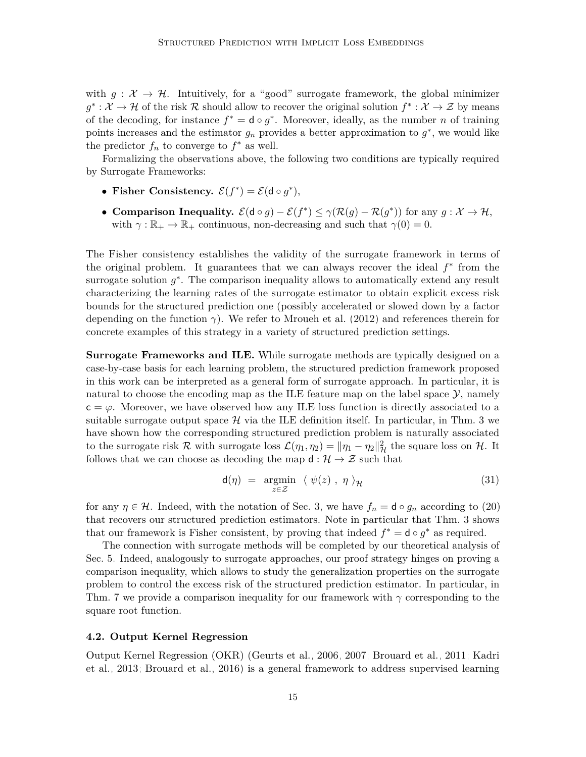with $g : \mathcal{X} \to \mathcal{H}$. Intuitively, for a "good" surrogate framework, the global minimizer $g^* : \mathcal{X} \to \mathcal{H}$ of the risk $\mathcal{R}$ should allow to recover the original solution $f^* : \mathcal{X} \to \mathcal{Z}$ by means of the decoding, for instance $f^* = \mathsf{d} \circ g^*$. Moreover, ideally, as the number $n$ of training points increases and the estimator $g_n$ provides a better approximation to $g^*$, we would like the predictor $f_n$ to converge to $f^*$ as well.

Formalizing the observations above, the following two conditions are typically required by Surrogate Frameworks:

- **Fisher Consistency.** $\mathcal{E}(f^*) = \mathcal{E}(\mathsf{d} \circ g^*)$,
- **Comparison Inequality.** $\mathcal{E}(\mathsf{d} \circ g) - \mathcal{E}(f^*) \leq \gamma(\mathcal{R}(g) - \mathcal{R}(g^*))$ for any $g : \mathcal{X} \to \mathcal{H}$, with $\gamma : \mathbb{R}_+ \to \mathbb{R}_+$ continuous, non-decreasing and such that $\gamma(0) = 0$.

The Fisher consistency establishes the validity of the surrogate framework in terms of the original problem. It guarantees that we can always recover the ideal $f^*$ from the surrogate solution $g^*$. The comparison inequality allows to automatically extend any result characterizing the learning rates of the surrogate estimator to obtain explicit excess risk bounds for the structured prediction one (possibly accelerated or slowed down by a factor depending on the function $\gamma$). We refer to Mroueh et al. (2012) and references therein for concrete examples of this strategy in a variety of structured prediction settings.

**Surrogate Frameworks and ILE.** While surrogate methods are typically designed on a case-by-case basis for each learning problem, the structured prediction framework proposed in this work can be interpreted as a general form of surrogate approach. In particular, it is natural to choose the encoding map as the ILE feature map on the label space $\mathcal{Y}$, namely $\mathsf{c} = \varphi$. Moreover, we have observed how any ILE loss function is directly associated to a suitable surrogate output space $\mathcal{H}$ via the ILE definition itself. In particular, in Thm. 3 we have shown how the corresponding structured prediction problem is naturally associated to the surrogate risk $\mathcal{R}$ with surrogate loss $\mathcal{L}(\eta_1, \eta_2) = \|\eta_1 - \eta_2\|_{\mathcal{H}}^2$ the square loss on $\mathcal{H}$. It follows that we can choose as decoding the map $\mathsf{d} : \mathcal{H} \to \mathcal{Z}$ such that

$$\mathsf{d}(\eta) \;=\; \underset{z \in \mathcal{Z}}{\operatorname{argmin}} \;\; \langle\, \psi(z) \;,\; \eta \,\rangle_{\mathcal{H}} \tag{31}$$

for any $\eta \in \mathcal{H}$. Indeed, with the notation of Sec. 3, we have $f_n = \mathsf{d} \circ g_n$ according to (20) that recovers our structured prediction estimators. Note in particular that Thm. 3 shows that our framework is Fisher consistent, by proving that indeed $f^* = \mathsf{d} \circ g^*$ as required.

The connection with surrogate methods will be completed by our theoretical analysis of Sec. 5. Indeed, analogously to surrogate approaches, our proof strategy hinges on proving a comparison inequality, which allows to study the generalization properties on the surrogate problem to control the excess risk of the structured prediction estimator. In particular, in Thm. 7 we provide a comparison inequality for our framework with $\gamma$ corresponding to the square root function.

### 4.2. Output Kernel Regression

Output Kernel Regression (OKR) (Geurts et al., 2006, 2007; Brouard et al., 2011; Kadri et al., 2013; Brouard et al., 2016) is a general framework to address supervised learning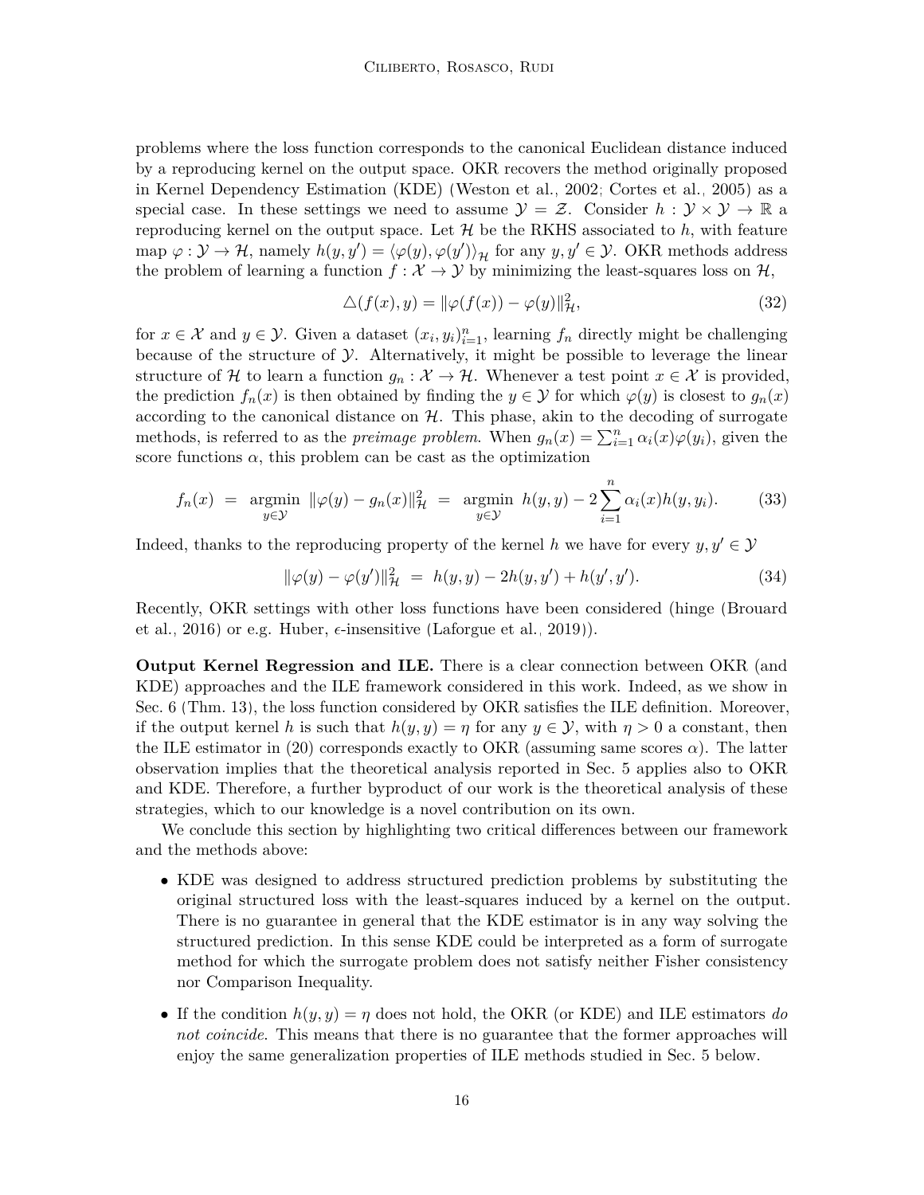problems where the loss function corresponds to the canonical Euclidean distance induced by a reproducing kernel on the output space. OKR recovers the method originally proposed in Kernel Dependency Estimation (KDE) (Weston et al., 2002; Cortes et al., 2005) as a special case. In these settings we need to assume $\mathcal{Y} = \mathcal{Z}$. Consider $h : \mathcal{Y} \times \mathcal{Y} \to \mathbb{R}$ a reproducing kernel on the output space. Let $\mathcal{H}$ be the RKHS associated to $h$, with feature map $\varphi : \mathcal{Y} \to \mathcal{H}$, namely $h(y, y') = \langle \varphi(y), \varphi(y') \rangle_{\mathcal{H}}$ for any $y, y' \in \mathcal{Y}$. OKR methods address the problem of learning a function $f : \mathcal{X} \to \mathcal{Y}$ by minimizing the least-squares loss on $\mathcal{H}$,

$$\triangle(f(x), y) = \|\varphi(f(x)) - \varphi(y)\|_{\mathcal{H}}^2, \tag{32}$$

for $x \in \mathcal{X}$ and $y \in \mathcal{Y}$. Given a dataset $(x_i, y_i)_{i=1}^n$, learning $f_n$ directly might be challenging because of the structure of $\mathcal{Y}$. Alternatively, it might be possible to leverage the linear structure of $\mathcal{H}$ to learn a function $g_n : \mathcal{X} \to \mathcal{H}$. Whenever a test point $x \in \mathcal{X}$ is provided, the prediction $f_n(x)$ is then obtained by finding the $y \in \mathcal{Y}$ for which $\varphi(y)$ is closest to $g_n(x)$ according to the canonical distance on $\mathcal{H}$. This phase, akin to the decoding of surrogate methods, is referred to as the *preimage problem*. When $g_n(x) = \sum_{i=1}^n \alpha_i(x)\varphi(y_i)$, given the score functions $\alpha$, this problem can be cast as the optimization

$$f_n(x) \;=\; \operatorname*{argmin}_{y \in \mathcal{Y}} \; \|\varphi(y) - g_n(x)\|_{\mathcal{H}}^2 \;=\; \operatorname*{argmin}_{y \in \mathcal{Y}} \; h(y, y) - 2\sum_{i=1}^n \alpha_i(x) h(y, y_i). \tag{33}$$

Indeed, thanks to the reproducing property of the kernel $h$ we have for every $y, y' \in \mathcal{Y}$

$$\|\varphi(y) - \varphi(y')\|_{\mathcal{H}}^2 \;=\; h(y, y) - 2h(y, y') + h(y', y'). \tag{34}$$

Recently, OKR settings with other loss functions have been considered (hinge (Brouard et al., 2016) or e.g. Huber, $\epsilon$-insensitive (Laforgue et al., 2019)).

**Output Kernel Regression and ILE.** There is a clear connection between OKR (and KDE) approaches and the ILE framework considered in this work. Indeed, as we show in Sec. 6 (Thm. 13), the loss function considered by OKR satisfies the ILE definition. Moreover, if the output kernel $h$ is such that $h(y, y) = \eta$ for any $y \in \mathcal{Y}$, with $\eta > 0$ a constant, then the ILE estimator in (20) corresponds exactly to OKR (assuming same scores $\alpha$). The latter observation implies that the theoretical analysis reported in Sec. 5 applies also to OKR and KDE. Therefore, a further byproduct of our work is the theoretical analysis of these strategies, which to our knowledge is a novel contribution on its own.

We conclude this section by highlighting two critical differences between our framework and the methods above:

- KDE was designed to address structured prediction problems by substituting the original structured loss with the least-squares induced by a kernel on the output. There is no guarantee in general that the KDE estimator is in any way solving the structured prediction. In this sense KDE could be interpreted as a form of surrogate method for which the surrogate problem does not satisfy neither Fisher consistency nor Comparison Inequality.

- If the condition $h(y, y) = \eta$ does not hold, the OKR (or KDE) and ILE estimators *do not coincide*. This means that there is no guarantee that the former approaches will enjoy the same generalization properties of ILE methods studied in Sec. 5 below.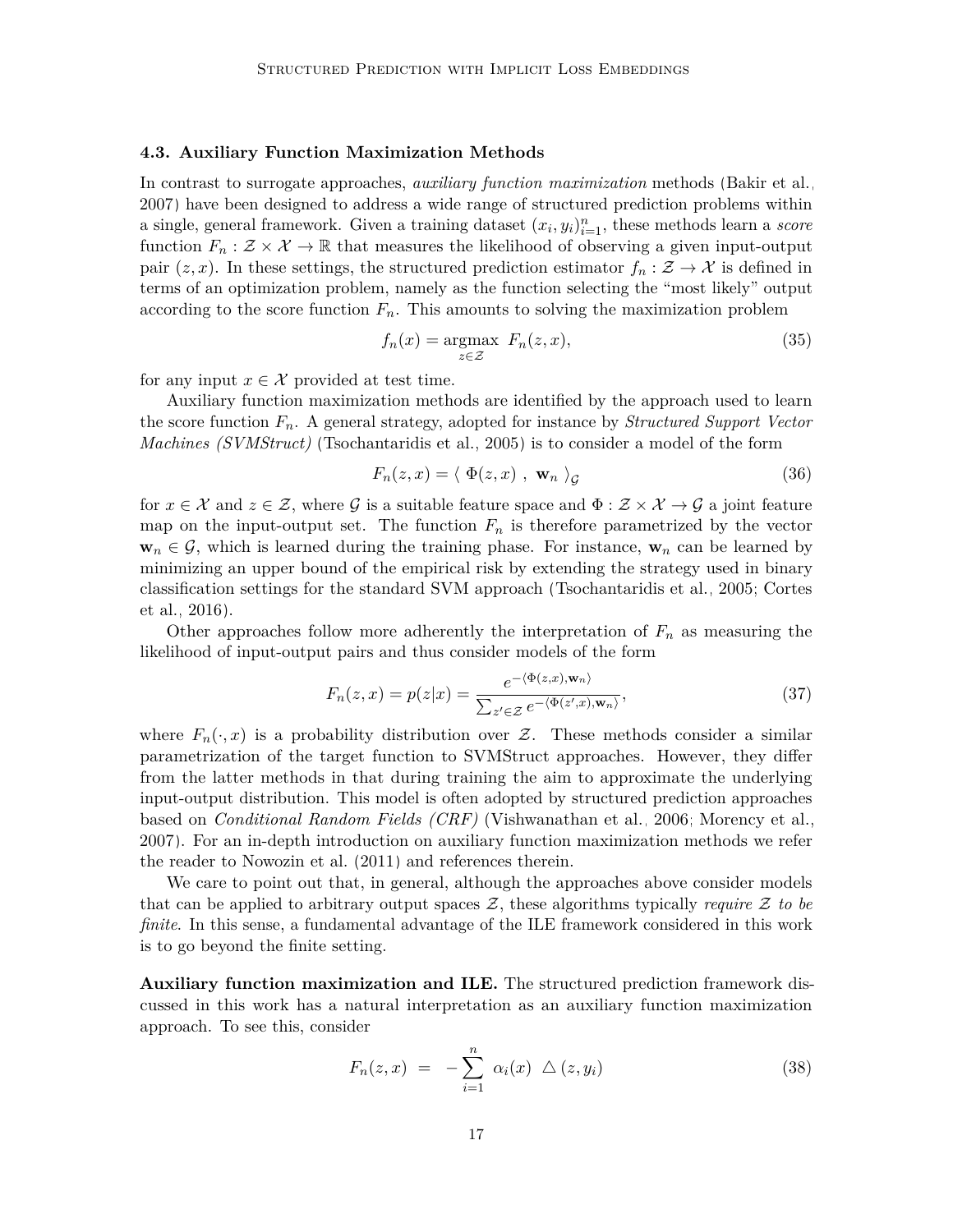### 4.3. Auxiliary Function Maximization Methods

In contrast to surrogate approaches, *auxiliary function maximization* methods (Bakir et al., 2007) have been designed to address a wide range of structured prediction problems within a single, general framework. Given a training dataset $(x_i, y_i)_{i=1}^n$, these methods learn a *score* function $F_n : \mathcal{Z} \times \mathcal{X} \to \mathbb{R}$ that measures the likelihood of observing a given input-output pair $(z, x)$. In these settings, the structured prediction estimator $f_n : \mathcal{Z} \to \mathcal{X}$ is defined in terms of an optimization problem, namely as the function selecting the "most likely" output according to the score function $F_n$. This amounts to solving the maximization problem

$$f_n(x) = \operatorname*{argmax}_{z \in \mathcal{Z}} \; F_n(z, x), \tag{35}$$

for any input $x \in \mathcal{X}$ provided at test time.

Auxiliary function maximization methods are identified by the approach used to learn the score function $F_n$. A general strategy, adopted for instance by *Structured Support Vector Machines (SVMStruct)* (Tsochantaridis et al., 2005) is to consider a model of the form

$$F_n(z, x) = \langle \; \Phi(z, x) \; , \; \mathbf{w}_n \; \rangle_{\mathcal{G}} \tag{36}$$

for $x \in \mathcal{X}$ and $z \in \mathcal{Z}$, where $\mathcal{G}$ is a suitable feature space and $\Phi : \mathcal{Z} \times \mathcal{X} \to \mathcal{G}$ a joint feature map on the input-output set. The function $F_n$ is therefore parametrized by the vector $\mathbf{w}_n \in \mathcal{G}$, which is learned during the training phase. For instance, $\mathbf{w}_n$ can be learned by minimizing an upper bound of the empirical risk by extending the strategy used in binary classification settings for the standard SVM approach (Tsochantaridis et al., 2005; Cortes et al., 2016).

Other approaches follow more adherently the interpretation of $F_n$ as measuring the likelihood of input-output pairs and thus consider models of the form

$$F_n(z, x) = p(z|x) = \frac{e^{-\langle \Phi(z,x), \mathbf{w}_n \rangle}}{\sum_{z' \in \mathcal{Z}} e^{-\langle \Phi(z',x), \mathbf{w}_n \rangle}}, \tag{37}$$

where $F_n(\cdot, x)$ is a probability distribution over $\mathcal{Z}$. These methods consider a similar parametrization of the target function to SVMStruct approaches. However, they differ from the latter methods in that during training the aim to approximate the underlying input-output distribution. This model is often adopted by structured prediction approaches based on *Conditional Random Fields (CRF)* (Vishwanathan et al., 2006; Morency et al., 2007). For an in-depth introduction on auxiliary function maximization methods we refer the reader to Nowozin et al. (2011) and references therein.

We care to point out that, in general, although the approaches above consider models that can be applied to arbitrary output spaces $\mathcal{Z}$, these algorithms typically *require $\mathcal{Z}$ to be finite*. In this sense, a fundamental advantage of the ILE framework considered in this work is to go beyond the finite setting.

**Auxiliary function maximization and ILE.** The structured prediction framework discussed in this work has a natural interpretation as an auxiliary function maximization approach. To see this, consider

$$F_n(z, x) \;\; = \;\; -\sum_{i=1}^{n} \; \alpha_i(x) \;\; \triangle\,(z, y_i) \tag{38}$$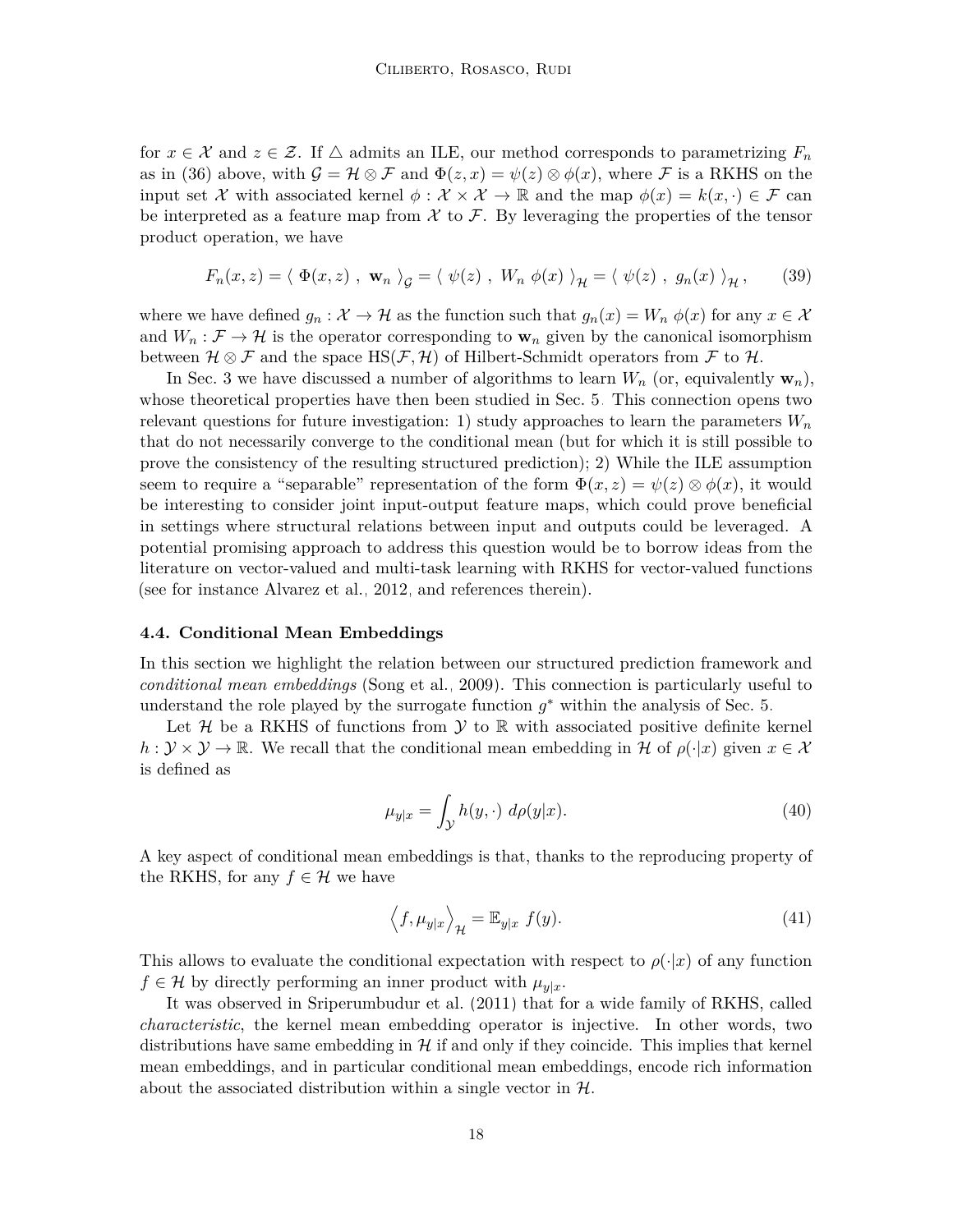for $x \in \mathcal{X}$ and $z \in \mathcal{Z}$. If $\triangle$ admits an ILE, our method corresponds to parametrizing $F_n$ as in (36) above, with $\mathcal{G} = \mathcal{H} \otimes \mathcal{F}$ and $\Phi(z, x) = \psi(z) \otimes \phi(x)$, where $\mathcal{F}$ is a RKHS on the input set $\mathcal{X}$ with associated kernel $\phi : \mathcal{X} \times \mathcal{X} \to \mathbb{R}$ and the map $\phi(x) = k(x, \cdot) \in \mathcal{F}$ can be interpreted as a feature map from $\mathcal{X}$ to $\mathcal{F}$. By leveraging the properties of the tensor product operation, we have

$$F_n(x, z) = \langle\ \Phi(x, z)\ ,\ \mathbf{w}_n\ \rangle_{\mathcal{G}} = \langle\ \psi(z)\ ,\ W_n\ \phi(x)\ \rangle_{\mathcal{H}} = \langle\ \psi(z)\ ,\ g_n(x)\ \rangle_{\mathcal{H}}, \tag{39}$$

where we have defined $g_n : \mathcal{X} \to \mathcal{H}$ as the function such that $g_n(x) = W_n\ \phi(x)$ for any $x \in \mathcal{X}$ and $W_n : \mathcal{F} \to \mathcal{H}$ is the operator corresponding to $\mathbf{w}_n$ given by the canonical isomorphism between $\mathcal{H} \otimes \mathcal{F}$ and the space $\mathrm{HS}(\mathcal{F}, \mathcal{H})$ of Hilbert-Schmidt operators from $\mathcal{F}$ to $\mathcal{H}$.

In Sec. 3 we have discussed a number of algorithms to learn $W_n$ (or, equivalently $\mathbf{w}_n$), whose theoretical properties have then been studied in Sec. 5. This connection opens two relevant questions for future investigation: 1) study approaches to learn the parameters $W_n$ that do not necessarily converge to the conditional mean (but for which it is still possible to prove the consistency of the resulting structured prediction); 2) While the ILE assumption seem to require a "separable" representation of the form $\Phi(x, z) = \psi(z) \otimes \phi(x)$, it would be interesting to consider joint input-output feature maps, which could prove beneficial in settings where structural relations between input and outputs could be leveraged. A potential promising approach to address this question would be to borrow ideas from the literature on vector-valued and multi-task learning with RKHS for vector-valued functions (see for instance Alvarez et al., 2012, and references therein).

### 4.4. Conditional Mean Embeddings

In this section we highlight the relation between our structured prediction framework and *conditional mean embeddings* (Song et al., 2009). This connection is particularly useful to understand the role played by the surrogate function $g^*$ within the analysis of Sec. 5.

Let $\mathcal{H}$ be a RKHS of functions from $\mathcal{Y}$ to $\mathbb{R}$ with associated positive definite kernel $h : \mathcal{Y} \times \mathcal{Y} \to \mathbb{R}$. We recall that the conditional mean embedding in $\mathcal{H}$ of $\rho(\cdot|x)$ given $x \in \mathcal{X}$ is defined as

$$\mu_{y|x} = \int_{\mathcal{Y}} h(y, \cdot)\ d\rho(y|x). \tag{40}$$

A key aspect of conditional mean embeddings is that, thanks to the reproducing property of the RKHS, for any $f \in \mathcal{H}$ we have

$$\left\langle f, \mu_{y|x} \right\rangle_{\mathcal{H}} = \mathbb{E}_{y|x}\ f(y). \tag{41}$$

This allows to evaluate the conditional expectation with respect to $\rho(\cdot|x)$ of any function $f \in \mathcal{H}$ by directly performing an inner product with $\mu_{y|x}$.

It was observed in Sriperumbudur et al. (2011) that for a wide family of RKHS, called *characteristic*, the kernel mean embedding operator is injective. In other words, two distributions have same embedding in $\mathcal{H}$ if and only if they coincide. This implies that kernel mean embeddings, and in particular conditional mean embeddings, encode rich information about the associated distribution within a single vector in $\mathcal{H}$.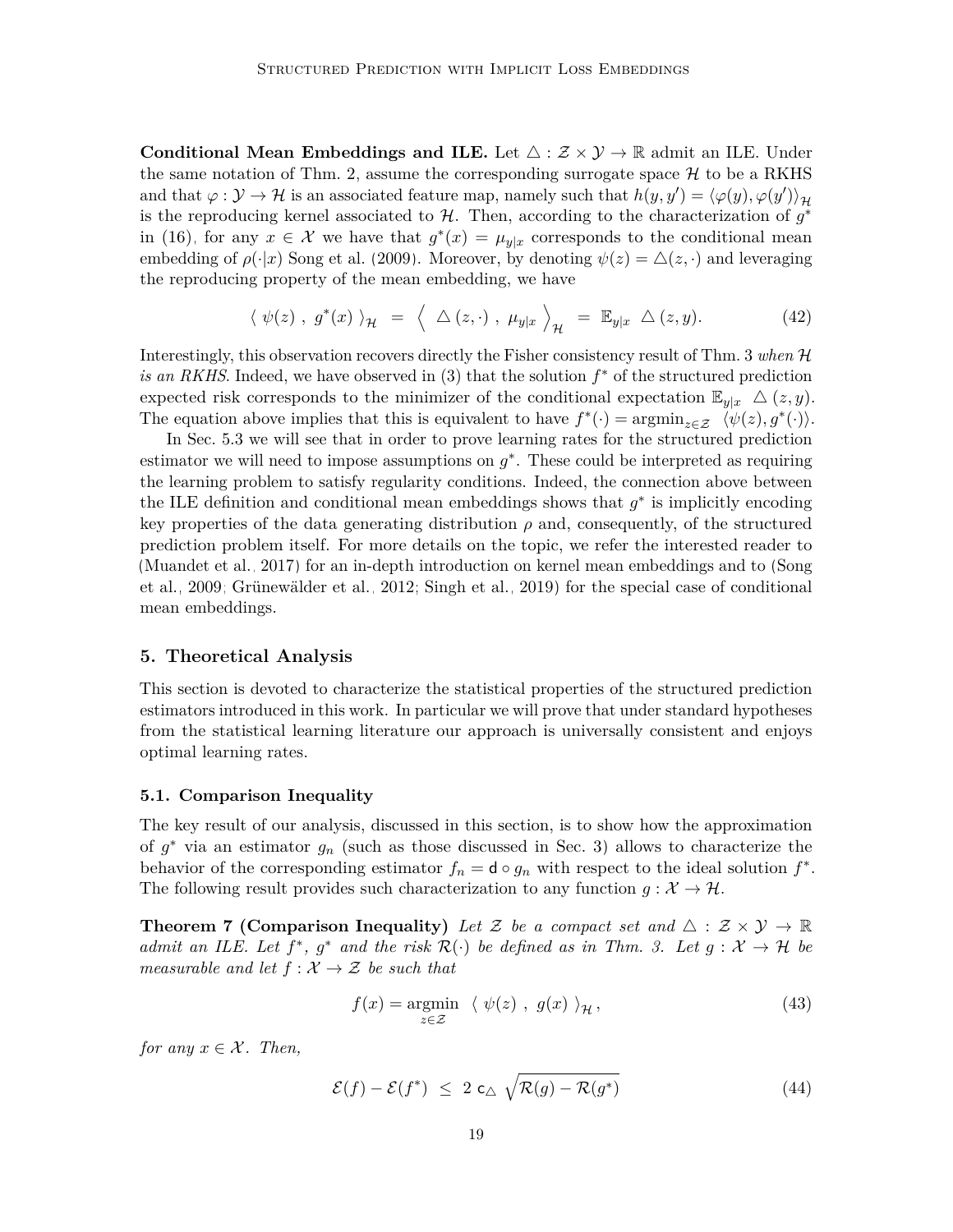**Conditional Mean Embeddings and ILE.** Let $\triangle : \mathcal{Z} \times \mathcal{Y} \to \mathbb{R}$ admit an ILE. Under the same notation of Thm. 2, assume the corresponding surrogate space $\mathcal{H}$ to be a RKHS and that $\varphi : \mathcal{Y} \to \mathcal{H}$ is an associated feature map, namely such that $h(y, y') = \langle \varphi(y), \varphi(y') \rangle_{\mathcal{H}}$ is the reproducing kernel associated to $\mathcal{H}$. Then, according to the characterization of $g^*$ in (16), for any $x \in \mathcal{X}$ we have that $g^*(x) = \mu_{y|x}$ corresponds to the conditional mean embedding of $\rho(\cdot|x)$ Song et al. (2009). Moreover, by denoting $\psi(z) = \triangle(z, \cdot)$ and leveraging the reproducing property of the mean embedding, we have

$$\langle \ \psi(z) \ , \ g^*(x) \ \rangle_{\mathcal{H}} \ = \ \Big\langle \ \triangle(z, \cdot) \ , \ \mu_{y|x} \ \Big\rangle_{\mathcal{H}} \ = \ \mathbb{E}_{y|x} \ \triangle(z, y). \tag{42}$$

Interestingly, this observation recovers directly the Fisher consistency result of Thm. 3 *when $\mathcal{H}$ is an RKHS*. Indeed, we have observed in (3) that the solution $f^*$ of the structured prediction expected risk corresponds to the minimizer of the conditional expectation $\mathbb{E}_{y|x} \ \triangle(z, y)$. The equation above implies that this is equivalent to have $f^*(\cdot) = \operatorname{argmin}_{z \in \mathcal{Z}} \ \langle \psi(z), g^*(\cdot) \rangle$.

In Sec. 5.3 we will see that in order to prove learning rates for the structured prediction estimator we will need to impose assumptions on $g^*$. These could be interpreted as requiring the learning problem to satisfy regularity conditions. Indeed, the connection above between the ILE definition and conditional mean embeddings shows that $g^*$ is implicitly encoding key properties of the data generating distribution $\rho$ and, consequently, of the structured prediction problem itself. For more details on the topic, we refer the interested reader to (Muandet et al., 2017) for an in-depth introduction on kernel mean embeddings and to (Song et al., 2009; Grünewälder et al., 2012; Singh et al., 2019) for the special case of conditional mean embeddings.

## 5. Theoretical Analysis

This section is devoted to characterize the statistical properties of the structured prediction estimators introduced in this work. In particular we will prove that under standard hypotheses from the statistical learning literature our approach is universally consistent and enjoys optimal learning rates.

### 5.1. Comparison Inequality

The key result of our analysis, discussed in this section, is to show how the approximation of $g^*$ via an estimator $g_n$ (such as those discussed in Sec. 3) allows to characterize the behavior of the corresponding estimator $f_n = \mathsf{d} \circ g_n$ with respect to the ideal solution $f^*$. The following result provides such characterization to any function $g : \mathcal{X} \to \mathcal{H}$.

**Theorem 7 (Comparison Inequality)** *Let $\mathcal{Z}$ be a compact set and $\triangle : \mathcal{Z} \times \mathcal{Y} \to \mathbb{R}$ admit an ILE. Let $f^*$, $g^*$ and the risk $\mathcal{R}(\cdot)$ be defined as in Thm. 3. Let $g : \mathcal{X} \to \mathcal{H}$ be measurable and let $f : \mathcal{X} \to \mathcal{Z}$ be such that*

$$f(x) = \operatorname*{argmin}_{z \in \mathcal{Z}} \ \langle \ \psi(z) \ , \ g(x) \ \rangle_{\mathcal{H}}, \tag{43}$$

*for any $x \in \mathcal{X}$. Then,*

$$\mathcal{E}(f) - \mathcal{E}(f^*) \ \leq \ 2 \ \mathsf{c}_{\triangle} \ \sqrt{\mathcal{R}(g) - \mathcal{R}(g^*)} \tag{44}$$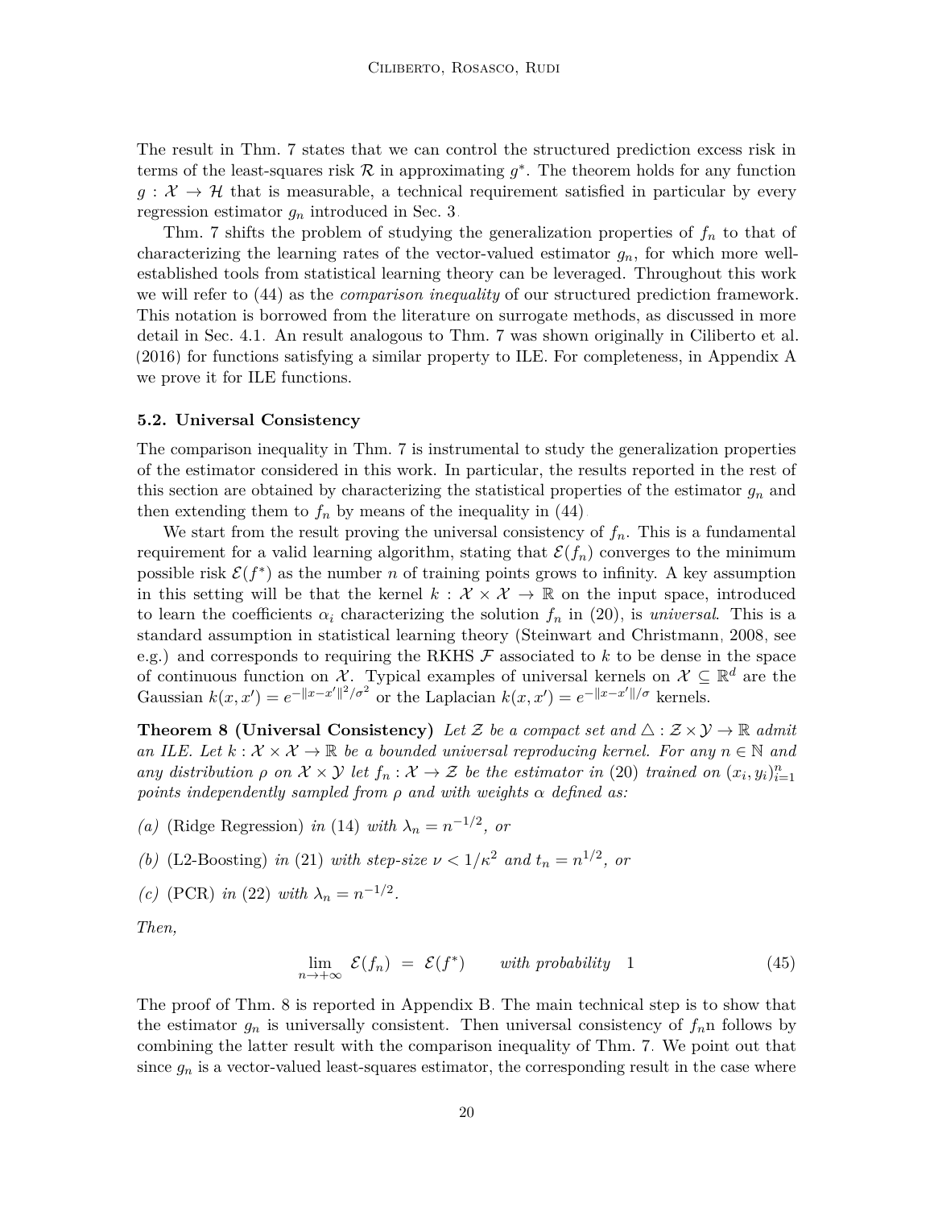The result in Thm. 7 states that we can control the structured prediction excess risk in terms of the least-squares risk $\mathcal{R}$ in approximating $g^*$. The theorem holds for any function $g : \mathcal{X} \to \mathcal{H}$ that is measurable, a technical requirement satisfied in particular by every regression estimator $g_n$ introduced in Sec. 3.

Thm. 7 shifts the problem of studying the generalization properties of $f_n$ to that of characterizing the learning rates of the vector-valued estimator $g_n$, for which more well-established tools from statistical learning theory can be leveraged. Throughout this work we will refer to (44) as the *comparison inequality* of our structured prediction framework. This notation is borrowed from the literature on surrogate methods, as discussed in more detail in Sec. 4.1. An result analogous to Thm. 7 was shown originally in Ciliberto et al. (2016) for functions satisfying a similar property to ILE. For completeness, in Appendix A we prove it for ILE functions.

### 5.2. Universal Consistency

The comparison inequality in Thm. 7 is instrumental to study the generalization properties of the estimator considered in this work. In particular, the results reported in the rest of this section are obtained by characterizing the statistical properties of the estimator $g_n$ and then extending them to $f_n$ by means of the inequality in (44).

We start from the result proving the universal consistency of $f_n$. This is a fundamental requirement for a valid learning algorithm, stating that $\mathcal{E}(f_n)$ converges to the minimum possible risk $\mathcal{E}(f^*)$ as the number $n$ of training points grows to infinity. A key assumption in this setting will be that the kernel $k : \mathcal{X} \times \mathcal{X} \to \mathbb{R}$ on the input space, introduced to learn the coefficients $\alpha_i$ characterizing the solution $f_n$ in (20), is *universal*. This is a standard assumption in statistical learning theory (Steinwart and Christmann, 2008, see e.g.) and corresponds to requiring the RKHS $\mathcal{F}$ associated to $k$ to be dense in the space of continuous function on $\mathcal{X}$. Typical examples of universal kernels on $\mathcal{X} \subseteq \mathbb{R}^d$ are the Gaussian $k(x, x') = e^{-\|x-x'\|^2/\sigma^2}$ or the Laplacian $k(x, x') = e^{-\|x-x'\|/\sigma}$ kernels.

**Theorem 8 (Universal Consistency)** *Let $\mathcal{Z}$ be a compact set and $\triangle : \mathcal{Z} \times \mathcal{Y} \to \mathbb{R}$ admit an ILE. Let $k : \mathcal{X} \times \mathcal{X} \to \mathbb{R}$ be a bounded universal reproducing kernel. For any $n \in \mathbb{N}$ and any distribution $\rho$ on $\mathcal{X} \times \mathcal{Y}$ let $f_n : \mathcal{X} \to \mathcal{Z}$ be the estimator in (20) trained on $(x_i, y_i)_{i=1}^n$ points independently sampled from $\rho$ and with weights $\alpha$ defined as:*

*(a)* (Ridge Regression) *in* (14) *with $\lambda_n = n^{-1/2}$, or*

*(b)* (L2-Boosting) *in* (21) *with step-size $\nu < 1/\kappa^2$ and $t_n = n^{1/2}$, or*

*(c)* (PCR) *in* (22) *with $\lambda_n = n^{-1/2}$.*

*Then,*

$$\lim_{n \to +\infty} \mathcal{E}(f_n) = \mathcal{E}(f^*) \qquad \textit{with probability} \quad 1 \tag{45}$$

The proof of Thm. 8 is reported in Appendix B. The main technical step is to show that the estimator $g_n$ is universally consistent. Then universal consistency of $f_n$n follows by combining the latter result with the comparison inequality of Thm. 7. We point out that since $g_n$ is a vector-valued least-squares estimator, the corresponding result in the case where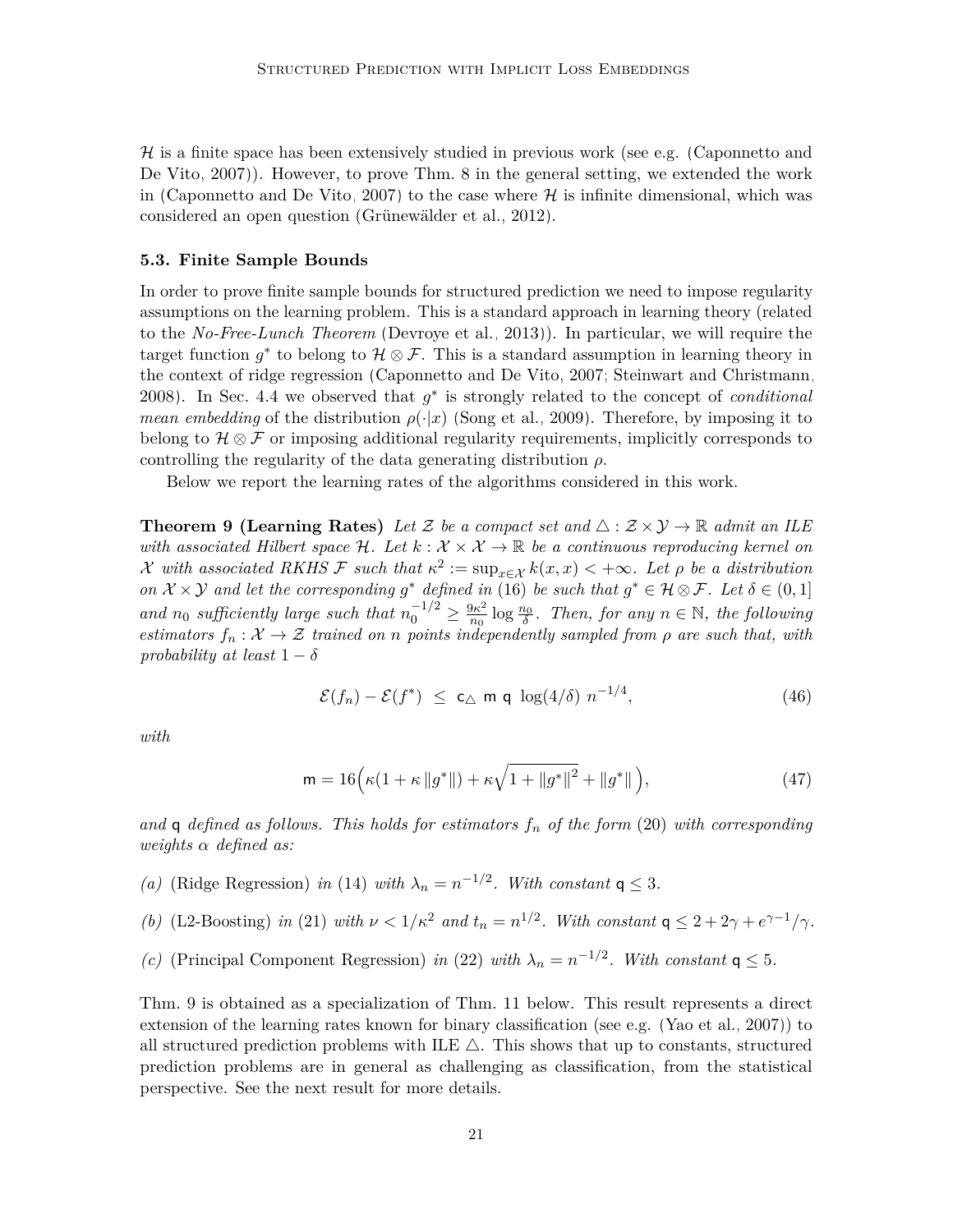$\mathcal{H}$ is a finite space has been extensively studied in previous work (see e.g. (Caponnetto and De Vito, 2007)). However, to prove Thm. 8 in the general setting, we extended the work in (Caponnetto and De Vito, 2007) to the case where $\mathcal{H}$ is infinite dimensional, which was considered an open question (Grünewälder et al., 2012).

### 5.3. Finite Sample Bounds

In order to prove finite sample bounds for structured prediction we need to impose regularity assumptions on the learning problem. This is a standard approach in learning theory (related to the *No-Free-Lunch Theorem* (Devroye et al., 2013)). In particular, we will require the target function $g^*$ to belong to $\mathcal{H} \otimes \mathcal{F}$. This is a standard assumption in learning theory in the context of ridge regression (Caponnetto and De Vito, 2007; Steinwart and Christmann, 2008). In Sec. 4.4 we observed that $g^*$ is strongly related to the concept of *conditional mean embedding* of the distribution $\rho(\cdot|x)$ (Song et al., 2009). Therefore, by imposing it to belong to $\mathcal{H} \otimes \mathcal{F}$ or imposing additional regularity requirements, implicitly corresponds to controlling the regularity of the data generating distribution $\rho$.

Below we report the learning rates of the algorithms considered in this work.

**Theorem 9 (Learning Rates)** *Let $\mathcal{Z}$ be a compact set and $\triangle : \mathcal{Z} \times \mathcal{Y} \to \mathbb{R}$ admit an ILE with associated Hilbert space $\mathcal{H}$. Let $k : \mathcal{X} \times \mathcal{X} \to \mathbb{R}$ be a continuous reproducing kernel on $\mathcal{X}$ with associated RKHS $\mathcal{F}$ such that $\kappa^2 := \sup_{x \in \mathcal{X}} k(x,x) < +\infty$. Let $\rho$ be a distribution on $\mathcal{X} \times \mathcal{Y}$ and let the corresponding $g^*$ defined in* (16) *be such that $g^* \in \mathcal{H} \otimes \mathcal{F}$. Let $\delta \in (0,1]$ and $n_0$ sufficiently large such that $n_0^{-1/2} \geq \frac{9\kappa^2}{n_0} \log \frac{n_0}{\delta}$. Then, for any $n \in \mathbb{N}$, the following estimators $f_n : \mathcal{X} \to \mathcal{Z}$ trained on $n$ points independently sampled from $\rho$ are such that, with probability at least $1 - \delta$*

$$
\mathcal{E}(f_n) - \mathcal{E}(f^*) \;\leq\; \mathsf{c}_\triangle \; \mathsf{m} \; \mathsf{q} \; \log(4/\delta) \; n^{-1/4}, \tag{46}
$$

*with*

$$
\mathsf{m} = 16\Big(\kappa(1 + \kappa \|g^*\|) + \kappa\sqrt{1 + \|g^*\|^2} + \|g^*\|\Big), \tag{47}
$$

*and $\mathsf{q}$ defined as follows. This holds for estimators $f_n$ of the form* (20) *with corresponding weights $\alpha$ defined as:*

*(a)* (Ridge Regression) *in* (14) *with $\lambda_n = n^{-1/2}$. With constant $\mathsf{q} \leq 3$.*

*(b)* (L2-Boosting) *in* (21) *with $\nu < 1/\kappa^2$ and $t_n = n^{1/2}$. With constant $\mathsf{q} \leq 2 + 2\gamma + e^{\gamma - 1}/\gamma$.*

*(c)* (Principal Component Regression) *in* (22) *with $\lambda_n = n^{-1/2}$. With constant $\mathsf{q} \leq 5$.*

Thm. 9 is obtained as a specialization of Thm. 11 below. This result represents a direct extension of the learning rates known for binary classification (see e.g. (Yao et al., 2007)) to all structured prediction problems with ILE $\triangle$. This shows that up to constants, structured prediction problems are in general as challenging as classification, from the statistical perspective. See the next result for more details.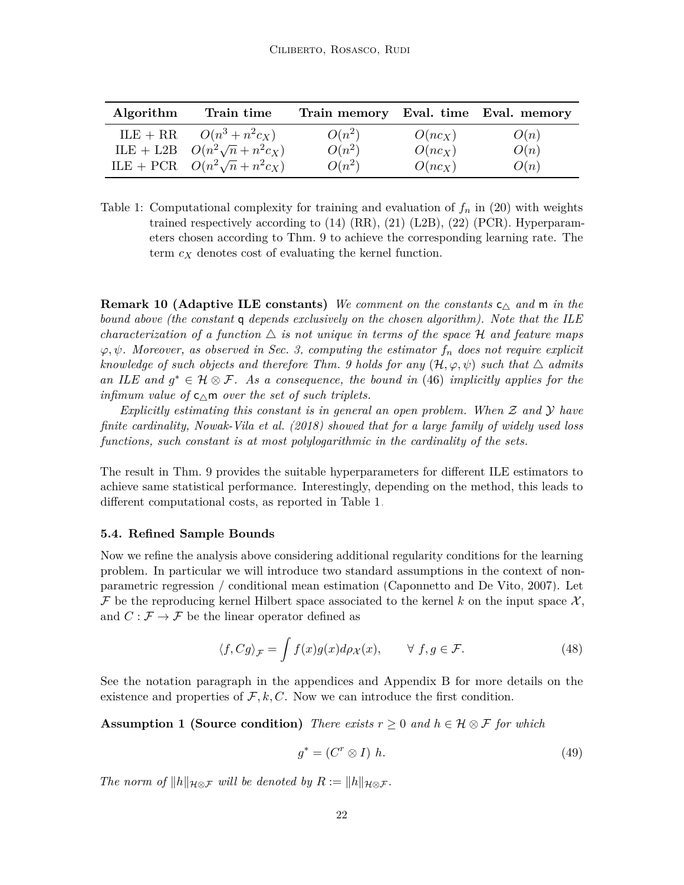| Algorithm | Train time | Train memory | Eval. time | Eval. memory |
|---|---|---|---|---|
| ILE + RR | $O(n^3 + n^2 c_X)$ | $O(n^2)$ | $O(nc_X)$ | $O(n)$ |
| ILE + L2B | $O(n^2\sqrt{n} + n^2 c_X)$ | $O(n^2)$ | $O(nc_X)$ | $O(n)$ |
| ILE + PCR | $O(n^2\sqrt{n} + n^2 c_X)$ | $O(n^2)$ | $O(nc_X)$ | $O(n)$ |

Table 1: Computational complexity for training and evaluation of $f_n$ in (20) with weights trained respectively according to (14) (RR), (21) (L2B), (22) (PCR). Hyperparameters chosen according to Thm. 9 to achieve the corresponding learning rate. The term $c_X$ denotes cost of evaluating the kernel function.

**Remark 10 (Adaptive ILE constants)** *We comment on the constants $\mathsf{c}_\triangle$ and $\mathsf{m}$ in the bound above (the constant $\mathsf{q}$ depends exclusively on the chosen algorithm). Note that the ILE characterization of a function $\triangle$ is not unique in terms of the space $\mathcal{H}$ and feature maps $\varphi, \psi$. Moreover, as observed in Sec. 3, computing the estimator $f_n$ does not require explicit knowledge of such objects and therefore Thm. 9 holds for any $(\mathcal{H}, \varphi, \psi)$ such that $\triangle$ admits an ILE and $g^* \in \mathcal{H} \otimes \mathcal{F}$. As a consequence, the bound in* (46) *implicitly applies for the infimum value of $\mathsf{c}_\triangle \mathsf{m}$ over the set of such triplets.*

*Explicitly estimating this constant is in general an open problem. When $\mathcal{Z}$ and $\mathcal{Y}$ have finite cardinality, Nowak-Vila et al. (2018) showed that for a large family of widely used loss functions, such constant is at most polylogarithmic in the cardinality of the sets.*

The result in Thm. 9 provides the suitable hyperparameters for different ILE estimators to achieve same statistical performance. Interestingly, depending on the method, this leads to different computational costs, as reported in Table 1.

### 5.4. Refined Sample Bounds

Now we refine the analysis above considering additional regularity conditions for the learning problem. In particular we will introduce two standard assumptions in the context of non-parametric regression / conditional mean estimation (Caponnetto and De Vito, 2007). Let $\mathcal{F}$ be the reproducing kernel Hilbert space associated to the kernel $k$ on the input space $\mathcal{X}$, and $C : \mathcal{F} \to \mathcal{F}$ be the linear operator defined as

$$\langle f, Cg \rangle_{\mathcal{F}} = \int f(x) g(x) d\rho_{\mathcal{X}}(x), \qquad \forall\ f, g \in \mathcal{F}. \tag{48}$$

See the notation paragraph in the appendices and Appendix B for more details on the existence and properties of $\mathcal{F}, k, C$. Now we can introduce the first condition.

**Assumption 1 (Source condition)** *There exists $r \geq 0$ and $h \in \mathcal{H} \otimes \mathcal{F}$ for which*

$$g^* = (C^r \otimes I)\ h. \tag{49}$$

*The norm of $\|h\|_{\mathcal{H}\otimes\mathcal{F}}$ will be denoted by $R := \|h\|_{\mathcal{H}\otimes\mathcal{F}}$.*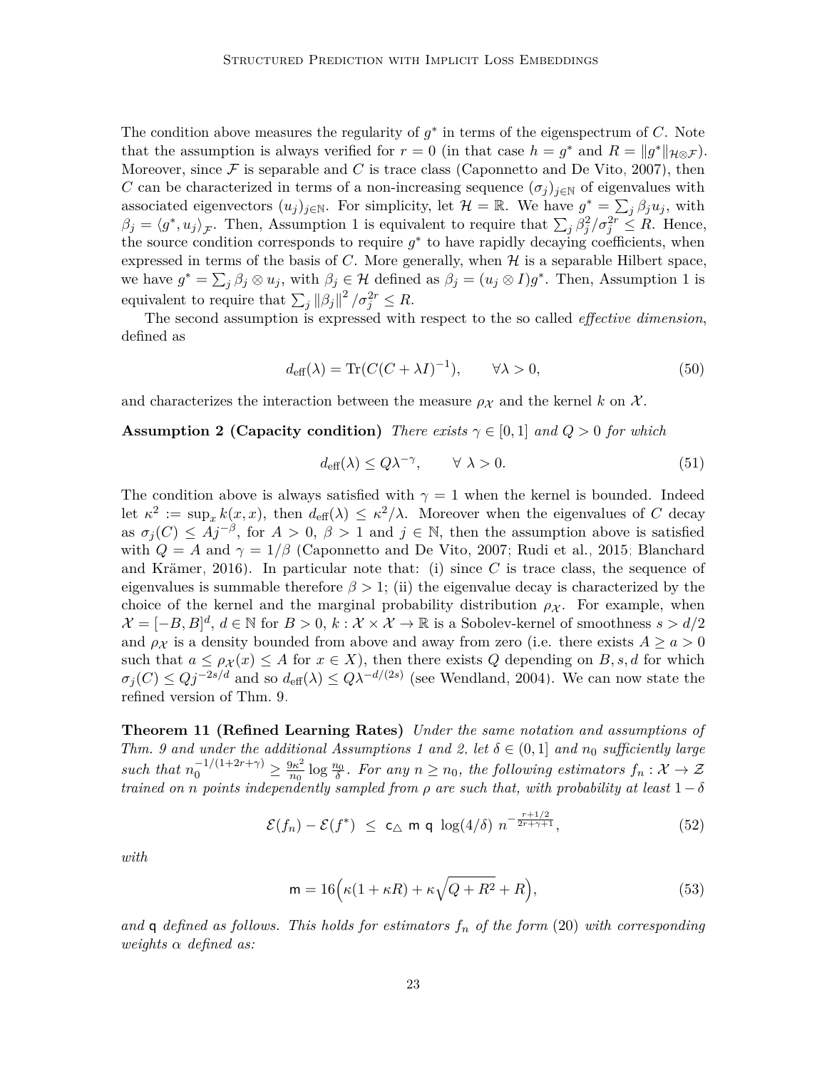The condition above measures the regularity of $g^*$ in terms of the eigenspectrum of $C$. Note that the assumption is always verified for $r = 0$ (in that case $h = g^*$ and $R = \|g^*\|_{\mathcal{H}\otimes\mathcal{F}}$). Moreover, since $\mathcal{F}$ is separable and $C$ is trace class (Caponnetto and De Vito, 2007), then $C$ can be characterized in terms of a non-increasing sequence $(\sigma_j)_{j\in\mathbb{N}}$ of eigenvalues with associated eigenvectors $(u_j)_{j\in\mathbb{N}}$. For simplicity, let $\mathcal{H} = \mathbb{R}$. We have $g^* = \sum_j \beta_j u_j$, with $\beta_j = \langle g^*, u_j\rangle_{\mathcal{F}}$. Then, Assumption 1 is equivalent to require that $\sum_j \beta_j^2/\sigma_j^{2r} \leq R$. Hence, the source condition corresponds to require $g^*$ to have rapidly decaying coefficients, when expressed in terms of the basis of $C$. More generally, when $\mathcal{H}$ is a separable Hilbert space, we have $g^* = \sum_j \beta_j \otimes u_j$, with $\beta_j \in \mathcal{H}$ defined as $\beta_j = (u_j \otimes I)g^*$. Then, Assumption 1 is equivalent to require that $\sum_j \|\beta_j\|^2/\sigma_j^{2r} \leq R$.

The second assumption is expressed with respect to the so called *effective dimension*, defined as

$$d_{\text{eff}}(\lambda) = \operatorname{Tr}(C(C + \lambda I)^{-1}), \qquad \forall \lambda > 0, \tag{50}$$

and characterizes the interaction between the measure $\rho_{\mathcal{X}}$ and the kernel $k$ on $\mathcal{X}$.

**Assumption 2 (Capacity condition)** *There exists $\gamma \in [0, 1]$ and $Q > 0$ for which*

$$d_{\text{eff}}(\lambda) \leq Q\lambda^{-\gamma}, \qquad \forall\ \lambda > 0. \tag{51}$$

The condition above is always satisfied with $\gamma = 1$ when the kernel is bounded. Indeed let $\kappa^2 := \sup_x k(x, x)$, then $d_{\text{eff}}(\lambda) \leq \kappa^2/\lambda$. Moreover when the eigenvalues of $C$ decay as $\sigma_j(C) \leq Aj^{-\beta}$, for $A > 0$, $\beta > 1$ and $j \in \mathbb{N}$, then the assumption above is satisfied with $Q = A$ and $\gamma = 1/\beta$ (Caponnetto and De Vito, 2007; Rudi et al., 2015; Blanchard and Krämer, 2016). In particular note that: (i) since $C$ is trace class, the sequence of eigenvalues is summable therefore $\beta > 1$; (ii) the eigenvalue decay is characterized by the choice of the kernel and the marginal probability distribution $\rho_{\mathcal{X}}$. For example, when $\mathcal{X} = [-B, B]^d$, $d \in \mathbb{N}$ for $B > 0$, $k : \mathcal{X} \times \mathcal{X} \to \mathbb{R}$ is a Sobolev-kernel of smoothness $s > d/2$ and $\rho_{\mathcal{X}}$ is a density bounded from above and away from zero (i.e. there exists $A \geq a > 0$ such that $a \leq \rho_{\mathcal{X}}(x) \leq A$ for $x \in X$), then there exists $Q$ depending on $B, s, d$ for which $\sigma_j(C) \leq Qj^{-2s/d}$ and so $d_{\text{eff}}(\lambda) \leq Q\lambda^{-d/(2s)}$ (see Wendland, 2004). We can now state the refined version of Thm. 9.

**Theorem 11 (Refined Learning Rates)** *Under the same notation and assumptions of Thm. 9 and under the additional Assumptions 1 and 2, let $\delta \in (0, 1]$ and $n_0$ sufficiently large such that $n_0^{-1/(1+2r+\gamma)} \geq \frac{9\kappa^2}{n_0} \log \frac{n_0}{\delta}$. For any $n \geq n_0$, the following estimators $f_n : \mathcal{X} \to \mathcal{Z}$ trained on $n$ points independently sampled from $\rho$ are such that, with probability at least $1 - \delta$*

$$\mathcal{E}(f_n) - \mathcal{E}(f^*) \ \leq\ \mathsf{c}_\triangle\ \mathsf{m}\ \mathsf{q}\ \log(4/\delta)\ n^{-\frac{r+1/2}{2r+\gamma+1}}, \tag{52}$$

*with*

$$\mathsf{m} = 16\Big(\kappa(1 + \kappa R) + \kappa\sqrt{Q + R^2} + R\Big), \tag{53}$$

*and $\mathsf{q}$ defined as follows. This holds for estimators $f_n$ of the form (20) with corresponding weights $\alpha$ defined as:*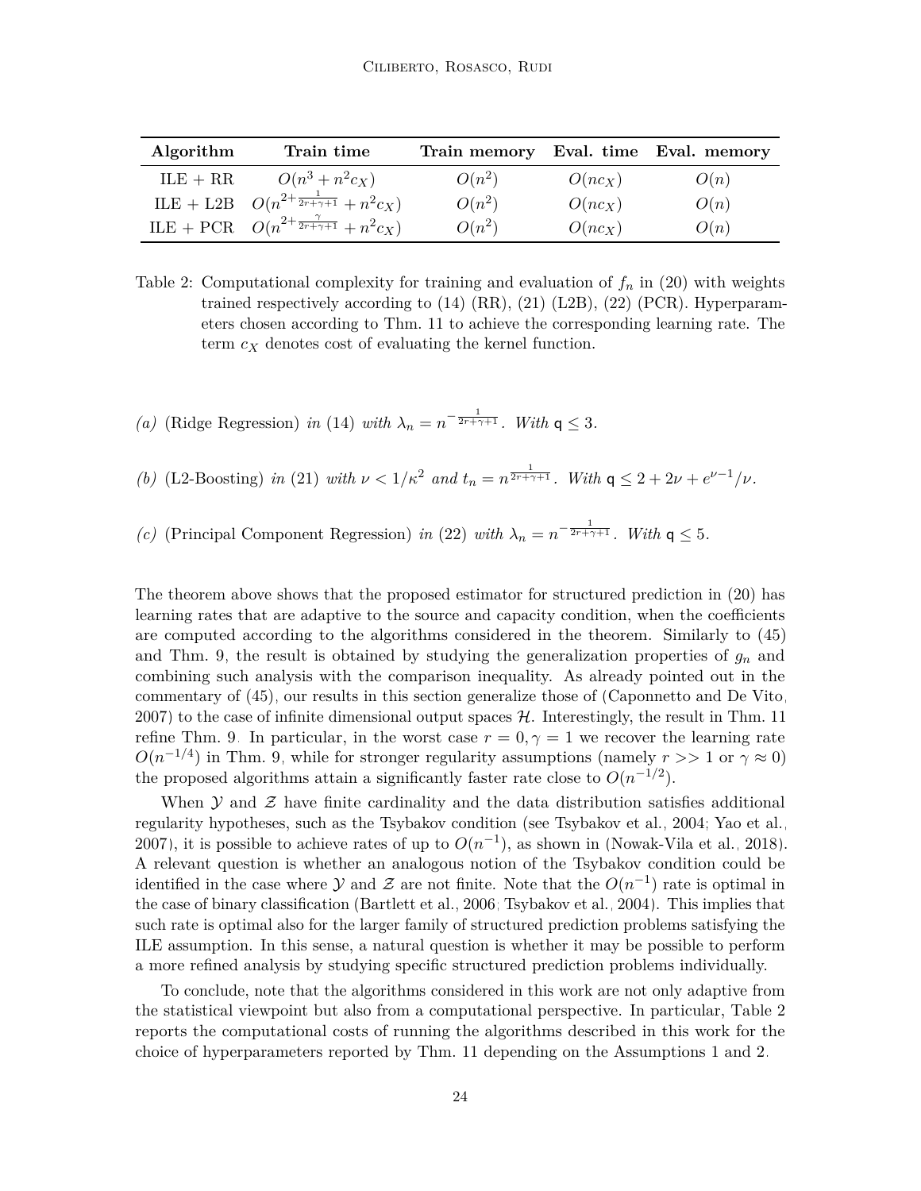| Algorithm | Train time | Train memory | Eval. time | Eval. memory |
|---|---|---|---|---|
| ILE + RR | $O(n^3 + n^2 c_X)$ | $O(n^2)$ | $O(nc_X)$ | $O(n)$ |
| ILE + L2B | $O(n^{2+\frac{1}{2r+\gamma+1}} + n^2 c_X)$ | $O(n^2)$ | $O(nc_X)$ | $O(n)$ |
| ILE + PCR | $O(n^{2+\frac{\gamma}{2r+\gamma+1}} + n^2 c_X)$ | $O(n^2)$ | $O(nc_X)$ | $O(n)$ |

Table 2: Computational complexity for training and evaluation of $f_n$ in (20) with weights trained respectively according to (14) (RR), (21) (L2B), (22) (PCR). Hyperparameters chosen according to Thm. 11 to achieve the corresponding learning rate. The term $c_X$ denotes cost of evaluating the kernel function.

*(a)* (Ridge Regression) *in* (14) *with* $\lambda_n = n^{-\frac{1}{2r+\gamma+1}}$. *With* $\mathsf{q} \leq 3$.

*(b)* (L2-Boosting) *in* (21) *with* $\nu < 1/\kappa^2$ *and* $t_n = n^{\frac{1}{2r+\gamma+1}}$. *With* $\mathsf{q} \leq 2 + 2\nu + e^{\nu-1}/\nu$.

*(c)* (Principal Component Regression) *in* (22) *with* $\lambda_n = n^{-\frac{1}{2r+\gamma+1}}$. *With* $\mathsf{q} \leq 5$.

The theorem above shows that the proposed estimator for structured prediction in (20) has learning rates that are adaptive to the source and capacity condition, when the coefficients are computed according to the algorithms considered in the theorem. Similarly to (45) and Thm. 9, the result is obtained by studying the generalization properties of $g_n$ and combining such analysis with the comparison inequality. As already pointed out in the commentary of (45), our results in this section generalize those of (Caponnetto and De Vito, 2007) to the case of infinite dimensional output spaces $\mathcal{H}$. Interestingly, the result in Thm. 11 refine Thm. 9. In particular, in the worst case $r = 0, \gamma = 1$ we recover the learning rate $O(n^{-1/4})$ in Thm. 9, while for stronger regularity assumptions (namely $r >> 1$ or $\gamma \approx 0$) the proposed algorithms attain a significantly faster rate close to $O(n^{-1/2})$.

When $\mathcal{Y}$ and $\mathcal{Z}$ have finite cardinality and the data distribution satisfies additional regularity hypotheses, such as the Tsybakov condition (see Tsybakov et al., 2004; Yao et al., 2007), it is possible to achieve rates of up to $O(n^{-1})$, as shown in (Nowak-Vila et al., 2018). A relevant question is whether an analogous notion of the Tsybakov condition could be identified in the case where $\mathcal{Y}$ and $\mathcal{Z}$ are not finite. Note that the $O(n^{-1})$ rate is optimal in the case of binary classification (Bartlett et al., 2006; Tsybakov et al., 2004). This implies that such rate is optimal also for the larger family of structured prediction problems satisfying the ILE assumption. In this sense, a natural question is whether it may be possible to perform a more refined analysis by studying specific structured prediction problems individually.

To conclude, note that the algorithms considered in this work are not only adaptive from the statistical viewpoint but also from a computational perspective. In particular, Table 2 reports the computational costs of running the algorithms described in this work for the choice of hyperparameters reported by Thm. 11 depending on the Assumptions 1 and 2.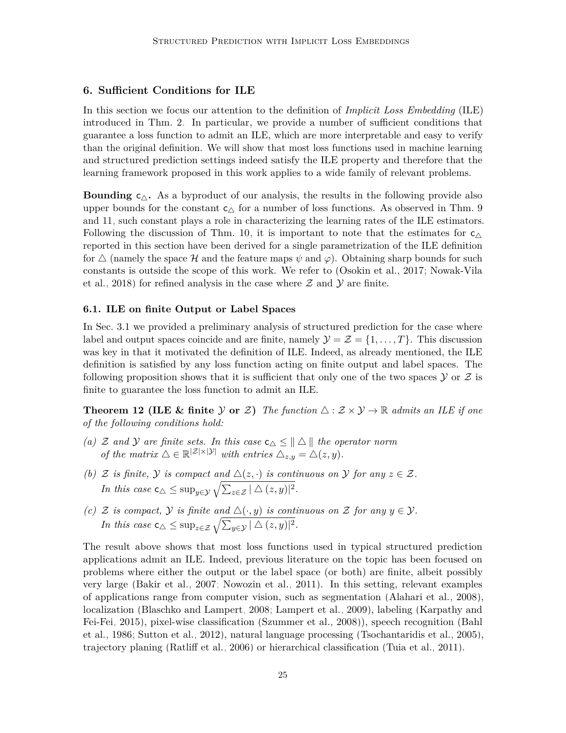## 6. Sufficient Conditions for ILE

In this section we focus our attention to the definition of *Implicit Loss Embedding* (ILE) introduced in Thm. 2. In particular, we provide a number of sufficient conditions that guarantee a loss function to admit an ILE, which are more interpretable and easy to verify than the original definition. We will show that most loss functions used in machine learning and structured prediction settings indeed satisfy the ILE property and therefore that the learning framework proposed in this work applies to a wide family of relevant problems.

**Bounding $\mathsf{c}_\triangle$.** As a byproduct of our analysis, the results in the following provide also upper bounds for the constant $\mathsf{c}_\triangle$ for a number of loss functions. As observed in Thm. 9 and 11, such constant plays a role in characterizing the learning rates of the ILE estimators. Following the discussion of Thm. 10, it is important to note that the estimates for $\mathsf{c}_\triangle$ reported in this section have been derived for a single parametrization of the ILE definition for $\triangle$ (namely the space $\mathcal{H}$ and the feature maps $\psi$ and $\varphi$). Obtaining sharp bounds for such constants is outside the scope of this work. We refer to (Osokin et al., 2017; Nowak-Vila et al., 2018) for refined analysis in the case where $\mathcal{Z}$ and $\mathcal{Y}$ are finite.

### 6.1. ILE on finite Output or Label Spaces

In Sec. 3.1 we provided a preliminary analysis of structured prediction for the case where label and output spaces coincide and are finite, namely $\mathcal{Y} = \mathcal{Z} = \{1, \dots, T\}$. This discussion was key in that it motivated the definition of ILE. Indeed, as already mentioned, the ILE definition is satisfied by any loss function acting on finite output and label spaces. The following proposition shows that it is sufficient that only one of the two spaces $\mathcal{Y}$ or $\mathcal{Z}$ is finite to guarantee the loss function to admit an ILE.

**Theorem 12 (ILE & finite $\mathcal{Y}$ or $\mathcal{Z}$)** *The function $\triangle : \mathcal{Z} \times \mathcal{Y} \to \mathbb{R}$ admits an ILE if one of the following conditions hold:*

*(a) $\mathcal{Z}$ and $\mathcal{Y}$ are finite sets. In this case $\mathsf{c}_\triangle \leq \| \triangle \|$ the operator norm of the matrix $\triangle \in \mathbb{R}^{|\mathcal{Z}| \times |\mathcal{Y}|}$ with entries $\triangle_{z,y} = \triangle(z, y)$.*

*(b) $\mathcal{Z}$ is finite, $\mathcal{Y}$ is compact and $\triangle(z, \cdot)$ is continuous on $\mathcal{Y}$ for any $z \in \mathcal{Z}$. In this case $\mathsf{c}_\triangle \leq \sup_{y \in \mathcal{Y}} \sqrt{\sum_{z \in \mathcal{Z}} | \triangle(z, y)|^2}$.*

*(c) $\mathcal{Z}$ is compact, $\mathcal{Y}$ is finite and $\triangle(\cdot, y)$ is continuous on $\mathcal{Z}$ for any $y \in \mathcal{Y}$. In this case $\mathsf{c}_\triangle \leq \sup_{z \in \mathcal{Z}} \sqrt{\sum_{y \in \mathcal{Y}} | \triangle(z, y)|^2}$.*

The result above shows that most loss functions used in typical structured prediction applications admit an ILE. Indeed, previous literature on the topic has been focused on problems where either the output or the label space (or both) are finite, albeit possibly very large (Bakir et al., 2007; Nowozin et al., 2011). In this setting, relevant examples of applications range from computer vision, such as segmentation (Alahari et al., 2008), localization (Blaschko and Lampert, 2008; Lampert et al., 2009), labeling (Karpathy and Fei-Fei, 2015), pixel-wise classification (Szummer et al., 2008)), speech recognition (Bahl et al., 1986; Sutton et al., 2012), natural language processing (Tsochantaridis et al., 2005), trajectory planing (Ratliff et al., 2006) or hierarchical classification (Tuia et al., 2011).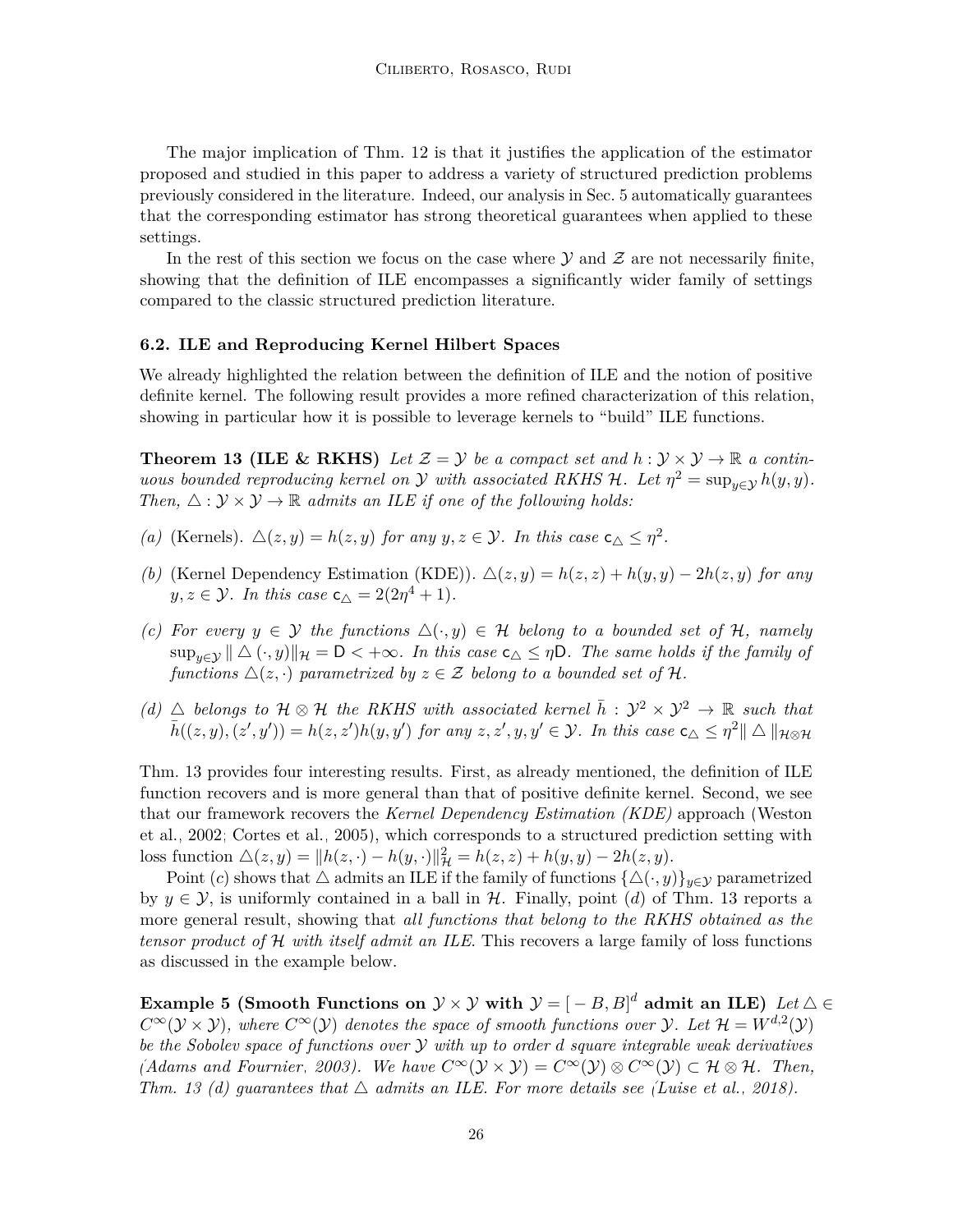The major implication of Thm. 12 is that it justifies the application of the estimator proposed and studied in this paper to address a variety of structured prediction problems previously considered in the literature. Indeed, our analysis in Sec. 5 automatically guarantees that the corresponding estimator has strong theoretical guarantees when applied to these settings.

In the rest of this section we focus on the case where $\mathcal{Y}$ and $\mathcal{Z}$ are not necessarily finite, showing that the definition of ILE encompasses a significantly wider family of settings compared to the classic structured prediction literature.

### 6.2. ILE and Reproducing Kernel Hilbert Spaces

We already highlighted the relation between the definition of ILE and the notion of positive definite kernel. The following result provides a more refined characterization of this relation, showing in particular how it is possible to leverage kernels to "build" ILE functions.

**Theorem 13 (ILE & RKHS)** *Let $\mathcal{Z} = \mathcal{Y}$ be a compact set and $h : \mathcal{Y} \times \mathcal{Y} \to \mathbb{R}$ a continuous bounded reproducing kernel on $\mathcal{Y}$ with associated RKHS $\mathcal{H}$. Let $\eta^2 = \sup_{y\in\mathcal{Y}} h(y, y)$. Then, $\triangle : \mathcal{Y} \times \mathcal{Y} \to \mathbb{R}$ admits an ILE if one of the following holds:*

*(a)* (Kernels). *$\triangle(z, y) = h(z, y)$ for any $y, z \in \mathcal{Y}$. In this case $\mathsf{c}_\triangle \leq \eta^2$.*

*(b)* (Kernel Dependency Estimation (KDE)). *$\triangle(z, y) = h(z, z) + h(y, y) - 2h(z, y)$ for any $y, z \in \mathcal{Y}$. In this case $\mathsf{c}_\triangle = 2(2\eta^4 + 1)$.*

*(c) For every $y \in \mathcal{Y}$ the functions $\triangle(\cdot, y) \in \mathcal{H}$ belong to a bounded set of $\mathcal{H}$, namely $\sup_{y\in\mathcal{Y}} \| \triangle(\cdot, y)\|_{\mathcal{H}} = \mathsf{D} < +\infty$. In this case $\mathsf{c}_\triangle \leq \eta\mathsf{D}$. The same holds if the family of functions $\triangle(z, \cdot)$ parametrized by $z \in \mathcal{Z}$ belong to a bounded set of $\mathcal{H}$.*

*(d) $\triangle$ belongs to $\mathcal{H} \otimes \mathcal{H}$ the RKHS with associated kernel $\bar{h} : \mathcal{Y}^2 \times \mathcal{Y}^2 \to \mathbb{R}$ such that $\bar{h}((z, y), (z', y')) = h(z, z')h(y, y')$ for any $z, z', y, y' \in \mathcal{Y}$. In this case $\mathsf{c}_\triangle \leq \eta^2 \| \triangle \|_{\mathcal{H}\otimes\mathcal{H}}$*

Thm. 13 provides four interesting results. First, as already mentioned, the definition of ILE function recovers and is more general than that of positive definite kernel. Second, we see that our framework recovers the *Kernel Dependency Estimation (KDE)* approach (Weston et al., 2002; Cortes et al., 2005), which corresponds to a structured prediction setting with loss function $\triangle(z, y) = \|h(z, \cdot) - h(y, \cdot)\|^2_{\mathcal{H}} = h(z, z) + h(y, y) - 2h(z, y)$.

Point $(c)$ shows that $\triangle$ admits an ILE if the family of functions $\{\triangle(\cdot, y)\}_{y\in\mathcal{Y}}$ parametrized by $y \in \mathcal{Y}$, is uniformly contained in a ball in $\mathcal{H}$. Finally, point $(d)$ of Thm. 13 reports a more general result, showing that *all functions that belong to the RKHS obtained as the tensor product of $\mathcal{H}$ with itself admit an ILE*. This recovers a large family of loss functions as discussed in the example below.

**Example 5 (Smooth Functions on $\mathcal{Y} \times \mathcal{Y}$ with $\mathcal{Y} = [-B, B]^d$ admit an ILE)** *Let $\triangle \in C^\infty(\mathcal{Y} \times \mathcal{Y})$, where $C^\infty(\mathcal{Y})$ denotes the space of smooth functions over $\mathcal{Y}$. Let $\mathcal{H} = W^{d,2}(\mathcal{Y})$ be the Sobolev space of functions over $\mathcal{Y}$ with up to order $d$ square integrable weak derivatives (Adams and Fournier, 2003). We have $C^\infty(\mathcal{Y} \times \mathcal{Y}) = C^\infty(\mathcal{Y}) \otimes C^\infty(\mathcal{Y}) \subset \mathcal{H} \otimes \mathcal{H}$. Then, Thm. 13 (d) guarantees that $\triangle$ admits an ILE. For more details see (Luise et al., 2018).*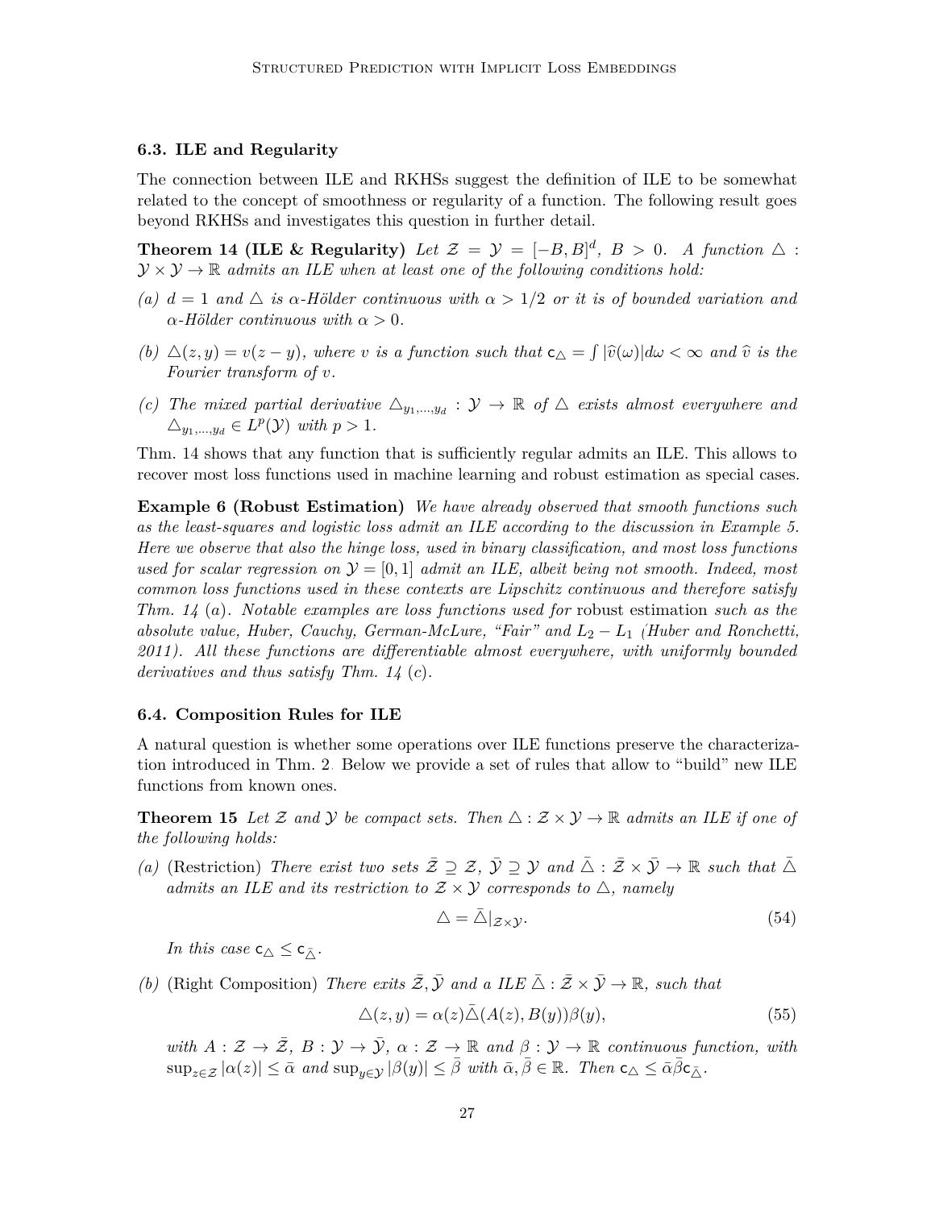### 6.3. ILE and Regularity

The connection between ILE and RKHSs suggest the definition of ILE to be somewhat related to the concept of smoothness or regularity of a function. The following result goes beyond RKHSs and investigates this question in further detail.

**Theorem 14 (ILE & Regularity)** *Let $\mathcal{Z} = \mathcal{Y} = [-B, B]^d$, $B > 0$. A function $\triangle : \mathcal{Y} \times \mathcal{Y} \to \mathbb{R}$ admits an ILE when at least one of the following conditions hold:*

*(a) $d = 1$ and $\triangle$ is $\alpha$-Hölder continuous with $\alpha > 1/2$ or it is of bounded variation and $\alpha$-Hölder continuous with $\alpha > 0$.*

*(b) $\triangle(z, y) = v(z - y)$, where $v$ is a function such that $\mathsf{c}_\triangle = \int |\widehat{v}(\omega)| d\omega < \infty$ and $\widehat{v}$ is the Fourier transform of $v$.*

*(c) The mixed partial derivative $\triangle_{y_1,\dots,y_d} : \mathcal{Y} \to \mathbb{R}$ of $\triangle$ exists almost everywhere and $\triangle_{y_1,\dots,y_d} \in L^p(\mathcal{Y})$ with $p > 1$.*

Thm. 14 shows that any function that is sufficiently regular admits an ILE. This allows to recover most loss functions used in machine learning and robust estimation as special cases.

**Example 6 (Robust Estimation)** *We have already observed that smooth functions such as the least-squares and logistic loss admit an ILE according to the discussion in Example 5. Here we observe that also the hinge loss, used in binary classification, and most loss functions used for scalar regression on $\mathcal{Y} = [0, 1]$ admit an ILE, albeit being not smooth. Indeed, most common loss functions used in these contexts are Lipschitz continuous and therefore satisfy Thm. 14 (a). Notable examples are loss functions used for* robust estimation *such as the absolute value, Huber, Cauchy, German-McLure, "Fair" and $L_2 - L_1$ (Huber and Ronchetti, 2011). All these functions are differentiable almost everywhere, with uniformly bounded derivatives and thus satisfy Thm. 14 (c).*

### 6.4. Composition Rules for ILE

A natural question is whether some operations over ILE functions preserve the characterization introduced in Thm. 2. Below we provide a set of rules that allow to "build" new ILE functions from known ones.

**Theorem 15** *Let $\mathcal{Z}$ and $\mathcal{Y}$ be compact sets. Then $\triangle : \mathcal{Z} \times \mathcal{Y} \to \mathbb{R}$ admits an ILE if one of the following holds:*

*(a)* (Restriction) *There exist two sets $\bar{\mathcal{Z}} \supseteq \mathcal{Z}$, $\bar{\mathcal{Y}} \supseteq \mathcal{Y}$ and $\bar{\triangle} : \bar{\mathcal{Z}} \times \bar{\mathcal{Y}} \to \mathbb{R}$ such that $\bar{\triangle}$ admits an ILE and its restriction to $\mathcal{Z} \times \mathcal{Y}$ corresponds to $\triangle$, namely*

$$\triangle = \bar{\triangle}|_{\mathcal{Z} \times \mathcal{Y}}. \tag{54}$$

*In this case $\mathsf{c}_\triangle \leq \mathsf{c}_{\bar{\triangle}}$.*

*(b)* (Right Composition) *There exits $\bar{\mathcal{Z}}, \bar{\mathcal{Y}}$ and a ILE $\bar{\triangle} : \bar{\mathcal{Z}} \times \bar{\mathcal{Y}} \to \mathbb{R}$, such that*

$$\triangle(z, y) = \alpha(z) \bar{\triangle}(A(z), B(y)) \beta(y), \tag{55}$$

*with $A : \mathcal{Z} \to \bar{\mathcal{Z}}$, $B : \mathcal{Y} \to \bar{\mathcal{Y}}$, $\alpha : \mathcal{Z} \to \mathbb{R}$ and $\beta : \mathcal{Y} \to \mathbb{R}$ continuous function, with $\sup_{z \in \mathcal{Z}} |\alpha(z)| \leq \bar{\alpha}$ and $\sup_{y \in \mathcal{Y}} |\beta(y)| \leq \bar{\beta}$ with $\bar{\alpha}, \bar{\beta} \in \mathbb{R}$. Then $\mathsf{c}_\triangle \leq \bar{\alpha} \bar{\beta} \mathsf{c}_{\bar{\triangle}}$.*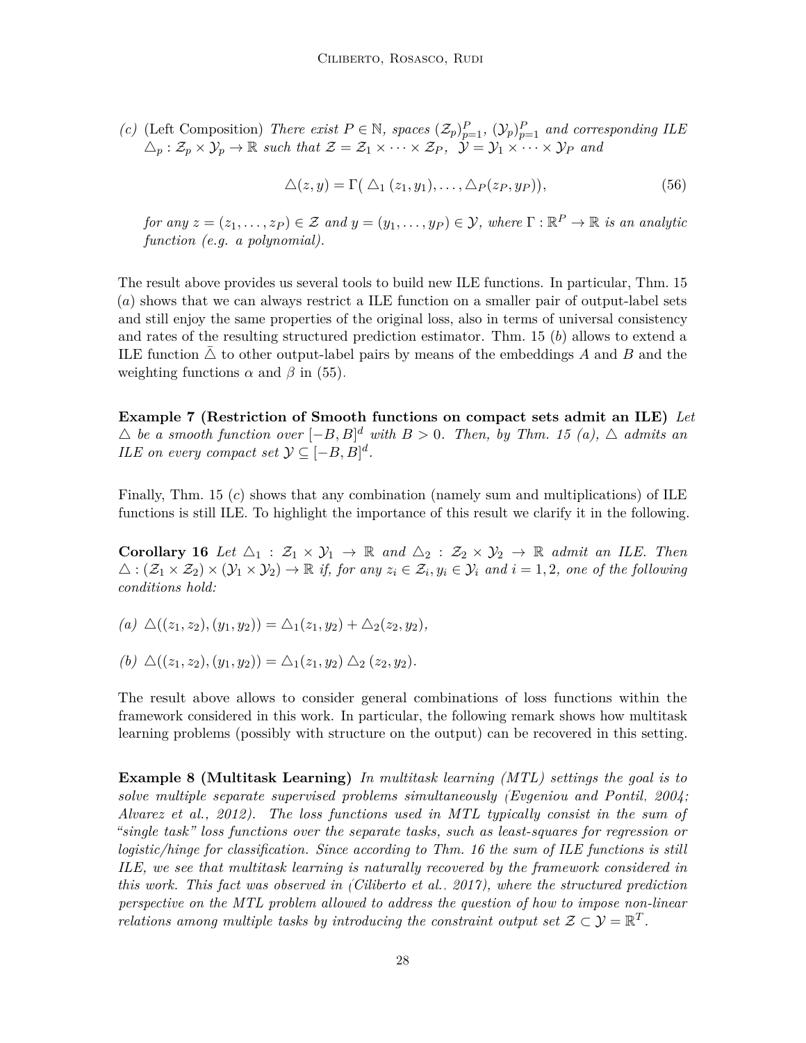*(c)* (Left Composition) *There exist $P \in \mathbb{N}$, spaces $(\mathcal{Z}_p)_{p=1}^P$, $(\mathcal{Y}_p)_{p=1}^P$ and corresponding ILE $\triangle_p : \mathcal{Z}_p \times \mathcal{Y}_p \to \mathbb{R}$ such that $\mathcal{Z} = \mathcal{Z}_1 \times \cdots \times \mathcal{Z}_P$, $\mathcal{Y} = \mathcal{Y}_1 \times \cdots \times \mathcal{Y}_P$ and*

$$\triangle(z, y) = \Gamma(\, \triangle_1(z_1, y_1), \ldots, \triangle_P(z_P, y_P)), \tag{56}$$

*for any $z = (z_1, \ldots, z_P) \in \mathcal{Z}$ and $y = (y_1, \ldots, y_P) \in \mathcal{Y}$, where $\Gamma : \mathbb{R}^P \to \mathbb{R}$ is an analytic function (e.g. a polynomial).*

The result above provides us several tools to build new ILE functions. In particular, Thm. 15 $(a)$ shows that we can always restrict a ILE function on a smaller pair of output-label sets and still enjoy the same properties of the original loss, also in terms of universal consistency and rates of the resulting structured prediction estimator. Thm. 15 $(b)$ allows to extend a ILE function $\bar{\triangle}$ to other output-label pairs by means of the embeddings $A$ and $B$ and the weighting functions $\alpha$ and $\beta$ in (55).

**Example 7 (Restriction of Smooth functions on compact sets admit an ILE)** *Let $\triangle$ be a smooth function over $[-B, B]^d$ with $B > 0$. Then, by Thm. 15 (a), $\triangle$ admits an ILE on every compact set $\mathcal{Y} \subseteq [-B, B]^d$.*

Finally, Thm. 15 $(c)$ shows that any combination (namely sum and multiplications) of ILE functions is still ILE. To highlight the importance of this result we clarify it in the following.

**Corollary 16** *Let $\triangle_1 : \mathcal{Z}_1 \times \mathcal{Y}_1 \to \mathbb{R}$ and $\triangle_2 : \mathcal{Z}_2 \times \mathcal{Y}_2 \to \mathbb{R}$ admit an ILE. Then $\triangle : (\mathcal{Z}_1 \times \mathcal{Z}_2) \times (\mathcal{Y}_1 \times \mathcal{Y}_2) \to \mathbb{R}$ if, for any $z_i \in \mathcal{Z}_i, y_i \in \mathcal{Y}_i$ and $i = 1, 2$, one of the following conditions hold:*

*(a)* $\triangle((z_1, z_2), (y_1, y_2)) = \triangle_1(z_1, y_2) + \triangle_2(z_2, y_2)$,

*(b)* $\triangle((z_1, z_2), (y_1, y_2)) = \triangle_1(z_1, y_2) \triangle_2(z_2, y_2)$.

The result above allows to consider general combinations of loss functions within the framework considered in this work. In particular, the following remark shows how multitask learning problems (possibly with structure on the output) can be recovered in this setting.

**Example 8 (Multitask Learning)** *In multitask learning (MTL) settings the goal is to solve multiple separate supervised problems simultaneously (Evgeniou and Pontil, 2004; Alvarez et al., 2012). The loss functions used in MTL typically consist in the sum of "single task" loss functions over the separate tasks, such as least-squares for regression or logistic/hinge for classification. Since according to Thm. 16 the sum of ILE functions is still ILE, we see that multitask learning is naturally recovered by the framework considered in this work. This fact was observed in (Ciliberto et al., 2017), where the structured prediction perspective on the MTL problem allowed to address the question of how to impose non-linear relations among multiple tasks by introducing the constraint output set $\mathcal{Z} \subset \mathcal{Y} = \mathbb{R}^T$.*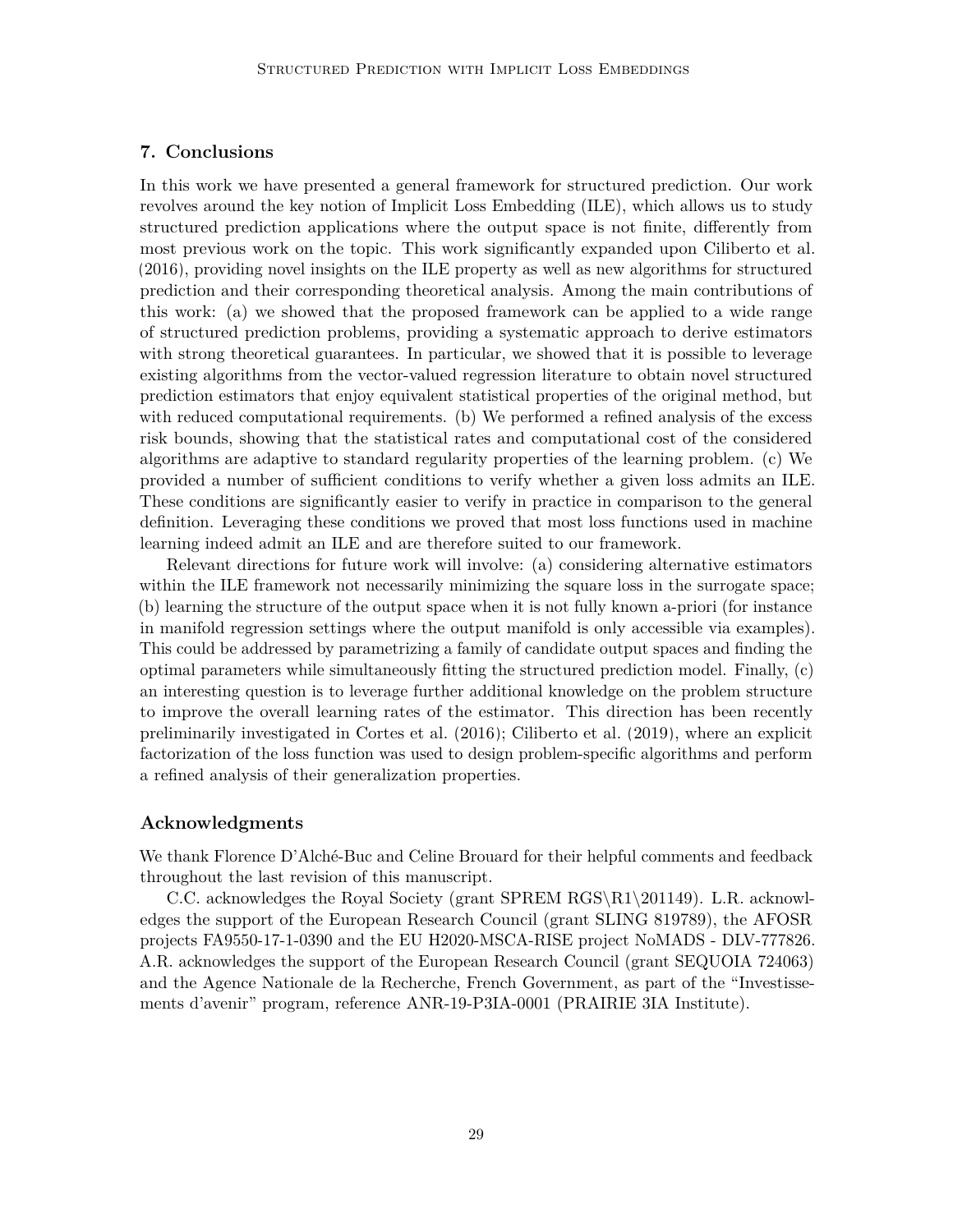## 7. Conclusions

In this work we have presented a general framework for structured prediction. Our work revolves around the key notion of Implicit Loss Embedding (ILE), which allows us to study structured prediction applications where the output space is not finite, differently from most previous work on the topic. This work significantly expanded upon Ciliberto et al. (2016), providing novel insights on the ILE property as well as new algorithms for structured prediction and their corresponding theoretical analysis. Among the main contributions of this work: (a) we showed that the proposed framework can be applied to a wide range of structured prediction problems, providing a systematic approach to derive estimators with strong theoretical guarantees. In particular, we showed that it is possible to leverage existing algorithms from the vector-valued regression literature to obtain novel structured prediction estimators that enjoy equivalent statistical properties of the original method, but with reduced computational requirements. (b) We performed a refined analysis of the excess risk bounds, showing that the statistical rates and computational cost of the considered algorithms are adaptive to standard regularity properties of the learning problem. (c) We provided a number of sufficient conditions to verify whether a given loss admits an ILE. These conditions are significantly easier to verify in practice in comparison to the general definition. Leveraging these conditions we proved that most loss functions used in machine learning indeed admit an ILE and are therefore suited to our framework.

Relevant directions for future work will involve: (a) considering alternative estimators within the ILE framework not necessarily minimizing the square loss in the surrogate space; (b) learning the structure of the output space when it is not fully known a-priori (for instance in manifold regression settings where the output manifold is only accessible via examples). This could be addressed by parametrizing a family of candidate output spaces and finding the optimal parameters while simultaneously fitting the structured prediction model. Finally, (c) an interesting question is to leverage further additional knowledge on the problem structure to improve the overall learning rates of the estimator. This direction has been recently preliminarily investigated in Cortes et al. (2016); Ciliberto et al. (2019), where an explicit factorization of the loss function was used to design problem-specific algorithms and perform a refined analysis of their generalization properties.

## Acknowledgments

We thank Florence D'Alché-Buc and Celine Brouard for their helpful comments and feedback throughout the last revision of this manuscript.

C.C. acknowledges the Royal Society (grant SPREM RGS\R1\201149). L.R. acknowledges the support of the European Research Council (grant SLING 819789), the AFOSR projects FA9550-17-1-0390 and the EU H2020-MSCA-RISE project NoMADS - DLV-777826. A.R. acknowledges the support of the European Research Council (grant SEQUOIA 724063) and the Agence Nationale de la Recherche, French Government, as part of the "Investissements d'avenir" program, reference ANR-19-P3IA-0001 (PRAIRIE 3IA Institute).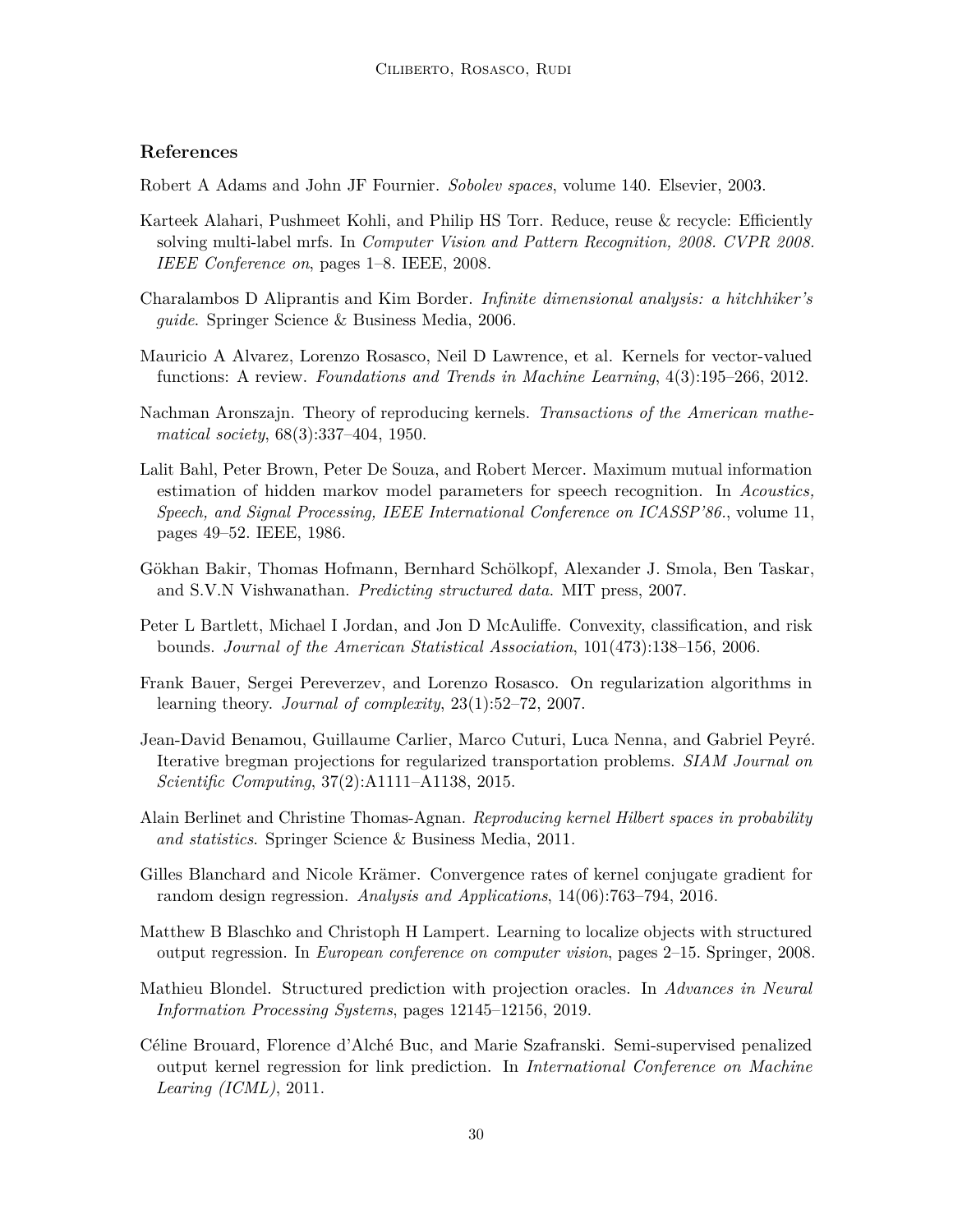## References

Robert A Adams and John JF Fournier. *Sobolev spaces*, volume 140. Elsevier, 2003.

Karteek Alahari, Pushmeet Kohli, and Philip HS Torr. Reduce, reuse & recycle: Efficiently solving multi-label mrfs. In *Computer Vision and Pattern Recognition, 2008. CVPR 2008. IEEE Conference on*, pages 1–8. IEEE, 2008.

Charalambos D Aliprantis and Kim Border. *Infinite dimensional analysis: a hitchhiker's guide*. Springer Science & Business Media, 2006.

Mauricio A Alvarez, Lorenzo Rosasco, Neil D Lawrence, et al. Kernels for vector-valued functions: A review. *Foundations and Trends in Machine Learning*, 4(3):195–266, 2012.

Nachman Aronszajn. Theory of reproducing kernels. *Transactions of the American mathematical society*, 68(3):337–404, 1950.

Lalit Bahl, Peter Brown, Peter De Souza, and Robert Mercer. Maximum mutual information estimation of hidden markov model parameters for speech recognition. In *Acoustics, Speech, and Signal Processing, IEEE International Conference on ICASSP'86.*, volume 11, pages 49–52. IEEE, 1986.

Gökhan Bakir, Thomas Hofmann, Bernhard Schölkopf, Alexander J. Smola, Ben Taskar, and S.V.N Vishwanathan. *Predicting structured data*. MIT press, 2007.

Peter L Bartlett, Michael I Jordan, and Jon D McAuliffe. Convexity, classification, and risk bounds. *Journal of the American Statistical Association*, 101(473):138–156, 2006.

Frank Bauer, Sergei Pereverzev, and Lorenzo Rosasco. On regularization algorithms in learning theory. *Journal of complexity*, 23(1):52–72, 2007.

Jean-David Benamou, Guillaume Carlier, Marco Cuturi, Luca Nenna, and Gabriel Peyré. Iterative bregman projections for regularized transportation problems. *SIAM Journal on Scientific Computing*, 37(2):A1111–A1138, 2015.

Alain Berlinet and Christine Thomas-Agnan. *Reproducing kernel Hilbert spaces in probability and statistics*. Springer Science & Business Media, 2011.

Gilles Blanchard and Nicole Krämer. Convergence rates of kernel conjugate gradient for random design regression. *Analysis and Applications*, 14(06):763–794, 2016.

Matthew B Blaschko and Christoph H Lampert. Learning to localize objects with structured output regression. In *European conference on computer vision*, pages 2–15. Springer, 2008.

Mathieu Blondel. Structured prediction with projection oracles. In *Advances in Neural Information Processing Systems*, pages 12145–12156, 2019.

Céline Brouard, Florence d'Alché Buc, and Marie Szafranski. Semi-supervised penalized output kernel regression for link prediction. In *International Conference on Machine Learing (ICML)*, 2011.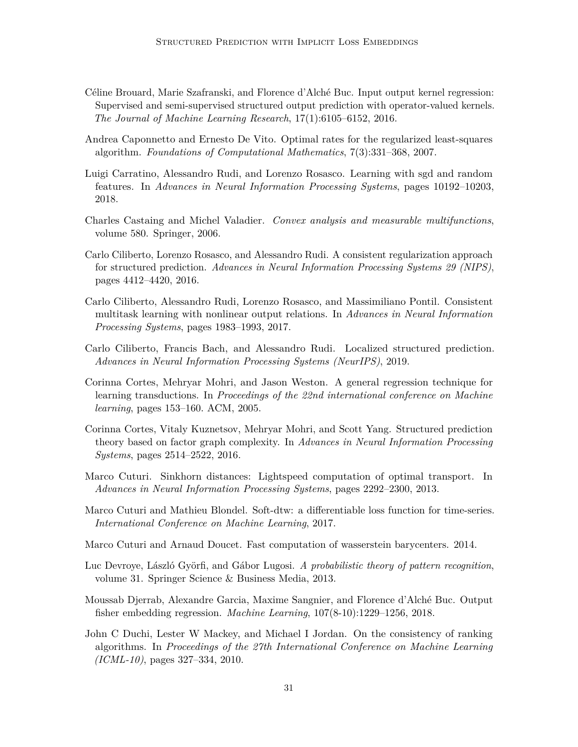Céline Brouard, Marie Szafranski, and Florence d'Alché Buc. Input output kernel regression: Supervised and semi-supervised structured output prediction with operator-valued kernels. *The Journal of Machine Learning Research*, 17(1):6105–6152, 2016.

Andrea Caponnetto and Ernesto De Vito. Optimal rates for the regularized least-squares algorithm. *Foundations of Computational Mathematics*, 7(3):331–368, 2007.

Luigi Carratino, Alessandro Rudi, and Lorenzo Rosasco. Learning with sgd and random features. In *Advances in Neural Information Processing Systems*, pages 10192–10203, 2018.

Charles Castaing and Michel Valadier. *Convex analysis and measurable multifunctions*, volume 580. Springer, 2006.

Carlo Ciliberto, Lorenzo Rosasco, and Alessandro Rudi. A consistent regularization approach for structured prediction. *Advances in Neural Information Processing Systems 29 (NIPS)*, pages 4412–4420, 2016.

Carlo Ciliberto, Alessandro Rudi, Lorenzo Rosasco, and Massimiliano Pontil. Consistent multitask learning with nonlinear output relations. In *Advances in Neural Information Processing Systems*, pages 1983–1993, 2017.

Carlo Ciliberto, Francis Bach, and Alessandro Rudi. Localized structured prediction. *Advances in Neural Information Processing Systems (NeurIPS)*, 2019.

Corinna Cortes, Mehryar Mohri, and Jason Weston. A general regression technique for learning transductions. In *Proceedings of the 22nd international conference on Machine learning*, pages 153–160. ACM, 2005.

Corinna Cortes, Vitaly Kuznetsov, Mehryar Mohri, and Scott Yang. Structured prediction theory based on factor graph complexity. In *Advances in Neural Information Processing Systems*, pages 2514–2522, 2016.

Marco Cuturi. Sinkhorn distances: Lightspeed computation of optimal transport. In *Advances in Neural Information Processing Systems*, pages 2292–2300, 2013.

Marco Cuturi and Mathieu Blondel. Soft-dtw: a differentiable loss function for time-series. *International Conference on Machine Learning*, 2017.

Marco Cuturi and Arnaud Doucet. Fast computation of wasserstein barycenters. 2014.

Luc Devroye, László Györfi, and Gábor Lugosi. *A probabilistic theory of pattern recognition*, volume 31. Springer Science & Business Media, 2013.

Moussab Djerrab, Alexandre Garcia, Maxime Sangnier, and Florence d'Alché Buc. Output fisher embedding regression. *Machine Learning*, 107(8-10):1229–1256, 2018.

John C Duchi, Lester W Mackey, and Michael I Jordan. On the consistency of ranking algorithms. In *Proceedings of the 27th International Conference on Machine Learning (ICML-10)*, pages 327–334, 2010.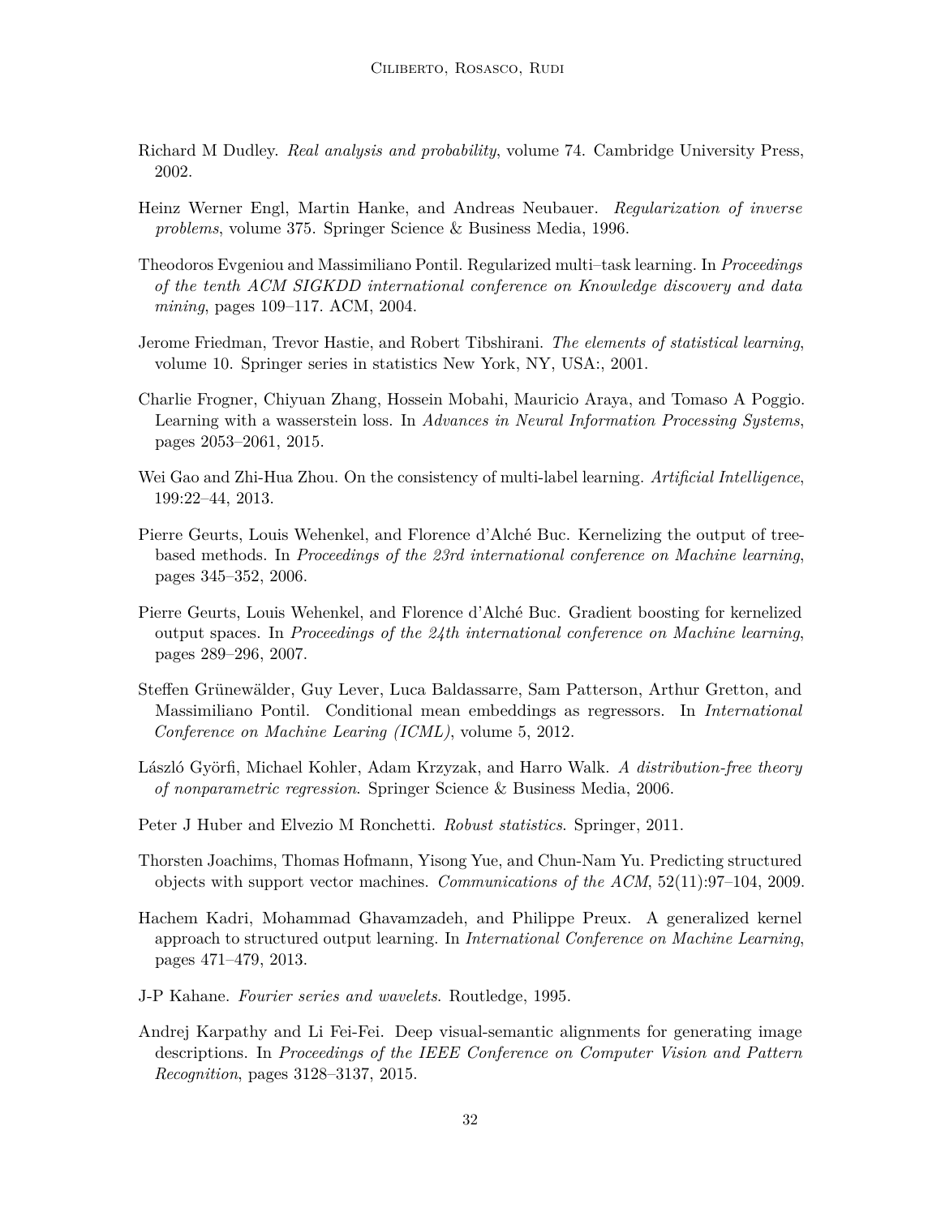Richard M Dudley. *Real analysis and probability*, volume 74. Cambridge University Press, 2002.

Heinz Werner Engl, Martin Hanke, and Andreas Neubauer. *Regularization of inverse problems*, volume 375. Springer Science & Business Media, 1996.

Theodoros Evgeniou and Massimiliano Pontil. Regularized multi–task learning. In *Proceedings of the tenth ACM SIGKDD international conference on Knowledge discovery and data mining*, pages 109–117. ACM, 2004.

Jerome Friedman, Trevor Hastie, and Robert Tibshirani. *The elements of statistical learning*, volume 10. Springer series in statistics New York, NY, USA:, 2001.

Charlie Frogner, Chiyuan Zhang, Hossein Mobahi, Mauricio Araya, and Tomaso A Poggio. Learning with a wasserstein loss. In *Advances in Neural Information Processing Systems*, pages 2053–2061, 2015.

Wei Gao and Zhi-Hua Zhou. On the consistency of multi-label learning. *Artificial Intelligence*, 199:22–44, 2013.

Pierre Geurts, Louis Wehenkel, and Florence d'Alché Buc. Kernelizing the output of tree-based methods. In *Proceedings of the 23rd international conference on Machine learning*, pages 345–352, 2006.

Pierre Geurts, Louis Wehenkel, and Florence d'Alché Buc. Gradient boosting for kernelized output spaces. In *Proceedings of the 24th international conference on Machine learning*, pages 289–296, 2007.

Steffen Grünewälder, Guy Lever, Luca Baldassarre, Sam Patterson, Arthur Gretton, and Massimiliano Pontil. Conditional mean embeddings as regressors. In *International Conference on Machine Learing (ICML)*, volume 5, 2012.

László Györfi, Michael Kohler, Adam Krzyzak, and Harro Walk. *A distribution-free theory of nonparametric regression*. Springer Science & Business Media, 2006.

Peter J Huber and Elvezio M Ronchetti. *Robust statistics*. Springer, 2011.

Thorsten Joachims, Thomas Hofmann, Yisong Yue, and Chun-Nam Yu. Predicting structured objects with support vector machines. *Communications of the ACM*, 52(11):97–104, 2009.

Hachem Kadri, Mohammad Ghavamzadeh, and Philippe Preux. A generalized kernel approach to structured output learning. In *International Conference on Machine Learning*, pages 471–479, 2013.

J-P Kahane. *Fourier series and wavelets*. Routledge, 1995.

Andrej Karpathy and Li Fei-Fei. Deep visual-semantic alignments for generating image descriptions. In *Proceedings of the IEEE Conference on Computer Vision and Pattern Recognition*, pages 3128–3137, 2015.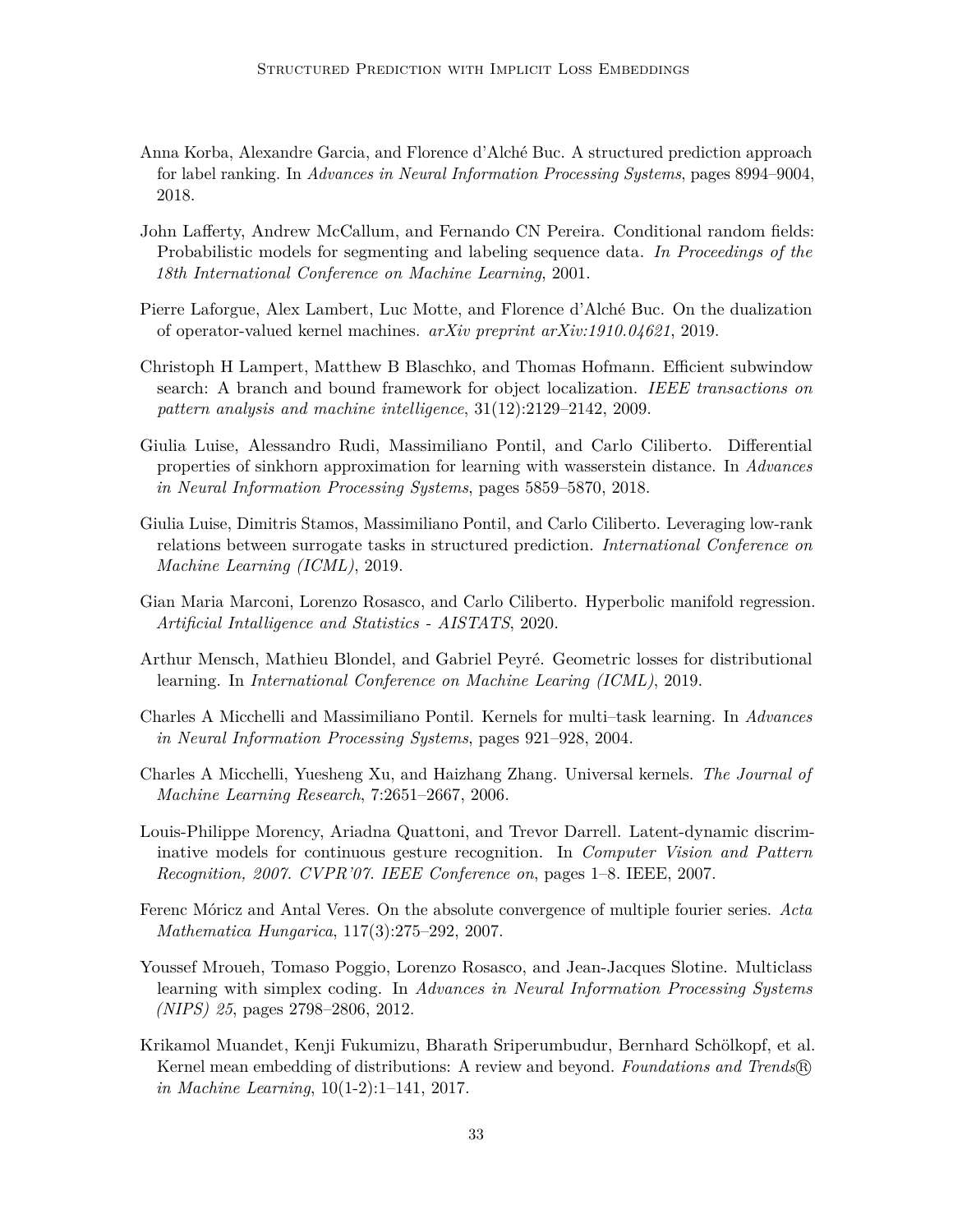Anna Korba, Alexandre Garcia, and Florence d'Alché Buc. A structured prediction approach for label ranking. In *Advances in Neural Information Processing Systems*, pages 8994–9004, 2018.

John Lafferty, Andrew McCallum, and Fernando CN Pereira. Conditional random fields: Probabilistic models for segmenting and labeling sequence data. *In Proceedings of the 18th International Conference on Machine Learning*, 2001.

Pierre Laforgue, Alex Lambert, Luc Motte, and Florence d'Alché Buc. On the dualization of operator-valued kernel machines. *arXiv preprint arXiv:1910.04621*, 2019.

Christoph H Lampert, Matthew B Blaschko, and Thomas Hofmann. Efficient subwindow search: A branch and bound framework for object localization. *IEEE transactions on pattern analysis and machine intelligence*, 31(12):2129–2142, 2009.

Giulia Luise, Alessandro Rudi, Massimiliano Pontil, and Carlo Ciliberto. Differential properties of sinkhorn approximation for learning with wasserstein distance. In *Advances in Neural Information Processing Systems*, pages 5859–5870, 2018.

Giulia Luise, Dimitris Stamos, Massimiliano Pontil, and Carlo Ciliberto. Leveraging low-rank relations between surrogate tasks in structured prediction. *International Conference on Machine Learning (ICML)*, 2019.

Gian Maria Marconi, Lorenzo Rosasco, and Carlo Ciliberto. Hyperbolic manifold regression. *Artificial Intalligence and Statistics - AISTATS*, 2020.

Arthur Mensch, Mathieu Blondel, and Gabriel Peyré. Geometric losses for distributional learning. In *International Conference on Machine Learing (ICML)*, 2019.

Charles A Micchelli and Massimiliano Pontil. Kernels for multi–task learning. In *Advances in Neural Information Processing Systems*, pages 921–928, 2004.

Charles A Micchelli, Yuesheng Xu, and Haizhang Zhang. Universal kernels. *The Journal of Machine Learning Research*, 7:2651–2667, 2006.

Louis-Philippe Morency, Ariadna Quattoni, and Trevor Darrell. Latent-dynamic discriminative models for continuous gesture recognition. In *Computer Vision and Pattern Recognition, 2007. CVPR'07. IEEE Conference on*, pages 1–8. IEEE, 2007.

Ferenc Móricz and Antal Veres. On the absolute convergence of multiple fourier series. *Acta Mathematica Hungarica*, 117(3):275–292, 2007.

Youssef Mroueh, Tomaso Poggio, Lorenzo Rosasco, and Jean-Jacques Slotine. Multiclass learning with simplex coding. In *Advances in Neural Information Processing Systems (NIPS) 25*, pages 2798–2806, 2012.

Krikamol Muandet, Kenji Fukumizu, Bharath Sriperumbudur, Bernhard Schölkopf, et al. Kernel mean embedding of distributions: A review and beyond. *Foundations and Trends® in Machine Learning*, 10(1-2):1–141, 2017.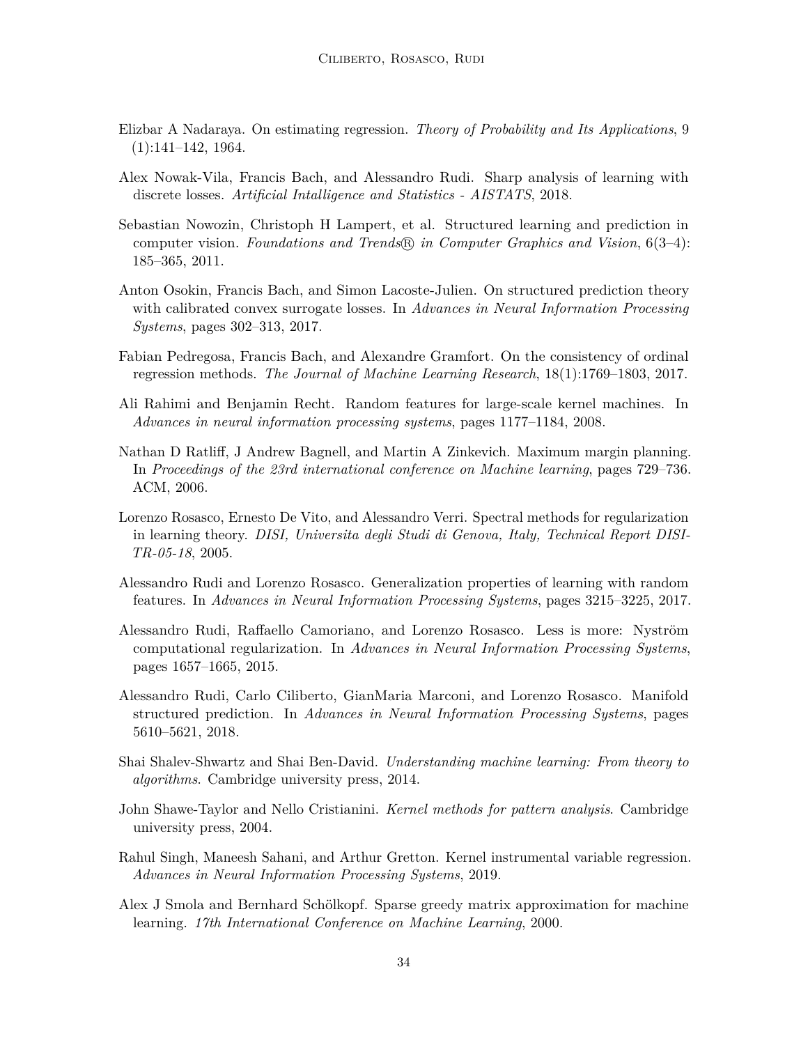Elizbar A Nadaraya. On estimating regression. *Theory of Probability and Its Applications*, 9 (1):141–142, 1964.

Alex Nowak-Vila, Francis Bach, and Alessandro Rudi. Sharp analysis of learning with discrete losses. *Artificial Intalligence and Statistics - AISTATS*, 2018.

Sebastian Nowozin, Christoph H Lampert, et al. Structured learning and prediction in computer vision. *Foundations and Trends® in Computer Graphics and Vision*, 6(3–4): 185–365, 2011.

Anton Osokin, Francis Bach, and Simon Lacoste-Julien. On structured prediction theory with calibrated convex surrogate losses. In *Advances in Neural Information Processing Systems*, pages 302–313, 2017.

Fabian Pedregosa, Francis Bach, and Alexandre Gramfort. On the consistency of ordinal regression methods. *The Journal of Machine Learning Research*, 18(1):1769–1803, 2017.

Ali Rahimi and Benjamin Recht. Random features for large-scale kernel machines. In *Advances in neural information processing systems*, pages 1177–1184, 2008.

Nathan D Ratliff, J Andrew Bagnell, and Martin A Zinkevich. Maximum margin planning. In *Proceedings of the 23rd international conference on Machine learning*, pages 729–736. ACM, 2006.

Lorenzo Rosasco, Ernesto De Vito, and Alessandro Verri. Spectral methods for regularization in learning theory. *DISI, Universita degli Studi di Genova, Italy, Technical Report DISI-TR-05-18*, 2005.

Alessandro Rudi and Lorenzo Rosasco. Generalization properties of learning with random features. In *Advances in Neural Information Processing Systems*, pages 3215–3225, 2017.

Alessandro Rudi, Raffaello Camoriano, and Lorenzo Rosasco. Less is more: Nyström computational regularization. In *Advances in Neural Information Processing Systems*, pages 1657–1665, 2015.

Alessandro Rudi, Carlo Ciliberto, GianMaria Marconi, and Lorenzo Rosasco. Manifold structured prediction. In *Advances in Neural Information Processing Systems*, pages 5610–5621, 2018.

Shai Shalev-Shwartz and Shai Ben-David. *Understanding machine learning: From theory to algorithms*. Cambridge university press, 2014.

John Shawe-Taylor and Nello Cristianini. *Kernel methods for pattern analysis*. Cambridge university press, 2004.

Rahul Singh, Maneesh Sahani, and Arthur Gretton. Kernel instrumental variable regression. *Advances in Neural Information Processing Systems*, 2019.

Alex J Smola and Bernhard Schölkopf. Sparse greedy matrix approximation for machine learning. *17th International Conference on Machine Learning*, 2000.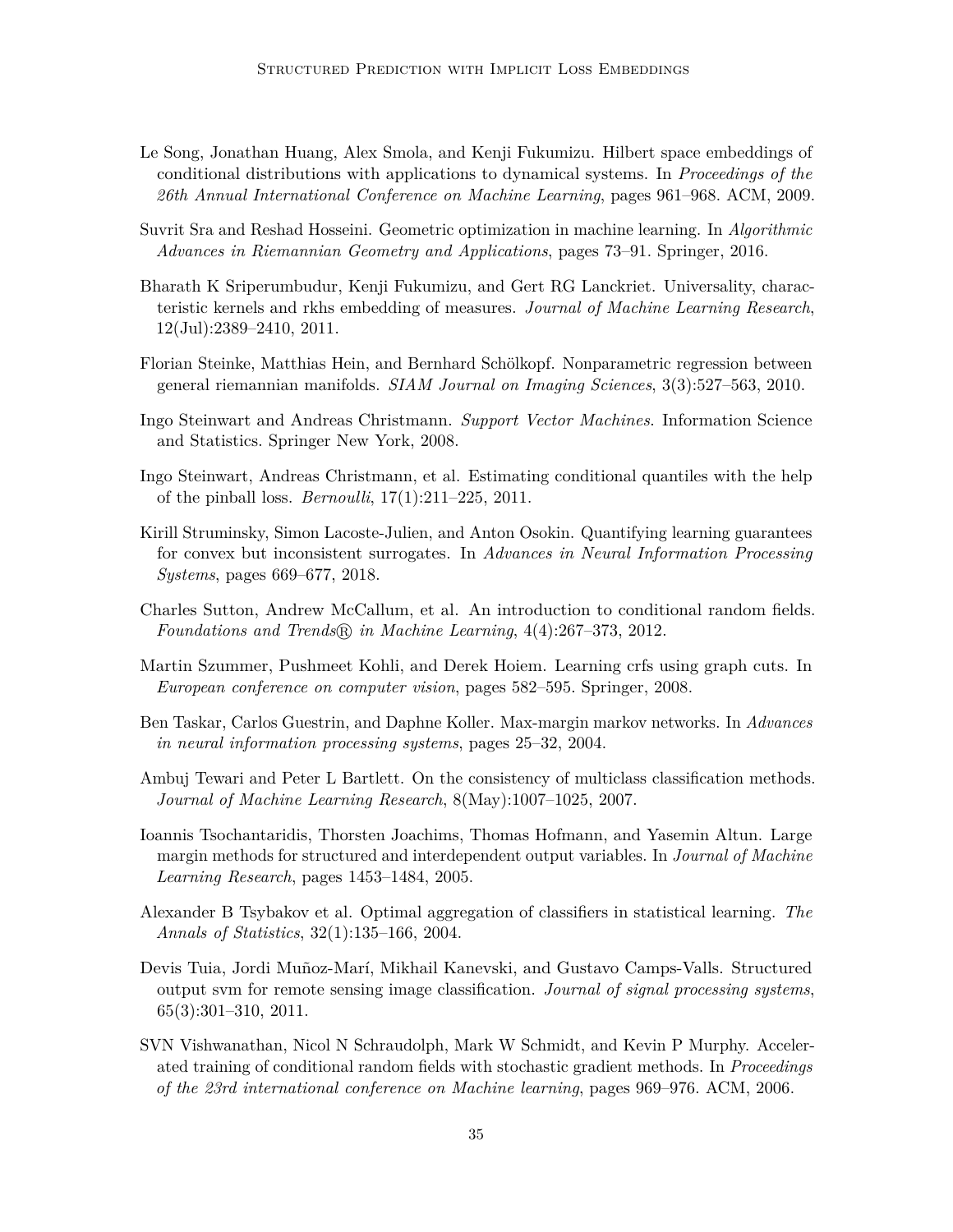Le Song, Jonathan Huang, Alex Smola, and Kenji Fukumizu. Hilbert space embeddings of conditional distributions with applications to dynamical systems. In *Proceedings of the 26th Annual International Conference on Machine Learning*, pages 961–968. ACM, 2009.

Suvrit Sra and Reshad Hosseini. Geometric optimization in machine learning. In *Algorithmic Advances in Riemannian Geometry and Applications*, pages 73–91. Springer, 2016.

Bharath K Sriperumbudur, Kenji Fukumizu, and Gert RG Lanckriet. Universality, characteristic kernels and rkhs embedding of measures. *Journal of Machine Learning Research*, 12(Jul):2389–2410, 2011.

Florian Steinke, Matthias Hein, and Bernhard Schölkopf. Nonparametric regression between general riemannian manifolds. *SIAM Journal on Imaging Sciences*, 3(3):527–563, 2010.

Ingo Steinwart and Andreas Christmann. *Support Vector Machines*. Information Science and Statistics. Springer New York, 2008.

Ingo Steinwart, Andreas Christmann, et al. Estimating conditional quantiles with the help of the pinball loss. *Bernoulli*, 17(1):211–225, 2011.

Kirill Struminsky, Simon Lacoste-Julien, and Anton Osokin. Quantifying learning guarantees for convex but inconsistent surrogates. In *Advances in Neural Information Processing Systems*, pages 669–677, 2018.

Charles Sutton, Andrew McCallum, et al. An introduction to conditional random fields. *Foundations and Trends® in Machine Learning*, 4(4):267–373, 2012.

Martin Szummer, Pushmeet Kohli, and Derek Hoiem. Learning crfs using graph cuts. In *European conference on computer vision*, pages 582–595. Springer, 2008.

Ben Taskar, Carlos Guestrin, and Daphne Koller. Max-margin markov networks. In *Advances in neural information processing systems*, pages 25–32, 2004.

Ambuj Tewari and Peter L Bartlett. On the consistency of multiclass classification methods. *Journal of Machine Learning Research*, 8(May):1007–1025, 2007.

Ioannis Tsochantaridis, Thorsten Joachims, Thomas Hofmann, and Yasemin Altun. Large margin methods for structured and interdependent output variables. In *Journal of Machine Learning Research*, pages 1453–1484, 2005.

Alexander B Tsybakov et al. Optimal aggregation of classifiers in statistical learning. *The Annals of Statistics*, 32(1):135–166, 2004.

Devis Tuia, Jordi Muñoz-Marí, Mikhail Kanevski, and Gustavo Camps-Valls. Structured output svm for remote sensing image classification. *Journal of signal processing systems*, 65(3):301–310, 2011.

SVN Vishwanathan, Nicol N Schraudolph, Mark W Schmidt, and Kevin P Murphy. Accelerated training of conditional random fields with stochastic gradient methods. In *Proceedings of the 23rd international conference on Machine learning*, pages 969–976. ACM, 2006.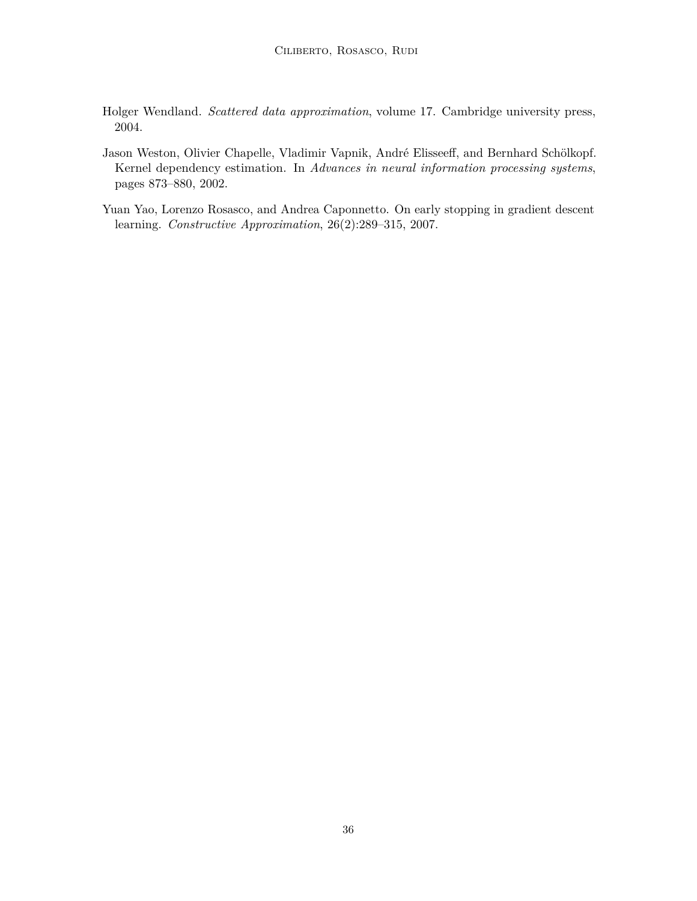Holger Wendland. *Scattered data approximation*, volume 17. Cambridge university press, 2004.

Jason Weston, Olivier Chapelle, Vladimir Vapnik, André Elisseeff, and Bernhard Schölkopf. Kernel dependency estimation. In *Advances in neural information processing systems*, pages 873–880, 2002.

Yuan Yao, Lorenzo Rosasco, and Andrea Caponnetto. On early stopping in gradient descent learning. *Constructive Approximation*, 26(2):289–315, 2007.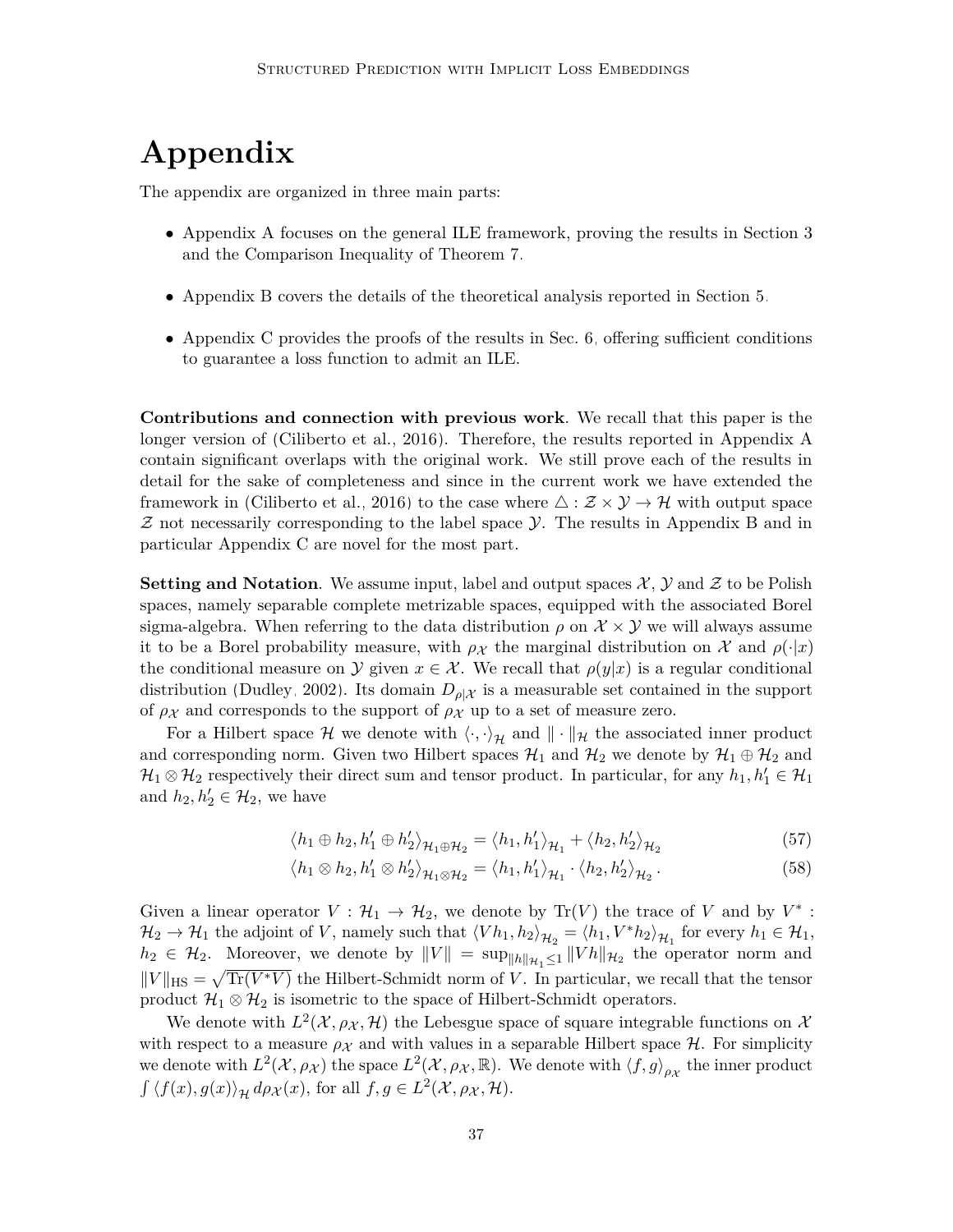# Appendix

The appendix are organized in three main parts:

- Appendix A focuses on the general ILE framework, proving the results in Section 3 and the Comparison Inequality of Theorem 7.
- Appendix B covers the details of the theoretical analysis reported in Section 5.
- Appendix C provides the proofs of the results in Sec. 6, offering sufficient conditions to guarantee a loss function to admit an ILE.

**Contributions and connection with previous work**. We recall that this paper is the longer version of (Ciliberto et al., 2016). Therefore, the results reported in Appendix A contain significant overlaps with the original work. We still prove each of the results in detail for the sake of completeness and since in the current work we have extended the framework in (Ciliberto et al., 2016) to the case where $\triangle : \mathcal{Z} \times \mathcal{Y} \to \mathcal{H}$ with output space $\mathcal{Z}$ not necessarily corresponding to the label space $\mathcal{Y}$. The results in Appendix B and in particular Appendix C are novel for the most part.

**Setting and Notation**. We assume input, label and output spaces $\mathcal{X}$, $\mathcal{Y}$ and $\mathcal{Z}$ to be Polish spaces, namely separable complete metrizable spaces, equipped with the associated Borel sigma-algebra. When referring to the data distribution $\rho$ on $\mathcal{X} \times \mathcal{Y}$ we will always assume it to be a Borel probability measure, with $\rho_\mathcal{X}$ the marginal distribution on $\mathcal{X}$ and $\rho(\cdot|x)$ the conditional measure on $\mathcal{Y}$ given $x \in \mathcal{X}$. We recall that $\rho(y|x)$ is a regular conditional distribution (Dudley, 2002). Its domain $D_{\rho|\mathcal{X}}$ is a measurable set contained in the support of $\rho_\mathcal{X}$ and corresponds to the support of $\rho_\mathcal{X}$ up to a set of measure zero.

For a Hilbert space $\mathcal{H}$ we denote with $\langle \cdot, \cdot \rangle_\mathcal{H}$ and $\| \cdot \|_\mathcal{H}$ the associated inner product and corresponding norm. Given two Hilbert spaces $\mathcal{H}_1$ and $\mathcal{H}_2$ we denote by $\mathcal{H}_1 \oplus \mathcal{H}_2$ and $\mathcal{H}_1 \otimes \mathcal{H}_2$ respectively their direct sum and tensor product. In particular, for any $h_1, h_1' \in \mathcal{H}_1$ and $h_2, h_2' \in \mathcal{H}_2$, we have

$$\langle h_1 \oplus h_2, h_1' \oplus h_2' \rangle_{\mathcal{H}_1 \oplus \mathcal{H}_2} = \langle h_1, h_1' \rangle_{\mathcal{H}_1} + \langle h_2, h_2' \rangle_{\mathcal{H}_2} \tag{57}$$

$$\langle h_1 \otimes h_2, h_1' \otimes h_2' \rangle_{\mathcal{H}_1 \otimes \mathcal{H}_2} = \langle h_1, h_1' \rangle_{\mathcal{H}_1} \cdot \langle h_2, h_2' \rangle_{\mathcal{H}_2}. \tag{58}$$

Given a linear operator $V : \mathcal{H}_1 \to \mathcal{H}_2$, we denote by $\mathrm{Tr}(V)$ the trace of $V$ and by $V^* : \mathcal{H}_2 \to \mathcal{H}_1$ the adjoint of $V$, namely such that $\langle V h_1, h_2 \rangle_{\mathcal{H}_2} = \langle h_1, V^* h_2 \rangle_{\mathcal{H}_1}$ for every $h_1 \in \mathcal{H}_1$, $h_2 \in \mathcal{H}_2$. Moreover, we denote by $\|V\| = \sup_{\|h\|_{\mathcal{H}_1} \leq 1} \|Vh\|_{\mathcal{H}_2}$ the operator norm and $\|V\|_{\mathrm{HS}} = \sqrt{\mathrm{Tr}(V^*V)}$ the Hilbert-Schmidt norm of $V$. In particular, we recall that the tensor product $\mathcal{H}_1 \otimes \mathcal{H}_2$ is isometric to the space of Hilbert-Schmidt operators.

We denote with $L^2(\mathcal{X}, \rho_\mathcal{X}, \mathcal{H})$ the Lebesgue space of square integrable functions on $\mathcal{X}$ with respect to a measure $\rho_\mathcal{X}$ and with values in a separable Hilbert space $\mathcal{H}$. For simplicity we denote with $L^2(\mathcal{X}, \rho_\mathcal{X})$ the space $L^2(\mathcal{X}, \rho_\mathcal{X}, \mathbb{R})$. We denote with $\langle f, g \rangle_{\rho_\mathcal{X}}$ the inner product $\int \langle f(x), g(x) \rangle_\mathcal{H} \, d\rho_\mathcal{X}(x)$, for all $f, g \in L^2(\mathcal{X}, \rho_\mathcal{X}, \mathcal{H})$.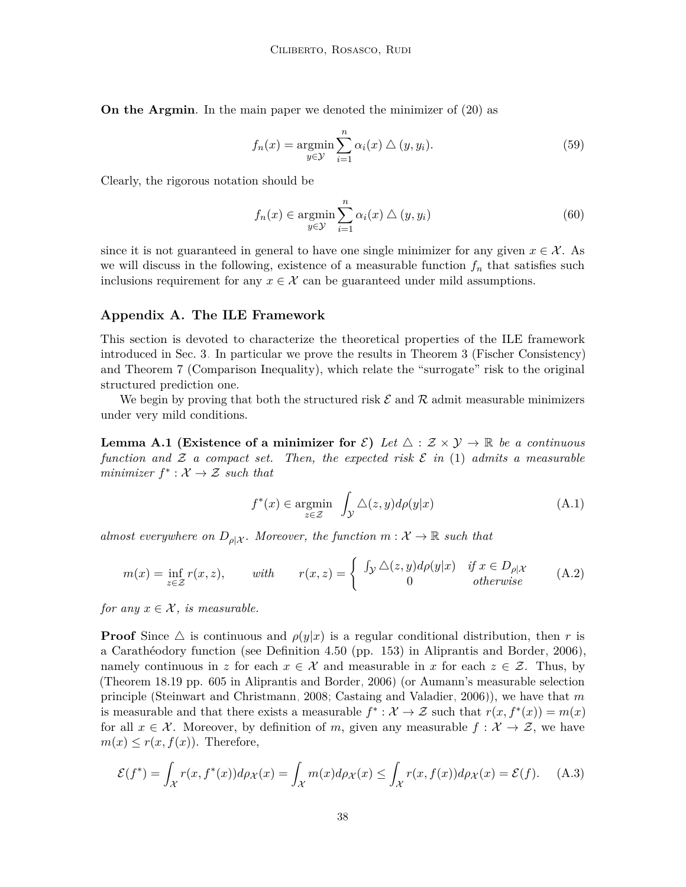**On the Argmin**. In the main paper we denoted the minimizer of (20) as

$$f_n(x) = \operatorname*{argmin}_{y \in \mathcal{Y}} \sum_{i=1}^{n} \alpha_i(x) \bigtriangleup (y, y_i). \tag{59}$$

Clearly, the rigorous notation should be

$$f_n(x) \in \operatorname*{argmin}_{y \in \mathcal{Y}} \sum_{i=1}^{n} \alpha_i(x) \bigtriangleup (y, y_i) \tag{60}$$

since it is not guaranteed in general to have one single minimizer for any given $x \in \mathcal{X}$. As we will discuss in the following, existence of a measurable function $f_n$ that satisfies such inclusions requirement for any $x \in \mathcal{X}$ can be guaranteed under mild assumptions.

## Appendix A. The ILE Framework

This section is devoted to characterize the theoretical properties of the ILE framework introduced in Sec. 3. In particular we prove the results in Theorem 3 (Fischer Consistency) and Theorem 7 (Comparison Inequality), which relate the "surrogate" risk to the original structured prediction one.

We begin by proving that both the structured risk $\mathcal{E}$ and $\mathcal{R}$ admit measurable minimizers under very mild conditions.

**Lemma A.1 (Existence of a minimizer for $\mathcal{E}$)** *Let $\bigtriangleup : \mathcal{Z} \times \mathcal{Y} \to \mathbb{R}$ be a continuous function and $\mathcal{Z}$ a compact set. Then, the expected risk $\mathcal{E}$ in* (1) *admits a measurable minimizer $f^* : \mathcal{X} \to \mathcal{Z}$ such that*

$$f^*(x) \in \operatorname*{argmin}_{z \in \mathcal{Z}} \int_{\mathcal{Y}} \bigtriangleup(z, y) d\rho(y|x) \tag{A.1}$$

*almost everywhere on $D_{\rho|\mathcal{X}}$. Moreover, the function $m : \mathcal{X} \to \mathbb{R}$ such that*

$$m(x) = \inf_{z \in \mathcal{Z}} r(x, z), \qquad \textit{with} \qquad r(x, z) = \begin{cases} \int_{\mathcal{Y}} \bigtriangleup(z, y) d\rho(y|x) & \textit{if } x \in D_{\rho|\mathcal{X}} \\ 0 & \textit{otherwise} \end{cases} \tag{A.2}$$

*for any $x \in \mathcal{X}$, is measurable.*

**Proof** Since $\bigtriangleup$ is continuous and $\rho(y|x)$ is a regular conditional distribution, then $r$ is a Carathéodory function (see Definition 4.50 (pp. 153) in Aliprantis and Border, 2006), namely continuous in $z$ for each $x \in \mathcal{X}$ and measurable in $x$ for each $z \in \mathcal{Z}$. Thus, by (Theorem 18.19 pp. 605 in Aliprantis and Border, 2006) (or Aumann's measurable selection principle (Steinwart and Christmann, 2008; Castaing and Valadier, 2006)), we have that $m$ is measurable and that there exists a measurable $f^* : \mathcal{X} \to \mathcal{Z}$ such that $r(x, f^*(x)) = m(x)$ for all $x \in \mathcal{X}$. Moreover, by definition of $m$, given any measurable $f : \mathcal{X} \to \mathcal{Z}$, we have $m(x) \leq r(x, f(x))$. Therefore,

$$\mathcal{E}(f^*) = \int_{\mathcal{X}} r(x, f^*(x)) d\rho_{\mathcal{X}}(x) = \int_{\mathcal{X}} m(x) d\rho_{\mathcal{X}}(x) \leq \int_{\mathcal{X}} r(x, f(x)) d\rho_{\mathcal{X}}(x) = \mathcal{E}(f). \tag{A.3}$$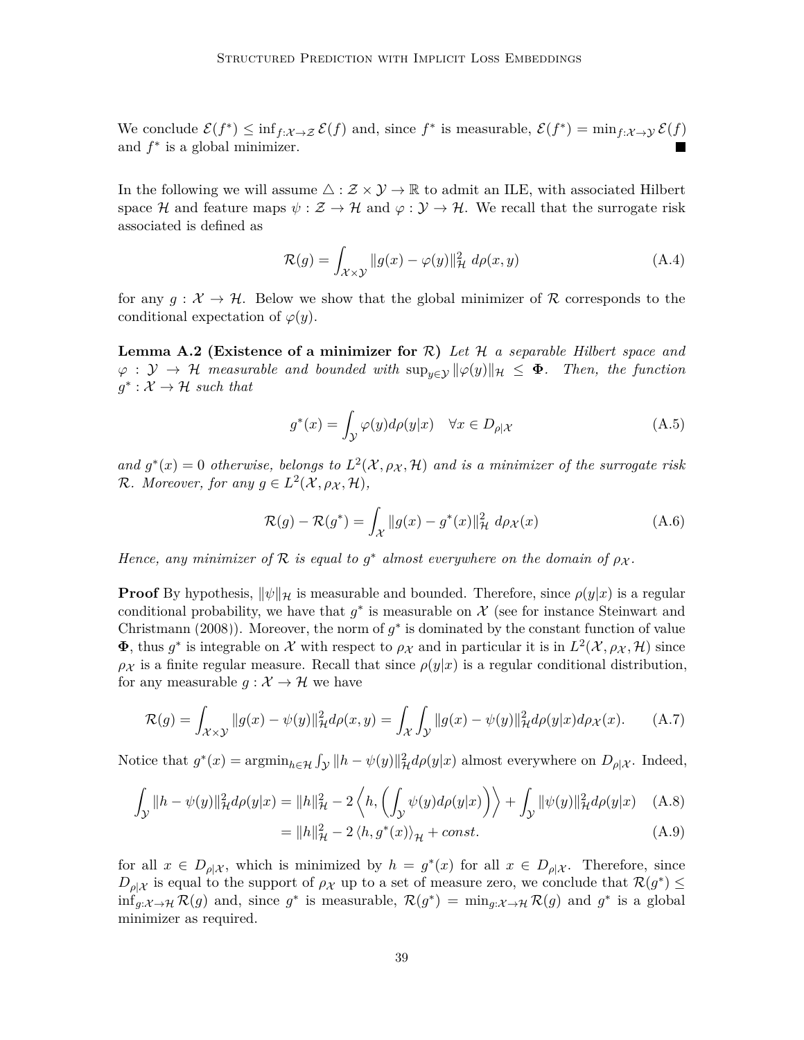We conclude $\mathcal{E}(f^*) \leq \inf_{f:\mathcal{X}\to\mathcal{Z}} \mathcal{E}(f)$ and, since $f^*$ is measurable, $\mathcal{E}(f^*) = \min_{f:\mathcal{X}\to\mathcal{Y}} \mathcal{E}(f)$ and $f^*$ is a global minimizer. ■

In the following we will assume $\triangle : \mathcal{Z} \times \mathcal{Y} \to \mathbb{R}$ to admit an ILE, with associated Hilbert space $\mathcal{H}$ and feature maps $\psi : \mathcal{Z} \to \mathcal{H}$ and $\varphi : \mathcal{Y} \to \mathcal{H}$. We recall that the surrogate risk associated is defined as

$$\mathcal{R}(g) = \int_{\mathcal{X}\times\mathcal{Y}} \|g(x) - \varphi(y)\|_{\mathcal{H}}^2 \, d\rho(x,y) \tag{A.4}$$

for any $g : \mathcal{X} \to \mathcal{H}$. Below we show that the global minimizer of $\mathcal{R}$ corresponds to the conditional expectation of $\varphi(y)$.

**Lemma A.2 (Existence of a minimizer for $\mathcal{R}$)** *Let $\mathcal{H}$ a separable Hilbert space and $\varphi : \mathcal{Y} \to \mathcal{H}$ measurable and bounded with $\sup_{y\in\mathcal{Y}} \|\varphi(y)\|_{\mathcal{H}} \leq \mathbf{\Phi}$. Then, the function $g^* : \mathcal{X} \to \mathcal{H}$ such that*

$$g^*(x) = \int_{\mathcal{Y}} \varphi(y) d\rho(y|x) \quad \forall x \in D_{\rho|\mathcal{X}} \tag{A.5}$$

*and $g^*(x) = 0$ otherwise, belongs to $L^2(\mathcal{X}, \rho_{\mathcal{X}}, \mathcal{H})$ and is a minimizer of the surrogate risk $\mathcal{R}$. Moreover, for any $g \in L^2(\mathcal{X}, \rho_{\mathcal{X}}, \mathcal{H})$,*

$$\mathcal{R}(g) - \mathcal{R}(g^*) = \int_{\mathcal{X}} \|g(x) - g^*(x)\|_{\mathcal{H}}^2 \, d\rho_{\mathcal{X}}(x) \tag{A.6}$$

*Hence, any minimizer of $\mathcal{R}$ is equal to $g^*$ almost everywhere on the domain of $\rho_{\mathcal{X}}$.*

**Proof** By hypothesis, $\|\psi\|_{\mathcal{H}}$ is measurable and bounded. Therefore, since $\rho(y|x)$ is a regular conditional probability, we have that $g^*$ is measurable on $\mathcal{X}$ (see for instance Steinwart and Christmann (2008)). Moreover, the norm of $g^*$ is dominated by the constant function of value $\mathbf{\Phi}$, thus $g^*$ is integrable on $\mathcal{X}$ with respect to $\rho_{\mathcal{X}}$ and in particular it is in $L^2(\mathcal{X}, \rho_{\mathcal{X}}, \mathcal{H})$ since $\rho_{\mathcal{X}}$ is a finite regular measure. Recall that since $\rho(y|x)$ is a regular conditional distribution, for any measurable $g : \mathcal{X} \to \mathcal{H}$ we have

$$\mathcal{R}(g) = \int_{\mathcal{X}\times\mathcal{Y}} \|g(x) - \psi(y)\|_{\mathcal{H}}^2 d\rho(x,y) = \int_{\mathcal{X}} \int_{\mathcal{Y}} \|g(x) - \psi(y)\|_{\mathcal{H}}^2 d\rho(y|x) d\rho_{\mathcal{X}}(x). \tag{A.7}$$

Notice that $g^*(x) = \operatorname{argmin}_{h\in\mathcal{H}} \int_{\mathcal{Y}} \|h - \psi(y)\|_{\mathcal{H}}^2 d\rho(y|x)$ almost everywhere on $D_{\rho|\mathcal{X}}$. Indeed,

$$\int_{\mathcal{Y}} \|h - \psi(y)\|_{\mathcal{H}}^2 d\rho(y|x) = \|h\|_{\mathcal{H}}^2 - 2\left\langle h, \left(\int_{\mathcal{Y}} \psi(y) d\rho(y|x)\right)\right\rangle + \int_{\mathcal{Y}} \|\psi(y)\|_{\mathcal{H}}^2 d\rho(y|x) \tag{A.8}$$

$$= \|h\|_{\mathcal{H}}^2 - 2\left\langle h, g^*(x)\right\rangle_{\mathcal{H}} + const. \tag{A.9}$$

for all $x \in D_{\rho|\mathcal{X}}$, which is minimized by $h = g^*(x)$ for all $x \in D_{\rho|\mathcal{X}}$. Therefore, since $D_{\rho|\mathcal{X}}$ is equal to the support of $\rho_{\mathcal{X}}$ up to a set of measure zero, we conclude that $\mathcal{R}(g^*) \leq \inf_{g:\mathcal{X}\to\mathcal{H}} \mathcal{R}(g)$ and, since $g^*$ is measurable, $\mathcal{R}(g^*) = \min_{g:\mathcal{X}\to\mathcal{H}} \mathcal{R}(g)$ and $g^*$ is a global minimizer as required.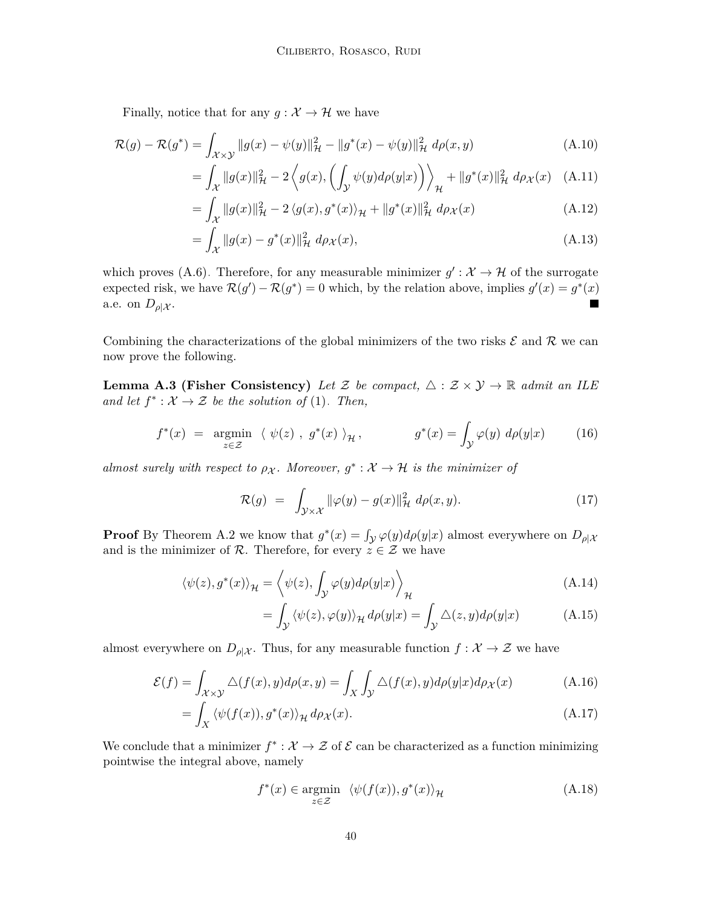Finally, notice that for any $g : \mathcal{X} \to \mathcal{H}$ we have

$$
\begin{aligned}
\mathcal{R}(g) - \mathcal{R}(g^*) &= \int_{\mathcal{X}\times\mathcal{Y}} \|g(x) - \psi(y)\|_{\mathcal{H}}^2 - \|g^*(x) - \psi(y)\|_{\mathcal{H}}^2 \; d\rho(x,y) && \text{(A.10)} \\
&= \int_{\mathcal{X}} \|g(x)\|_{\mathcal{H}}^2 - 2\left\langle g(x), \left(\int_{\mathcal{Y}} \psi(y) d\rho(y|x)\right)\right\rangle_{\mathcal{H}} + \|g^*(x)\|_{\mathcal{H}}^2 \; d\rho_{\mathcal{X}}(x) && \text{(A.11)} \\
&= \int_{\mathcal{X}} \|g(x)\|_{\mathcal{H}}^2 - 2\left\langle g(x), g^*(x)\right\rangle_{\mathcal{H}} + \|g^*(x)\|_{\mathcal{H}}^2 \; d\rho_{\mathcal{X}}(x) && \text{(A.12)} \\
&= \int_{\mathcal{X}} \|g(x) - g^*(x)\|_{\mathcal{H}}^2 \; d\rho_{\mathcal{X}}(x), && \text{(A.13)}
\end{aligned}
$$

which proves (A.6). Therefore, for any measurable minimizer $g' : \mathcal{X} \to \mathcal{H}$ of the surrogate expected risk, we have $\mathcal{R}(g') - \mathcal{R}(g^*) = 0$ which, by the relation above, implies $g'(x) = g^*(x)$ a.e. on $D_{\rho|\mathcal{X}}$. ∎

Combining the characterizations of the global minimizers of the two risks $\mathcal{E}$ and $\mathcal{R}$ we can now prove the following.

**Lemma A.3 (Fisher Consistency)** *Let $\mathcal{Z}$ be compact, $\triangle : \mathcal{Z} \times \mathcal{Y} \to \mathbb{R}$ admit an ILE and let $f^* : \mathcal{X} \to \mathcal{Z}$ be the solution of* (1)*. Then,*

$$
f^*(x) \;=\; \underset{z\in\mathcal{Z}}{\operatorname{argmin}} \;\; \langle\; \psi(z) \;,\; g^*(x) \;\rangle_{\mathcal{H}}, \qquad\qquad g^*(x) = \int_{\mathcal{Y}} \varphi(y) \; d\rho(y|x) \tag{16}
$$

*almost surely with respect to $\rho_{\mathcal{X}}$. Moreover, $g^* : \mathcal{X} \to \mathcal{H}$ is the minimizer of*

$$
\mathcal{R}(g) \;=\; \int_{\mathcal{Y}\times\mathcal{X}} \|\varphi(y) - g(x)\|_{\mathcal{H}}^2 \; d\rho(x,y). \tag{17}
$$

**Proof** By Theorem A.2 we know that $g^*(x) = \int_{\mathcal{Y}} \varphi(y) d\rho(y|x)$ almost everywhere on $D_{\rho|\mathcal{X}}$ and is the minimizer of $\mathcal{R}$. Therefore, for every $z \in \mathcal{Z}$ we have

$$
\begin{aligned}
\langle \psi(z), g^*(x)\rangle_{\mathcal{H}} &= \left\langle \psi(z), \int_{\mathcal{Y}} \varphi(y) d\rho(y|x)\right\rangle_{\mathcal{H}} && \text{(A.14)} \\
&= \int_{\mathcal{Y}} \langle \psi(z), \varphi(y)\rangle_{\mathcal{H}} \, d\rho(y|x) = \int_{\mathcal{Y}} \triangle(z,y) d\rho(y|x) && \text{(A.15)}
\end{aligned}
$$

almost everywhere on $D_{\rho|\mathcal{X}}$. Thus, for any measurable function $f : \mathcal{X} \to \mathcal{Z}$ we have

$$
\begin{aligned}
\mathcal{E}(f) &= \int_{\mathcal{X}\times\mathcal{Y}} \triangle(f(x), y) d\rho(x,y) = \int_X \int_{\mathcal{Y}} \triangle(f(x), y) d\rho(y|x) d\rho_{\mathcal{X}}(x) && \text{(A.16)} \\
&= \int_X \langle \psi(f(x)), g^*(x)\rangle_{\mathcal{H}} \, d\rho_{\mathcal{X}}(x). && \text{(A.17)}
\end{aligned}
$$

We conclude that a minimizer $f^* : \mathcal{X} \to \mathcal{Z}$ of $\mathcal{E}$ can be characterized as a function minimizing pointwise the integral above, namely

$$
f^*(x) \in \underset{z\in\mathcal{Z}}{\operatorname{argmin}} \;\; \langle \psi(f(x)), g^*(x)\rangle_{\mathcal{H}} \tag{A.18}
$$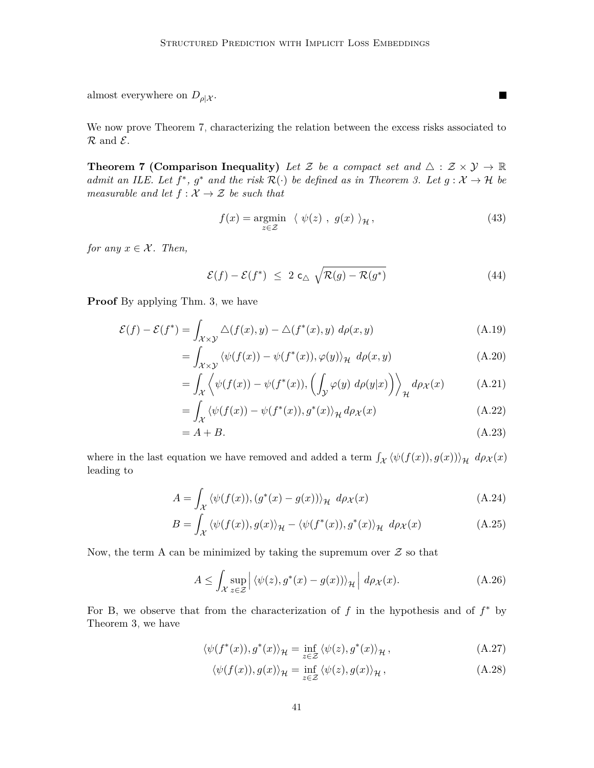almost everywhere on $D_{\rho|\mathcal{X}}$. ■

We now prove Theorem 7, characterizing the relation between the excess risks associated to $\mathcal{R}$ and $\mathcal{E}$.

**Theorem 7 (Comparison Inequality)** *Let $\mathcal{Z}$ be a compact set and $\triangle : \mathcal{Z} \times \mathcal{Y} \to \mathbb{R}$ admit an ILE. Let $f^*$, $g^*$ and the risk $\mathcal{R}(\cdot)$ be defined as in Theorem 3. Let $g : \mathcal{X} \to \mathcal{H}$ be measurable and let $f : \mathcal{X} \to \mathcal{Z}$ be such that*

$$f(x) = \operatorname*{argmin}_{z \in \mathcal{Z}} \ \langle \ \psi(z) \ , \ g(x) \ \rangle_{\mathcal{H}}, \tag{43}$$

*for any $x \in \mathcal{X}$. Then,*

$$\mathcal{E}(f) - \mathcal{E}(f^*) \ \leq \ 2 \ \mathsf{c}_{\triangle} \ \sqrt{\mathcal{R}(g) - \mathcal{R}(g^*)} \tag{44}$$

**Proof** By applying Thm. 3, we have

$$\begin{aligned}
\mathcal{E}(f) - \mathcal{E}(f^*) &= \int_{\mathcal{X}\times\mathcal{Y}} \triangle(f(x), y) - \triangle(f^*(x), y) \ d\rho(x, y) && \text{(A.19)}\\
&= \int_{\mathcal{X}\times\mathcal{Y}} \langle \psi(f(x)) - \psi(f^*(x)), \varphi(y) \rangle_{\mathcal{H}} \ d\rho(x, y) && \text{(A.20)}\\
&= \int_{\mathcal{X}} \left\langle \psi(f(x)) - \psi(f^*(x)), \left( \int_{\mathcal{Y}} \varphi(y) \ d\rho(y|x) \right) \right\rangle_{\mathcal{H}} d\rho_{\mathcal{X}}(x) && \text{(A.21)}\\
&= \int_{\mathcal{X}} \langle \psi(f(x)) - \psi(f^*(x)), g^*(x) \rangle_{\mathcal{H}} \, d\rho_{\mathcal{X}}(x) && \text{(A.22)}\\
&= A + B. && \text{(A.23)}
\end{aligned}$$

where in the last equation we have removed and added a term $\int_{\mathcal{X}} \langle \psi(f(x)), g(x)) \rangle_{\mathcal{H}} \ d\rho_{\mathcal{X}}(x)$ leading to

$$\begin{aligned}
A &= \int_{\mathcal{X}} \langle \psi(f(x)), (g^*(x) - g(x)) \rangle_{\mathcal{H}} \ d\rho_{\mathcal{X}}(x) && \text{(A.24)}\\
B &= \int_{\mathcal{X}} \langle \psi(f(x)), g(x) \rangle_{\mathcal{H}} - \langle \psi(f^*(x)), g^*(x) \rangle_{\mathcal{H}} \ d\rho_{\mathcal{X}}(x) && \text{(A.25)}
\end{aligned}$$

Now, the term A can be minimized by taking the supremum over $\mathcal{Z}$ so that

$$A \leq \int_{\mathcal{X}} \sup_{z \in \mathcal{Z}} \Big| \ \langle \psi(z), g^*(x) - g(x)) \rangle_{\mathcal{H}} \Big| \ d\rho_{\mathcal{X}}(x). \tag{A.26}$$

For B, we observe that from the characterization of $f$ in the hypothesis and of $f^*$ by Theorem 3, we have

$$\langle \psi(f^*(x)), g^*(x) \rangle_{\mathcal{H}} = \inf_{z \in \mathcal{Z}} \langle \psi(z), g^*(x) \rangle_{\mathcal{H}}, \tag{A.27}$$

$$\langle \psi(f(x)), g(x) \rangle_{\mathcal{H}} = \inf_{z \in \mathcal{Z}} \langle \psi(z), g(x) \rangle_{\mathcal{H}}, \tag{A.28}$$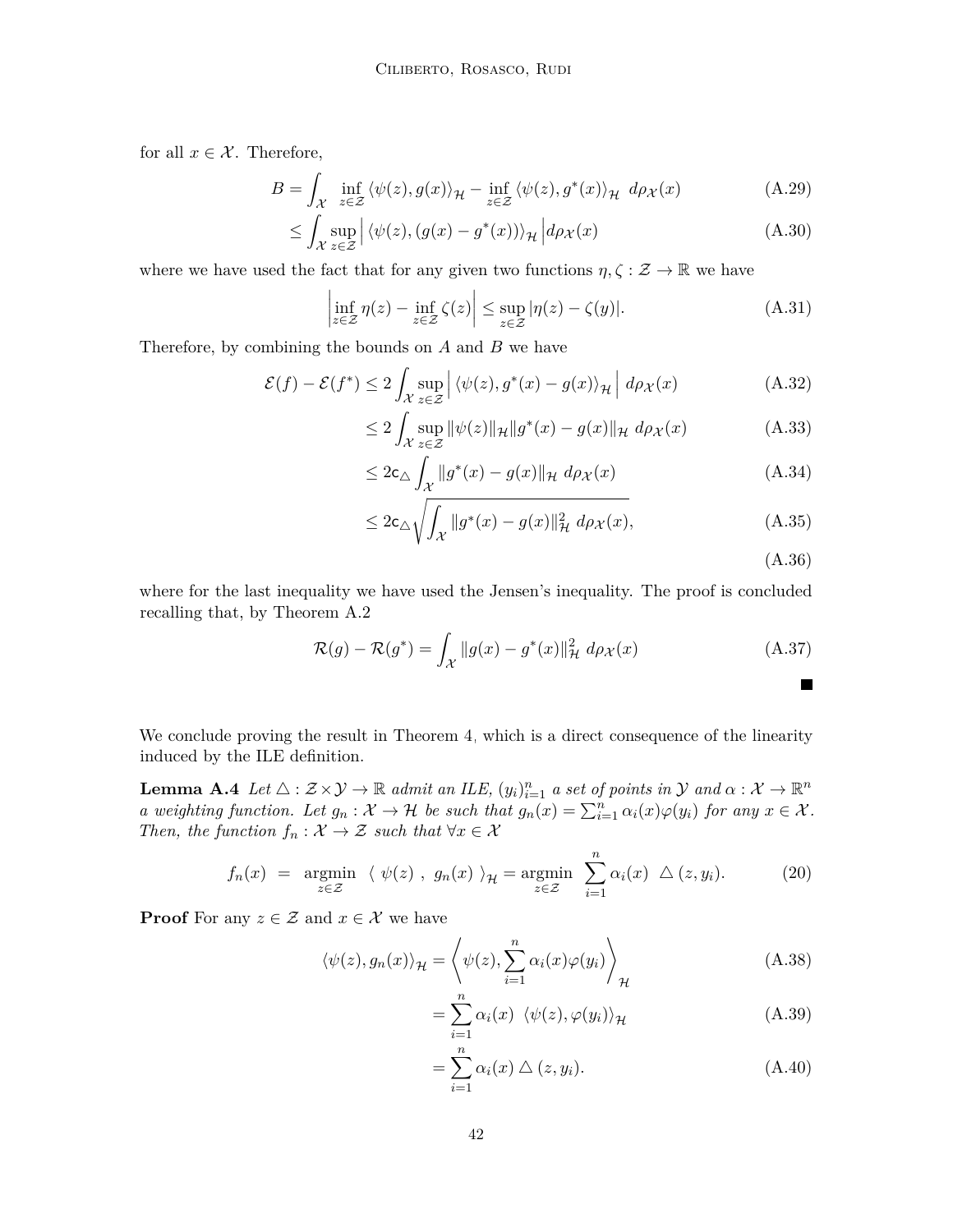for all $x \in \mathcal{X}$. Therefore,

$$B = \int_{\mathcal{X}} \inf_{z \in \mathcal{Z}} \langle \psi(z), g(x) \rangle_{\mathcal{H}} - \inf_{z \in \mathcal{Z}} \langle \psi(z), g^*(x) \rangle_{\mathcal{H}} \; d\rho_{\mathcal{X}}(x) \tag{A.29}$$

$$\leq \int_{\mathcal{X}} \sup_{z \in \mathcal{Z}} \Big| \langle \psi(z), (g(x) - g^*(x)) \rangle_{\mathcal{H}} \Big| d\rho_{\mathcal{X}}(x) \tag{A.30}$$

where we have used the fact that for any given two functions $\eta, \zeta : \mathcal{Z} \to \mathbb{R}$ we have

$$\left| \inf_{z \in \mathcal{Z}} \eta(z) - \inf_{z \in \mathcal{Z}} \zeta(z) \right| \leq \sup_{z \in \mathcal{Z}} |\eta(z) - \zeta(y)|. \tag{A.31}$$

Therefore, by combining the bounds on $A$ and $B$ we have

$$\mathcal{E}(f) - \mathcal{E}(f^*) \leq 2 \int_{\mathcal{X}} \sup_{z \in \mathcal{Z}} \Big| \langle \psi(z), g^*(x) - g(x) \rangle_{\mathcal{H}} \Big| \; d\rho_{\mathcal{X}}(x) \tag{A.32}$$

$$\leq 2 \int_{\mathcal{X}} \sup_{z \in \mathcal{Z}} \|\psi(z)\|_{\mathcal{H}} \|g^*(x) - g(x)\|_{\mathcal{H}} \; d\rho_{\mathcal{X}}(x) \tag{A.33}$$

$$\leq 2\mathsf{c}_{\triangle} \int_{\mathcal{X}} \|g^*(x) - g(x)\|_{\mathcal{H}} \; d\rho_{\mathcal{X}}(x) \tag{A.34}$$

$$\leq 2\mathsf{c}_{\triangle} \sqrt{\int_{\mathcal{X}} \|g^*(x) - g(x)\|_{\mathcal{H}}^2 \; d\rho_{\mathcal{X}}(x)}, \tag{A.35}$$

$$\tag{A.36}$$

where for the last inequality we have used the Jensen's inequality. The proof is concluded recalling that, by Theorem A.2

$$\mathcal{R}(g) - \mathcal{R}(g^*) = \int_{\mathcal{X}} \|g(x) - g^*(x)\|_{\mathcal{H}}^2 \; d\rho_{\mathcal{X}}(x) \tag{A.37}$$

■

We conclude proving the result in Theorem 4, which is a direct consequence of the linearity induced by the ILE definition.

**Lemma A.4** *Let $\triangle : \mathcal{Z} \times \mathcal{Y} \to \mathbb{R}$ admit an ILE, $(y_i)_{i=1}^n$ a set of points in $\mathcal{Y}$ and $\alpha : \mathcal{X} \to \mathbb{R}^n$ a weighting function. Let $g_n : \mathcal{X} \to \mathcal{H}$ be such that $g_n(x) = \sum_{i=1}^n \alpha_i(x) \varphi(y_i)$ for any $x \in \mathcal{X}$. Then, the function $f_n : \mathcal{X} \to \mathcal{Z}$ such that $\forall x \in \mathcal{X}$*

$$f_n(x) \;=\; \operatorname*{argmin}_{z \in \mathcal{Z}} \; \langle \; \psi(z) \; , \; g_n(x) \; \rangle_{\mathcal{H}} = \operatorname*{argmin}_{z \in \mathcal{Z}} \; \sum_{i=1}^n \alpha_i(x) \; \triangle(z, y_i). \tag{20}$$

**Proof** For any $z \in \mathcal{Z}$ and $x \in \mathcal{X}$ we have

$$\langle \psi(z), g_n(x) \rangle_{\mathcal{H}} = \left\langle \psi(z), \sum_{i=1}^n \alpha_i(x) \varphi(y_i) \right\rangle_{\mathcal{H}} \tag{A.38}$$

$$= \sum_{i=1}^n \alpha_i(x) \; \langle \psi(z), \varphi(y_i) \rangle_{\mathcal{H}} \tag{A.39}$$

$$= \sum_{i=1}^n \alpha_i(x) \triangle(z, y_i). \tag{A.40}$$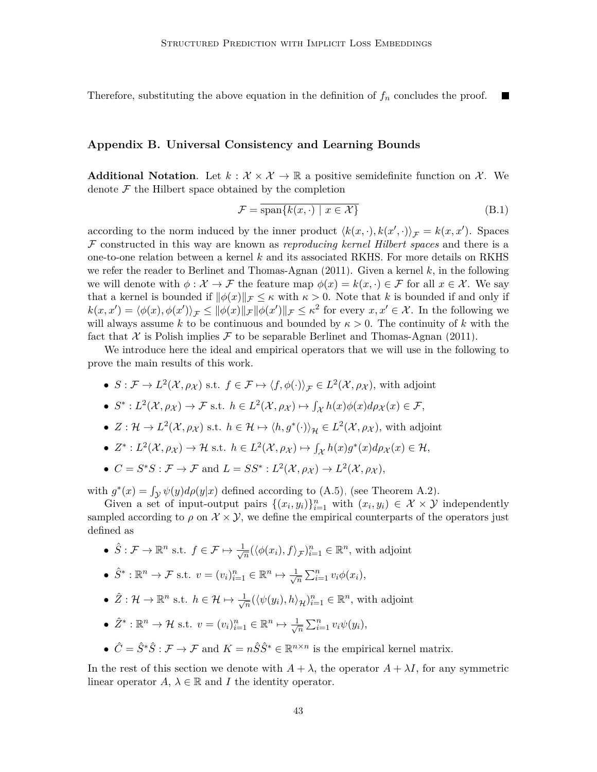Therefore, substituting the above equation in the definition of $f_n$ concludes the proof. $\blacksquare$

## Appendix B. Universal Consistency and Learning Bounds

**Additional Notation**. Let $k : \mathcal{X} \times \mathcal{X} \to \mathbb{R}$ a positive semidefinite function on $\mathcal{X}$. We denote $\mathcal{F}$ the Hilbert space obtained by the completion

$$\mathcal{F} = \overline{\operatorname{span}\{k(x, \cdot) \mid x \in \mathcal{X}\}} \tag{B.1}$$

according to the norm induced by the inner product $\langle k(x, \cdot), k(x', \cdot)\rangle_{\mathcal{F}} = k(x, x')$. Spaces $\mathcal{F}$ constructed in this way are known as *reproducing kernel Hilbert spaces* and there is a one-to-one relation between a kernel $k$ and its associated RKHS. For more details on RKHS we refer the reader to Berlinet and Thomas-Agnan (2011). Given a kernel $k$, in the following we will denote with $\phi : \mathcal{X} \to \mathcal{F}$ the feature map $\phi(x) = k(x, \cdot) \in \mathcal{F}$ for all $x \in \mathcal{X}$. We say that a kernel is bounded if $\|\phi(x)\|_{\mathcal{F}} \leq \kappa$ with $\kappa > 0$. Note that $k$ is bounded if and only if $k(x, x') = \langle \phi(x), \phi(x')\rangle_{\mathcal{F}} \leq \|\phi(x)\|_{\mathcal{F}}\|\phi(x')\|_{\mathcal{F}} \leq \kappa^2$ for every $x, x' \in \mathcal{X}$. In the following we will always assume $k$ to be continuous and bounded by $\kappa > 0$. The continuity of $k$ with the fact that $\mathcal{X}$ is Polish implies $\mathcal{F}$ to be separable Berlinet and Thomas-Agnan (2011).

We introduce here the ideal and empirical operators that we will use in the following to prove the main results of this work.

- $S : \mathcal{F} \to L^2(\mathcal{X}, \rho_{\mathcal{X}})$ s.t. $f \in \mathcal{F} \mapsto \langle f, \phi(\cdot)\rangle_{\mathcal{F}} \in L^2(\mathcal{X}, \rho_{\mathcal{X}})$, with adjoint
- $S^* : L^2(\mathcal{X}, \rho_{\mathcal{X}}) \to \mathcal{F}$ s.t. $h \in L^2(\mathcal{X}, \rho_{\mathcal{X}}) \mapsto \int_{\mathcal{X}} h(x)\phi(x)d\rho_{\mathcal{X}}(x) \in \mathcal{F}$,
- $Z : \mathcal{H} \to L^2(\mathcal{X}, \rho_{\mathcal{X}})$ s.t. $h \in \mathcal{H} \mapsto \langle h, g^*(\cdot)\rangle_{\mathcal{H}} \in L^2(\mathcal{X}, \rho_{\mathcal{X}})$, with adjoint
- $Z^* : L^2(\mathcal{X}, \rho_{\mathcal{X}}) \to \mathcal{H}$ s.t. $h \in L^2(\mathcal{X}, \rho_{\mathcal{X}}) \mapsto \int_{\mathcal{X}} h(x)g^*(x)d\rho_{\mathcal{X}}(x) \in \mathcal{H}$,
- $C = S^*S : \mathcal{F} \to \mathcal{F}$ and $L = SS^* : L^2(\mathcal{X}, \rho_{\mathcal{X}}) \to L^2(\mathcal{X}, \rho_{\mathcal{X}})$,

with $g^*(x) = \int_{\mathcal{Y}} \psi(y)d\rho(y|x)$ defined according to (A.5), (see Theorem A.2).

Given a set of input-output pairs $\{(x_i, y_i)\}_{i=1}^n$ with $(x_i, y_i) \in \mathcal{X} \times \mathcal{Y}$ independently sampled according to $\rho$ on $\mathcal{X} \times \mathcal{Y}$, we define the empirical counterparts of the operators just defined as

- $\hat{S} : \mathcal{F} \to \mathbb{R}^n$ s.t. $f \in \mathcal{F} \mapsto \frac{1}{\sqrt{n}}(\langle \phi(x_i), f\rangle_{\mathcal{F}})_{i=1}^n \in \mathbb{R}^n$, with adjoint
- $\hat{S}^* : \mathbb{R}^n \to \mathcal{F}$ s.t. $v = (v_i)_{i=1}^n \in \mathbb{R}^n \mapsto \frac{1}{\sqrt{n}}\sum_{i=1}^n v_i\phi(x_i)$,
- $\hat{Z} : \mathcal{H} \to \mathbb{R}^n$ s.t. $h \in \mathcal{H} \mapsto \frac{1}{\sqrt{n}}(\langle \psi(y_i), h\rangle_{\mathcal{H}})_{i=1}^n \in \mathbb{R}^n$, with adjoint
- $\hat{Z}^* : \mathbb{R}^n \to \mathcal{H}$ s.t. $v = (v_i)_{i=1}^n \in \mathbb{R}^n \mapsto \frac{1}{\sqrt{n}}\sum_{i=1}^n v_i\psi(y_i)$,
- $\hat{C} = \hat{S}^*\hat{S} : \mathcal{F} \to \mathcal{F}$ and $K = n\hat{S}\hat{S}^* \in \mathbb{R}^{n \times n}$ is the empirical kernel matrix.

In the rest of this section we denote with $A + \lambda$, the operator $A + \lambda I$, for any symmetric linear operator $A$, $\lambda \in \mathbb{R}$ and $I$ the identity operator.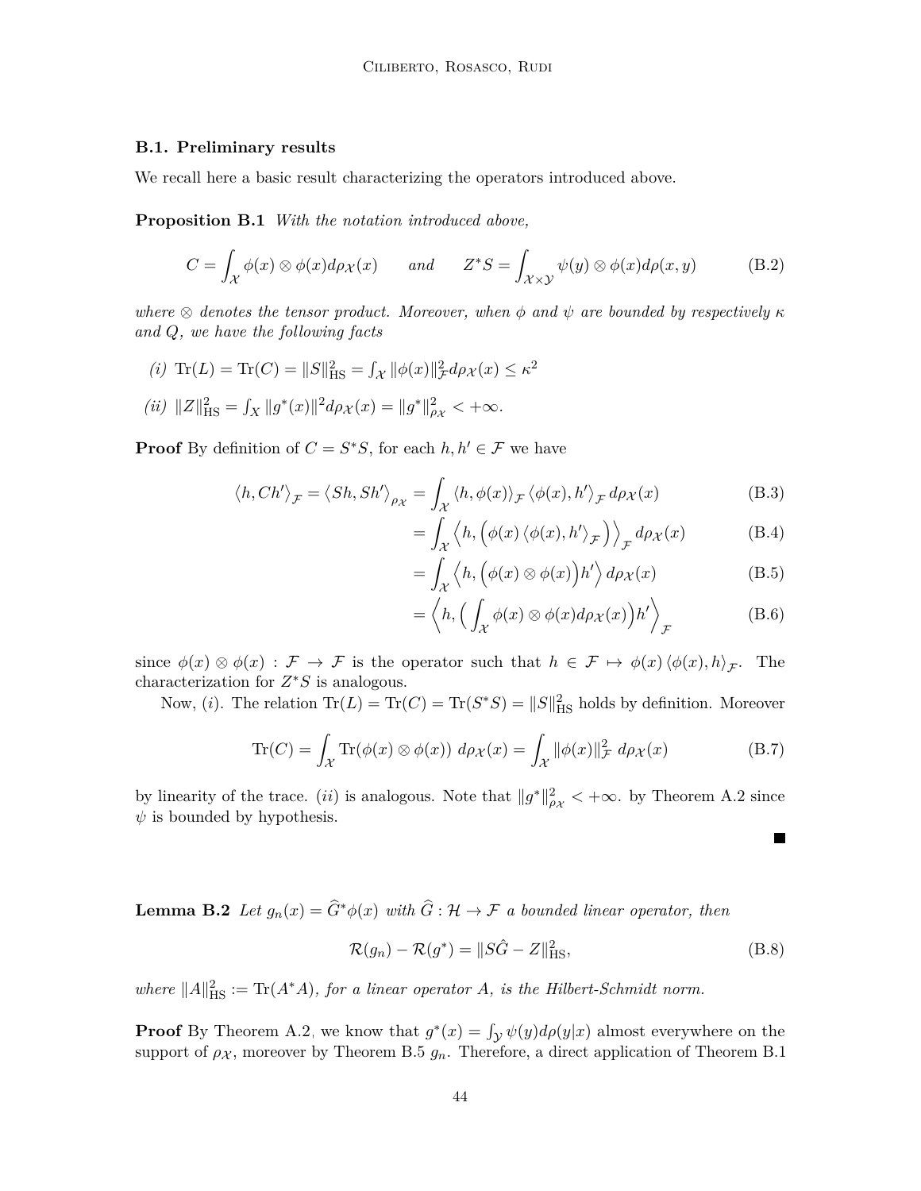### B.1. Preliminary results

We recall here a basic result characterizing the operators introduced above.

**Proposition B.1** *With the notation introduced above,*

$$C = \int_{\mathcal{X}} \phi(x) \otimes \phi(x) d\rho_{\mathcal{X}}(x) \qquad \text{and} \qquad Z^* S = \int_{\mathcal{X}\times\mathcal{Y}} \psi(y) \otimes \phi(x) d\rho(x,y) \tag{B.2}$$

*where $\otimes$ denotes the tensor product. Moreover, when $\phi$ and $\psi$ are bounded by respectively $\kappa$ and $Q$, we have the following facts*

*(i)* $\mathrm{Tr}(L) = \mathrm{Tr}(C) = \|S\|_{\mathrm{HS}}^2 = \int_{\mathcal{X}} \|\phi(x)\|_{\mathcal{F}}^2 d\rho_{\mathcal{X}}(x) \leq \kappa^2$

*(ii)* $\|Z\|_{\mathrm{HS}}^2 = \int_X \|g^*(x)\|^2 d\rho_{\mathcal{X}}(x) = \|g^*\|_{\rho_{\mathcal{X}}}^2 < +\infty$.

**Proof** By definition of $C = S^*S$, for each $h, h' \in \mathcal{F}$ we have

$$\langle h, Ch' \rangle_{\mathcal{F}} = \langle Sh, Sh' \rangle_{\rho_{\mathcal{X}}} = \int_{\mathcal{X}} \langle h, \phi(x) \rangle_{\mathcal{F}} \langle \phi(x), h' \rangle_{\mathcal{F}} \, d\rho_{\mathcal{X}}(x) \tag{B.3}$$

$$= \int_{\mathcal{X}} \Big\langle h, \Big(\phi(x) \langle \phi(x), h' \rangle_{\mathcal{F}}\Big) \Big\rangle_{\mathcal{F}} d\rho_{\mathcal{X}}(x) \tag{B.4}$$

$$= \int_{\mathcal{X}} \Big\langle h, \Big(\phi(x) \otimes \phi(x)\Big) h' \Big\rangle \, d\rho_{\mathcal{X}}(x) \tag{B.5}$$

$$= \Big\langle h, \Big( \int_{\mathcal{X}} \phi(x) \otimes \phi(x) d\rho_{\mathcal{X}}(x) \Big) h' \Big\rangle_{\mathcal{F}} \tag{B.6}$$

since $\phi(x) \otimes \phi(x) : \mathcal{F} \to \mathcal{F}$ is the operator such that $h \in \mathcal{F} \mapsto \phi(x) \langle \phi(x), h \rangle_{\mathcal{F}}$. The characterization for $Z^*S$ is analogous.

Now, *(i)*. The relation $\mathrm{Tr}(L) = \mathrm{Tr}(C) = \mathrm{Tr}(S^*S) = \|S\|_{\mathrm{HS}}^2$ holds by definition. Moreover

$$\mathrm{Tr}(C) = \int_{\mathcal{X}} \mathrm{Tr}(\phi(x) \otimes \phi(x)) \; d\rho_{\mathcal{X}}(x) = \int_{\mathcal{X}} \|\phi(x)\|_{\mathcal{F}}^2 \; d\rho_{\mathcal{X}}(x) \tag{B.7}$$

by linearity of the trace. *(ii)* is analogous. Note that $\|g^*\|_{\rho_{\mathcal{X}}}^2 < +\infty$. by Theorem A.2 since $\psi$ is bounded by hypothesis. ∎

**Lemma B.2** *Let $g_n(x) = \widehat{G}^* \phi(x)$ with $\widehat{G} : \mathcal{H} \to \mathcal{F}$ a bounded linear operator, then*

$$\mathcal{R}(g_n) - \mathcal{R}(g^*) = \|S\hat{G} - Z\|_{\mathrm{HS}}^2, \tag{B.8}$$

*where $\|A\|_{\mathrm{HS}}^2 := \mathrm{Tr}(A^*A)$, for a linear operator $A$, is the Hilbert-Schmidt norm.*

**Proof** By Theorem A.2, we know that $g^*(x) = \int_{\mathcal{Y}} \psi(y) d\rho(y|x)$ almost everywhere on the support of $\rho_{\mathcal{X}}$, moreover by Theorem B.5 $g_n$. Therefore, a direct application of Theorem B.1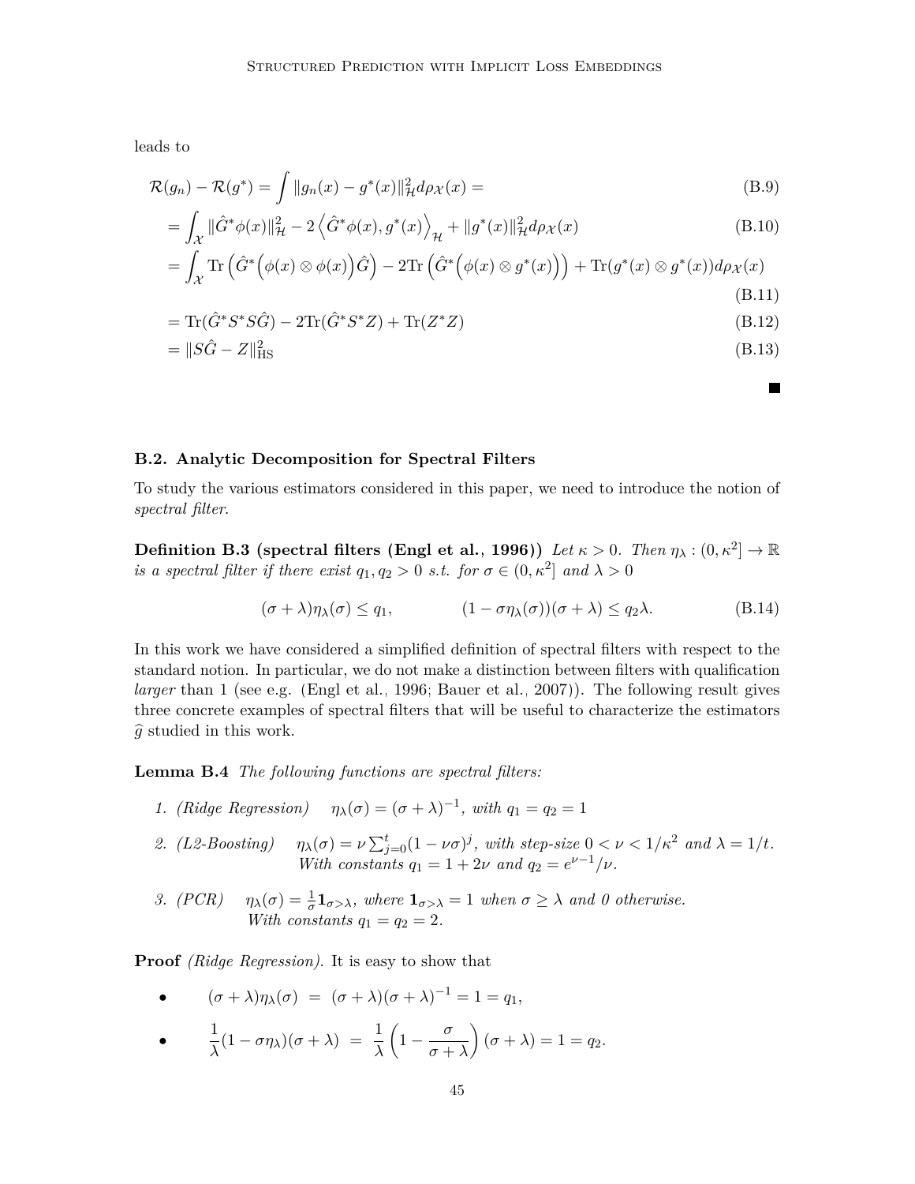leads to

$$\mathcal{R}(g_n) - \mathcal{R}(g^*) = \int \|g_n(x) - g^*(x)\|_{\mathcal{H}}^2 d\rho_{\mathcal{X}}(x) = \tag{B.9}$$

$$= \int_{\mathcal{X}} \|\hat{G}^* \phi(x)\|_{\mathcal{H}}^2 - 2\left\langle \hat{G}^*\phi(x), g^*(x)\right\rangle_{\mathcal{H}} + \|g^*(x)\|_{\mathcal{H}}^2 d\rho_{\mathcal{X}}(x) \tag{B.10}$$

$$= \int_{\mathcal{X}} \operatorname{Tr}\left(\hat{G}^*\Big(\phi(x)\otimes\phi(x)\Big)\hat{G}\right) - 2\operatorname{Tr}\left(\hat{G}^*\Big(\phi(x)\otimes g^*(x)\Big)\right) + \operatorname{Tr}(g^*(x)\otimes g^*(x))d\rho_{\mathcal{X}}(x) \tag{B.11}$$

$$= \operatorname{Tr}(\hat{G}^* S^* S \hat{G}) - 2\operatorname{Tr}(\hat{G}^* S^* Z) + \operatorname{Tr}(Z^* Z) \tag{B.12}$$

$$= \|S\hat{G} - Z\|_{\text{HS}}^2 \tag{B.13}$$

■

### B.2. Analytic Decomposition for Spectral Filters

To study the various estimators considered in this paper, we need to introduce the notion of *spectral filter*.

**Definition B.3 (spectral filters (Engl et al., 1996))** *Let $\kappa > 0$. Then $\eta_\lambda : (0, \kappa^2] \to \mathbb{R}$ is a spectral filter if there exist $q_1, q_2 > 0$ s.t. for $\sigma \in (0, \kappa^2]$ and $\lambda > 0$*

$$(\sigma + \lambda)\eta_\lambda(\sigma) \leq q_1, \qquad\qquad (1 - \sigma\eta_\lambda(\sigma))(\sigma + \lambda) \leq q_2\lambda. \tag{B.14}$$

In this work we have considered a simplified definition of spectral filters with respect to the standard notion. In particular, we do not make a distinction between filters with qualification *larger* than 1 (see e.g. (Engl et al., 1996; Bauer et al., 2007)). The following result gives three concrete examples of spectral filters that will be useful to characterize the estimators $\widehat{g}$ studied in this work.

**Lemma B.4** *The following functions are spectral filters:*

1. *(Ridge Regression)* $\quad \eta_\lambda(\sigma) = (\sigma + \lambda)^{-1}$*, with* $q_1 = q_2 = 1$
2. *(L2-Boosting)* $\quad \eta_\lambda(\sigma) = \nu \sum_{j=0}^{t} (1 - \nu\sigma)^j$*, with step-size* $0 < \nu < 1/\kappa^2$ *and* $\lambda = 1/t$*. With constants* $q_1 = 1 + 2\nu$ *and* $q_2 = e^{\nu - 1}/\nu$*.*
3. *(PCR)* $\quad \eta_\lambda(\sigma) = \frac{1}{\sigma}\mathbf{1}_{\sigma > \lambda}$*, where* $\mathbf{1}_{\sigma>\lambda} = 1$ *when* $\sigma \geq \lambda$ *and 0 otherwise. With constants* $q_1 = q_2 = 2$*.*

**Proof** *(Ridge Regression).* It is easy to show that

- $$(\sigma + \lambda)\eta_\lambda(\sigma) \; = \; (\sigma + \lambda)(\sigma + \lambda)^{-1} = 1 = q_1,$$
- $$\frac{1}{\lambda}(1 - \sigma\eta_\lambda)(\sigma + \lambda) \; = \; \frac{1}{\lambda}\left(1 - \frac{\sigma}{\sigma + \lambda}\right)(\sigma + \lambda) = 1 = q_2.$$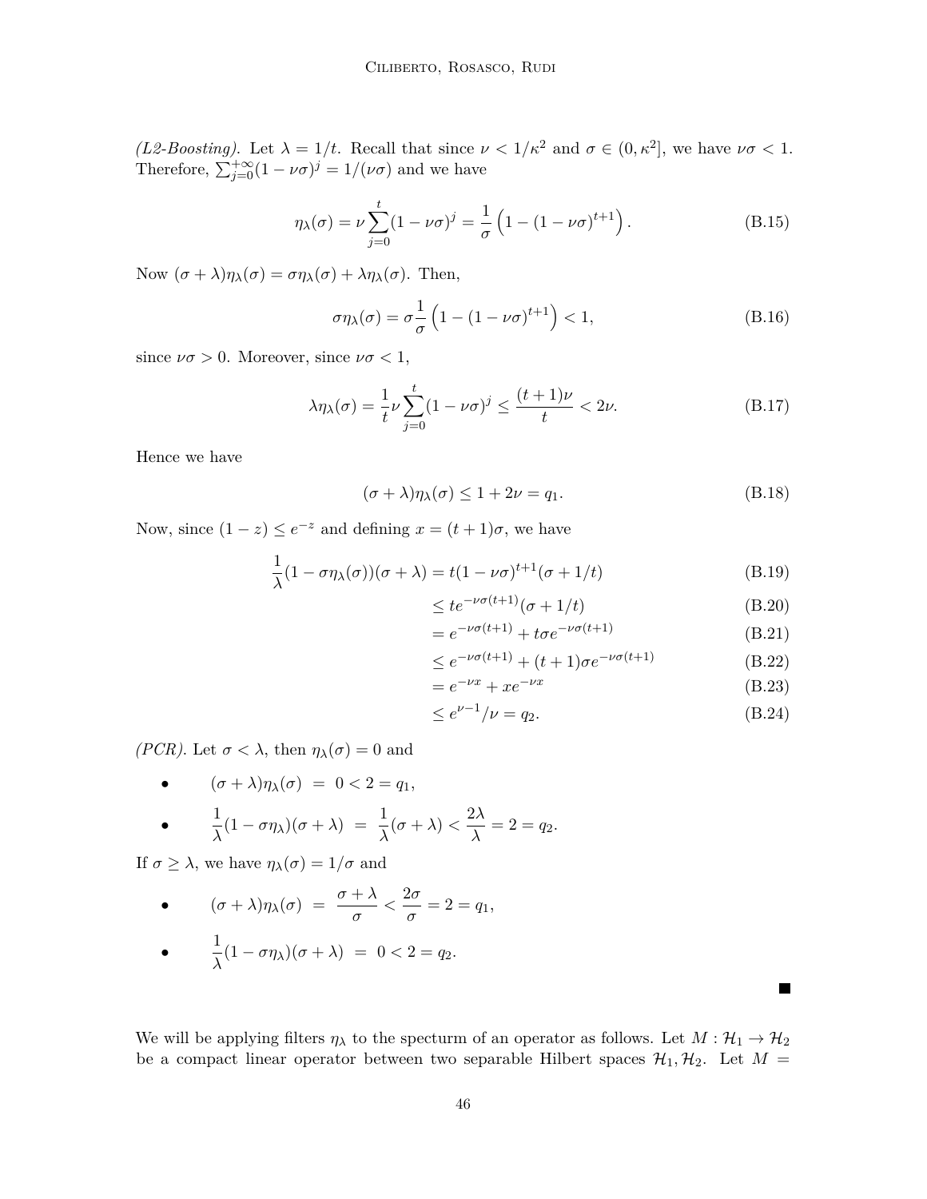*(L2-Boosting)*. Let $\lambda = 1/t$. Recall that since $\nu < 1/\kappa^2$ and $\sigma \in (0, \kappa^2]$, we have $\nu\sigma < 1$. Therefore, $\sum_{j=0}^{+\infty}(1-\nu\sigma)^j = 1/(\nu\sigma)$ and we have

$$\eta_\lambda(\sigma) = \nu \sum_{j=0}^{t} (1-\nu\sigma)^j = \frac{1}{\sigma}\left(1 - (1-\nu\sigma)^{t+1}\right). \tag{B.15}$$

Now $(\sigma + \lambda)\eta_\lambda(\sigma) = \sigma\eta_\lambda(\sigma) + \lambda\eta_\lambda(\sigma)$. Then,

$$\sigma\eta_\lambda(\sigma) = \sigma\frac{1}{\sigma}\left(1 - (1-\nu\sigma)^{t+1}\right) < 1, \tag{B.16}$$

since $\nu\sigma > 0$. Moreover, since $\nu\sigma < 1$,

$$\lambda\eta_\lambda(\sigma) = \frac{1}{t}\nu\sum_{j=0}^{t}(1-\nu\sigma)^j \leq \frac{(t+1)\nu}{t} < 2\nu. \tag{B.17}$$

Hence we have

$$(\sigma + \lambda)\eta_\lambda(\sigma) \leq 1 + 2\nu = q_1. \tag{B.18}$$

Now, since $(1-z) \leq e^{-z}$ and defining $x = (t+1)\sigma$, we have

$$\begin{aligned}
\frac{1}{\lambda}(1 - \sigma\eta_\lambda(\sigma))(\sigma + \lambda) &= t(1-\nu\sigma)^{t+1}(\sigma + 1/t) && \text{(B.19)}\\
&\leq te^{-\nu\sigma(t+1)}(\sigma + 1/t) && \text{(B.20)}\\
&= e^{-\nu\sigma(t+1)} + t\sigma e^{-\nu\sigma(t+1)} && \text{(B.21)}\\
&\leq e^{-\nu\sigma(t+1)} + (t+1)\sigma e^{-\nu\sigma(t+1)} && \text{(B.22)}\\
&= e^{-\nu x} + xe^{-\nu x} && \text{(B.23)}\\
&\leq e^{\nu-1}/\nu = q_2. && \text{(B.24)}
\end{aligned}$$

*(PCR)*. Let $\sigma < \lambda$, then $\eta_\lambda(\sigma) = 0$ and

- $(\sigma + \lambda)\eta_\lambda(\sigma) \ = \ 0 < 2 = q_1,$
- $\frac{1}{\lambda}(1 - \sigma\eta_\lambda)(\sigma + \lambda) \ = \ \frac{1}{\lambda}(\sigma + \lambda) < \frac{2\lambda}{\lambda} = 2 = q_2.$

If $\sigma \geq \lambda$, we have $\eta_\lambda(\sigma) = 1/\sigma$ and

- $(\sigma + \lambda)\eta_\lambda(\sigma) \ = \ \frac{\sigma + \lambda}{\sigma} < \frac{2\sigma}{\sigma} = 2 = q_1,$
- $\frac{1}{\lambda}(1 - \sigma\eta_\lambda)(\sigma + \lambda) \ = \ 0 < 2 = q_2.$

■

We will be applying filters $\eta_\lambda$ to the specturm of an operator as follows. Let $M : \mathcal{H}_1 \to \mathcal{H}_2$ be a compact linear operator between two separable Hilbert spaces $\mathcal{H}_1, \mathcal{H}_2$. Let $M =$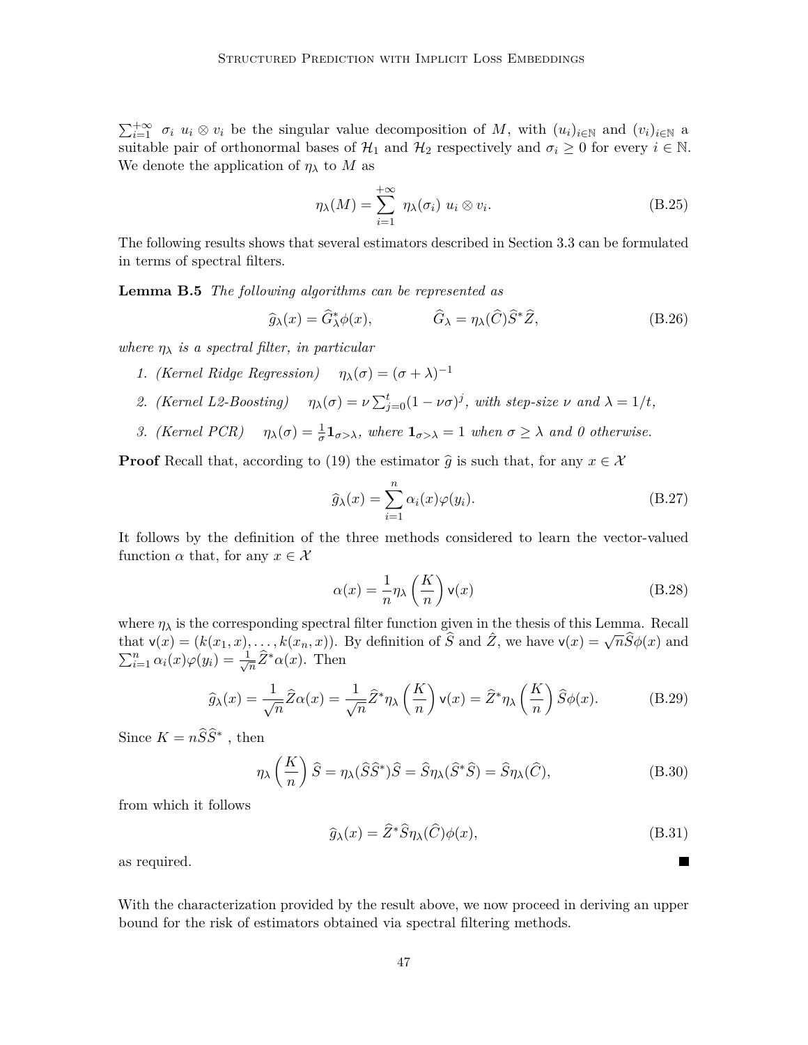$\sum_{i=1}^{+\infty} \sigma_i \ u_i \otimes v_i$ be the singular value decomposition of $M$, with $(u_i)_{i \in \mathbb{N}}$ and $(v_i)_{i \in \mathbb{N}}$ a suitable pair of orthonormal bases of $\mathcal{H}_1$ and $\mathcal{H}_2$ respectively and $\sigma_i \geq 0$ for every $i \in \mathbb{N}$. We denote the application of $\eta_\lambda$ to $M$ as

$$\eta_\lambda(M) = \sum_{i=1}^{+\infty} \eta_\lambda(\sigma_i) \ u_i \otimes v_i. \tag{B.25}$$

The following results shows that several estimators described in Section 3.3 can be formulated in terms of spectral filters.

**Lemma B.5** *The following algorithms can be represented as*

$$\widehat{g}_\lambda(x) = \widehat{G}_\lambda^* \phi(x), \qquad\qquad \widehat{G}_\lambda = \eta_\lambda(\widehat{C})\widehat{S}^*\widehat{Z}, \tag{B.26}$$

*where $\eta_\lambda$ is a spectral filter, in particular*

1. *(Kernel Ridge Regression)* $\quad \eta_\lambda(\sigma) = (\sigma + \lambda)^{-1}$
2. *(Kernel L2-Boosting)* $\quad \eta_\lambda(\sigma) = \nu \sum_{j=0}^{t} (1 - \nu\sigma)^j$*, with step-size $\nu$ and $\lambda = 1/t$,*
3. *(Kernel PCR)* $\quad \eta_\lambda(\sigma) = \frac{1}{\sigma}\mathbf{1}_{\sigma > \lambda}$*, where $\mathbf{1}_{\sigma>\lambda} = 1$ when $\sigma \geq \lambda$ and 0 otherwise.*

**Proof** Recall that, according to (19) the estimator $\widehat{g}$ is such that, for any $x \in \mathcal{X}$

$$\widehat{g}_\lambda(x) = \sum_{i=1}^{n} \alpha_i(x)\varphi(y_i). \tag{B.27}$$

It follows by the definition of the three methods considered to learn the vector-valued function $\alpha$ that, for any $x \in \mathcal{X}$

$$\alpha(x) = \frac{1}{n}\eta_\lambda\left(\frac{K}{n}\right)\mathsf{v}(x) \tag{B.28}$$

where $\eta_\lambda$ is the corresponding spectral filter function given in the thesis of this Lemma. Recall that $\mathsf{v}(x) = (k(x_1, x), \ldots, k(x_n, x))$. By definition of $\widehat{S}$ and $\hat{Z}$, we have $\mathsf{v}(x) = \sqrt{n}\widehat{S}\phi(x)$ and $\sum_{i=1}^{n} \alpha_i(x)\varphi(y_i) = \frac{1}{\sqrt{n}}\widehat{Z}^*\alpha(x)$. Then

$$\widehat{g}_\lambda(x) = \frac{1}{\sqrt{n}}\widehat{Z}\alpha(x) = \frac{1}{\sqrt{n}}\widehat{Z}^*\eta_\lambda\left(\frac{K}{n}\right)\mathsf{v}(x) = \widehat{Z}^*\eta_\lambda\left(\frac{K}{n}\right)\widehat{S}\phi(x). \tag{B.29}$$

Since $K = n\widehat{S}\widehat{S}^*$ , then

$$\eta_\lambda\left(\frac{K}{n}\right)\widehat{S} = \eta_\lambda(\widehat{S}\widehat{S}^*)\widehat{S} = \widehat{S}\eta_\lambda(\widehat{S}^*\widehat{S}) = \widehat{S}\eta_\lambda(\widehat{C}), \tag{B.30}$$

from which it follows

$$\widehat{g}_\lambda(x) = \widehat{Z}^*\widehat{S}\eta_\lambda(\widehat{C})\phi(x), \tag{B.31}$$

as required. ∎

With the characterization provided by the result above, we now proceed in deriving an upper bound for the risk of estimators obtained via spectral filtering methods.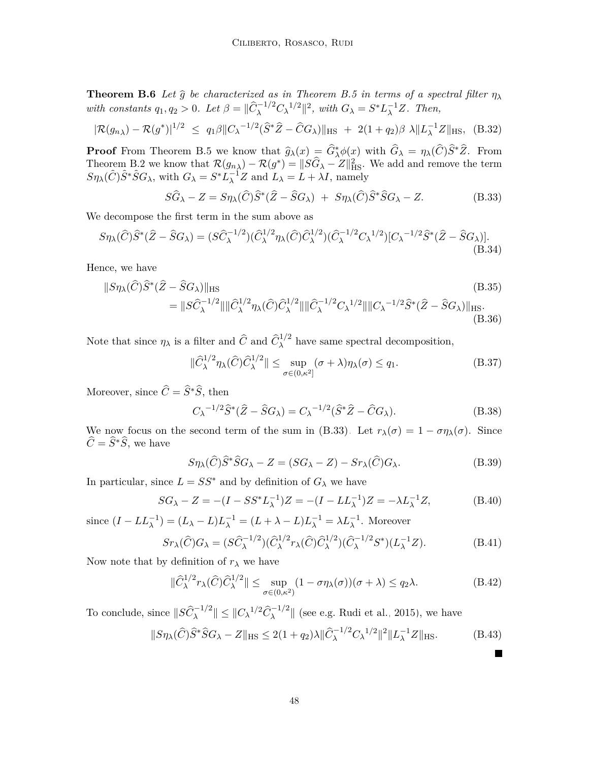**Theorem B.6** *Let $\widehat{g}$ be characterized as in Theorem B.5 in terms of a spectral filter $\eta_\lambda$ with constants $q_1, q_2 > 0$. Let $\beta = \|\widehat{C}_\lambda^{-1/2} C_\lambda{}^{1/2}\|^2$, with $G_\lambda = S^* L_\lambda^{-1} Z$. Then,*

$$|\mathcal{R}(g_{n\lambda}) - \mathcal{R}(g^*)|^{1/2} \;\leq\; q_1 \beta \|C_\lambda{}^{-1/2}(\widehat{S}^* \widehat{Z} - \widehat{C} G_\lambda)\|_{\mathrm{HS}} \;+\; 2(1+q_2)\beta\; \lambda \|L_\lambda^{-1} Z\|_{\mathrm{HS}}, \quad \text{(B.32)}$$

**Proof** From Theorem B.5 we know that $\widehat{g}_\lambda(x) = \widehat{G}_\lambda^* \phi(x)$ with $\widehat{G}_\lambda = \eta_\lambda(\widehat{C})\widehat{S}^* \widehat{Z}$. From Theorem B.2 we know that $\mathcal{R}(g_{n\lambda}) - \mathcal{R}(g^*) = \|S\widehat{G}_\lambda - Z\|_{\mathrm{HS}}^2$. We add and remove the term $S\eta_\lambda(\hat{C})\hat{S}^*\hat{S}G_\lambda$, with $G_\lambda = S^* L_\lambda^{-1} Z$ and $L_\lambda = L + \lambda I$, namely

$$S\widehat{G}_\lambda - Z = S\eta_\lambda(\widehat{C})\widehat{S}^*(\widehat{Z} - \widehat{S}G_\lambda) \;+\; S\eta_\lambda(\widehat{C})\widehat{S}^*\widehat{S}G_\lambda - Z. \quad \text{(B.33)}$$

We decompose the first term in the sum above as

$$S\eta_\lambda(\widehat{C})\widehat{S}^*(\widehat{Z} - \widehat{S}G_\lambda) = (S\widehat{C}_\lambda^{-1/2})(\widehat{C}_\lambda^{1/2}\eta_\lambda(\widehat{C})\widehat{C}_\lambda^{1/2})(\widehat{C}_\lambda^{-1/2}C_\lambda{}^{1/2})[C_\lambda{}^{-1/2}\widehat{S}^*(\widehat{Z} - \widehat{S}G_\lambda)]. \quad \text{(B.34)}$$

Hence, we have

$$\begin{aligned}
&\|S\eta_\lambda(\widehat{C})\widehat{S}^*(\widehat{Z} - \widehat{S}G_\lambda)\|_{\mathrm{HS}} && \text{(B.35)}\\
&\quad = \|S\widehat{C}_\lambda^{-1/2}\|\|\widehat{C}_\lambda^{1/2}\eta_\lambda(\widehat{C})\widehat{C}_\lambda^{1/2}\|\|\widehat{C}_\lambda^{-1/2}C_\lambda{}^{1/2}\|\|C_\lambda{}^{-1/2}\widehat{S}^*(\widehat{Z} - \widehat{S}G_\lambda)\|_{\mathrm{HS}}. && \text{(B.36)}
\end{aligned}$$

Note that since $\eta_\lambda$ is a filter and $\widehat{C}$ and $\widehat{C}_\lambda^{1/2}$ have same spectral decomposition,

$$\|\widehat{C}_\lambda^{1/2}\eta_\lambda(\widehat{C})\widehat{C}_\lambda^{1/2}\| \leq \sup_{\sigma \in (0,\kappa^2]} (\sigma + \lambda)\eta_\lambda(\sigma) \leq q_1. \quad \text{(B.37)}$$

Moreover, since $\widehat{C} = \widehat{S}^*\widehat{S}$, then

$$C_\lambda{}^{-1/2}\widehat{S}^*(\widehat{Z} - \widehat{S}G_\lambda) = C_\lambda{}^{-1/2}(\widehat{S}^*\widehat{Z} - \widehat{C}G_\lambda). \quad \text{(B.38)}$$

We now focus on the second term of the sum in (B.33). Let $r_\lambda(\sigma) = 1 - \sigma\eta_\lambda(\sigma)$. Since $\widehat{C} = \widehat{S}^*\widehat{S}$, we have

$$S\eta_\lambda(\widehat{C})\widehat{S}^*\widehat{S}G_\lambda - Z = (SG_\lambda - Z) - Sr_\lambda(\widehat{C})G_\lambda. \quad \text{(B.39)}$$

In particular, since $L = SS^*$ and by definition of $G_\lambda$ we have

$$SG_\lambda - Z = -(I - SS^*L_\lambda^{-1})Z = -(I - LL_\lambda^{-1})Z = -\lambda L_\lambda^{-1}Z, \quad \text{(B.40)}$$

since $(I - LL_\lambda^{-1}) = (L_\lambda - L)L_\lambda^{-1} = (L + \lambda - L)L_\lambda^{-1} = \lambda L_\lambda^{-1}$. Moreover

$$Sr_\lambda(\widehat{C})G_\lambda = (S\widehat{C}_\lambda^{-1/2})(\widehat{C}_\lambda^{1/2}r_\lambda(\widehat{C})\widehat{C}_\lambda^{1/2})(\widehat{C}_\lambda^{-1/2}S^*)(L_\lambda^{-1}Z). \quad \text{(B.41)}$$

Now note that by definition of $r_\lambda$ we have

$$\|\widehat{C}_\lambda^{1/2}r_\lambda(\widehat{C})\widehat{C}_\lambda^{1/2}\| \leq \sup_{\sigma \in (0,\kappa^2)} (1 - \sigma\eta_\lambda(\sigma))(\sigma + \lambda) \leq q_2\lambda. \quad \text{(B.42)}$$

To conclude, since $\|S\widehat{C}_\lambda^{-1/2}\| \leq \|C_\lambda{}^{1/2}\widehat{C}_\lambda^{-1/2}\|$ (see e.g. Rudi et al., 2015), we have

$$\|S\eta_\lambda(\widehat{C})\widehat{S}^*\widehat{S}G_\lambda - Z\|_{\mathrm{HS}} \leq 2(1+q_2)\lambda\|\widehat{C}_\lambda^{-1/2}C_\lambda{}^{1/2}\|^2\|L_\lambda^{-1}Z\|_{\mathrm{HS}}. \quad \text{(B.43)}$$

■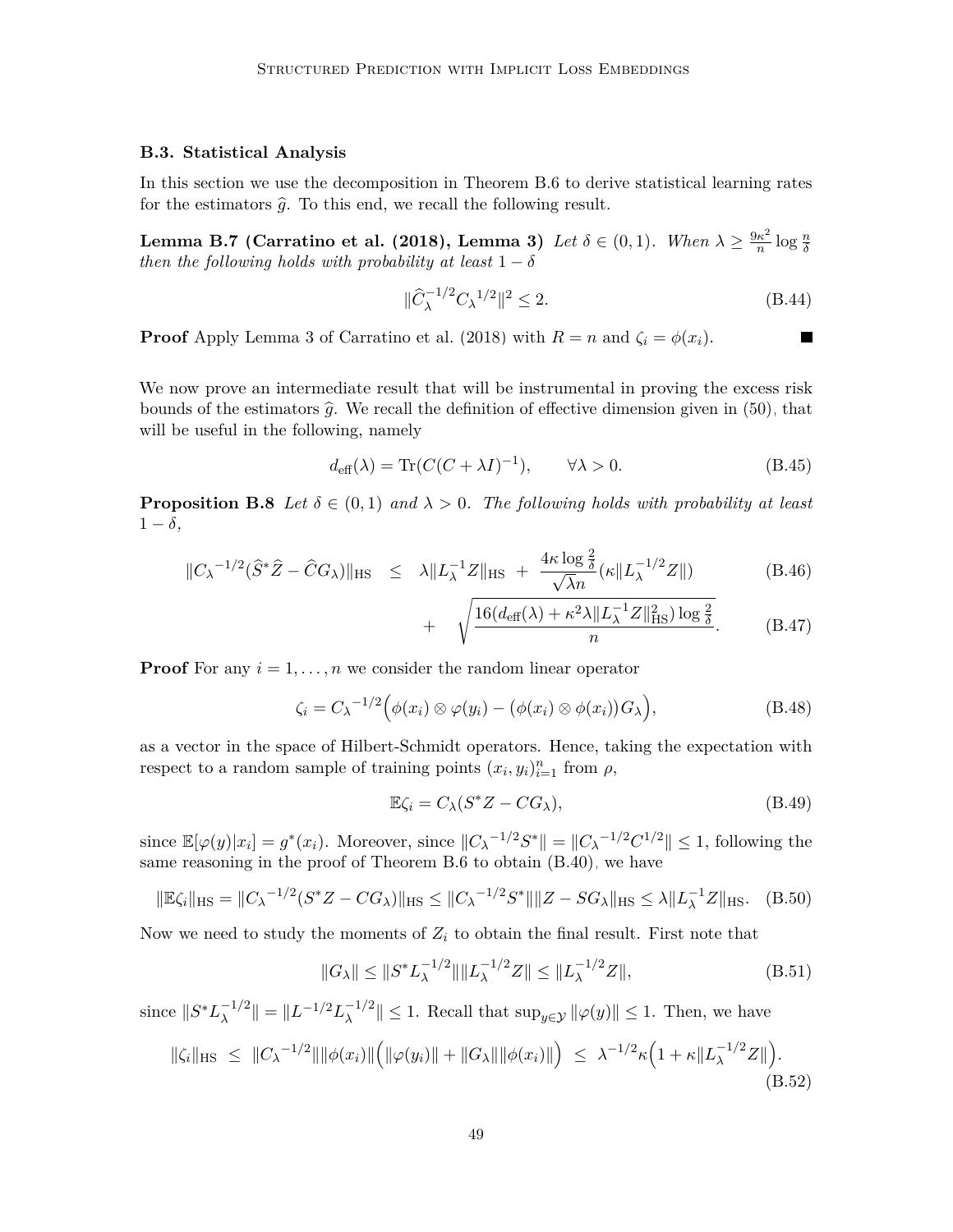### B.3. Statistical Analysis

In this section we use the decomposition in Theorem B.6 to derive statistical learning rates for the estimators $\widehat{g}$. To this end, we recall the following result.

**Lemma B.7 (Carratino et al. (2018), Lemma 3)** *Let $\delta \in (0,1)$. When $\lambda \geq \frac{9\kappa^2}{n} \log \frac{n}{\delta}$ then the following holds with probability at least $1-\delta$*

$$\|\widehat{C}_\lambda^{-1/2} C_\lambda{}^{1/2}\|^2 \leq 2. \tag{B.44}$$

**Proof** Apply Lemma 3 of Carratino et al. (2018) with $R = n$ and $\zeta_i = \phi(x_i)$. ■

We now prove an intermediate result that will be instrumental in proving the excess risk bounds of the estimators $\widehat{g}$. We recall the definition of effective dimension given in (50), that will be useful in the following, namely

$$d_{\text{eff}}(\lambda) = \operatorname{Tr}(C(C + \lambda I)^{-1}), \qquad \forall \lambda > 0. \tag{B.45}$$

**Proposition B.8** *Let $\delta \in (0,1)$ and $\lambda > 0$. The following holds with probability at least $1-\delta$,*

$$\|C_\lambda{}^{-1/2}(\widehat{S}^*\widehat{Z} - \widehat{C}G_\lambda)\|_{\text{HS}} \;\leq\; \lambda\|L_\lambda^{-1}Z\|_{\text{HS}} \;+\; \frac{4\kappa \log \frac{2}{\delta}}{\sqrt{\lambda}n}(\kappa\|L_\lambda^{-1/2}Z\|) \tag{B.46}$$

$$+ \quad \sqrt{\frac{16(d_{\text{eff}}(\lambda) + \kappa^2\lambda\|L_\lambda^{-1}Z\|^2_{\text{HS}})\log\frac{2}{\delta}}{n}}. \tag{B.47}$$

**Proof** For any $i = 1, \dots, n$ we consider the random linear operator

$$\zeta_i = C_\lambda{}^{-1/2}\Big(\phi(x_i) \otimes \varphi(y_i) - \big(\phi(x_i) \otimes \phi(x_i)\big)G_\lambda\Big), \tag{B.48}$$

as a vector in the space of Hilbert-Schmidt operators. Hence, taking the expectation with respect to a random sample of training points $(x_i, y_i)_{i=1}^n$ from $\rho$,

$$\mathbb{E}\zeta_i = C_\lambda(S^*Z - CG_\lambda), \tag{B.49}$$

since $\mathbb{E}[\varphi(y)|x_i] = g^*(x_i)$. Moreover, since $\|C_\lambda{}^{-1/2}S^*\| = \|C_\lambda{}^{-1/2}C^{1/2}\| \leq 1$, following the same reasoning in the proof of Theorem B.6 to obtain (B.40), we have

$$\|\mathbb{E}\zeta_i\|_{\text{HS}} = \|C_\lambda{}^{-1/2}(S^*Z - CG_\lambda)\|_{\text{HS}} \leq \|C_\lambda{}^{-1/2}S^*\|\|Z - SG_\lambda\|_{\text{HS}} \leq \lambda\|L_\lambda^{-1}Z\|_{\text{HS}}. \tag{B.50}$$

Now we need to study the moments of $Z_i$ to obtain the final result. First note that

$$\|G_\lambda\| \leq \|S^*L_\lambda^{-1/2}\|\|L_\lambda^{-1/2}Z\| \leq \|L_\lambda^{-1/2}Z\|, \tag{B.51}$$

since $\|S^*L_\lambda^{-1/2}\| = \|L^{-1/2}L_\lambda^{-1/2}\| \leq 1$. Recall that $\sup_{y\in\mathcal{Y}}\|\varphi(y)\| \leq 1$. Then, we have

$$\|\zeta_i\|_{\text{HS}} \;\leq\; \|C_\lambda{}^{-1/2}\|\|\phi(x_i)\|\Big(\|\varphi(y_i)\| + \|G_\lambda\|\|\phi(x_i)\|\Big) \;\leq\; \lambda^{-1/2}\kappa\Big(1 + \kappa\|L_\lambda^{-1/2}Z\|\Big). \tag{B.52}$$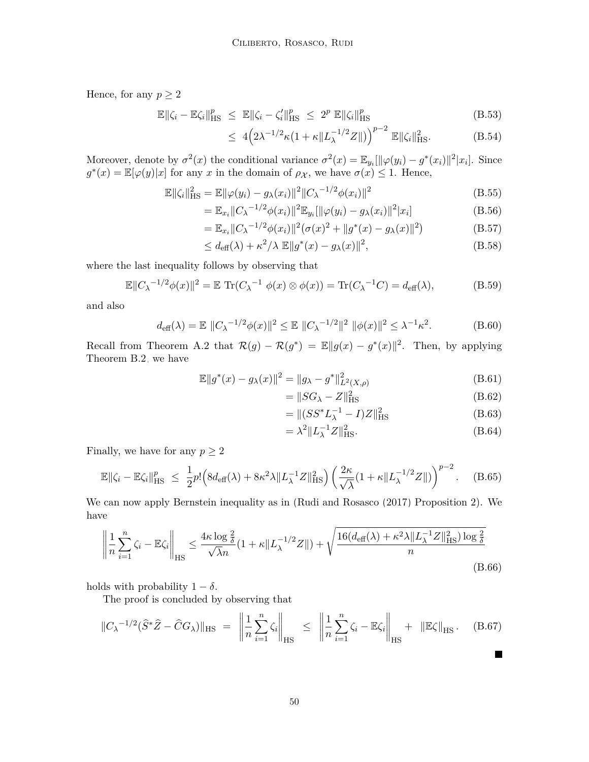Hence, for any $p \geq 2$

$$
\mathbb{E}\|\zeta_i - \mathbb{E}\zeta_i\|_{\mathrm{HS}}^p \;\leq\; \mathbb{E}\|\zeta_i - \zeta_i'\|_{\mathrm{HS}}^p \;\leq\; 2^p\, \mathbb{E}\|\zeta_i\|_{\mathrm{HS}}^p \tag{B.53}
$$

$$
\leq\; 4\Big(2\lambda^{-1/2}\kappa\big(1 + \kappa\|L_\lambda^{-1/2} Z\|\big)\Big)^{p-2}\, \mathbb{E}\|\zeta_i\|_{\mathrm{HS}}^2. \tag{B.54}
$$

Moreover, denote by $\sigma^2(x)$ the conditional variance $\sigma^2(x) = \mathbb{E}_{y_i}[\|\varphi(y_i) - g^*(x_i)\|^2 | x_i]$. Since $g^*(x) = \mathbb{E}[\varphi(y)|x]$ for any $x$ in the domain of $\rho_{\mathcal{X}}$, we have $\sigma(x) \leq 1$. Hence,

$$
\mathbb{E}\|\zeta_i\|_{\mathrm{HS}}^2 = \mathbb{E}\|\varphi(y_i) - g_\lambda(x_i)\|^2 \|C_\lambda{}^{-1/2}\phi(x_i)\|^2 \tag{B.55}
$$

$$
= \mathbb{E}_{x_i}\|C_\lambda{}^{-1/2}\phi(x_i)\|^2 \mathbb{E}_{y_i}[\|\varphi(y_i) - g_\lambda(x_i)\|^2 | x_i] \tag{B.56}
$$

$$
= \mathbb{E}_{x_i}\|C_\lambda{}^{-1/2}\phi(x_i)\|^2 (\sigma(x)^2 + \|g^*(x) - g_\lambda(x)\|^2) \tag{B.57}
$$

$$
\leq d_{\mathrm{eff}}(\lambda) + \kappa^2/\lambda\; \mathbb{E}\|g^*(x) - g_\lambda(x)\|^2, \tag{B.58}
$$

where the last inequality follows by observing that

$$
\mathbb{E}\|C_\lambda{}^{-1/2}\phi(x)\|^2 = \mathbb{E}\,\operatorname{Tr}(C_\lambda{}^{-1}\;\phi(x)\otimes\phi(x)) = \operatorname{Tr}(C_\lambda{}^{-1}C) = d_{\mathrm{eff}}(\lambda), \tag{B.59}
$$

and also

$$
d_{\mathrm{eff}}(\lambda) = \mathbb{E}\;\|C_\lambda{}^{-1/2}\phi(x)\|^2 \leq \mathbb{E}\;\|C_\lambda{}^{-1/2}\|^2\;\|\phi(x)\|^2 \leq \lambda^{-1}\kappa^2. \tag{B.60}
$$

Recall from Theorem A.2 that $\mathcal{R}(g) - \mathcal{R}(g^*) = \mathbb{E}\|g(x) - g^*(x)\|^2$. Then, by applying Theorem B.2, we have

$$
\mathbb{E}\|g^*(x) - g_\lambda(x)\|^2 = \|g_\lambda - g^*\|_{L^2(X,\rho)}^2 \tag{B.61}
$$

$$
= \|SG_\lambda - Z\|_{\mathrm{HS}}^2 \tag{B.62}
$$

$$
= \|(SS^*L_\lambda^{-1} - I)Z\|_{\mathrm{HS}}^2 \tag{B.63}
$$

$$
= \lambda^2\|L_\lambda^{-1}Z\|_{\mathrm{HS}}^2. \tag{B.64}
$$

Finally, we have for any $p \geq 2$

$$
\mathbb{E}\|\zeta_i - \mathbb{E}\zeta_i\|_{\mathrm{HS}}^p \;\leq\; \frac{1}{2}p!\Big(8d_{\mathrm{eff}}(\lambda) + 8\kappa^2\lambda\|L_\lambda^{-1}Z\|_{\mathrm{HS}}^2\Big)\left(\frac{2\kappa}{\sqrt{\lambda}}(1 + \kappa\|L_\lambda^{-1/2}Z\|)\right)^{p-2}. \tag{B.65}
$$

We can now apply Bernstein inequality as in (Rudi and Rosasco (2017) Proposition 2). We have

$$
\left\|\frac{1}{n}\sum_{i=1}^n \zeta_i - \mathbb{E}\zeta_i\right\|_{\mathrm{HS}} \leq \frac{4\kappa\log\frac{2}{\delta}}{\sqrt{\lambda}n}(1 + \kappa\|L_\lambda^{-1/2}Z\|) + \sqrt{\frac{16(d_{\mathrm{eff}}(\lambda) + \kappa^2\lambda\|L_\lambda^{-1}Z\|_{\mathrm{HS}}^2)\log\frac{2}{\delta}}{n}} \tag{B.66}
$$

holds with probability $1 - \delta$.

The proof is concluded by observing that

$$
\|C_\lambda{}^{-1/2}(\widehat{S}^*\widehat{Z} - \widehat{C}G_\lambda)\|_{\mathrm{HS}} \;=\; \left\|\frac{1}{n}\sum_{i=1}^n \zeta_i\right\|_{\mathrm{HS}} \;\leq\; \left\|\frac{1}{n}\sum_{i=1}^n \zeta_i - \mathbb{E}\zeta_i\right\|_{\mathrm{HS}} \;+\; \|\mathbb{E}\zeta\|_{\mathrm{HS}}. \tag{B.67}
$$

■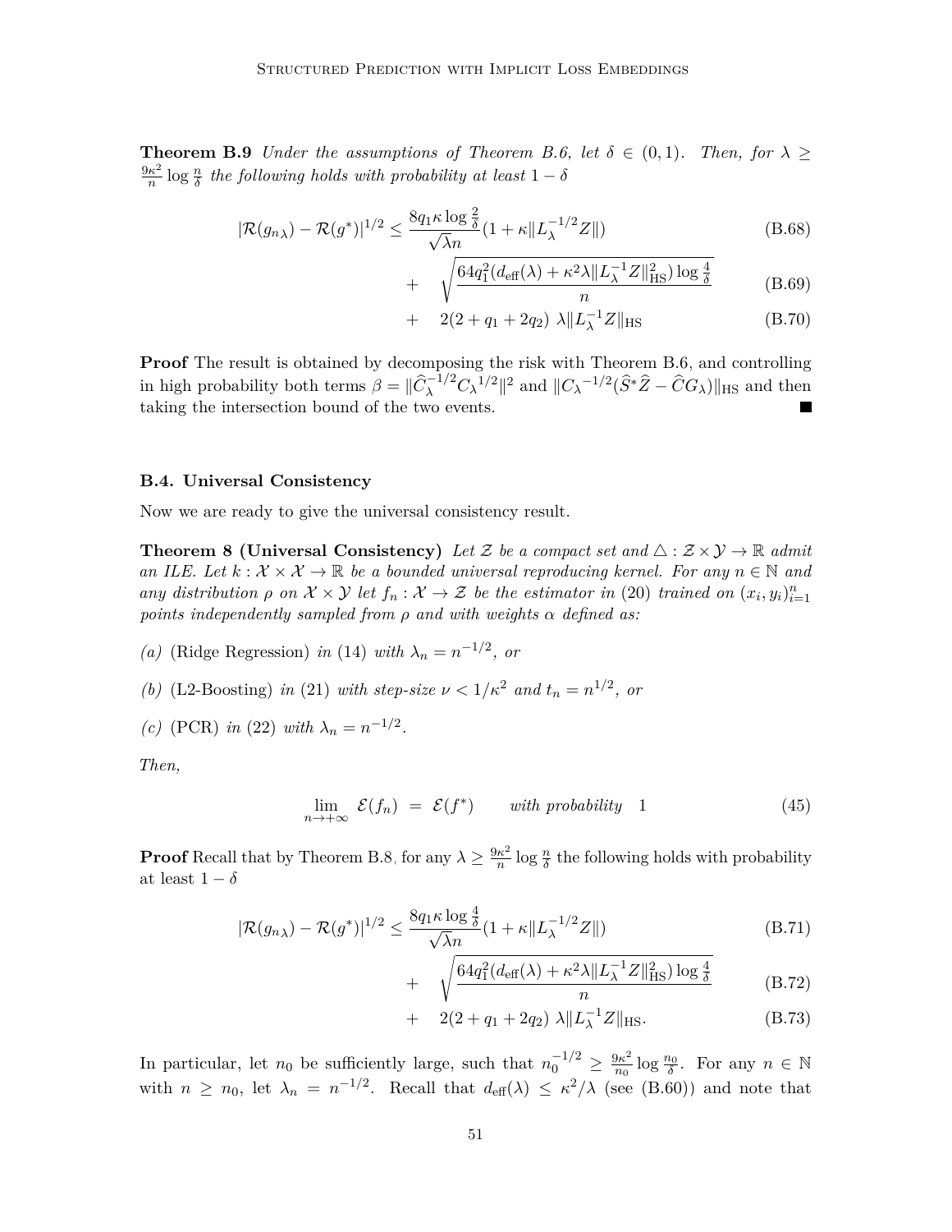**Theorem B.9** *Under the assumptions of Theorem B.6, let $\delta \in (0,1)$. Then, for $\lambda \geq \frac{9\kappa^2}{n}\log\frac{n}{\delta}$ the following holds with probability at least $1-\delta$*

$$
\begin{aligned}
|\mathcal{R}(g_{n\lambda}) - \mathcal{R}(g^*)|^{1/2} \leq & \frac{8 q_1 \kappa \log\frac{2}{\delta}}{\sqrt{\lambda} n}(1 + \kappa \|L_\lambda^{-1/2} Z\|) && \text{(B.68)}\\
+ & \sqrt{\frac{64 q_1^2 (d_{\text{eff}}(\lambda) + \kappa^2 \lambda \|L_\lambda^{-1} Z\|_{\text{HS}}^2)\log\frac{4}{\delta}}{n}} && \text{(B.69)}\\
+ & \; 2(2 + q_1 + 2q_2)\ \lambda \|L_\lambda^{-1} Z\|_{\text{HS}} && \text{(B.70)}
\end{aligned}
$$

**Proof** The result is obtained by decomposing the risk with Theorem B.6, and controlling in high probability both terms $\beta = \|\widehat{C}_\lambda^{-1/2} C_\lambda{}^{1/2}\|^2$ and $\|C_\lambda{}^{-1/2}(\widehat{S}^* \widehat{Z} - \widehat{C} G_\lambda)\|_{\text{HS}}$ and then taking the intersection bound of the two events. ■

### B.4. Universal Consistency

Now we are ready to give the universal consistency result.

**Theorem 8 (Universal Consistency)** *Let $\mathcal{Z}$ be a compact set and $\triangle : \mathcal{Z} \times \mathcal{Y} \to \mathbb{R}$ admit an ILE. Let $k : \mathcal{X} \times \mathcal{X} \to \mathbb{R}$ be a bounded universal reproducing kernel. For any $n \in \mathbb{N}$ and any distribution $\rho$ on $\mathcal{X} \times \mathcal{Y}$ let $f_n : \mathcal{X} \to \mathcal{Z}$ be the estimator in* (20) *trained on $(x_i, y_i)_{i=1}^n$ points independently sampled from $\rho$ and with weights $\alpha$ defined as:*

*(a)* (Ridge Regression) *in* (14) *with $\lambda_n = n^{-1/2}$, or*

*(b)* (L2-Boosting) *in* (21) *with step-size $\nu < 1/\kappa^2$ and $t_n = n^{1/2}$, or*

*(c)* (PCR) *in* (22) *with $\lambda_n = n^{-1/2}$.*

*Then,*

$$
\lim_{n \to +\infty} \mathcal{E}(f_n) \;=\; \mathcal{E}(f^*) \qquad \textit{with probability} \quad 1 \tag{45}
$$

**Proof** Recall that by Theorem B.8, for any $\lambda \geq \frac{9\kappa^2}{n}\log\frac{n}{\delta}$ the following holds with probability at least $1-\delta$

$$
\begin{aligned}
|\mathcal{R}(g_{n\lambda}) - \mathcal{R}(g^*)|^{1/2} \leq & \frac{8 q_1 \kappa \log\frac{4}{\delta}}{\sqrt{\lambda} n}(1 + \kappa \|L_\lambda^{-1/2} Z\|) && \text{(B.71)}\\
+ & \sqrt{\frac{64 q_1^2 (d_{\text{eff}}(\lambda) + \kappa^2 \lambda \|L_\lambda^{-1} Z\|_{\text{HS}}^2)\log\frac{4}{\delta}}{n}} && \text{(B.72)}\\
+ & \; 2(2 + q_1 + 2q_2)\ \lambda \|L_\lambda^{-1} Z\|_{\text{HS}}. && \text{(B.73)}
\end{aligned}
$$

In particular, let $n_0$ be sufficiently large, such that $n_0^{-1/2} \geq \frac{9\kappa^2}{n_0}\log\frac{n_0}{\delta}$. For any $n \in \mathbb{N}$ with $n \geq n_0$, let $\lambda_n = n^{-1/2}$. Recall that $d_{\text{eff}}(\lambda) \leq \kappa^2/\lambda$ (see (B.60)) and note that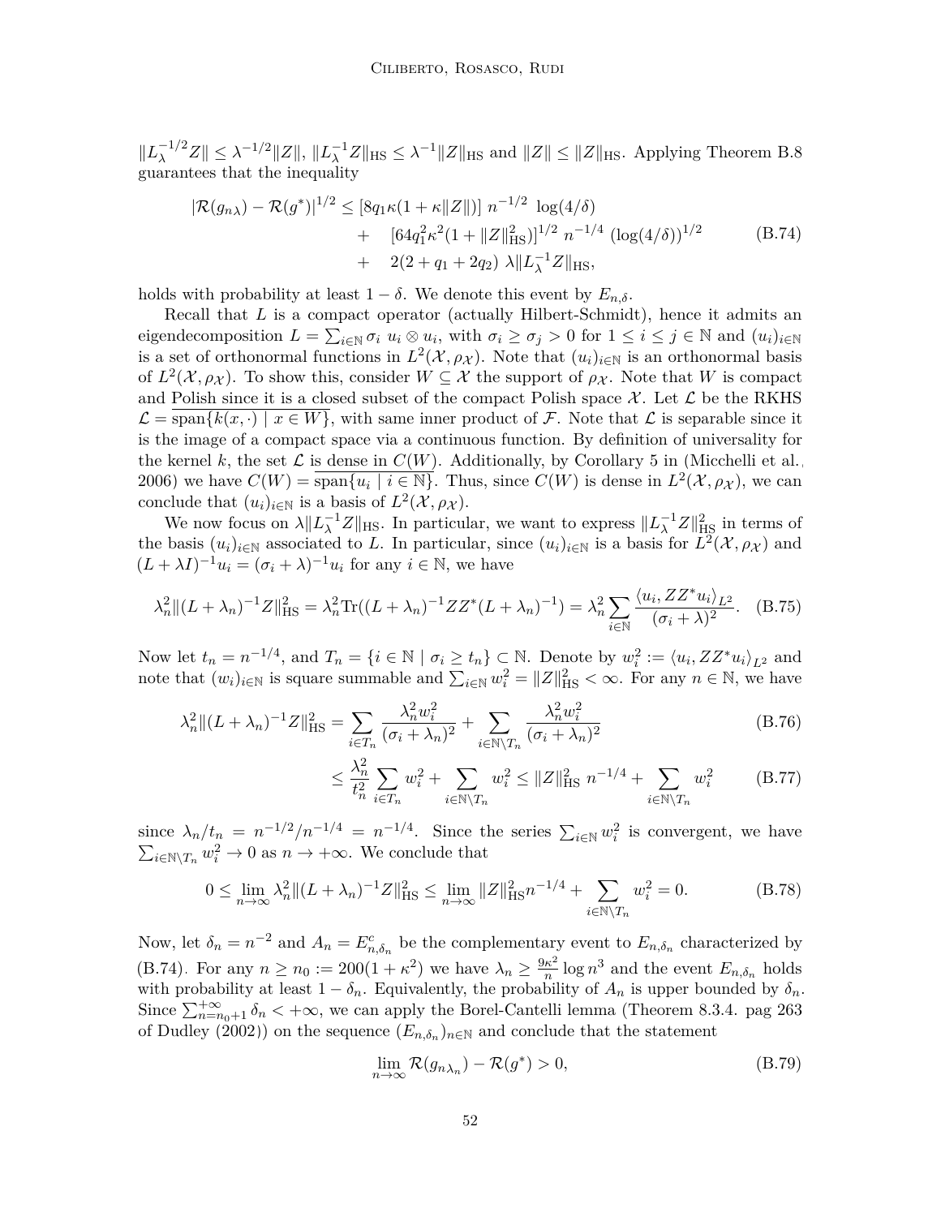$\|L_\lambda^{-1/2} Z\| \leq \lambda^{-1/2}\|Z\|$, $\|L_\lambda^{-1} Z\|_{\rm HS} \leq \lambda^{-1}\|Z\|_{\rm HS}$ and $\|Z\| \leq \|Z\|_{\rm HS}$. Applying Theorem B.8 guarantees that the inequality

$$
\begin{aligned}
|\mathcal{R}(g_{n\lambda}) - \mathcal{R}(g^*)|^{1/2} \leq {} & [8q_1\kappa(1+\kappa\|Z\|)]\ n^{-1/2}\ \log(4/\delta) \\
& + \quad [64 q_1^2 \kappa^2 (1 + \|Z\|_{\rm HS}^2)]^{1/2}\ n^{-1/4}\ (\log(4/\delta))^{1/2} \\
& + \quad 2(2 + q_1 + 2q_2)\ \lambda \|L_\lambda^{-1} Z\|_{\rm HS},
\end{aligned}
\tag{B.74}
$$

holds with probability at least $1 - \delta$. We denote this event by $E_{n,\delta}$.

Recall that $L$ is a compact operator (actually Hilbert-Schmidt), hence it admits an eigendecomposition $L = \sum_{i \in \mathbb{N}} \sigma_i\ u_i \otimes u_i$, with $\sigma_i \geq \sigma_j > 0$ for $1 \leq i \leq j \in \mathbb{N}$ and $(u_i)_{i\in\mathbb{N}}$ is a set of orthonormal functions in $L^2(\mathcal{X}, \rho_\mathcal{X})$. Note that $(u_i)_{i\in\mathbb{N}}$ is an orthonormal basis of $L^2(\mathcal{X}, \rho_\mathcal{X})$. To show this, consider $W \subseteq \mathcal{X}$ the support of $\rho_\mathcal{X}$. Note that $W$ is compact and Polish since it is a closed subset of the compact Polish space $\mathcal{X}$. Let $\mathcal{L}$ be the RKHS $\mathcal{L} = \overline{\operatorname{span}\{k(x,\cdot) \mid x \in W\}}$, with same inner product of $\mathcal{F}$. Note that $\mathcal{L}$ is separable since it is the image of a compact space via a continuous function. By definition of universality for the kernel $k$, the set $\mathcal{L}$ is dense in $C(W)$. Additionally, by Corollary 5 in (Micchelli et al., 2006) we have $C(W) = \overline{\operatorname{span}\{u_i \mid i \in \mathbb{N}\}}$. Thus, since $C(W)$ is dense in $L^2(\mathcal{X}, \rho_\mathcal{X})$, we can conclude that $(u_i)_{i\in\mathbb{N}}$ is a basis of $L^2(\mathcal{X}, \rho_\mathcal{X})$.

We now focus on $\lambda\|L_\lambda^{-1} Z\|_{\rm HS}$. In particular, we want to express $\|L_\lambda^{-1} Z\|_{\rm HS}^2$ in terms of the basis $(u_i)_{i\in\mathbb{N}}$ associated to $L$. In particular, since $(u_i)_{i\in\mathbb{N}}$ is a basis for $L^2(\mathcal{X}, \rho_\mathcal{X})$ and $(L + \lambda I)^{-1} u_i = (\sigma_i + \lambda)^{-1} u_i$ for any $i \in \mathbb{N}$, we have

$$
\lambda_n^2 \|(L + \lambda_n)^{-1} Z\|_{\rm HS}^2 = \lambda_n^2 \operatorname{Tr}((L+\lambda_n)^{-1} Z Z^* (L + \lambda_n)^{-1}) = \lambda_n^2 \sum_{i \in \mathbb{N}} \frac{\langle u_i, Z Z^* u_i\rangle_{L^2}}{(\sigma_i + \lambda)^2}. \tag{B.75}
$$

Now let $t_n = n^{-1/4}$, and $T_n = \{ i \in \mathbb{N} \mid \sigma_i \geq t_n\} \subset \mathbb{N}$. Denote by $w_i^2 := \langle u_i, Z Z^* u_i\rangle_{L^2}$ and note that $(w_i)_{i\in\mathbb{N}}$ is square summable and $\sum_{i\in\mathbb{N}} w_i^2 = \|Z\|_{\rm HS}^2 < \infty$. For any $n \in \mathbb{N}$, we have

$$
\lambda_n^2 \|(L + \lambda_n)^{-1} Z\|_{\rm HS}^2 = \sum_{i \in T_n} \frac{\lambda_n^2 w_i^2}{(\sigma_i + \lambda_n)^2} + \sum_{i \in \mathbb{N}\setminus T_n} \frac{\lambda_n^2 w_i^2}{(\sigma_i + \lambda_n)^2} \tag{B.76}
$$

$$
\leq \frac{\lambda_n^2}{t_n^2} \sum_{i \in T_n} w_i^2 + \sum_{i \in \mathbb{N}\setminus T_n} w_i^2 \leq \|Z\|_{\rm HS}^2\ n^{-1/4} + \sum_{i \in \mathbb{N}\setminus T_n} w_i^2 \tag{B.77}
$$

since $\lambda_n / t_n = n^{-1/2}/n^{-1/4} = n^{-1/4}$. Since the series $\sum_{i\in\mathbb{N}} w_i^2$ is convergent, we have $\sum_{i\in\mathbb{N}\setminus T_n} w_i^2 \to 0$ as $n \to +\infty$. We conclude that

$$
0 \leq \lim_{n\to\infty} \lambda_n^2 \|(L+\lambda_n)^{-1} Z\|_{\rm HS}^2 \leq \lim_{n\to\infty} \|Z\|_{\rm HS}^2 n^{-1/4} + \sum_{i \in \mathbb{N}\setminus T_n} w_i^2 = 0. \tag{B.78}
$$

Now, let $\delta_n = n^{-2}$ and $A_n = E_{n,\delta_n}^c$ be the complementary event to $E_{n,\delta_n}$ characterized by (B.74). For any $n \geq n_0 := 200(1+\kappa^2)$ we have $\lambda_n \geq \frac{9\kappa^2}{n} \log n^3$ and the event $E_{n,\delta_n}$ holds with probability at least $1 - \delta_n$. Equivalently, the probability of $A_n$ is upper bounded by $\delta_n$. Since $\sum_{n=n_0+1}^{+\infty} \delta_n < +\infty$, we can apply the Borel-Cantelli lemma (Theorem 8.3.4. pag 263 of Dudley (2002)) on the sequence $(E_{n,\delta_n})_{n\in\mathbb{N}}$ and conclude that the statement

$$
\lim_{n\to\infty} \mathcal{R}(g_{n\lambda_n}) - \mathcal{R}(g^*) > 0, \tag{B.79}
$$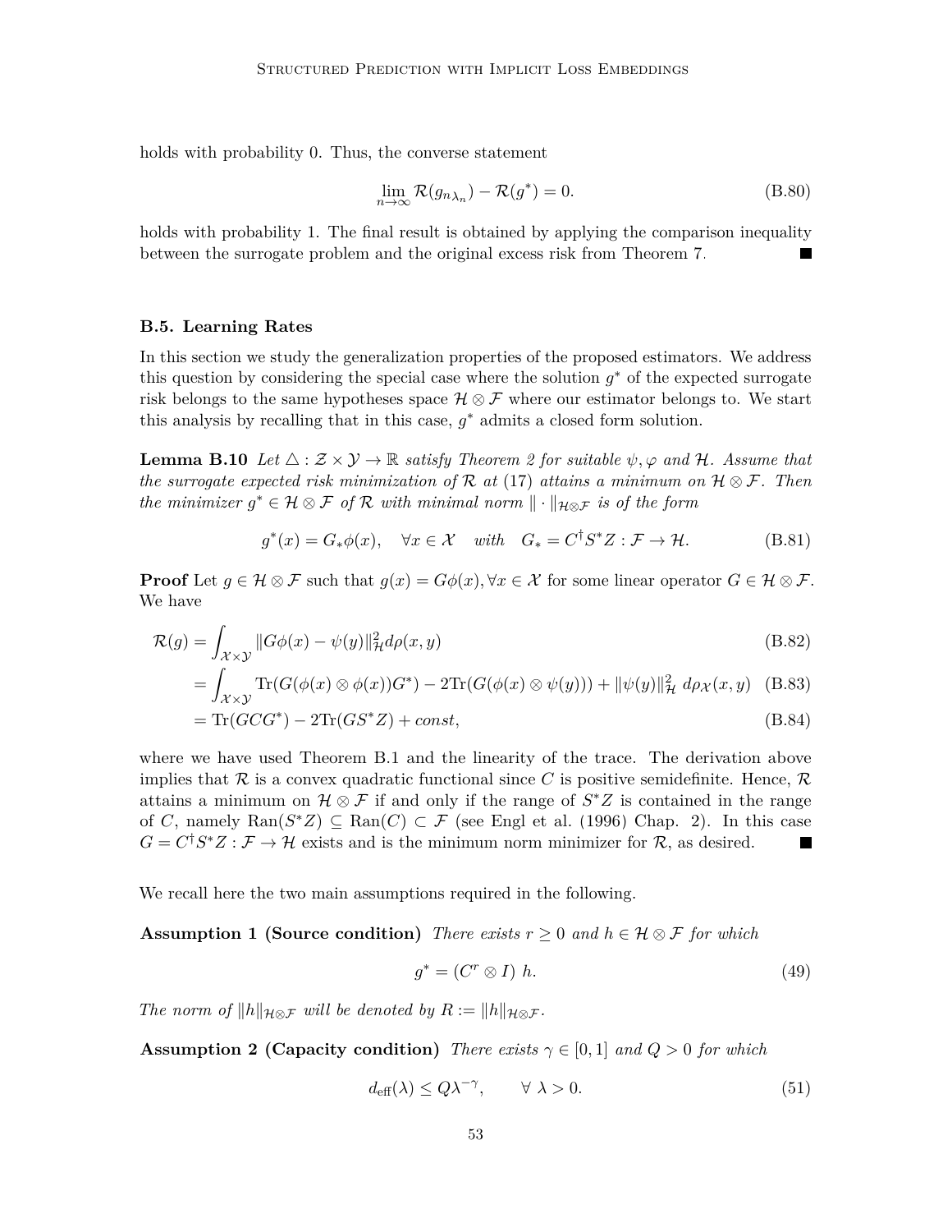holds with probability 0. Thus, the converse statement

$$\lim_{n\to\infty} \mathcal{R}(g_{n\lambda_n}) - \mathcal{R}(g^*) = 0. \tag{B.80}$$

holds with probability 1. The final result is obtained by applying the comparison inequality between the surrogate problem and the original excess risk from Theorem 7. ■

### B.5. Learning Rates

In this section we study the generalization properties of the proposed estimators. We address this question by considering the special case where the solution $g^*$ of the expected surrogate risk belongs to the same hypotheses space $\mathcal{H} \otimes \mathcal{F}$ where our estimator belongs to. We start this analysis by recalling that in this case, $g^*$ admits a closed form solution.

**Lemma B.10** *Let $\triangle : \mathcal{Z} \times \mathcal{Y} \to \mathbb{R}$ satisfy Theorem 2 for suitable $\psi, \varphi$ and $\mathcal{H}$. Assume that the surrogate expected risk minimization of $\mathcal{R}$ at* (17) *attains a minimum on $\mathcal{H} \otimes \mathcal{F}$. Then the minimizer $g^* \in \mathcal{H} \otimes \mathcal{F}$ of $\mathcal{R}$ with minimal norm $\|\cdot\|_{\mathcal{H}\otimes\mathcal{F}}$ is of the form*

$$g^*(x) = G_*\phi(x), \quad \forall x \in \mathcal{X} \quad \textit{with} \quad G_* = C^\dagger S^* Z : \mathcal{F} \to \mathcal{H}. \tag{B.81}$$

**Proof** Let $g \in \mathcal{H} \otimes \mathcal{F}$ such that $g(x) = G\phi(x), \forall x \in \mathcal{X}$ for some linear operator $G \in \mathcal{H} \otimes \mathcal{F}$. We have

$$\mathcal{R}(g) = \int_{\mathcal{X}\times\mathcal{Y}} \|G\phi(x) - \psi(y)\|_{\mathcal{H}}^2 d\rho(x,y) \tag{B.82}$$

$$= \int_{\mathcal{X}\times\mathcal{Y}} \mathrm{Tr}(G(\phi(x)\otimes\phi(x))G^*) - 2\mathrm{Tr}(G(\phi(x)\otimes\psi(y))) + \|\psi(y)\|_{\mathcal{H}}^2 \; d\rho_{\mathcal{X}}(x,y) \tag{B.83}$$

$$= \mathrm{Tr}(GCG^*) - 2\mathrm{Tr}(GS^*Z) + const, \tag{B.84}$$

where we have used Theorem B.1 and the linearity of the trace. The derivation above implies that $\mathcal{R}$ is a convex quadratic functional since $C$ is positive semidefinite. Hence, $\mathcal{R}$ attains a minimum on $\mathcal{H} \otimes \mathcal{F}$ if and only if the range of $S^*Z$ is contained in the range of $C$, namely $\mathrm{Ran}(S^*Z) \subseteq \mathrm{Ran}(C) \subset \mathcal{F}$ (see Engl et al. (1996) Chap. 2). In this case $G = C^\dagger S^* Z : \mathcal{F} \to \mathcal{H}$ exists and is the minimum norm minimizer for $\mathcal{R}$, as desired. ■

We recall here the two main assumptions required in the following.

**Assumption 1 (Source condition)** *There exists $r \geq 0$ and $h \in \mathcal{H} \otimes \mathcal{F}$ for which*

$$g^* = (C^r \otimes I)\; h. \tag{49}$$

*The norm of $\|h\|_{\mathcal{H}\otimes\mathcal{F}}$ will be denoted by $R := \|h\|_{\mathcal{H}\otimes\mathcal{F}}$.*

**Assumption 2 (Capacity condition)** *There exists $\gamma \in [0,1]$ and $Q > 0$ for which*

$$d_{\text{eff}}(\lambda) \leq Q\lambda^{-\gamma}, \qquad \forall\; \lambda > 0. \tag{51}$$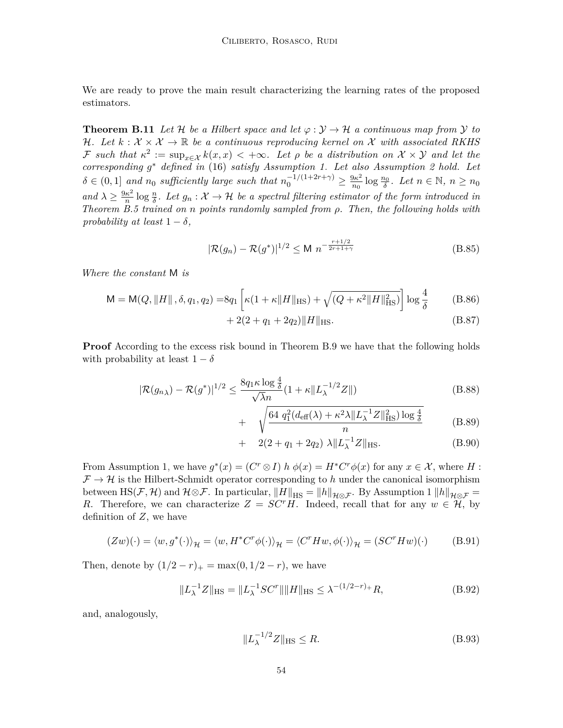We are ready to prove the main result characterizing the learning rates of the proposed estimators.

**Theorem B.11** *Let $\mathcal{H}$ be a Hilbert space and let $\varphi : \mathcal{Y} \to \mathcal{H}$ a continuous map from $\mathcal{Y}$ to $\mathcal{H}$. Let $k : \mathcal{X} \times \mathcal{X} \to \mathbb{R}$ be a continuous reproducing kernel on $\mathcal{X}$ with associated RKHS $\mathcal{F}$ such that $\kappa^2 := \sup_{x \in \mathcal{X}} k(x,x) < +\infty$. Let $\rho$ be a distribution on $\mathcal{X} \times \mathcal{Y}$ and let the corresponding $g^*$ defined in* (16) *satisfy Assumption 1. Let also Assumption 2 hold. Let $\delta \in (0,1]$ and $n_0$ sufficiently large such that $n_0^{-1/(1+2r+\gamma)} \geq \frac{9\kappa^2}{n_0} \log \frac{n_0}{\delta}$. Let $n \in \mathbb{N}$, $n \geq n_0$ and $\lambda \geq \frac{9\kappa^2}{n} \log \frac{n}{\delta}$. Let $g_n : \mathcal{X} \to \mathcal{H}$ be a spectral filtering estimator of the form introduced in Theorem B.5 trained on $n$ points randomly sampled from $\rho$. Then, the following holds with probability at least $1 - \delta$,*

$$|\mathcal{R}(g_n) - \mathcal{R}(g^*)|^{1/2} \leq \mathsf{M} \; n^{-\frac{r+1/2}{2r+1+\gamma}} \tag{B.85}$$

*Where the constant* $\mathsf{M}$ *is*

$$\mathsf{M} = \mathsf{M}(Q, \|H\|, \delta, q_1, q_2) = 8q_1 \left[ \kappa(1 + \kappa \|H\|_{\mathrm{HS}}) + \sqrt{(Q + \kappa^2 \|H\|^2_{\mathrm{HS}})} \right] \log \frac{4}{\delta} \tag{B.86}$$

$$+ 2(2 + q_1 + 2q_2)\|H\|_{\mathrm{HS}}. \tag{B.87}$$

**Proof** According to the excess risk bound in Theorem B.9 we have that the following holds with probability at least $1 - \delta$

$$|\mathcal{R}(g_{n\lambda}) - \mathcal{R}(g^*)|^{1/2} \leq \frac{8q_1 \kappa \log \frac{4}{\delta}}{\sqrt{\lambda} n}(1 + \kappa \|L_\lambda^{-1/2} Z\|) \tag{B.88}$$

$$+ \quad \sqrt{\frac{64 \; q_1^2 (d_{\mathrm{eff}}(\lambda) + \kappa^2 \lambda \|L_\lambda^{-1} Z\|^2_{\mathrm{HS}}) \log \frac{4}{\delta}}{n}} \tag{B.89}$$

$$+ \quad 2(2 + q_1 + 2q_2) \; \lambda \|L_\lambda^{-1} Z\|_{\mathrm{HS}}. \tag{B.90}$$

From Assumption 1, we have $g^*(x) = (C^r \otimes I) \; h \; \phi(x) = H^* C^r \phi(x)$ for any $x \in \mathcal{X}$, where $H : \mathcal{F} \to \mathcal{H}$ is the Hilbert-Schmidt operator corresponding to $h$ under the canonical isomorphism between $\mathrm{HS}(\mathcal{F}, \mathcal{H})$ and $\mathcal{H} \otimes \mathcal{F}$. In particular, $\|H\|_{\mathrm{HS}} = \|h\|_{\mathcal{H} \otimes \mathcal{F}}$. By Assumption 1 $\|h\|_{\mathcal{H} \otimes \mathcal{F}} = R$. Therefore, we can characterize $Z = SC^r H$. Indeed, recall that for any $w \in \mathcal{H}$, by definition of $Z$, we have

$$(Zw)(\cdot) = \langle w, g^*(\cdot) \rangle_{\mathcal{H}} = \langle w, H^* C^r \phi(\cdot) \rangle_{\mathcal{H}} = \langle C^r H w, \phi(\cdot) \rangle_{\mathcal{H}} = (SC^r H w)(\cdot) \tag{B.91}$$

Then, denote by $(1/2 - r)_+ = \max(0, 1/2 - r)$, we have

$$\|L_\lambda^{-1} Z\|_{\mathrm{HS}} = \|L_\lambda^{-1} S C^r\| \|H\|_{\mathrm{HS}} \leq \lambda^{-(1/2 - r)_+} R, \tag{B.92}$$

and, analogously,

$$\|L_\lambda^{-1/2} Z\|_{\mathrm{HS}} \leq R. \tag{B.93}$$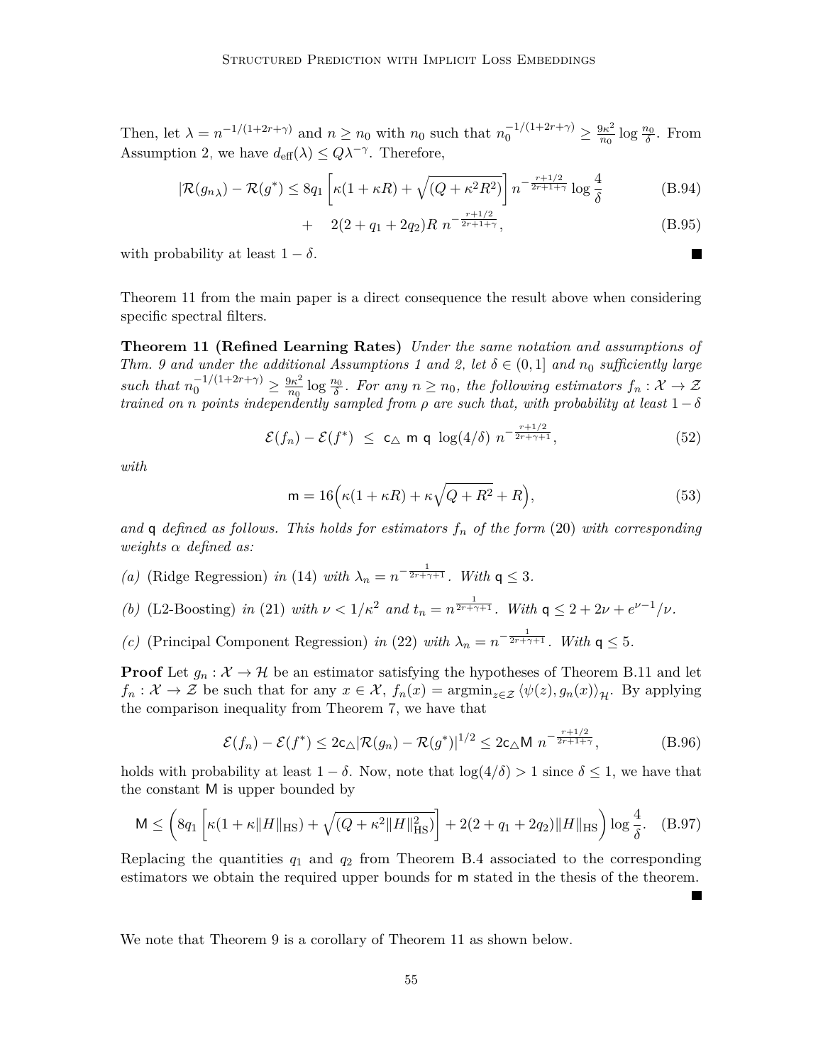Then, let $\lambda = n^{-1/(1+2r+\gamma)}$ and $n \geq n_0$ with $n_0$ such that $n_0^{-1/(1+2r+\gamma)} \geq \frac{9\kappa^2}{n_0} \log \frac{n_0}{\delta}$. From Assumption 2, we have $d_{\text{eff}}(\lambda) \leq Q\lambda^{-\gamma}$. Therefore,

$$
|\mathcal{R}(g_{n\lambda}) - \mathcal{R}(g^*) \leq 8q_1 \left[\kappa(1+\kappa R) + \sqrt{(Q+\kappa^2 R^2)}\right] n^{-\frac{r+1/2}{2r+1+\gamma}} \log \frac{4}{\delta} \tag{B.94}
$$

$$
+ \quad 2(2+q_1+2q_2)R \; n^{-\frac{r+1/2}{2r+1+\gamma}}, \tag{B.95}
$$

with probability at least $1-\delta$. ■

Theorem 11 from the main paper is a direct consequence the result above when considering specific spectral filters.

**Theorem 11 (Refined Learning Rates)** *Under the same notation and assumptions of Thm. 9 and under the additional Assumptions 1 and 2, let $\delta \in (0,1]$ and $n_0$ sufficiently large such that $n_0^{-1/(1+2r+\gamma)} \geq \frac{9\kappa^2}{n_0} \log \frac{n_0}{\delta}$. For any $n \geq n_0$, the following estimators $f_n : \mathcal{X} \to \mathcal{Z}$ trained on $n$ points independently sampled from $\rho$ are such that, with probability at least $1-\delta$*

$$
\mathcal{E}(f_n) - \mathcal{E}(f^*) \; \leq \; \mathsf{c}_\triangle \; \mathsf{m} \; \mathsf{q} \; \log(4/\delta) \; n^{-\frac{r+1/2}{2r+\gamma+1}}, \tag{52}
$$

*with*

$$
\mathsf{m} = 16\Big(\kappa(1+\kappa R) + \kappa\sqrt{Q+R^2} + R\Big), \tag{53}
$$

*and $\mathsf{q}$ defined as follows. This holds for estimators $f_n$ of the form (20) with corresponding weights $\alpha$ defined as:*

*(a)* (Ridge Regression) *in (14) with $\lambda_n = n^{-\frac{1}{2r+\gamma+1}}$. With $\mathsf{q} \leq 3$.*

*(b)* (L2-Boosting) *in (21) with $\nu < 1/\kappa^2$ and $t_n = n^{\frac{1}{2r+\gamma+1}}$. With $\mathsf{q} \leq 2 + 2\nu + e^{\nu-1}/\nu$.*

*(c)* (Principal Component Regression) *in (22) with $\lambda_n = n^{-\frac{1}{2r+\gamma+1}}$. With $\mathsf{q} \leq 5$.*

**Proof** Let $g_n : \mathcal{X} \to \mathcal{H}$ be an estimator satisfying the hypotheses of Theorem B.11 and let $f_n : \mathcal{X} \to \mathcal{Z}$ be such that for any $x \in \mathcal{X}$, $f_n(x) = \operatorname{argmin}_{z \in \mathcal{Z}} \langle \psi(z), g_n(x) \rangle_{\mathcal{H}}$. By applying the comparison inequality from Theorem 7, we have that

$$
\mathcal{E}(f_n) - \mathcal{E}(f^*) \leq 2\mathsf{c}_\triangle |\mathcal{R}(g_n) - \mathcal{R}(g^*)|^{1/2} \leq 2\mathsf{c}_\triangle \mathsf{M} \; n^{-\frac{r+1/2}{2r+1+\gamma}}, \tag{B.96}
$$

holds with probability at least $1-\delta$. Now, note that $\log(4/\delta) > 1$ since $\delta \leq 1$, we have that the constant $\mathsf{M}$ is upper bounded by

$$
\mathsf{M} \leq \left(8q_1 \left[\kappa(1+\kappa\|H\|_{\text{HS}}) + \sqrt{(Q+\kappa^2\|H\|_{\text{HS}}^2)}\right] + 2(2+q_1+2q_2)\|H\|_{\text{HS}}\right) \log \frac{4}{\delta}. \tag{B.97}
$$

Replacing the quantities $q_1$ and $q_2$ from Theorem B.4 associated to the corresponding estimators we obtain the required upper bounds for $\mathsf{m}$ stated in the thesis of the theorem. ■

We note that Theorem 9 is a corollary of Theorem 11 as shown below.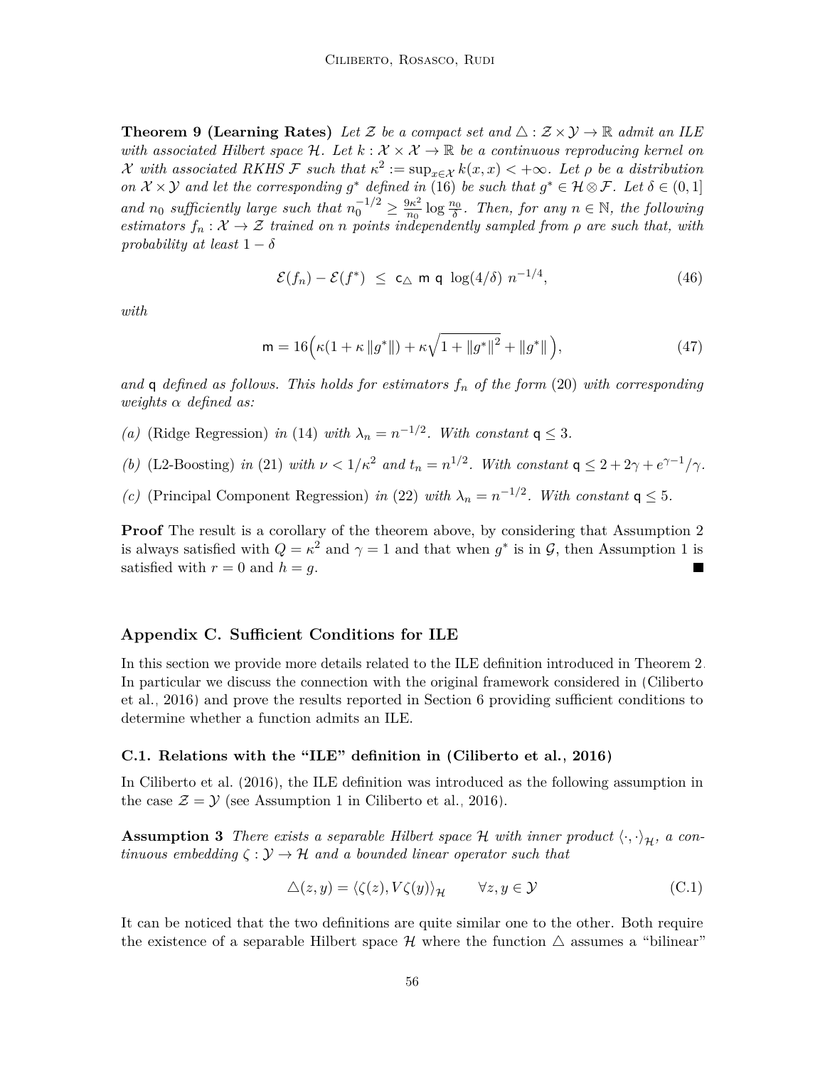**Theorem 9 (Learning Rates)** *Let $\mathcal{Z}$ be a compact set and $\triangle : \mathcal{Z} \times \mathcal{Y} \to \mathbb{R}$ admit an ILE with associated Hilbert space $\mathcal{H}$. Let $k : \mathcal{X} \times \mathcal{X} \to \mathbb{R}$ be a continuous reproducing kernel on $\mathcal{X}$ with associated RKHS $\mathcal{F}$ such that $\kappa^2 := \sup_{x \in \mathcal{X}} k(x,x) < +\infty$. Let $\rho$ be a distribution on $\mathcal{X} \times \mathcal{Y}$ and let the corresponding $g^*$ defined in (16) be such that $g^* \in \mathcal{H} \otimes \mathcal{F}$. Let $\delta \in (0,1]$ and $n_0$ sufficiently large such that $n_0^{-1/2} \geq \frac{9\kappa^2}{n_0} \log \frac{n_0}{\delta}$. Then, for any $n \in \mathbb{N}$, the following estimators $f_n : \mathcal{X} \to \mathcal{Z}$ trained on $n$ points independently sampled from $\rho$ are such that, with probability at least $1 - \delta$*

$$\mathcal{E}(f_n) - \mathcal{E}(f^*) \ \leq \ \mathsf{c}_\triangle \ \mathsf{m} \ \mathsf{q} \ \log(4/\delta) \ n^{-1/4}, \tag{46}$$

*with*

$$\mathsf{m} = 16\Big(\kappa(1 + \kappa \|g^*\|) + \kappa\sqrt{1 + \|g^*\|^2} + \|g^*\| \Big), \tag{47}$$

*and $\mathsf{q}$ defined as follows. This holds for estimators $f_n$ of the form (20) with corresponding weights $\alpha$ defined as:*

*(a)* (Ridge Regression) *in* (14) *with $\lambda_n = n^{-1/2}$. With constant $\mathsf{q} \leq 3$.*

*(b)* (L2-Boosting) *in* (21) *with $\nu < 1/\kappa^2$ and $t_n = n^{1/2}$. With constant $\mathsf{q} \leq 2 + 2\gamma + e^{\gamma - 1}/\gamma$.*

*(c)* (Principal Component Regression) *in* (22) *with $\lambda_n = n^{-1/2}$. With constant $\mathsf{q} \leq 5$.*

**Proof** The result is a corollary of the theorem above, by considering that Assumption 2 is always satisfied with $Q = \kappa^2$ and $\gamma = 1$ and that when $g^*$ is in $\mathcal{G}$, then Assumption 1 is satisfied with $r = 0$ and $h = g$. ■

## Appendix C. Sufficient Conditions for ILE

In this section we provide more details related to the ILE definition introduced in Theorem 2. In particular we discuss the connection with the original framework considered in (Ciliberto et al., 2016) and prove the results reported in Section 6 providing sufficient conditions to determine whether a function admits an ILE.

### C.1. Relations with the "ILE" definition in (Ciliberto et al., 2016)

In Ciliberto et al. (2016), the ILE definition was introduced as the following assumption in the case $\mathcal{Z} = \mathcal{Y}$ (see Assumption 1 in Ciliberto et al., 2016).

**Assumption 3** *There exists a separable Hilbert space $\mathcal{H}$ with inner product $\langle \cdot, \cdot \rangle_{\mathcal{H}}$, a continuous embedding $\zeta : \mathcal{Y} \to \mathcal{H}$ and a bounded linear operator such that*

$$\triangle(z,y) = \langle \zeta(z), V\zeta(y) \rangle_{\mathcal{H}} \qquad \forall z, y \in \mathcal{Y} \tag{C.1}$$

It can be noticed that the two definitions are quite similar one to the other. Both require the existence of a separable Hilbert space $\mathcal{H}$ where the function $\triangle$ assumes a "bilinear"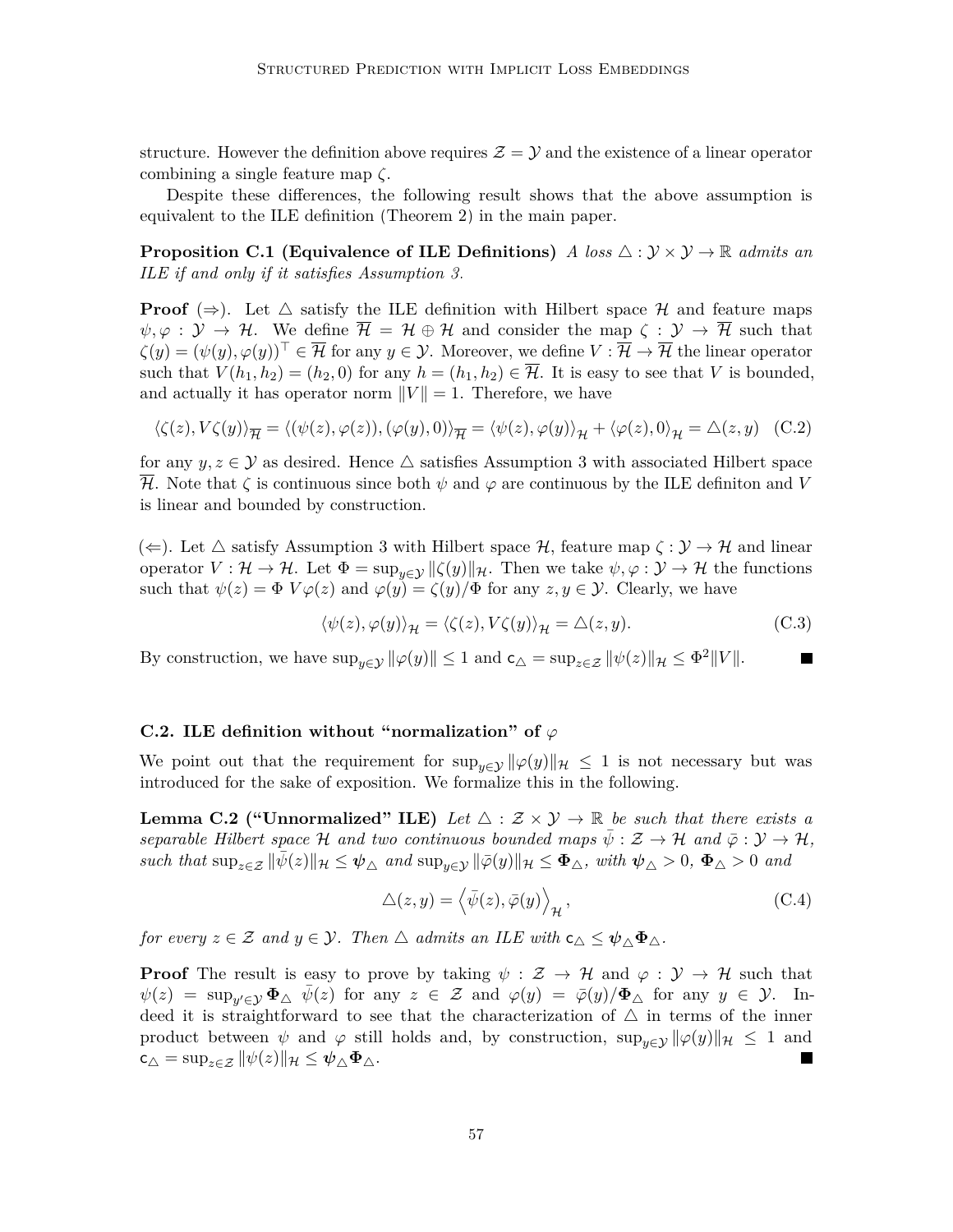structure. However the definition above requires $\mathcal{Z} = \mathcal{Y}$ and the existence of a linear operator combining a single feature map $\zeta$.

Despite these differences, the following result shows that the above assumption is equivalent to the ILE definition (Theorem 2) in the main paper.

**Proposition C.1 (Equivalence of ILE Definitions)** *A loss $\triangle : \mathcal{Y} \times \mathcal{Y} \to \mathbb{R}$ admits an ILE if and only if it satisfies Assumption 3.*

**Proof** ($\Rightarrow$). Let $\triangle$ satisfy the ILE definition with Hilbert space $\mathcal{H}$ and feature maps $\psi, \varphi : \mathcal{Y} \to \mathcal{H}$. We define $\overline{\mathcal{H}} = \mathcal{H} \oplus \mathcal{H}$ and consider the map $\zeta : \mathcal{Y} \to \overline{\mathcal{H}}$ such that $\zeta(y) = (\psi(y), \varphi(y))^\top \in \overline{\mathcal{H}}$ for any $y \in \mathcal{Y}$. Moreover, we define $V : \overline{\mathcal{H}} \to \overline{\mathcal{H}}$ the linear operator such that $V(h_1, h_2) = (h_2, 0)$ for any $h = (h_1, h_2) \in \overline{\mathcal{H}}$. It is easy to see that $V$ is bounded, and actually it has operator norm $\|V\| = 1$. Therefore, we have

$$\langle \zeta(z), V\zeta(y) \rangle_{\overline{\mathcal{H}}} = \langle (\psi(z), \varphi(z)), (\varphi(y), 0) \rangle_{\overline{\mathcal{H}}} = \langle \psi(z), \varphi(y) \rangle_{\mathcal{H}} + \langle \varphi(z), 0 \rangle_{\mathcal{H}} = \triangle(z, y) \quad \text{(C.2)}$$

for any $y, z \in \mathcal{Y}$ as desired. Hence $\triangle$ satisfies Assumption 3 with associated Hilbert space $\overline{\mathcal{H}}$. Note that $\zeta$ is continuous since both $\psi$ and $\varphi$ are continuous by the ILE definiton and $V$ is linear and bounded by construction.

($\Leftarrow$). Let $\triangle$ satisfy Assumption 3 with Hilbert space $\mathcal{H}$, feature map $\zeta : \mathcal{Y} \to \mathcal{H}$ and linear operator $V : \mathcal{H} \to \mathcal{H}$. Let $\Phi = \sup_{y \in \mathcal{Y}} \|\zeta(y)\|_{\mathcal{H}}$. Then we take $\psi, \varphi : \mathcal{Y} \to \mathcal{H}$ the functions such that $\psi(z) = \Phi\, V\varphi(z)$ and $\varphi(y) = \zeta(y)/\Phi$ for any $z, y \in \mathcal{Y}$. Clearly, we have

$$\langle \psi(z), \varphi(y) \rangle_{\mathcal{H}} = \langle \zeta(z), V\zeta(y) \rangle_{\mathcal{H}} = \triangle(z, y). \quad \text{(C.3)}$$

By construction, we have $\sup_{y \in \mathcal{Y}} \|\varphi(y)\| \leq 1$ and $\mathsf{c}_\triangle = \sup_{z \in \mathcal{Z}} \|\psi(z)\|_{\mathcal{H}} \leq \Phi^2 \|V\|$. ∎

### C.2. ILE definition without "normalization" of $\varphi$

We point out that the requirement for $\sup_{y \in \mathcal{Y}} \|\varphi(y)\|_{\mathcal{H}} \leq 1$ is not necessary but was introduced for the sake of exposition. We formalize this in the following.

**Lemma C.2 ("Unnormalized" ILE)** *Let $\triangle : \mathcal{Z} \times \mathcal{Y} \to \mathbb{R}$ be such that there exists a separable Hilbert space $\mathcal{H}$ and two continuous bounded maps $\bar{\psi} : \mathcal{Z} \to \mathcal{H}$ and $\bar{\varphi} : \mathcal{Y} \to \mathcal{H}$, such that $\sup_{z \in \mathcal{Z}} \|\bar{\psi}(z)\|_{\mathcal{H}} \leq \boldsymbol{\psi}_\triangle$ and $\sup_{y \in \mathcal{Y}} \|\bar{\varphi}(y)\|_{\mathcal{H}} \leq \boldsymbol{\Phi}_\triangle$, with $\boldsymbol{\psi}_\triangle > 0$, $\boldsymbol{\Phi}_\triangle > 0$ and*

$$\triangle(z, y) = \left\langle \bar{\psi}(z), \bar{\varphi}(y) \right\rangle_{\mathcal{H}}, \quad \text{(C.4)}$$

*for every $z \in \mathcal{Z}$ and $y \in \mathcal{Y}$. Then $\triangle$ admits an ILE with $\mathsf{c}_\triangle \leq \boldsymbol{\psi}_\triangle \boldsymbol{\Phi}_\triangle$.*

**Proof** The result is easy to prove by taking $\psi : \mathcal{Z} \to \mathcal{H}$ and $\varphi : \mathcal{Y} \to \mathcal{H}$ such that $\psi(z) = \sup_{y' \in \mathcal{Y}} \boldsymbol{\Phi}_\triangle\ \bar{\psi}(z)$ for any $z \in \mathcal{Z}$ and $\varphi(y) = \bar{\varphi}(y)/\boldsymbol{\Phi}_\triangle$ for any $y \in \mathcal{Y}$. Indeed it is straightforward to see that the characterization of $\triangle$ in terms of the inner product between $\psi$ and $\varphi$ still holds and, by construction, $\sup_{y \in \mathcal{Y}} \|\varphi(y)\|_{\mathcal{H}} \leq 1$ and $\mathsf{c}_\triangle = \sup_{z \in \mathcal{Z}} \|\psi(z)\|_{\mathcal{H}} \leq \boldsymbol{\psi}_\triangle \boldsymbol{\Phi}_\triangle$. ∎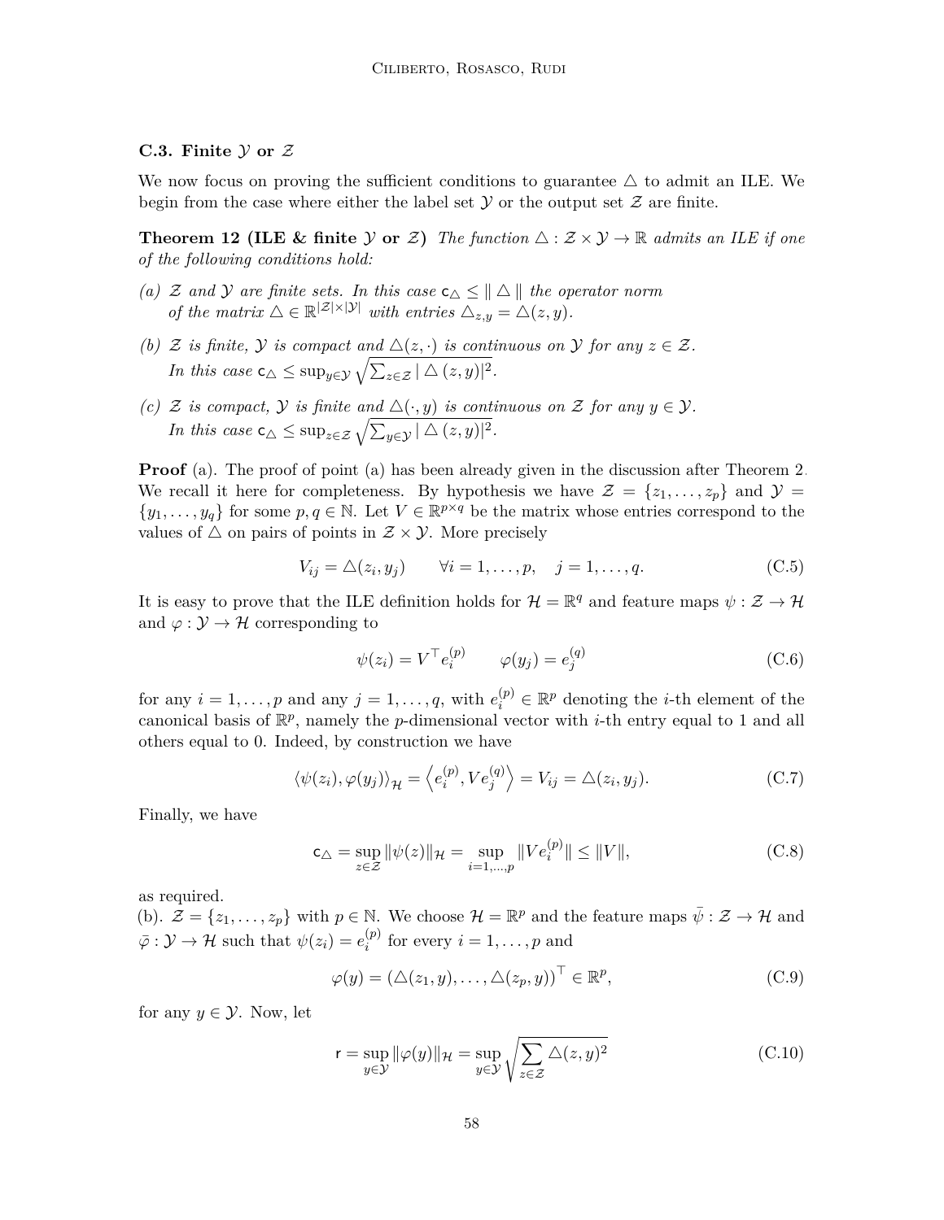### C.3. Finite $\mathcal{Y}$ or $\mathcal{Z}$

We now focus on proving the sufficient conditions to guarantee $\triangle$ to admit an ILE. We begin from the case where either the label set $\mathcal{Y}$ or the output set $\mathcal{Z}$ are finite.

**Theorem 12 (ILE & finite $\mathcal{Y}$ or $\mathcal{Z}$)** *The function $\triangle : \mathcal{Z} \times \mathcal{Y} \to \mathbb{R}$ admits an ILE if one of the following conditions hold:*

*(a) $\mathcal{Z}$ and $\mathcal{Y}$ are finite sets. In this case $\mathsf{c}_\triangle \leq \| \triangle \|$ the operator norm of the matrix $\triangle \in \mathbb{R}^{|\mathcal{Z}| \times |\mathcal{Y}|}$ with entries $\triangle_{z,y} = \triangle(z, y)$.*

*(b) $\mathcal{Z}$ is finite, $\mathcal{Y}$ is compact and $\triangle(z, \cdot)$ is continuous on $\mathcal{Y}$ for any $z \in \mathcal{Z}$. In this case $\mathsf{c}_\triangle \leq \sup_{y \in \mathcal{Y}} \sqrt{\sum_{z \in \mathcal{Z}} | \triangle(z, y)|^2}$.*

*(c) $\mathcal{Z}$ is compact, $\mathcal{Y}$ is finite and $\triangle(\cdot, y)$ is continuous on $\mathcal{Z}$ for any $y \in \mathcal{Y}$. In this case $\mathsf{c}_\triangle \leq \sup_{z \in \mathcal{Z}} \sqrt{\sum_{y \in \mathcal{Y}} | \triangle(z, y)|^2}$.*

**Proof** (a). The proof of point (a) has been already given in the discussion after Theorem 2. We recall it here for completeness. By hypothesis we have $\mathcal{Z} = \{z_1, \dots, z_p\}$ and $\mathcal{Y} = \{y_1, \dots, y_q\}$ for some $p, q \in \mathbb{N}$. Let $V \in \mathbb{R}^{p \times q}$ be the matrix whose entries correspond to the values of $\triangle$ on pairs of points in $\mathcal{Z} \times \mathcal{Y}$. More precisely

$$V_{ij} = \triangle(z_i, y_j) \qquad \forall i = 1, \dots, p, \quad j = 1, \dots, q. \tag{C.5}$$

It is easy to prove that the ILE definition holds for $\mathcal{H} = \mathbb{R}^q$ and feature maps $\psi : \mathcal{Z} \to \mathcal{H}$ and $\varphi : \mathcal{Y} \to \mathcal{H}$ corresponding to

$$\psi(z_i) = V^\top e_i^{(p)} \qquad \varphi(y_j) = e_j^{(q)} \tag{C.6}$$

for any $i = 1, \dots, p$ and any $j = 1, \dots, q$, with $e_i^{(p)} \in \mathbb{R}^p$ denoting the $i$-th element of the canonical basis of $\mathbb{R}^p$, namely the $p$-dimensional vector with $i$-th entry equal to 1 and all others equal to 0. Indeed, by construction we have

$$\langle \psi(z_i), \varphi(y_j) \rangle_{\mathcal{H}} = \left\langle e_i^{(p)}, V e_j^{(q)} \right\rangle = V_{ij} = \triangle(z_i, y_j). \tag{C.7}$$

Finally, we have

$$\mathsf{c}_\triangle = \sup_{z \in \mathcal{Z}} \|\psi(z)\|_{\mathcal{H}} = \sup_{i=1,\dots,p} \|V e_i^{(p)}\| \leq \|V\|, \tag{C.8}$$

as required.
(b). $\mathcal{Z} = \{z_1, \dots, z_p\}$ with $p \in \mathbb{N}$. We choose $\mathcal{H} = \mathbb{R}^p$ and the feature maps $\bar{\psi} : \mathcal{Z} \to \mathcal{H}$ and $\bar{\varphi} : \mathcal{Y} \to \mathcal{H}$ such that $\psi(z_i) = e_i^{(p)}$ for every $i = 1, \dots, p$ and

$$\varphi(y) = (\triangle(z_1, y), \dots, \triangle(z_p, y))^\top \in \mathbb{R}^p, \tag{C.9}$$

for any $y \in \mathcal{Y}$. Now, let

$$\mathsf{r} = \sup_{y \in \mathcal{Y}} \|\varphi(y)\|_{\mathcal{H}} = \sup_{y \in \mathcal{Y}} \sqrt{\sum_{z \in \mathcal{Z}} \triangle(z, y)^2} \tag{C.10}$$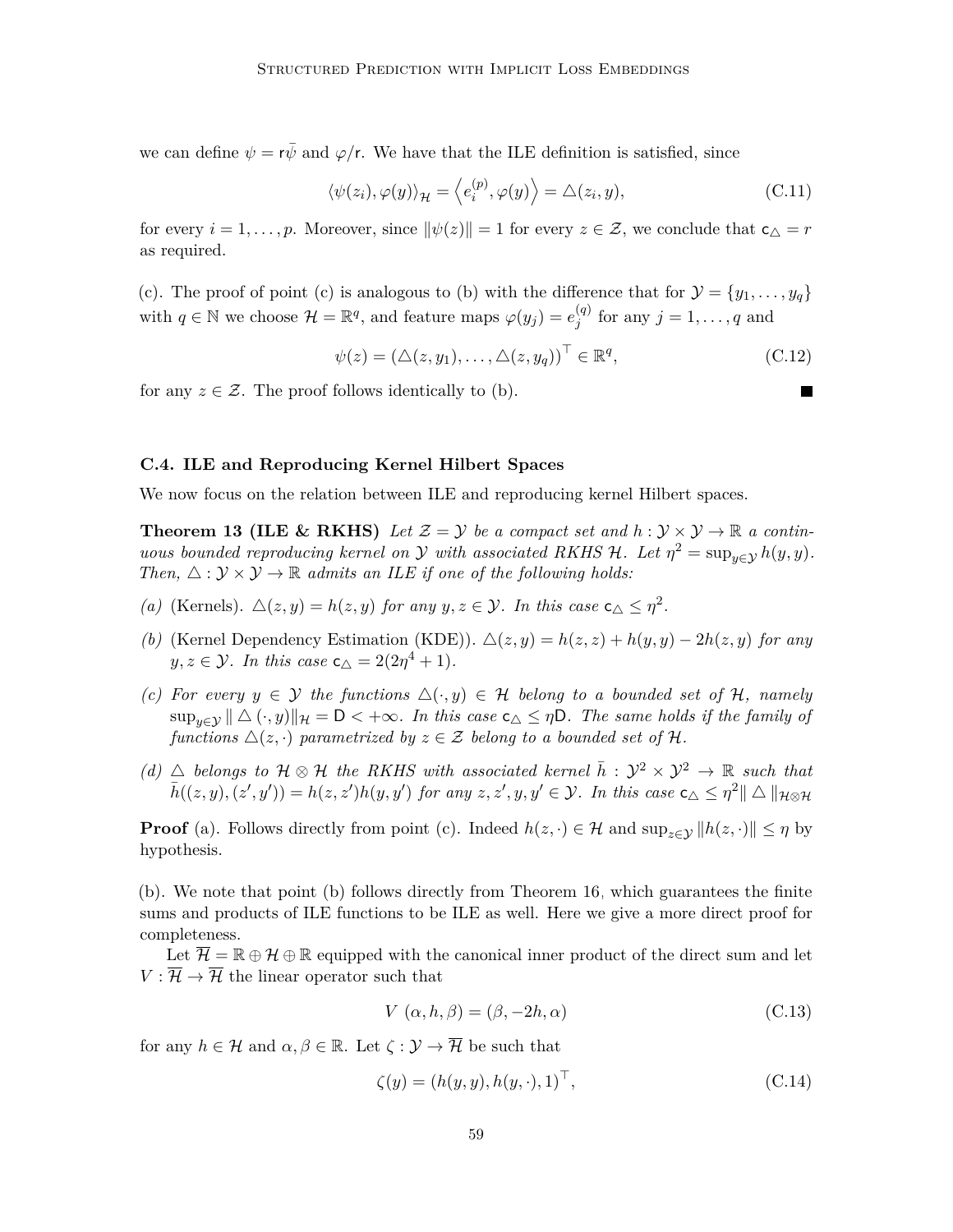we can define $\psi = \mathsf{r}\bar{\psi}$ and $\varphi/\mathsf{r}$. We have that the ILE definition is satisfied, since

$$\langle \psi(z_i), \varphi(y) \rangle_{\mathcal{H}} = \left\langle e_i^{(p)}, \varphi(y) \right\rangle = \triangle(z_i, y), \tag{C.11}$$

for every $i = 1, \dots, p$. Moreover, since $\|\psi(z)\| = 1$ for every $z \in \mathcal{Z}$, we conclude that $\mathsf{c}_\triangle = r$ as required.

(c). The proof of point (c) is analogous to (b) with the difference that for $\mathcal{Y} = \{y_1, \dots, y_q\}$ with $q \in \mathbb{N}$ we choose $\mathcal{H} = \mathbb{R}^q$, and feature maps $\varphi(y_j) = e_j^{(q)}$ for any $j = 1, \dots, q$ and

$$\psi(z) = (\triangle(z, y_1), \dots, \triangle(z, y_q))^\top \in \mathbb{R}^q, \tag{C.12}$$

for any $z \in \mathcal{Z}$. The proof follows identically to (b). ■

### C.4. ILE and Reproducing Kernel Hilbert Spaces

We now focus on the relation between ILE and reproducing kernel Hilbert spaces.

**Theorem 13 (ILE & RKHS)** *Let $\mathcal{Z} = \mathcal{Y}$ be a compact set and $h : \mathcal{Y} \times \mathcal{Y} \to \mathbb{R}$ a continuous bounded reproducing kernel on $\mathcal{Y}$ with associated RKHS $\mathcal{H}$. Let $\eta^2 = \sup_{y \in \mathcal{Y}} h(y, y)$. Then, $\triangle : \mathcal{Y} \times \mathcal{Y} \to \mathbb{R}$ admits an ILE if one of the following holds:*

*(a)* (Kernels). *$\triangle(z, y) = h(z, y)$ for any $y, z \in \mathcal{Y}$. In this case $\mathsf{c}_\triangle \leq \eta^2$.*

*(b)* (Kernel Dependency Estimation (KDE)). *$\triangle(z, y) = h(z, z) + h(y, y) - 2h(z, y)$ for any $y, z \in \mathcal{Y}$. In this case $\mathsf{c}_\triangle = 2(2\eta^4 + 1)$.*

*(c) For every $y \in \mathcal{Y}$ the functions $\triangle(\cdot, y) \in \mathcal{H}$ belong to a bounded set of $\mathcal{H}$, namely $\sup_{y \in \mathcal{Y}} \| \triangle(\cdot, y)\|_{\mathcal{H}} = \mathsf{D} < +\infty$. In this case $\mathsf{c}_\triangle \leq \eta \mathsf{D}$. The same holds if the family of functions $\triangle(z, \cdot)$ parametrized by $z \in \mathcal{Z}$ belong to a bounded set of $\mathcal{H}$.*

*(d) $\triangle$ belongs to $\mathcal{H} \otimes \mathcal{H}$ the RKHS with associated kernel $\bar{h} : \mathcal{Y}^2 \times \mathcal{Y}^2 \to \mathbb{R}$ such that $\bar{h}((z, y), (z', y')) = h(z, z')h(y, y')$ for any $z, z', y, y' \in \mathcal{Y}$. In this case $\mathsf{c}_\triangle \leq \eta^2 \| \triangle \|_{\mathcal{H} \otimes \mathcal{H}}$*

**Proof** (a). Follows directly from point (c). Indeed $h(z, \cdot) \in \mathcal{H}$ and $\sup_{z \in \mathcal{Y}} \|h(z, \cdot)\| \leq \eta$ by hypothesis.

(b). We note that point (b) follows directly from Theorem 16, which guarantees the finite sums and products of ILE functions to be ILE as well. Here we give a more direct proof for completeness.

Let $\overline{\mathcal{H}} = \mathbb{R} \oplus \mathcal{H} \oplus \mathbb{R}$ equipped with the canonical inner product of the direct sum and let $V : \overline{\mathcal{H}} \to \overline{\mathcal{H}}$ the linear operator such that

$$V\ (\alpha, h, \beta) = (\beta, -2h, \alpha) \tag{C.13}$$

for any $h \in \mathcal{H}$ and $\alpha, \beta \in \mathbb{R}$. Let $\zeta : \mathcal{Y} \to \overline{\mathcal{H}}$ be such that

$$\zeta(y) = (h(y, y), h(y, \cdot), 1)^\top, \tag{C.14}$$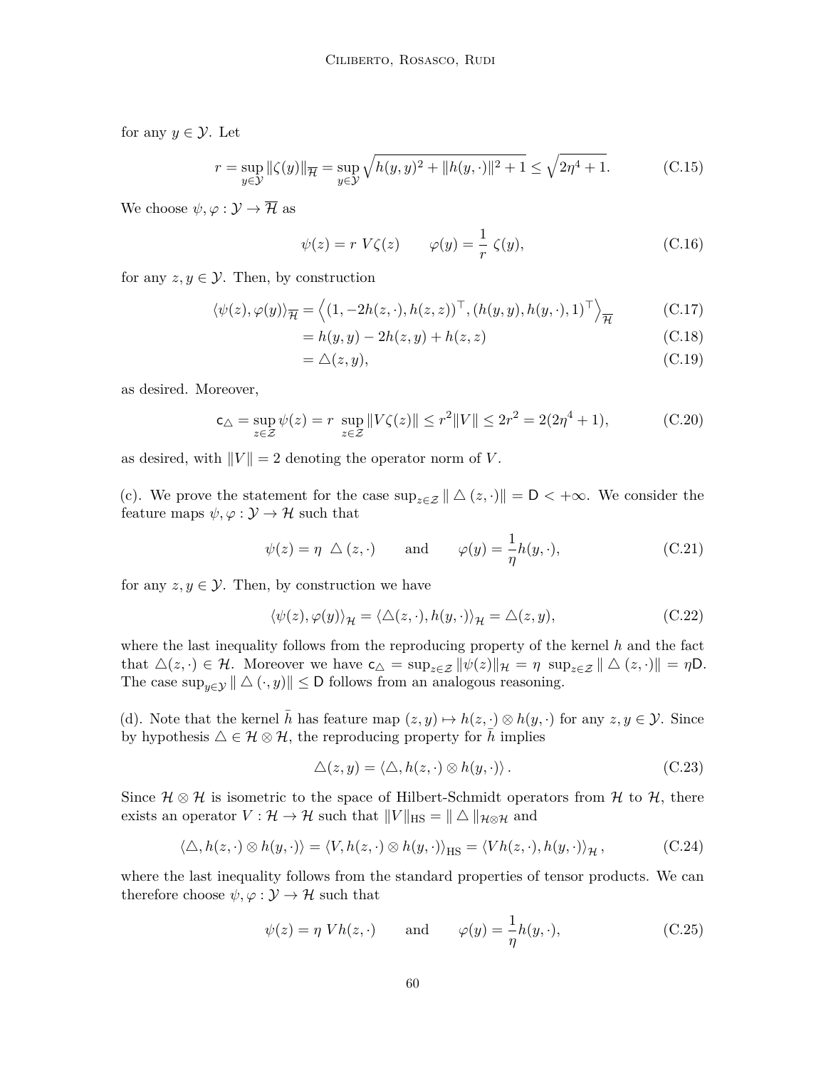for any $y \in \mathcal{Y}$. Let

$$
r = \sup_{y \in \mathcal{Y}} \|\zeta(y)\|_{\overline{\mathcal{H}}} = \sup_{y \in \mathcal{Y}} \sqrt{h(y,y)^2 + \|h(y,\cdot)\|^2 + 1} \leq \sqrt{2\eta^4 + 1}. \tag{C.15}
$$

We choose $\psi, \varphi : \mathcal{Y} \to \overline{\mathcal{H}}$ as

$$
\psi(z) = r \; V\zeta(z) \qquad \varphi(y) = \frac{1}{r} \; \zeta(y), \tag{C.16}
$$

for any $z, y \in \mathcal{Y}$. Then, by construction

$$
\begin{aligned}
\langle \psi(z), \varphi(y) \rangle_{\overline{\mathcal{H}}} &= \left\langle (1, -2h(z,\cdot), h(z,z))^\top, (h(y,y), h(y,\cdot), 1)^\top \right\rangle_{\overline{\mathcal{H}}} && \text{(C.17)} \\
&= h(y,y) - 2h(z,y) + h(z,z) && \text{(C.18)} \\
&= \triangle(z,y), && \text{(C.19)}
\end{aligned}
$$

as desired. Moreover,

$$
\mathsf{c}_\triangle = \sup_{z \in \mathcal{Z}} \psi(z) = r \; \sup_{z \in \mathcal{Z}} \|V\zeta(z)\| \leq r^2 \|V\| \leq 2r^2 = 2(2\eta^4 + 1), \tag{C.20}
$$

as desired, with $\|V\| = 2$ denoting the operator norm of $V$.

(c). We prove the statement for the case $\sup_{z \in \mathcal{Z}} \| \triangle (z,\cdot)\| = \mathsf{D} < +\infty$. We consider the feature maps $\psi, \varphi : \mathcal{Y} \to \mathcal{H}$ such that

$$
\psi(z) = \eta \; \triangle(z,\cdot) \qquad \text{and} \qquad \varphi(y) = \frac{1}{\eta} h(y,\cdot), \tag{C.21}
$$

for any $z, y \in \mathcal{Y}$. Then, by construction we have

$$
\langle \psi(z), \varphi(y) \rangle_{\mathcal{H}} = \langle \triangle(z,\cdot), h(y,\cdot) \rangle_{\mathcal{H}} = \triangle(z,y), \tag{C.22}
$$

where the last inequality follows from the reproducing property of the kernel $h$ and the fact that $\triangle(z,\cdot) \in \mathcal{H}$. Moreover we have $\mathsf{c}_\triangle = \sup_{z \in \mathcal{Z}} \|\psi(z)\|_{\mathcal{H}} = \eta \; \sup_{z \in \mathcal{Z}} \| \triangle (z,\cdot)\| = \eta \mathsf{D}$. The case $\sup_{y \in \mathcal{Y}} \| \triangle (\cdot, y)\| \leq \mathsf{D}$ follows from an analogous reasoning.

(d). Note that the kernel $\bar{h}$ has feature map $(z,y) \mapsto h(z,\cdot) \otimes h(y,\cdot)$ for any $z, y \in \mathcal{Y}$. Since by hypothesis $\triangle \in \mathcal{H} \otimes \mathcal{H}$, the reproducing property for $\bar{h}$ implies

$$
\triangle(z,y) = \langle \triangle, h(z,\cdot) \otimes h(y,\cdot) \rangle \,. \tag{C.23}
$$

Since $\mathcal{H} \otimes \mathcal{H}$ is isometric to the space of Hilbert-Schmidt operators from $\mathcal{H}$ to $\mathcal{H}$, there exists an operator $V : \mathcal{H} \to \mathcal{H}$ such that $\|V\|_{\mathrm{HS}} = \| \triangle \|_{\mathcal{H} \otimes \mathcal{H}}$ and

$$
\langle \triangle, h(z,\cdot) \otimes h(y,\cdot) \rangle = \langle V, h(z,\cdot) \otimes h(y,\cdot) \rangle_{\mathrm{HS}} = \langle V h(z,\cdot), h(y,\cdot) \rangle_{\mathcal{H}} \,, \tag{C.24}
$$

where the last inequality follows from the standard properties of tensor products. We can therefore choose $\psi, \varphi : \mathcal{Y} \to \mathcal{H}$ such that

$$
\psi(z) = \eta \; V h(z,\cdot) \qquad \text{and} \qquad \varphi(y) = \frac{1}{\eta} h(y,\cdot), \tag{C.25}
$$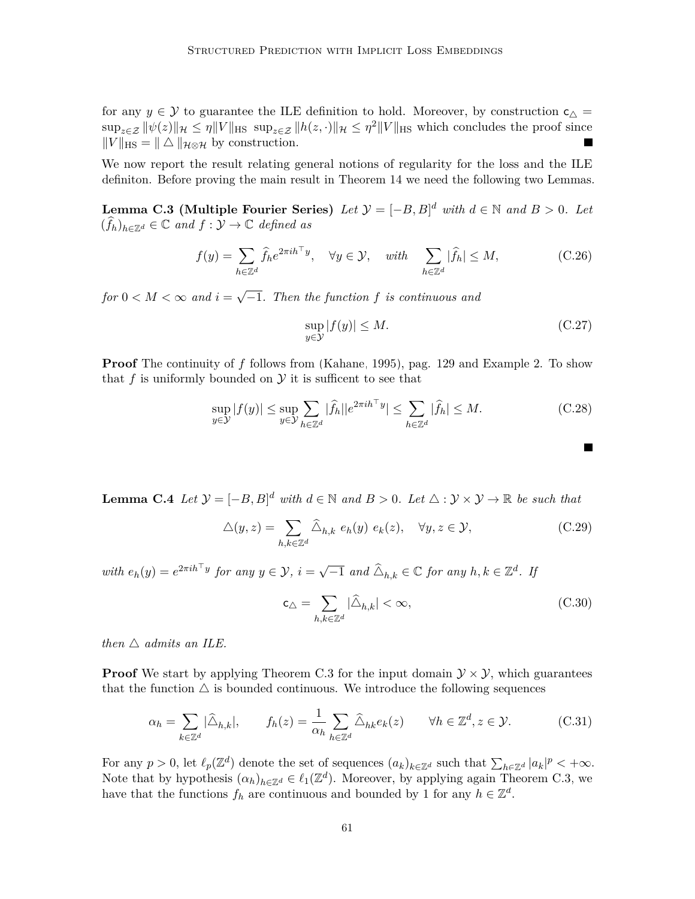for any $y \in \mathcal{Y}$ to guarantee the ILE definition to hold. Moreover, by construction $\mathsf{c}_\triangle = \sup_{z\in\mathcal{Z}} \|\psi(z)\|_\mathcal{H} \leq \eta \|V\|_{\text{HS}} \ \sup_{z\in\mathcal{Z}} \|h(z,\cdot)\|_\mathcal{H} \leq \eta^2 \|V\|_{\text{HS}}$ which concludes the proof since $\|V\|_{\text{HS}} = \| \triangle \|_{\mathcal{H}\otimes\mathcal{H}}$ by construction. ■

We now report the result relating general notions of regularity for the loss and the ILE definiton. Before proving the main result in Theorem 14 we need the following two Lemmas.

**Lemma C.3 (Multiple Fourier Series)** *Let $\mathcal{Y} = [-B, B]^d$ with $d \in \mathbb{N}$ and $B > 0$. Let $(\widehat{f}_h)_{h\in\mathbb{Z}^d} \in \mathbb{C}$ and $f : \mathcal{Y} \to \mathbb{C}$ defined as*

$$f(y) = \sum_{h\in\mathbb{Z}^d} \widehat{f}_h e^{2\pi i h^\top y}, \quad \forall y \in \mathcal{Y}, \quad \textit{with} \quad \sum_{h\in\mathbb{Z}^d} |\widehat{f}_h| \leq M, \tag{C.26}$$

*for $0 < M < \infty$ and $i = \sqrt{-1}$. Then the function $f$ is continuous and*

$$\sup_{y\in\mathcal{Y}} |f(y)| \leq M. \tag{C.27}$$

**Proof** The continuity of $f$ follows from (Kahane, 1995), pag. 129 and Example 2. To show that $f$ is uniformly bounded on $\mathcal{Y}$ it is sufficent to see that

$$\sup_{y\in\mathcal{Y}} |f(y)| \leq \sup_{y\in\mathcal{Y}} \sum_{h\in\mathbb{Z}^d} |\widehat{f}_h| |e^{2\pi i h^\top y}| \leq \sum_{h\in\mathbb{Z}^d} |\widehat{f}_h| \leq M. \tag{C.28}$$

■

**Lemma C.4** *Let $\mathcal{Y} = [-B, B]^d$ with $d \in \mathbb{N}$ and $B > 0$. Let $\triangle : \mathcal{Y} \times \mathcal{Y} \to \mathbb{R}$ be such that*

$$\triangle(y, z) = \sum_{h,k\in\mathbb{Z}^d} \widehat{\triangle}_{h,k} \ e_h(y) \ e_k(z), \quad \forall y, z \in \mathcal{Y}, \tag{C.29}$$

*with $e_h(y) = e^{2\pi i h^\top y}$ for any $y \in \mathcal{Y}$, $i = \sqrt{-1}$ and $\widehat{\triangle}_{h,k} \in \mathbb{C}$ for any $h, k \in \mathbb{Z}^d$. If*

$$\mathsf{c}_\triangle = \sum_{h,k\in\mathbb{Z}^d} |\widehat{\triangle}_{h,k}| < \infty, \tag{C.30}$$

*then $\triangle$ admits an ILE.*

**Proof** We start by applying Theorem C.3 for the input domain $\mathcal{Y} \times \mathcal{Y}$, which guarantees that the function $\triangle$ is bounded continuous. We introduce the following sequences

$$\alpha_h = \sum_{k\in\mathbb{Z}^d} |\widehat{\triangle}_{h,k}|, \qquad f_h(z) = \frac{1}{\alpha_h} \sum_{h\in\mathbb{Z}^d} \widehat{\triangle}_{hk} e_k(z) \qquad \forall h \in \mathbb{Z}^d, z \in \mathcal{Y}. \tag{C.31}$$

For any $p > 0$, let $\ell_p(\mathbb{Z}^d)$ denote the set of sequences $(a_k)_{k\in\mathbb{Z}^d}$ such that $\sum_{h\in\mathbb{Z}^d} |a_k|^p < +\infty$. Note that by hypothesis $(\alpha_h)_{h\in\mathbb{Z}^d} \in \ell_1(\mathbb{Z}^d)$. Moreover, by applying again Theorem C.3, we have that the functions $f_h$ are continuous and bounded by 1 for any $h \in \mathbb{Z}^d$.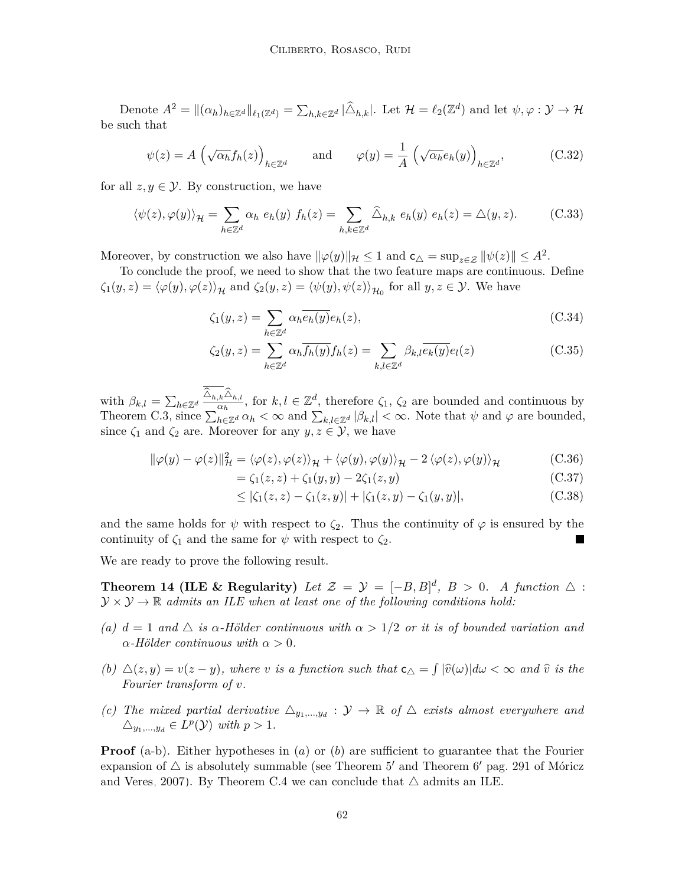Denote $A^2 = \|(\alpha_h)_{h\in\mathbb{Z}^d}\|_{\ell_1(\mathbb{Z}^d)} = \sum_{h,k\in\mathbb{Z}^d} |\widehat{\triangle}_{h,k}|$. Let $\mathcal{H} = \ell_2(\mathbb{Z}^d)$ and let $\psi, \varphi : \mathcal{Y} \to \mathcal{H}$ be such that

$$\psi(z) = A\left(\sqrt{\alpha_h} f_h(z)\right)_{h\in\mathbb{Z}^d} \qquad \text{and} \qquad \varphi(y) = \frac{1}{A}\left(\sqrt{\alpha_h} e_h(y)\right)_{h\in\mathbb{Z}^d}, \tag{C.32}$$

for all $z, y \in \mathcal{Y}$. By construction, we have

$$\langle \psi(z), \varphi(y)\rangle_{\mathcal{H}} = \sum_{h\in\mathbb{Z}^d} \alpha_h \; e_h(y) \; f_h(z) = \sum_{h,k\in\mathbb{Z}^d} \widehat{\triangle}_{h,k} \; e_h(y) \; e_h(z) = \triangle(y,z). \tag{C.33}$$

Moreover, by construction we also have $\|\varphi(y)\|_{\mathcal{H}} \leq 1$ and $\mathsf{c}_\triangle = \sup_{z\in\mathcal{Z}} \|\psi(z)\| \leq A^2$.

To conclude the proof, we need to show that the two feature maps are continuous. Define $\zeta_1(y,z) = \langle \varphi(y), \varphi(z)\rangle_{\mathcal{H}}$ and $\zeta_2(y,z) = \langle \psi(y), \psi(z)\rangle_{\mathcal{H}_0}$ for all $y, z \in \mathcal{Y}$. We have

$$\zeta_1(y,z) = \sum_{h\in\mathbb{Z}^d} \alpha_h \overline{e_h(y)} e_h(z), \tag{C.34}$$

$$\zeta_2(y,z) = \sum_{h\in\mathbb{Z}^d} \alpha_h \overline{f_h(y)} f_h(z) = \sum_{k,l\in\mathbb{Z}^d} \beta_{k,l} \overline{e_k(y)} e_l(z) \tag{C.35}$$

with $\beta_{k,l} = \sum_{h\in\mathbb{Z}^d} \frac{\overline{\widehat{\triangle}_{h,k}} \widehat{\triangle}_{h,l}}{\alpha_h}$, for $k, l \in \mathbb{Z}^d$, therefore $\zeta_1$, $\zeta_2$ are bounded and continuous by Theorem C.3, since $\sum_{h\in\mathbb{Z}^d} \alpha_h < \infty$ and $\sum_{k,l\in\mathbb{Z}^d} |\beta_{k,l}| < \infty$. Note that $\psi$ and $\varphi$ are bounded, since $\zeta_1$ and $\zeta_2$ are. Moreover for any $y, z \in \mathcal{Y}$, we have

$$\|\varphi(y) - \varphi(z)\|_{\mathcal{H}}^2 = \langle \varphi(z), \varphi(z)\rangle_{\mathcal{H}} + \langle \varphi(y), \varphi(y)\rangle_{\mathcal{H}} - 2\langle \varphi(z), \varphi(y)\rangle_{\mathcal{H}} \tag{C.36}$$

$$= \zeta_1(z,z) + \zeta_1(y,y) - 2\zeta_1(z,y) \tag{C.37}$$

$$\leq |\zeta_1(z,z) - \zeta_1(z,y)| + |\zeta_1(z,y) - \zeta_1(y,y)|, \tag{C.38}$$

and the same holds for $\psi$ with respect to $\zeta_2$. Thus the continuity of $\varphi$ is ensured by the continuity of $\zeta_1$ and the same for $\psi$ with respect to $\zeta_2$. ∎

We are ready to prove the following result.

**Theorem 14 (ILE & Regularity)** *Let $\mathcal{Z} = \mathcal{Y} = [-B, B]^d$, $B > 0$. A function $\triangle : \mathcal{Y} \times \mathcal{Y} \to \mathbb{R}$ admits an ILE when at least one of the following conditions hold:*

*(a) $d = 1$ and $\triangle$ is $\alpha$-Hölder continuous with $\alpha > 1/2$ or it is of bounded variation and $\alpha$-Hölder continuous with $\alpha > 0$.*

*(b) $\triangle(z,y) = v(z-y)$, where $v$ is a function such that $\mathsf{c}_\triangle = \int |\widehat{v}(\omega)| d\omega < \infty$ and $\widehat{v}$ is the Fourier transform of $v$.*

*(c) The mixed partial derivative $\triangle_{y_1,\dots,y_d} : \mathcal{Y} \to \mathbb{R}$ of $\triangle$ exists almost everywhere and $\triangle_{y_1,\dots,y_d} \in L^p(\mathcal{Y})$ with $p > 1$.*

**Proof** (a-b). Either hypotheses in $(a)$ or $(b)$ are sufficient to guarantee that the Fourier expansion of $\triangle$ is absolutely summable (see Theorem 5′ and Theorem 6′ pag. 291 of Móricz and Veres, 2007). By Theorem C.4 we can conclude that $\triangle$ admits an ILE.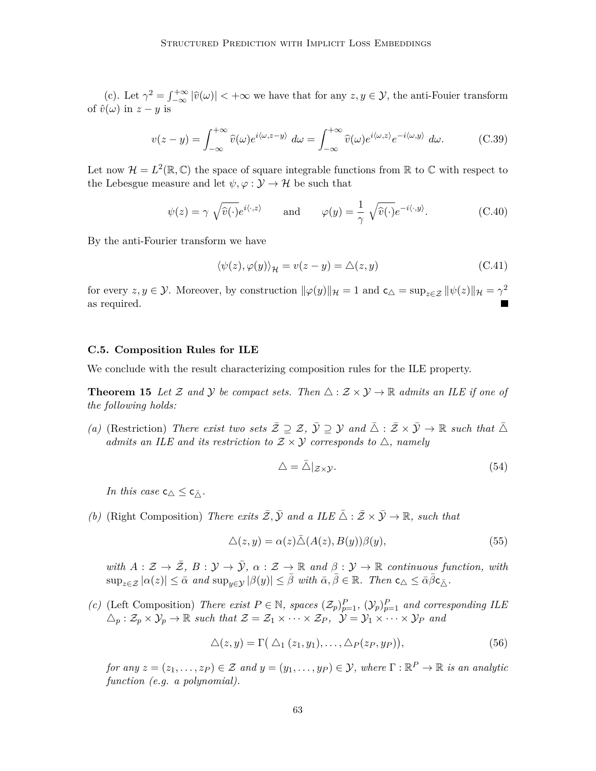(c). Let $\gamma^2 = \int_{-\infty}^{+\infty} |\widehat{v}(\omega)| < +\infty$ we have that for any $z, y \in \mathcal{Y}$, the anti-Fouier transform of $\hat{v}(\omega)$ in $z - y$ is

$$v(z-y) = \int_{-\infty}^{+\infty} \widehat{v}(\omega) e^{i\langle \omega, z-y\rangle} \, d\omega = \int_{-\infty}^{+\infty} \widehat{v}(\omega) e^{i\langle \omega, z\rangle} e^{-i\langle \omega, y\rangle} \, d\omega. \tag{C.39}$$

Let now $\mathcal{H} = L^2(\mathbb{R}, \mathbb{C})$ the space of square integrable functions from $\mathbb{R}$ to $\mathbb{C}$ with respect to the Lebesgue measure and let $\psi, \varphi : \mathcal{Y} \to \mathcal{H}$ be such that

$$\psi(z) = \gamma \, \sqrt{\widehat{v}(\cdot)} e^{i\langle \cdot, z\rangle} \qquad \text{and} \qquad \varphi(y) = \frac{1}{\gamma} \, \sqrt{\widehat{v}(\cdot)} e^{-i\langle \cdot, y\rangle}. \tag{C.40}$$

By the anti-Fourier transform we have

$$\langle \psi(z), \varphi(y)\rangle_{\mathcal{H}} = v(z-y) = \triangle(z, y) \tag{C.41}$$

for every $z, y \in \mathcal{Y}$. Moreover, by construction $\|\varphi(y)\|_{\mathcal{H}} = 1$ and $\mathsf{c}_{\triangle} = \sup_{z \in \mathcal{Z}} \|\psi(z)\|_{\mathcal{H}} = \gamma^2$ as required. ∎

### C.5. Composition Rules for ILE

We conclude with the result characterizing composition rules for the ILE property.

**Theorem 15** *Let $\mathcal{Z}$ and $\mathcal{Y}$ be compact sets. Then $\triangle : \mathcal{Z} \times \mathcal{Y} \to \mathbb{R}$ admits an ILE if one of the following holds:*

*(a)* (Restriction) *There exist two sets $\bar{\mathcal{Z}} \supseteq \mathcal{Z}$, $\bar{\mathcal{Y}} \supseteq \mathcal{Y}$ and $\bar{\triangle} : \bar{\mathcal{Z}} \times \bar{\mathcal{Y}} \to \mathbb{R}$ such that $\bar{\triangle}$ admits an ILE and its restriction to $\mathcal{Z} \times \mathcal{Y}$ corresponds to $\triangle$, namely*

$$\triangle = \bar{\triangle}|_{\mathcal{Z}\times\mathcal{Y}}. \tag{54}$$

*In this case $\mathsf{c}_{\triangle} \leq \mathsf{c}_{\bar{\triangle}}$.*

*(b)* (Right Composition) *There exits $\bar{\mathcal{Z}}, \bar{\mathcal{Y}}$ and a ILE $\bar{\triangle} : \bar{\mathcal{Z}} \times \bar{\mathcal{Y}} \to \mathbb{R}$, such that*

$$\triangle(z, y) = \alpha(z)\bar{\triangle}(A(z), B(y))\beta(y), \tag{55}$$

*with $A : \mathcal{Z} \to \bar{\mathcal{Z}}$, $B : \mathcal{Y} \to \bar{\mathcal{Y}}$, $\alpha : \mathcal{Z} \to \mathbb{R}$ and $\beta : \mathcal{Y} \to \mathbb{R}$ continuous function, with $\sup_{z \in \mathcal{Z}} |\alpha(z)| \leq \bar{\alpha}$ and $\sup_{y \in \mathcal{Y}} |\beta(y)| \leq \bar{\beta}$ with $\bar{\alpha}, \bar{\beta} \in \mathbb{R}$. Then $\mathsf{c}_{\triangle} \leq \bar{\alpha}\bar{\beta}\mathsf{c}_{\bar{\triangle}}$.*

*(c)* (Left Composition) *There exist $P \in \mathbb{N}$, spaces $(\mathcal{Z}_p)_{p=1}^P$, $(\mathcal{Y}_p)_{p=1}^P$ and corresponding ILE $\triangle_p : \mathcal{Z}_p \times \mathcal{Y}_p \to \mathbb{R}$ such that $\mathcal{Z} = \mathcal{Z}_1 \times \cdots \times \mathcal{Z}_P$, $\mathcal{Y} = \mathcal{Y}_1 \times \cdots \times \mathcal{Y}_P$ and*

$$\triangle(z, y) = \Gamma(\, \triangle_1\, (z_1, y_1), \ldots, \triangle_P(z_P, y_P)), \tag{56}$$

*for any $z = (z_1, \ldots, z_P) \in \mathcal{Z}$ and $y = (y_1, \ldots, y_P) \in \mathcal{Y}$, where $\Gamma : \mathbb{R}^P \to \mathbb{R}$ is an analytic function (e.g. a polynomial).*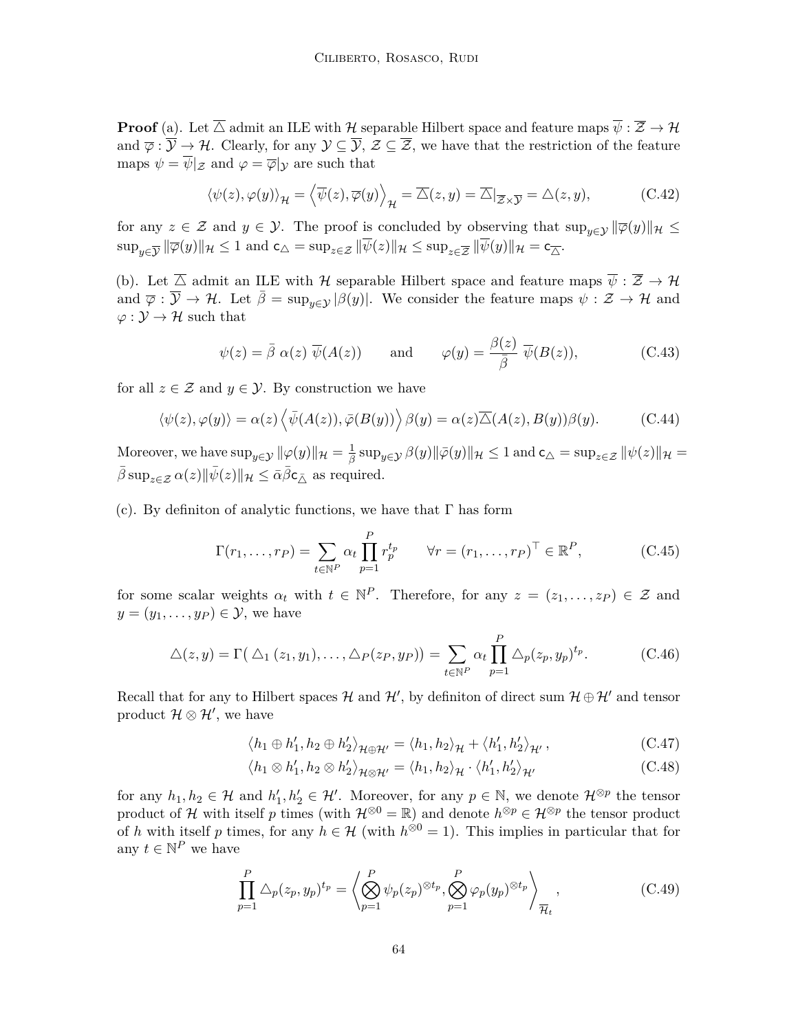**Proof** (a). Let $\overline{\triangle}$ admit an ILE with $\mathcal{H}$ separable Hilbert space and feature maps $\overline{\psi} : \overline{\mathcal{Z}} \to \mathcal{H}$ and $\overline{\varphi} : \overline{\mathcal{Y}} \to \mathcal{H}$. Clearly, for any $\mathcal{Y} \subseteq \overline{\mathcal{Y}}$, $\mathcal{Z} \subseteq \overline{\mathcal{Z}}$, we have that the restriction of the feature maps $\psi = \overline{\psi}|_{\mathcal{Z}}$ and $\varphi = \overline{\varphi}|_{\mathcal{Y}}$ are such that

$$
\langle \psi(z), \varphi(y) \rangle_{\mathcal{H}} = \left\langle \overline{\psi}(z), \overline{\varphi}(y) \right\rangle_{\mathcal{H}} = \overline{\triangle}(z, y) = \overline{\triangle}|_{\overline{\mathcal{Z}} \times \overline{\mathcal{Y}}} = \triangle(z, y), \tag{C.42}
$$

for any $z \in \mathcal{Z}$ and $y \in \mathcal{Y}$. The proof is concluded by observing that $\sup_{y \in \mathcal{Y}} \|\overline{\varphi}(y)\|_{\mathcal{H}} \leq \sup_{y \in \overline{\mathcal{Y}}} \|\overline{\varphi}(y)\|_{\mathcal{H}} \leq 1$ and $\mathsf{c}_{\triangle} = \sup_{z \in \mathcal{Z}} \|\overline{\psi}(z)\|_{\mathcal{H}} \leq \sup_{z \in \overline{\mathcal{Z}}} \|\overline{\psi}(y)\|_{\mathcal{H}} = \mathsf{c}_{\overline{\triangle}}$.

(b). Let $\overline{\triangle}$ admit an ILE with $\mathcal{H}$ separable Hilbert space and feature maps $\overline{\psi} : \overline{\mathcal{Z}} \to \mathcal{H}$ and $\overline{\varphi} : \overline{\mathcal{Y}} \to \mathcal{H}$. Let $\bar{\beta} = \sup_{y \in \mathcal{Y}} |\beta(y)|$. We consider the feature maps $\psi : \mathcal{Z} \to \mathcal{H}$ and $\varphi : \mathcal{Y} \to \mathcal{H}$ such that

$$
\psi(z) = \bar{\beta}\ \alpha(z)\ \overline{\psi}(A(z)) \qquad \text{and} \qquad \varphi(y) = \frac{\beta(z)}{\bar{\beta}}\ \overline{\psi}(B(z)), \tag{C.43}
$$

for all $z \in \mathcal{Z}$ and $y \in \mathcal{Y}$. By construction we have

$$
\langle \psi(z), \varphi(y) \rangle = \alpha(z) \left\langle \bar{\psi}(A(z)), \bar{\varphi}(B(y)) \right\rangle \beta(y) = \alpha(z) \overline{\triangle}(A(z), B(y)) \beta(y). \tag{C.44}
$$

Moreover, we have $\sup_{y \in \mathcal{Y}} \|\varphi(y)\|_{\mathcal{H}} = \frac{1}{\bar{\beta}} \sup_{y \in \mathcal{Y}} \beta(y) \|\bar{\varphi}(y)\|_{\mathcal{H}} \leq 1$ and $\mathsf{c}_{\triangle} = \sup_{z \in \mathcal{Z}} \|\psi(z)\|_{\mathcal{H}} = \bar{\beta} \sup_{z \in \mathcal{Z}} \alpha(z) \|\bar{\psi}(z)\|_{\mathcal{H}} \leq \bar{\alpha}\bar{\beta}\mathsf{c}_{\bar{\triangle}}$ as required.

(c). By definiton of analytic functions, we have that $\Gamma$ has form

$$
\Gamma(r_1, \dots, r_P) = \sum_{t \in \mathbb{N}^P} \alpha_t \prod_{p=1}^{P} r_p^{t_p} \qquad \forall r = (r_1, \dots, r_P)^\top \in \mathbb{R}^P, \tag{C.45}
$$

for some scalar weights $\alpha_t$ with $t \in \mathbb{N}^P$. Therefore, for any $z = (z_1, \dots, z_P) \in \mathcal{Z}$ and $y = (y_1, \dots, y_P) \in \mathcal{Y}$, we have

$$
\triangle(z, y) = \Gamma(\,\triangle_1(z_1, y_1), \dots, \triangle_P(z_P, y_P)) = \sum_{t \in \mathbb{N}^P} \alpha_t \prod_{p=1}^{P} \triangle_p(z_p, y_p)^{t_p}. \tag{C.46}
$$

Recall that for any to Hilbert spaces $\mathcal{H}$ and $\mathcal{H}'$, by definiton of direct sum $\mathcal{H} \oplus \mathcal{H}'$ and tensor product $\mathcal{H} \otimes \mathcal{H}'$, we have

$$
\langle h_1 \oplus h_1', h_2 \oplus h_2' \rangle_{\mathcal{H} \oplus \mathcal{H}'} = \langle h_1, h_2 \rangle_{\mathcal{H}} + \langle h_1', h_2' \rangle_{\mathcal{H}'}, \tag{C.47}
$$

$$
\langle h_1 \otimes h_1', h_2 \otimes h_2' \rangle_{\mathcal{H} \otimes \mathcal{H}'} = \langle h_1, h_2 \rangle_{\mathcal{H}} \cdot \langle h_1', h_2' \rangle_{\mathcal{H}'} \tag{C.48}
$$

for any $h_1, h_2 \in \mathcal{H}$ and $h_1', h_2' \in \mathcal{H}'$. Moreover, for any $p \in \mathbb{N}$, we denote $\mathcal{H}^{\otimes p}$ the tensor product of $\mathcal{H}$ with itself $p$ times (with $\mathcal{H}^{\otimes 0} = \mathbb{R}$) and denote $h^{\otimes p} \in \mathcal{H}^{\otimes p}$ the tensor product of $h$ with itself $p$ times, for any $h \in \mathcal{H}$ (with $h^{\otimes 0} = 1$). This implies in particular that for any $t \in \mathbb{N}^P$ we have

$$
\prod_{p=1}^{P} \triangle_p(z_p, y_p)^{t_p} = \left\langle \bigotimes_{p=1}^{P} \psi_p(z_p)^{\otimes t_p}, \bigotimes_{p=1}^{P} \varphi_p(y_p)^{\otimes t_p} \right\rangle_{\overline{\mathcal{H}}_t}, \tag{C.49}
$$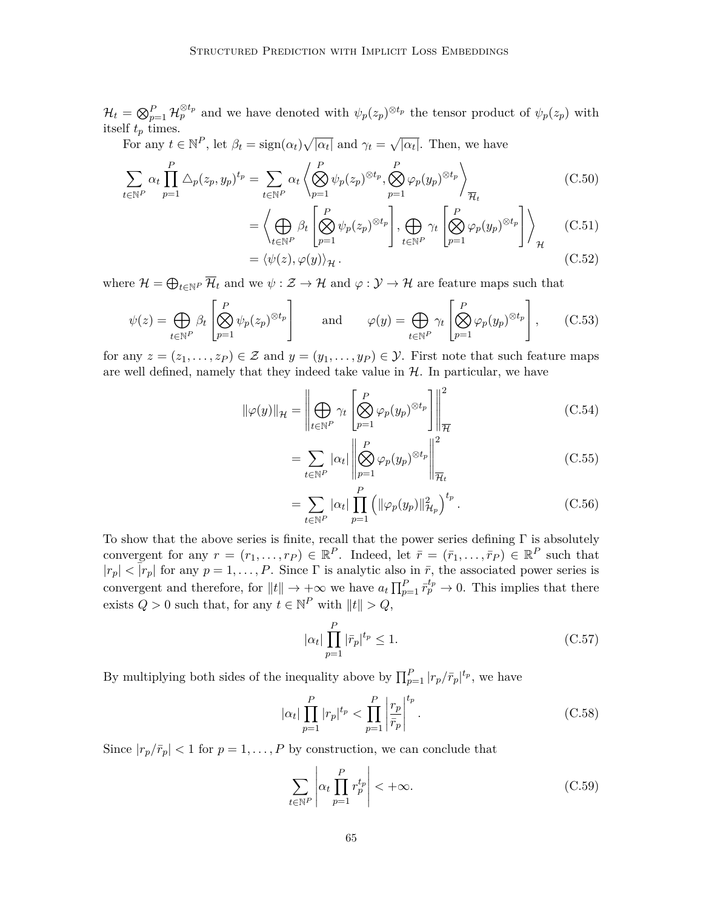$\mathcal{H}_t = \bigotimes_{p=1}^P \mathcal{H}_p^{\otimes t_p}$ and we have denoted with $\psi_p(z_p)^{\otimes t_p}$ the tensor product of $\psi_p(z_p)$ with itself $t_p$ times.

For any $t \in \mathbb{N}^P$, let $\beta_t = \text{sign}(\alpha_t)\sqrt{|\alpha_t|}$ and $\gamma_t = \sqrt{|\alpha_t|}$. Then, we have

$$
\begin{aligned}
\sum_{t \in \mathbb{N}^P} \alpha_t \prod_{p=1}^P \triangle_p(z_p, y_p)^{t_p} &= \sum_{t \in \mathbb{N}^P} \alpha_t \left\langle \bigotimes_{p=1}^P \psi_p(z_p)^{\otimes t_p}, \bigotimes_{p=1}^P \varphi_p(y_p)^{\otimes t_p} \right\rangle_{\overline{\mathcal{H}}_t} &\text{(C.50)}\\
&= \left\langle \bigoplus_{t \in \mathbb{N}^P} \beta_t \left[ \bigotimes_{p=1}^P \psi_p(z_p)^{\otimes t_p} \right], \bigoplus_{t \in \mathbb{N}^P} \gamma_t \left[ \bigotimes_{p=1}^P \varphi_p(y_p)^{\otimes t_p} \right] \right\rangle_{\mathcal{H}} &\text{(C.51)}\\
&= \langle \psi(z), \varphi(y) \rangle_{\mathcal{H}}. &\text{(C.52)}
\end{aligned}
$$

where $\mathcal{H} = \bigoplus_{t \in \mathbb{N}^P} \overline{\mathcal{H}}_t$ and we $\psi : \mathcal{Z} \to \mathcal{H}$ and $\varphi : \mathcal{Y} \to \mathcal{H}$ are feature maps such that

$$
\psi(z) = \bigoplus_{t \in \mathbb{N}^P} \beta_t \left[ \bigotimes_{p=1}^P \psi_p(z_p)^{\otimes t_p} \right] \qquad \text{and} \qquad \varphi(y) = \bigoplus_{t \in \mathbb{N}^P} \gamma_t \left[ \bigotimes_{p=1}^P \varphi_p(y_p)^{\otimes t_p} \right], \tag{C.53}
$$

for any $z = (z_1, \ldots, z_P) \in \mathcal{Z}$ and $y = (y_1, \ldots, y_P) \in \mathcal{Y}$. First note that such feature maps are well defined, namely that they indeed take value in $\mathcal{H}$. In particular, we have

$$
\begin{aligned}
\|\varphi(y)\|_{\mathcal{H}} &= \left\| \bigoplus_{t \in \mathbb{N}^P} \gamma_t \left[ \bigotimes_{p=1}^P \varphi_p(y_p)^{\otimes t_p} \right] \right\|_{\overline{\mathcal{H}}}^2 &\text{(C.54)}\\
&= \sum_{t \in \mathbb{N}^P} |\alpha_t| \left\| \bigotimes_{p=1}^P \varphi_p(y_p)^{\otimes t_p} \right\|_{\overline{\mathcal{H}}_t}^2 &\text{(C.55)}\\
&= \sum_{t \in \mathbb{N}^P} |\alpha_t| \prod_{p=1}^P \left( \|\varphi_p(y_p)\|_{\mathcal{H}_p}^2 \right)^{t_p}. &\text{(C.56)}
\end{aligned}
$$

To show that the above series is finite, recall that the power series defining $\Gamma$ is absolutely convergent for any $r = (r_1, \ldots, r_P) \in \mathbb{R}^P$. Indeed, let $\bar{r} = (\bar{r}_1, \ldots, \bar{r}_P) \in \mathbb{R}^P$ such that $|r_p| < |\bar{r}_p|$ for any $p = 1, \ldots, P$. Since $\Gamma$ is analytic also in $\bar{r}$, the associated power series is convergent and therefore, for $\|t\| \to +\infty$ we have $a_t \prod_{p=1}^P \bar{r}_p^{t_p} \to 0$. This implies that there exists $Q > 0$ such that, for any $t \in \mathbb{N}^P$ with $\|t\| > Q$,

$$
|\alpha_t| \prod_{p=1}^P |\bar{r}_p|^{t_p} \leq 1. \tag{C.57}
$$

By multiplying both sides of the inequality above by $\prod_{p=1}^P |r_p / \bar{r}_p|^{t_p}$, we have

$$
|\alpha_t| \prod_{p=1}^P |r_p|^{t_p} < \prod_{p=1}^P \left| \frac{r_p}{\bar{r}_p} \right|^{t_p}. \tag{C.58}
$$

Since $|r_p / \bar{r}_p| < 1$ for $p = 1, \ldots, P$ by construction, we can conclude that

$$
\sum_{t \in \mathbb{N}^P} \left| \alpha_t \prod_{p=1}^P r_p^{t_p} \right| < +\infty. \tag{C.59}
$$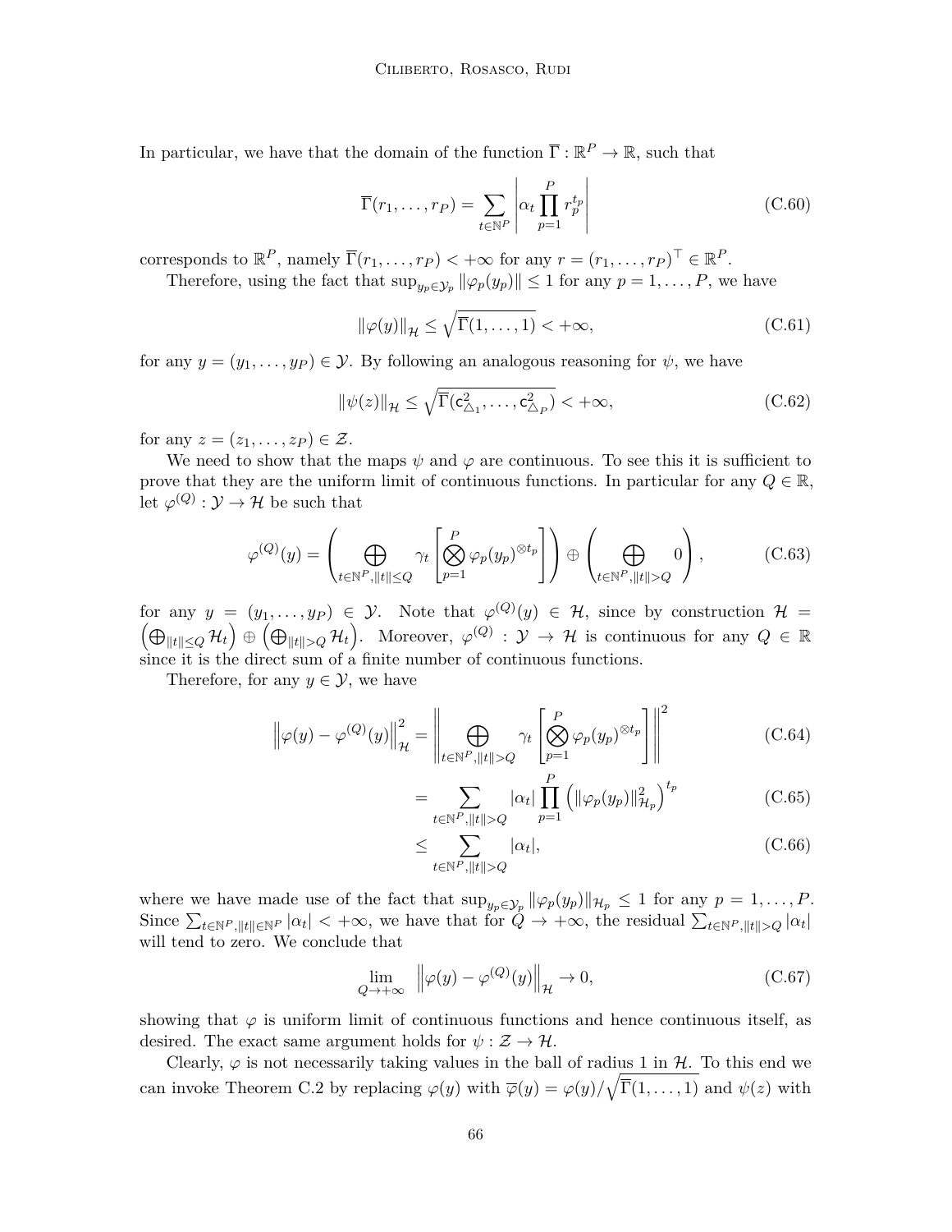In particular, we have that the domain of the function $\overline{\Gamma} : \mathbb{R}^P \to \mathbb{R}$, such that

$$\overline{\Gamma}(r_1, \dots, r_P) = \sum_{t \in \mathbb{N}^P} \left| \alpha_t \prod_{p=1}^{P} r_p^{t_p} \right| \tag{C.60}$$

corresponds to $\mathbb{R}^P$, namely $\overline{\Gamma}(r_1, \dots, r_P) < +\infty$ for any $r = (r_1, \dots, r_P)^\top \in \mathbb{R}^P$.

Therefore, using the fact that $\sup_{y_p \in \mathcal{Y}_p} \|\varphi_p(y_p)\| \leq 1$ for any $p = 1, \dots, P$, we have

$$\|\varphi(y)\|_{\mathcal{H}} \leq \sqrt{\overline{\Gamma}(1, \dots, 1)} < +\infty, \tag{C.61}$$

for any $y = (y_1, \dots, y_P) \in \mathcal{Y}$. By following an analogous reasoning for $\psi$, we have

$$\|\psi(z)\|_{\mathcal{H}} \leq \sqrt{\overline{\Gamma}(\mathsf{c}_{\triangle_1}^2, \dots, \mathsf{c}_{\triangle_P}^2)} < +\infty, \tag{C.62}$$

for any $z = (z_1, \dots, z_P) \in \mathcal{Z}$.

We need to show that the maps $\psi$ and $\varphi$ are continuous. To see this it is sufficient to prove that they are the uniform limit of continuous functions. In particular for any $Q \in \mathbb{R}$, let $\varphi^{(Q)} : \mathcal{Y} \to \mathcal{H}$ be such that

$$\varphi^{(Q)}(y) = \left( \bigoplus_{t \in \mathbb{N}^P, \|t\| \leq Q} \gamma_t \left[ \bigotimes_{p=1}^{P} \varphi_p(y_p)^{\otimes t_p} \right] \right) \oplus \left( \bigoplus_{t \in \mathbb{N}^P, \|t\| > Q} 0 \right), \tag{C.63}$$

for any $y = (y_1, \dots, y_P) \in \mathcal{Y}$. Note that $\varphi^{(Q)}(y) \in \mathcal{H}$, since by construction $\mathcal{H} = \left(\bigoplus_{\|t\| \leq Q} \mathcal{H}_t\right) \oplus \left(\bigoplus_{\|t\| > Q} \mathcal{H}_t\right)$. Moreover, $\varphi^{(Q)} : \mathcal{Y} \to \mathcal{H}$ is continuous for any $Q \in \mathbb{R}$ since it is the direct sum of a finite number of continuous functions.

Therefore, for any $y \in \mathcal{Y}$, we have

$$\left\|\varphi(y) - \varphi^{(Q)}(y)\right\|_{\mathcal{H}}^2 = \left\| \bigoplus_{t \in \mathbb{N}^P, \|t\| > Q} \gamma_t \left[ \bigotimes_{p=1}^{P} \varphi_p(y_p)^{\otimes t_p} \right] \right\|^2 \tag{C.64}$$

$$= \sum_{t \in \mathbb{N}^P, \|t\| > Q} |\alpha_t| \prod_{p=1}^{P} \left( \|\varphi_p(y_p)\|_{\mathcal{H}_p}^2 \right)^{t_p} \tag{C.65}$$

$$\leq \sum_{t \in \mathbb{N}^P, \|t\| > Q} |\alpha_t|, \tag{C.66}$$

where we have made use of the fact that $\sup_{y_p \in \mathcal{Y}_p} \|\varphi_p(y_p)\|_{\mathcal{H}_p} \leq 1$ for any $p = 1, \dots, P$. Since $\sum_{t \in \mathbb{N}^P, \|t\| \in \mathbb{N}^P} |\alpha_t| < +\infty$, we have that for $Q \to +\infty$, the residual $\sum_{t \in \mathbb{N}^P, \|t\| > Q} |\alpha_t|$ will tend to zero. We conclude that

$$\lim_{Q \to +\infty} \left\|\varphi(y) - \varphi^{(Q)}(y)\right\|_{\mathcal{H}} \to 0, \tag{C.67}$$

showing that $\varphi$ is uniform limit of continuous functions and hence continuous itself, as desired. The exact same argument holds for $\psi : \mathcal{Z} \to \mathcal{H}$.

Clearly, $\varphi$ is not necessarily taking values in the ball of radius 1 in $\mathcal{H}$. To this end we can invoke Theorem C.2 by replacing $\varphi(y)$ with $\overline{\varphi}(y) = \varphi(y)/\sqrt{\overline{\Gamma}(1, \dots, 1)}$ and $\psi(z)$ with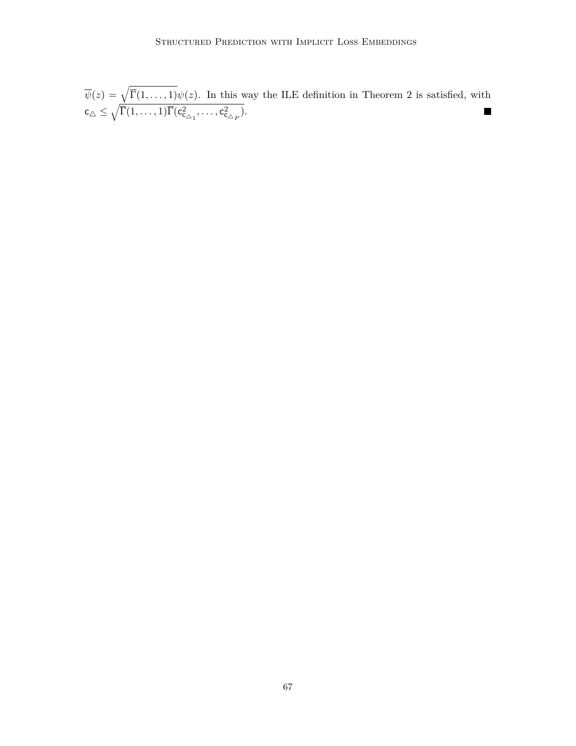$\overline{\psi}(z) = \sqrt{\overline{\Gamma}(1, \dots, 1)}\psi(z)$. In this way the ILE definition in Theorem 2 is satisfied, with $\mathsf{c}_{\triangle} \leq \sqrt{\overline{\Gamma}(1, \dots, 1)\overline{\Gamma}(\mathsf{c}^2_{\mathsf{c}_{\triangle_1}}, \dots, \mathsf{c}^2_{\mathsf{c}_{\triangle_P}})}$. ■